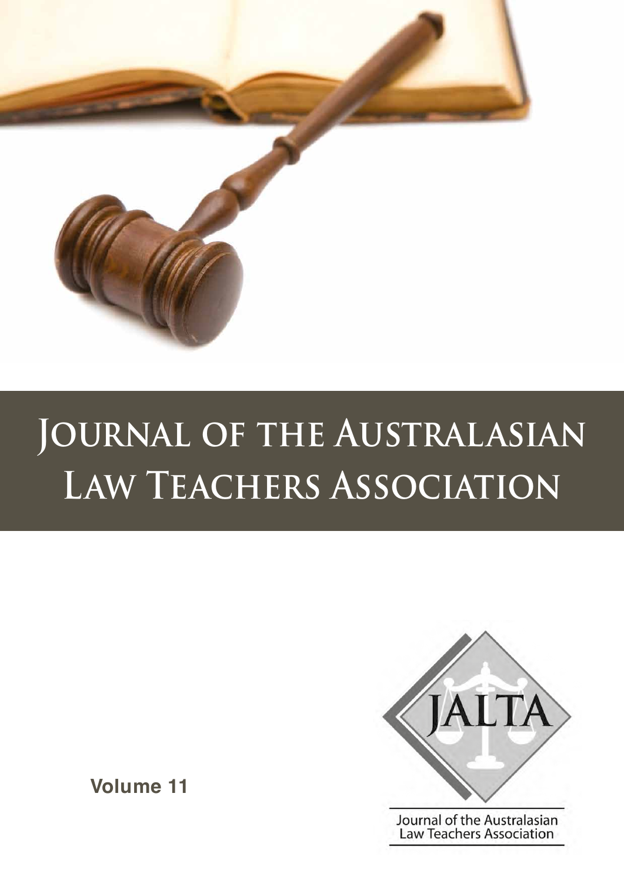# Journal of the Australasian Law Teachers Association

**Volume 11**

JALTA

Journal of the Australasian Law Teachers Association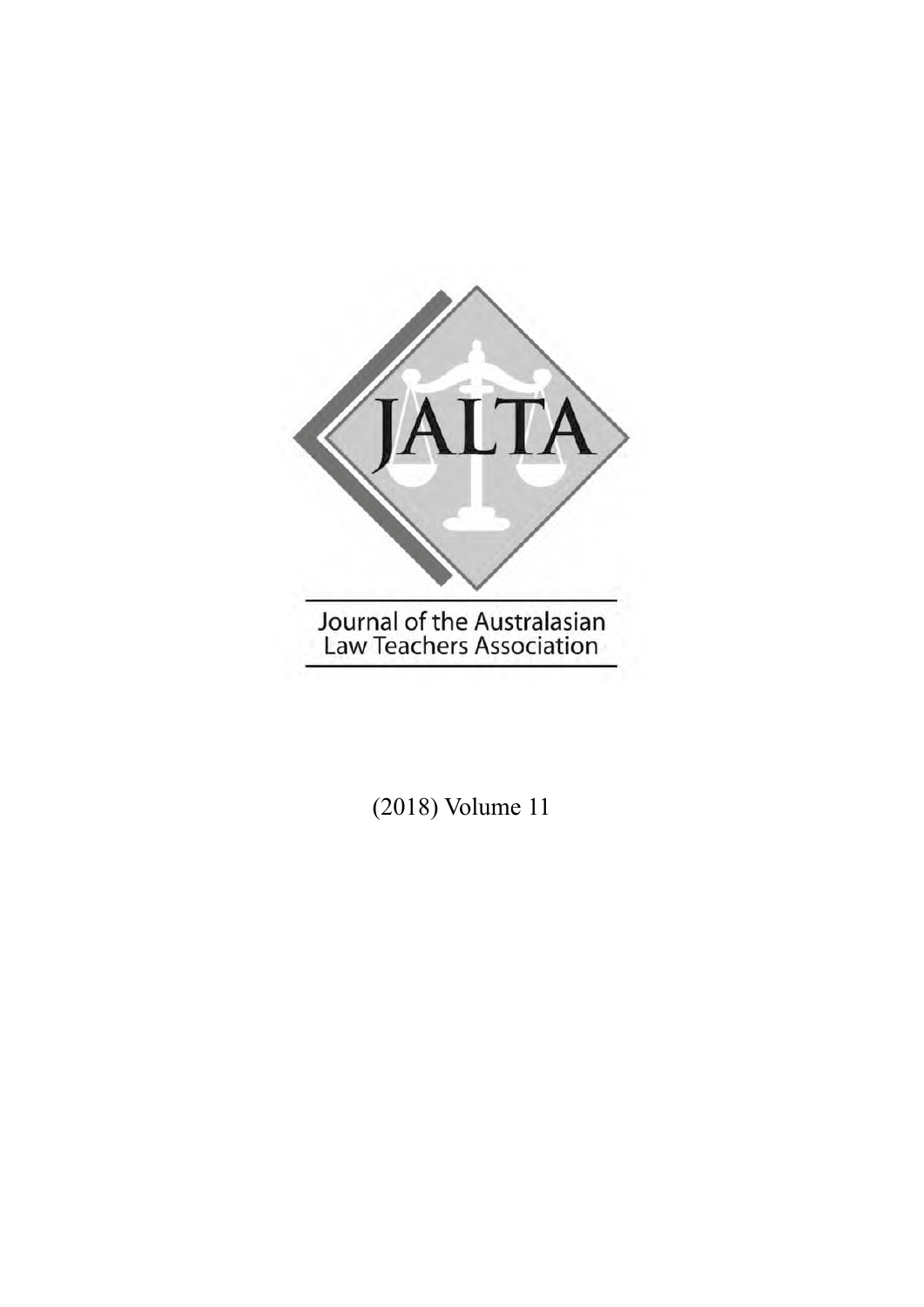JALTA

Journal of the Australasian Law Teachers Association

(2018) Volume 11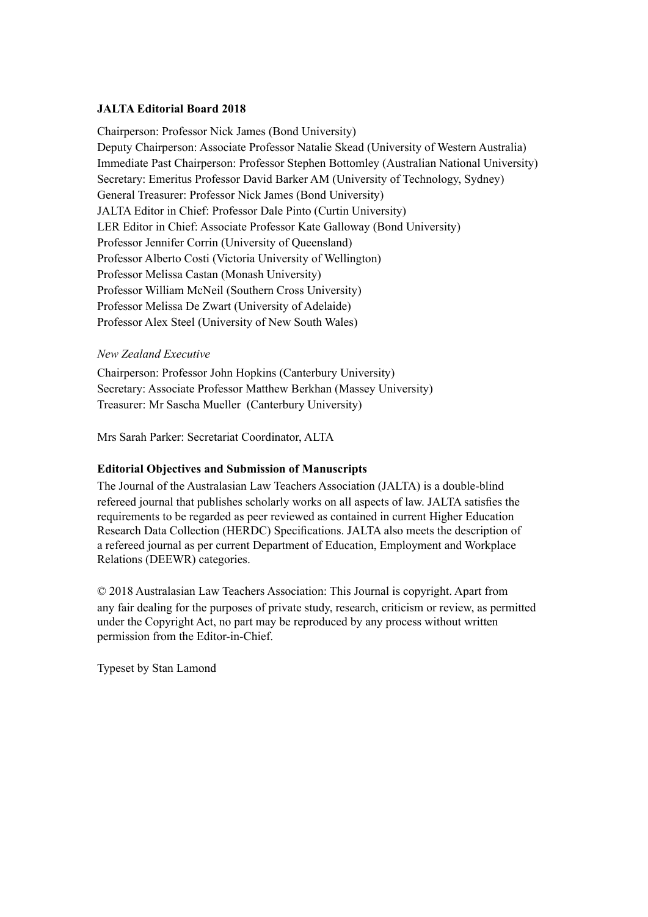**JALTA Editorial Board 2018**

Chairperson: Professor Nick James (Bond University)
Deputy Chairperson: Associate Professor Natalie Skead (University of Western Australia)
Immediate Past Chairperson: Professor Stephen Bottomley (Australian National University)
Secretary: Emeritus Professor David Barker AM (University of Technology, Sydney)
General Treasurer: Professor Nick James (Bond University)
JALTA Editor in Chief: Professor Dale Pinto (Curtin University)
LER Editor in Chief: Associate Professor Kate Galloway (Bond University)
Professor Jennifer Corrin (University of Queensland)
Professor Alberto Costi (Victoria University of Wellington)
Professor Melissa Castan (Monash University)
Professor William McNeil (Southern Cross University)
Professor Melissa De Zwart (University of Adelaide)
Professor Alex Steel (University of New South Wales)

*New Zealand Executive*

Chairperson: Professor John Hopkins (Canterbury University)
Secretary: Associate Professor Matthew Berkhan (Massey University)
Treasurer: Mr Sascha Mueller (Canterbury University)

Mrs Sarah Parker: Secretariat Coordinator, ALTA

**Editorial Objectives and Submission of Manuscripts**

The Journal of the Australasian Law Teachers Association (JALTA) is a double-blind refereed journal that publishes scholarly works on all aspects of law. JALTA satisfies the requirements to be regarded as peer reviewed as contained in current Higher Education Research Data Collection (HERDC) Specifications. JALTA also meets the description of a refereed journal as per current Department of Education, Employment and Workplace Relations (DEEWR) categories.

© 2018 Australasian Law Teachers Association: This Journal is copyright. Apart from any fair dealing for the purposes of private study, research, criticism or review, as permitted under the Copyright Act, no part may be reproduced by any process without written permission from the Editor-in-Chief.

Typeset by Stan Lamond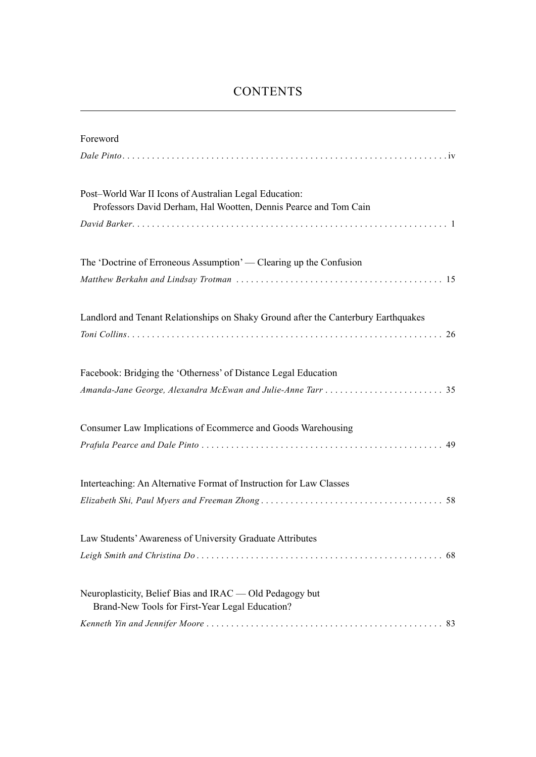# CONTENTS

Foreword

*Dale Pinto* . . . . . . . . . . . . . . . . . . . . . . . . . . . . . . . . . . . . . . . . . . . . . . . . . . . . . . . . . . . . . . . . . . iv

Post–World War II Icons of Australian Legal Education:
Professors David Derham, Hal Wootten, Dennis Pearce and Tom Cain

*David Barker* . . . . . . . . . . . . . . . . . . . . . . . . . . . . . . . . . . . . . . . . . . . . . . . . . . . . . . . . . . . . . . . . . 1

The 'Doctrine of Erroneous Assumption' — Clearing up the Confusion

*Matthew Berkahn and Lindsay Trotman* . . . . . . . . . . . . . . . . . . . . . . . . . . . . . . . . . . . . . . . . . . 15

Landlord and Tenant Relationships on Shaky Ground after the Canterbury Earthquakes

*Toni Collins* . . . . . . . . . . . . . . . . . . . . . . . . . . . . . . . . . . . . . . . . . . . . . . . . . . . . . . . . . . . . . . . . . 26

Facebook: Bridging the 'Otherness' of Distance Legal Education

*Amanda-Jane George, Alexandra McEwan and Julie-Anne Tarr* . . . . . . . . . . . . . . . . . . . . . . . . 35

Consumer Law Implications of Ecommerce and Goods Warehousing

*Prafula Pearce and Dale Pinto* . . . . . . . . . . . . . . . . . . . . . . . . . . . . . . . . . . . . . . . . . . . . . . . . . 49

Interteaching: An Alternative Format of Instruction for Law Classes

*Elizabeth Shi, Paul Myers and Freeman Zhong* . . . . . . . . . . . . . . . . . . . . . . . . . . . . . . . . . . . . . 58

Law Students' Awareness of University Graduate Attributes

*Leigh Smith and Christina Do* . . . . . . . . . . . . . . . . . . . . . . . . . . . . . . . . . . . . . . . . . . . . . . . . . . 68

Neuroplasticity, Belief Bias and IRAC — Old Pedagogy but
Brand-New Tools for First-Year Legal Education?

*Kenneth Yin and Jennifer Moore* . . . . . . . . . . . . . . . . . . . . . . . . . . . . . . . . . . . . . . . . . . . . . . . . 83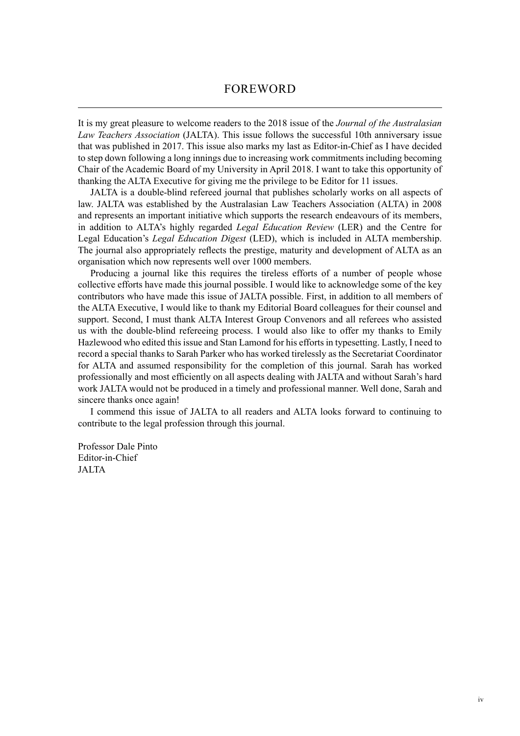# FOREWORD

It is my great pleasure to welcome readers to the 2018 issue of the *Journal of the Australasian Law Teachers Association* (JALTA). This issue follows the successful 10th anniversary issue that was published in 2017. This issue also marks my last as Editor-in-Chief as I have decided to step down following a long innings due to increasing work commitments including becoming Chair of the Academic Board of my University in April 2018. I want to take this opportunity of thanking the ALTA Executive for giving me the privilege to be Editor for 11 issues.

JALTA is a double-blind refereed journal that publishes scholarly works on all aspects of law. JALTA was established by the Australasian Law Teachers Association (ALTA) in 2008 and represents an important initiative which supports the research endeavours of its members, in addition to ALTA's highly regarded *Legal Education Review* (LER) and the Centre for Legal Education's *Legal Education Digest* (LED), which is included in ALTA membership. The journal also appropriately reflects the prestige, maturity and development of ALTA as an organisation which now represents well over 1000 members.

Producing a journal like this requires the tireless efforts of a number of people whose collective efforts have made this journal possible. I would like to acknowledge some of the key contributors who have made this issue of JALTA possible. First, in addition to all members of the ALTA Executive, I would like to thank my Editorial Board colleagues for their counsel and support. Second, I must thank ALTA Interest Group Convenors and all referees who assisted us with the double-blind refereeing process. I would also like to offer my thanks to Emily Hazlewood who edited this issue and Stan Lamond for his efforts in typesetting. Lastly, I need to record a special thanks to Sarah Parker who has worked tirelessly as the Secretariat Coordinator for ALTA and assumed responsibility for the completion of this journal. Sarah has worked professionally and most efficiently on all aspects dealing with JALTA and without Sarah's hard work JALTA would not be produced in a timely and professional manner. Well done, Sarah and sincere thanks once again!

I commend this issue of JALTA to all readers and ALTA looks forward to continuing to contribute to the legal profession through this journal.

Professor Dale Pinto  
Editor-in-Chief  
JALTA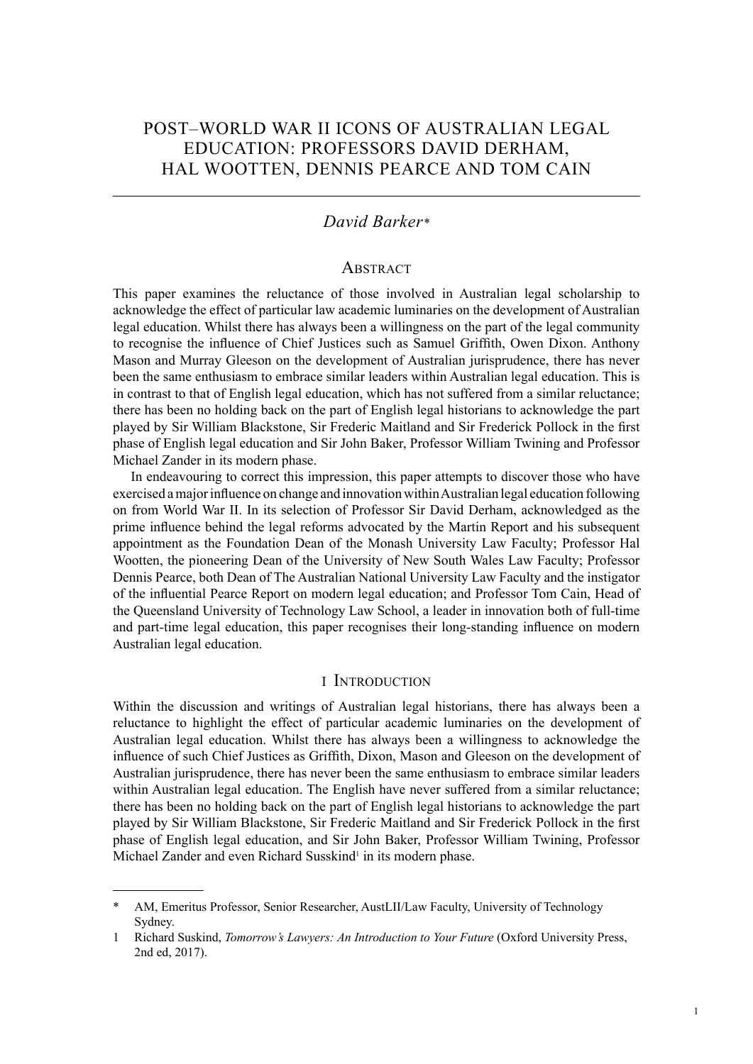# POST–WORLD WAR II ICONS OF AUSTRALIAN LEGAL EDUCATION: PROFESSORS DAVID DERHAM, HAL WOOTTEN, DENNIS PEARCE AND TOM CAIN

*David Barker**

## Abstract

This paper examines the reluctance of those involved in Australian legal scholarship to acknowledge the effect of particular law academic luminaries on the development of Australian legal education. Whilst there has always been a willingness on the part of the legal community to recognise the influence of Chief Justices such as Samuel Griffith, Owen Dixon. Anthony Mason and Murray Gleeson on the development of Australian jurisprudence, there has never been the same enthusiasm to embrace similar leaders within Australian legal education. This is in contrast to that of English legal education, which has not suffered from a similar reluctance; there has been no holding back on the part of English legal historians to acknowledge the part played by Sir William Blackstone, Sir Frederic Maitland and Sir Frederick Pollock in the first phase of English legal education and Sir John Baker, Professor William Twining and Professor Michael Zander in its modern phase.

In endeavouring to correct this impression, this paper attempts to discover those who have exercised a major influence on change and innovation within Australian legal education following on from World War II. In its selection of Professor Sir David Derham, acknowledged as the prime influence behind the legal reforms advocated by the Martin Report and his subsequent appointment as the Foundation Dean of the Monash University Law Faculty; Professor Hal Wootten, the pioneering Dean of the University of New South Wales Law Faculty; Professor Dennis Pearce, both Dean of The Australian National University Law Faculty and the instigator of the influential Pearce Report on modern legal education; and Professor Tom Cain, Head of the Queensland University of Technology Law School, a leader in innovation both of full-time and part-time legal education, this paper recognises their long-standing influence on modern Australian legal education.

## I Introduction

Within the discussion and writings of Australian legal historians, there has always been a reluctance to highlight the effect of particular academic luminaries on the development of Australian legal education. Whilst there has always been a willingness to acknowledge the influence of such Chief Justices as Griffith, Dixon, Mason and Gleeson on the development of Australian jurisprudence, there has never been the same enthusiasm to embrace similar leaders within Australian legal education. The English have never suffered from a similar reluctance; there has been no holding back on the part of English legal historians to acknowledge the part played by Sir William Blackstone, Sir Frederic Maitland and Sir Frederick Pollock in the first phase of English legal education, and Sir John Baker, Professor William Twining, Professor Michael Zander and even Richard Susskind[1] in its modern phase.

---

\* AM, Emeritus Professor, Senior Researcher, AustLII/Law Faculty, University of Technology Sydney.

1 Richard Suskind, *Tomorrow's Lawyers: An Introduction to Your Future* (Oxford University Press, 2nd ed, 2017).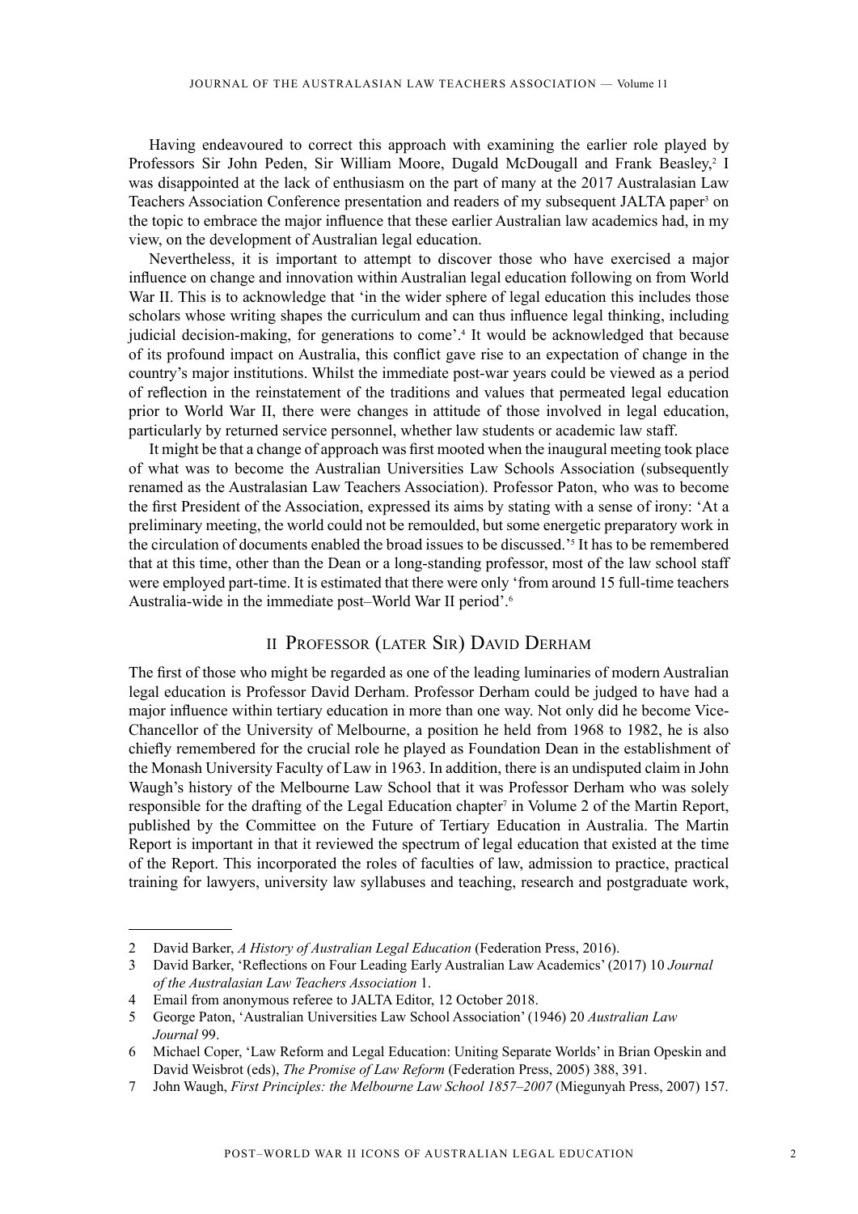Having endeavoured to correct this approach with examining the earlier role played by Professors Sir John Peden, Sir William Moore, Dugald McDougall and Frank Beasley,[2] I was disappointed at the lack of enthusiasm on the part of many at the 2017 Australasian Law Teachers Association Conference presentation and readers of my subsequent JALTA paper[3] on the topic to embrace the major influence that these earlier Australian law academics had, in my view, on the development of Australian legal education.

Nevertheless, it is important to attempt to discover those who have exercised a major influence on change and innovation within Australian legal education following on from World War II. This is to acknowledge that 'in the wider sphere of legal education this includes those scholars whose writing shapes the curriculum and can thus influence legal thinking, including judicial decision-making, for generations to come'.[4] It would be acknowledged that because of its profound impact on Australia, this conflict gave rise to an expectation of change in the country's major institutions. Whilst the immediate post-war years could be viewed as a period of reflection in the reinstatement of the traditions and values that permeated legal education prior to World War II, there were changes in attitude of those involved in legal education, particularly by returned service personnel, whether law students or academic law staff.

It might be that a change of approach was first mooted when the inaugural meeting took place of what was to become the Australian Universities Law Schools Association (subsequently renamed as the Australasian Law Teachers Association). Professor Paton, who was to become the first President of the Association, expressed its aims by stating with a sense of irony: 'At a preliminary meeting, the world could not be remoulded, but some energetic preparatory work in the circulation of documents enabled the broad issues to be discussed.'[5] It has to be remembered that at this time, other than the Dean or a long-standing professor, most of the law school staff were employed part-time. It is estimated that there were only 'from around 15 full-time teachers Australia-wide in the immediate post–World War II period'.[6]

## II Professor (later Sir) David Derham

The first of those who might be regarded as one of the leading luminaries of modern Australian legal education is Professor David Derham. Professor Derham could be judged to have had a major influence within tertiary education in more than one way. Not only did he become Vice-Chancellor of the University of Melbourne, a position he held from 1968 to 1982, he is also chiefly remembered for the crucial role he played as Foundation Dean in the establishment of the Monash University Faculty of Law in 1963. In addition, there is an undisputed claim in John Waugh's history of the Melbourne Law School that it was Professor Derham who was solely responsible for the drafting of the Legal Education chapter[7] in Volume 2 of the Martin Report, published by the Committee on the Future of Tertiary Education in Australia. The Martin Report is important in that it reviewed the spectrum of legal education that existed at the time of the Report. This incorporated the roles of faculties of law, admission to practice, practical training for lawyers, university law syllabuses and teaching, research and postgraduate work,

---

2 David Barker, *A History of Australian Legal Education* (Federation Press, 2016).

3 David Barker, 'Reflections on Four Leading Early Australian Law Academics' (2017) 10 *Journal of the Australasian Law Teachers Association* 1.

4 Email from anonymous referee to JALTA Editor, 12 October 2018.

5 George Paton, 'Australian Universities Law School Association' (1946) 20 *Australian Law Journal* 99.

6 Michael Coper, 'Law Reform and Legal Education: Uniting Separate Worlds' in Brian Opeskin and David Weisbrot (eds), *The Promise of Law Reform* (Federation Press, 2005) 388, 391.

7 John Waugh, *First Principles: the Melbourne Law School 1857–2007* (Miegunyah Press, 2007) 157.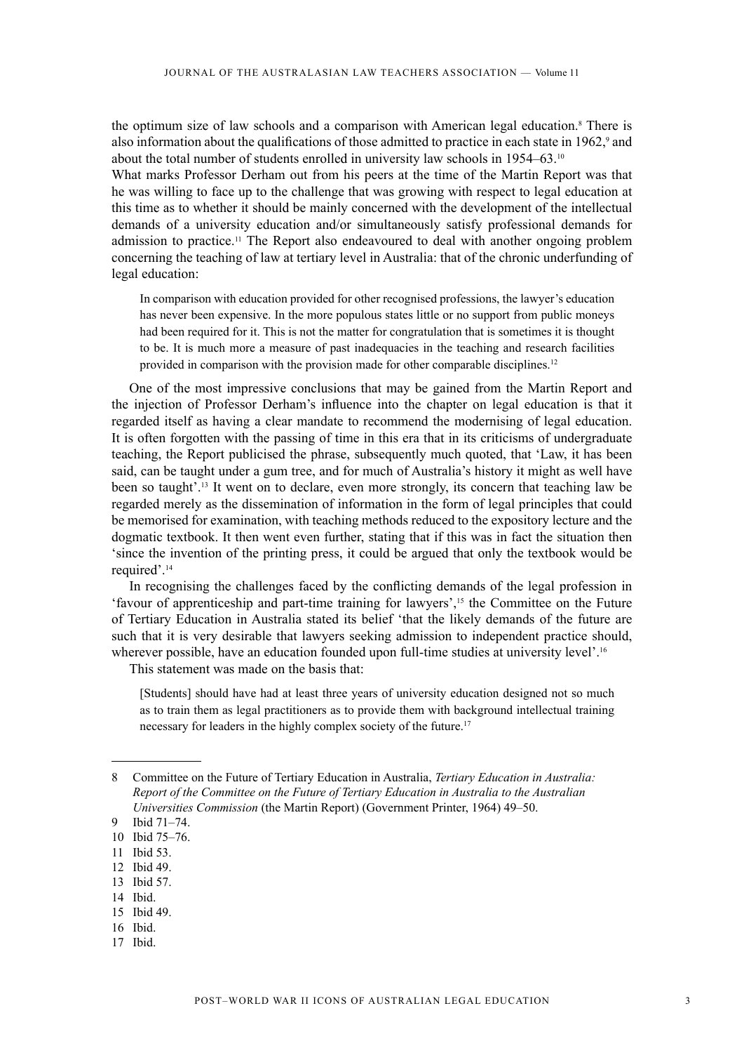the optimum size of law schools and a comparison with American legal education.[8] There is also information about the qualifications of those admitted to practice in each state in 1962,[9] and about the total number of students enrolled in university law schools in 1954–63.[10]

What marks Professor Derham out from his peers at the time of the Martin Report was that he was willing to face up to the challenge that was growing with respect to legal education at this time as to whether it should be mainly concerned with the development of the intellectual demands of a university education and/or simultaneously satisfy professional demands for admission to practice.[11] The Report also endeavoured to deal with another ongoing problem concerning the teaching of law at tertiary level in Australia: that of the chronic underfunding of legal education:

> In comparison with education provided for other recognised professions, the lawyer's education has never been expensive. In the more populous states little or no support from public moneys had been required for it. This is not the matter for congratulation that is sometimes it is thought to be. It is much more a measure of past inadequacies in the teaching and research facilities provided in comparison with the provision made for other comparable disciplines.[12]

One of the most impressive conclusions that may be gained from the Martin Report and the injection of Professor Derham's influence into the chapter on legal education is that it regarded itself as having a clear mandate to recommend the modernising of legal education. It is often forgotten with the passing of time in this era that in its criticisms of undergraduate teaching, the Report publicised the phrase, subsequently much quoted, that 'Law, it has been said, can be taught under a gum tree, and for much of Australia's history it might as well have been so taught'.[13] It went on to declare, even more strongly, its concern that teaching law be regarded merely as the dissemination of information in the form of legal principles that could be memorised for examination, with teaching methods reduced to the expository lecture and the dogmatic textbook. It then went even further, stating that if this was in fact the situation then 'since the invention of the printing press, it could be argued that only the textbook would be required'.[14]

In recognising the challenges faced by the conflicting demands of the legal profession in 'favour of apprenticeship and part-time training for lawyers',[15] the Committee on the Future of Tertiary Education in Australia stated its belief 'that the likely demands of the future are such that it is very desirable that lawyers seeking admission to independent practice should, wherever possible, have an education founded upon full-time studies at university level'.[16]

This statement was made on the basis that:

> [Students] should have had at least three years of university education designed not so much as to train them as legal practitioners as to provide them with background intellectual training necessary for leaders in the highly complex society of the future.[17]

---

8 Committee on the Future of Tertiary Education in Australia, *Tertiary Education in Australia: Report of the Committee on the Future of Tertiary Education in Australia to the Australian Universities Commission* (the Martin Report) (Government Printer, 1964) 49–50.

9 Ibid 71–74.

10 Ibid 75–76.

11 Ibid 53.

12 Ibid 49.

13 Ibid 57.

14 Ibid.

15 Ibid 49.

16 Ibid.

17 Ibid.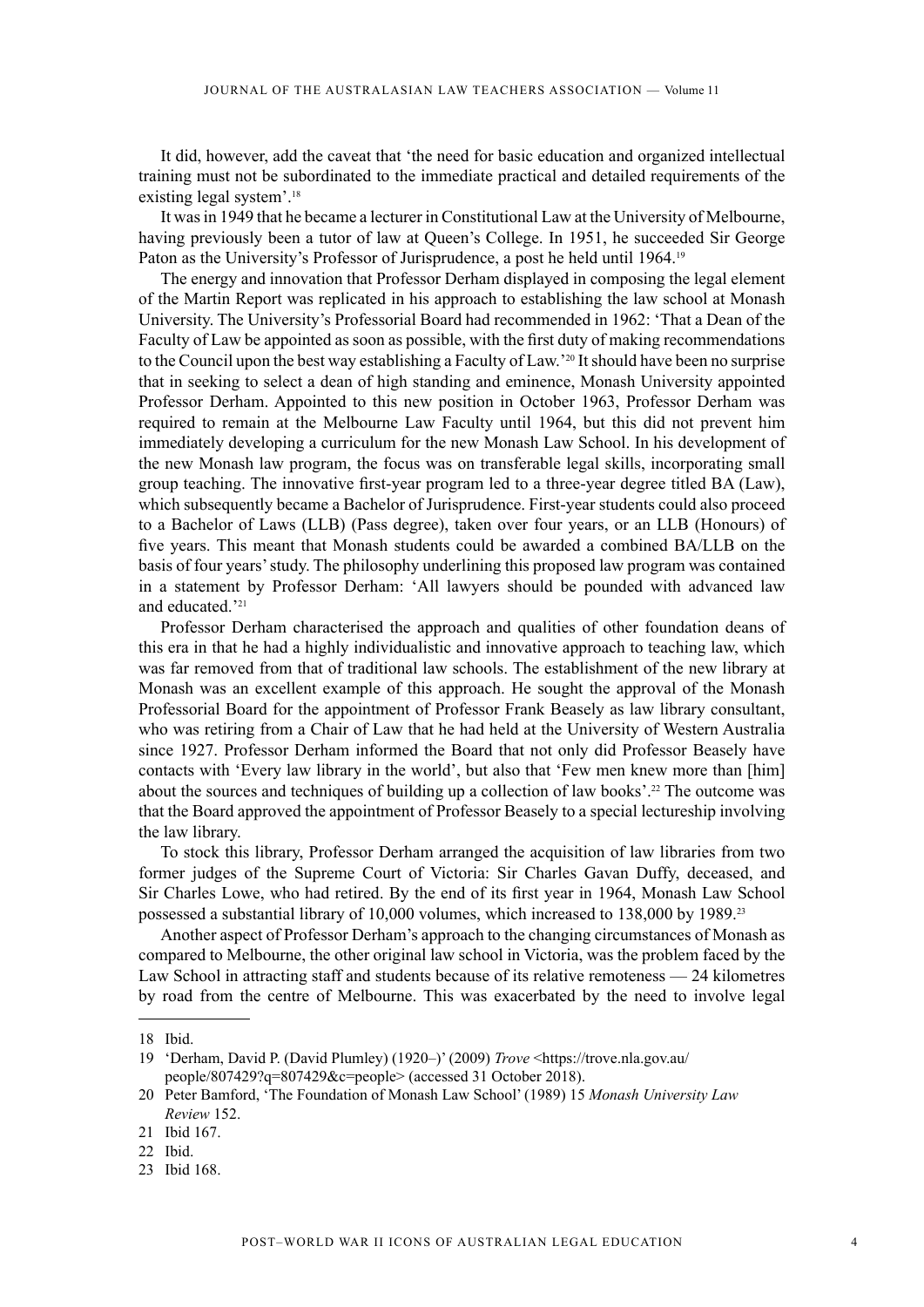It did, however, add the caveat that 'the need for basic education and organized intellectual training must not be subordinated to the immediate practical and detailed requirements of the existing legal system'.[18]

It was in 1949 that he became a lecturer in Constitutional Law at the University of Melbourne, having previously been a tutor of law at Queen's College. In 1951, he succeeded Sir George Paton as the University's Professor of Jurisprudence, a post he held until 1964.[19]

The energy and innovation that Professor Derham displayed in composing the legal element of the Martin Report was replicated in his approach to establishing the law school at Monash University. The University's Professorial Board had recommended in 1962: 'That a Dean of the Faculty of Law be appointed as soon as possible, with the first duty of making recommendations to the Council upon the best way establishing a Faculty of Law.'[20] It should have been no surprise that in seeking to select a dean of high standing and eminence, Monash University appointed Professor Derham. Appointed to this new position in October 1963, Professor Derham was required to remain at the Melbourne Law Faculty until 1964, but this did not prevent him immediately developing a curriculum for the new Monash Law School. In his development of the new Monash law program, the focus was on transferable legal skills, incorporating small group teaching. The innovative first-year program led to a three-year degree titled BA (Law), which subsequently became a Bachelor of Jurisprudence. First-year students could also proceed to a Bachelor of Laws (LLB) (Pass degree), taken over four years, or an LLB (Honours) of five years. This meant that Monash students could be awarded a combined BA/LLB on the basis of four years' study. The philosophy underlining this proposed law program was contained in a statement by Professor Derham: 'All lawyers should be pounded with advanced law and educated.'[21]

Professor Derham characterised the approach and qualities of other foundation deans of this era in that he had a highly individualistic and innovative approach to teaching law, which was far removed from that of traditional law schools. The establishment of the new library at Monash was an excellent example of this approach. He sought the approval of the Monash Professorial Board for the appointment of Professor Frank Beasely as law library consultant, who was retiring from a Chair of Law that he had held at the University of Western Australia since 1927. Professor Derham informed the Board that not only did Professor Beasely have contacts with 'Every law library in the world', but also that 'Few men knew more than [him] about the sources and techniques of building up a collection of law books'.[22] The outcome was that the Board approved the appointment of Professor Beasely to a special lectureship involving the law library.

To stock this library, Professor Derham arranged the acquisition of law libraries from two former judges of the Supreme Court of Victoria: Sir Charles Gavan Duffy, deceased, and Sir Charles Lowe, who had retired. By the end of its first year in 1964, Monash Law School possessed a substantial library of 10,000 volumes, which increased to 138,000 by 1989.[23]

Another aspect of Professor Derham's approach to the changing circumstances of Monash as compared to Melbourne, the other original law school in Victoria, was the problem faced by the Law School in attracting staff and students because of its relative remoteness — 24 kilometres by road from the centre of Melbourne. This was exacerbated by the need to involve legal

18 Ibid.

19 'Derham, David P. (David Plumley) (1920–)' (2009) *Trove* <https://trove.nla.gov.au/people/807429?q=807429&c=people> (accessed 31 October 2018).

20 Peter Bamford, 'The Foundation of Monash Law School' (1989) 15 *Monash University Law Review* 152.

21 Ibid 167.

22 Ibid.

23 Ibid 168.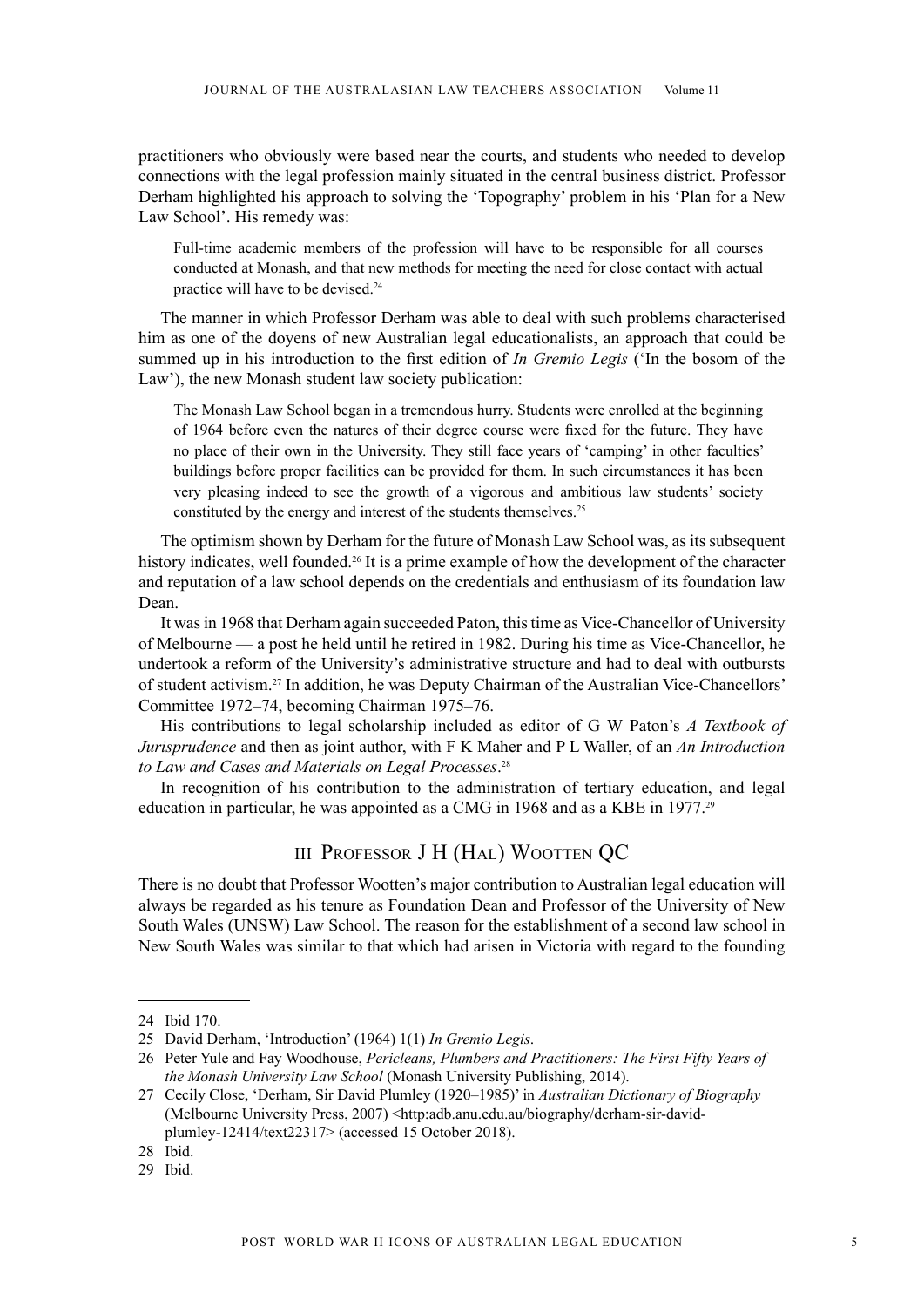practitioners who obviously were based near the courts, and students who needed to develop connections with the legal profession mainly situated in the central business district. Professor Derham highlighted his approach to solving the 'Topography' problem in his 'Plan for a New Law School'. His remedy was:

> Full-time academic members of the profession will have to be responsible for all courses conducted at Monash, and that new methods for meeting the need for close contact with actual practice will have to be devised.[24]

The manner in which Professor Derham was able to deal with such problems characterised him as one of the doyens of new Australian legal educationalists, an approach that could be summed up in his introduction to the first edition of *In Gremio Legis* ('In the bosom of the Law'), the new Monash student law society publication:

> The Monash Law School began in a tremendous hurry. Students were enrolled at the beginning of 1964 before even the natures of their degree course were fixed for the future. They have no place of their own in the University. They still face years of 'camping' in other faculties' buildings before proper facilities can be provided for them. In such circumstances it has been very pleasing indeed to see the growth of a vigorous and ambitious law students' society constituted by the energy and interest of the students themselves.[25]

The optimism shown by Derham for the future of Monash Law School was, as its subsequent history indicates, well founded.[26] It is a prime example of how the development of the character and reputation of a law school depends on the credentials and enthusiasm of its foundation law Dean.

It was in 1968 that Derham again succeeded Paton, this time as Vice-Chancellor of University of Melbourne — a post he held until he retired in 1982. During his time as Vice-Chancellor, he undertook a reform of the University's administrative structure and had to deal with outbursts of student activism.[27] In addition, he was Deputy Chairman of the Australian Vice-Chancellors' Committee 1972–74, becoming Chairman 1975–76.

His contributions to legal scholarship included as editor of G W Paton's *A Textbook of Jurisprudence* and then as joint author, with F K Maher and P L Waller, of an *An Introduction to Law and Cases and Materials on Legal Processes*.[28]

In recognition of his contribution to the administration of tertiary education, and legal education in particular, he was appointed as a CMG in 1968 and as a KBE in 1977.[29]

## III Professor J H (Hal) Wootten QC

There is no doubt that Professor Wootten's major contribution to Australian legal education will always be regarded as his tenure as Foundation Dean and Professor of the University of New South Wales (UNSW) Law School. The reason for the establishment of a second law school in New South Wales was similar to that which had arisen in Victoria with regard to the founding

---

24 Ibid 170.

25 David Derham, 'Introduction' (1964) 1(1) *In Gremio Legis*.

26 Peter Yule and Fay Woodhouse, *Pericleans, Plumbers and Practitioners: The First Fifty Years of the Monash University Law School* (Monash University Publishing, 2014).

27 Cecily Close, 'Derham, Sir David Plumley (1920–1985)' in *Australian Dictionary of Biography* (Melbourne University Press, 2007) <http:adb.anu.edu.au/biography/derham-sir-david-plumley-12414/text22317> (accessed 15 October 2018).

28 Ibid.

29 Ibid.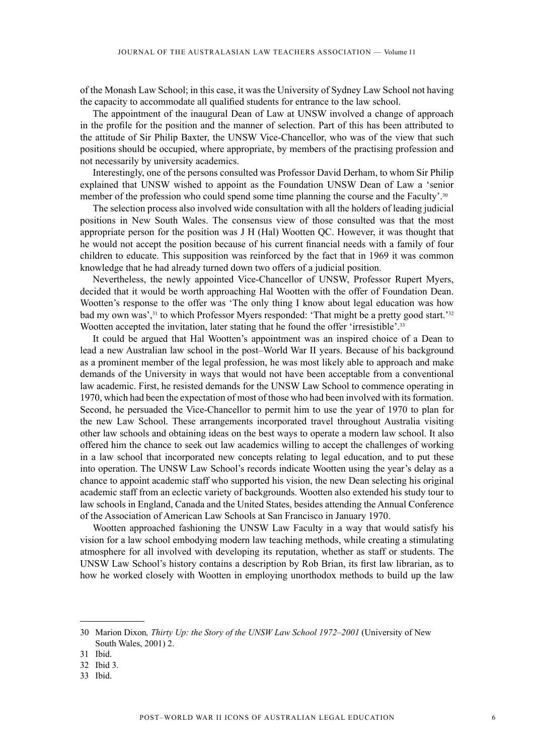of the Monash Law School; in this case, it was the University of Sydney Law School not having the capacity to accommodate all qualified students for entrance to the law school.

The appointment of the inaugural Dean of Law at UNSW involved a change of approach in the profile for the position and the manner of selection. Part of this has been attributed to the attitude of Sir Philip Baxter, the UNSW Vice-Chancellor, who was of the view that such positions should be occupied, where appropriate, by members of the practising profession and not necessarily by university academics.

Interestingly, one of the persons consulted was Professor David Derham, to whom Sir Philip explained that UNSW wished to appoint as the Foundation UNSW Dean of Law a 'senior member of the profession who could spend some time planning the course and the Faculty'.[30]

The selection process also involved wide consultation with all the holders of leading judicial positions in New South Wales. The consensus view of those consulted was that the most appropriate person for the position was J H (Hal) Wootten QC. However, it was thought that he would not accept the position because of his current financial needs with a family of four children to educate. This supposition was reinforced by the fact that in 1969 it was common knowledge that he had already turned down two offers of a judicial position.

Nevertheless, the newly appointed Vice-Chancellor of UNSW, Professor Rupert Myers, decided that it would be worth approaching Hal Wootten with the offer of Foundation Dean. Wootten's response to the offer was 'The only thing I know about legal education was how bad my own was',[31] to which Professor Myers responded: 'That might be a pretty good start.'[32] Wootten accepted the invitation, later stating that he found the offer 'irresistible'.[33]

It could be argued that Hal Wootten's appointment was an inspired choice of a Dean to lead a new Australian law school in the post–World War II years. Because of his background as a prominent member of the legal profession, he was most likely able to approach and make demands of the University in ways that would not have been acceptable from a conventional law academic. First, he resisted demands for the UNSW Law School to commence operating in 1970, which had been the expectation of most of those who had been involved with its formation. Second, he persuaded the Vice-Chancellor to permit him to use the year of 1970 to plan for the new Law School. These arrangements incorporated travel throughout Australia visiting other law schools and obtaining ideas on the best ways to operate a modern law school. It also offered him the chance to seek out law academics willing to accept the challenges of working in a law school that incorporated new concepts relating to legal education, and to put these into operation. The UNSW Law School's records indicate Wootten using the year's delay as a chance to appoint academic staff who supported his vision, the new Dean selecting his original academic staff from an eclectic variety of backgrounds. Wootten also extended his study tour to law schools in England, Canada and the United States, besides attending the Annual Conference of the Association of American Law Schools at San Francisco in January 1970.

Wootten approached fashioning the UNSW Law Faculty in a way that would satisfy his vision for a law school embodying modern law teaching methods, while creating a stimulating atmosphere for all involved with developing its reputation, whether as staff or students. The UNSW Law School's history contains a description by Rob Brian, its first law librarian, as to how he worked closely with Wootten in employing unorthodox methods to build up the law

---

30 Marion Dixon, *Thirty Up: the Story of the UNSW Law School 1972–2001* (University of New South Wales, 2001) 2.

31 Ibid.

32 Ibid 3.

33 Ibid.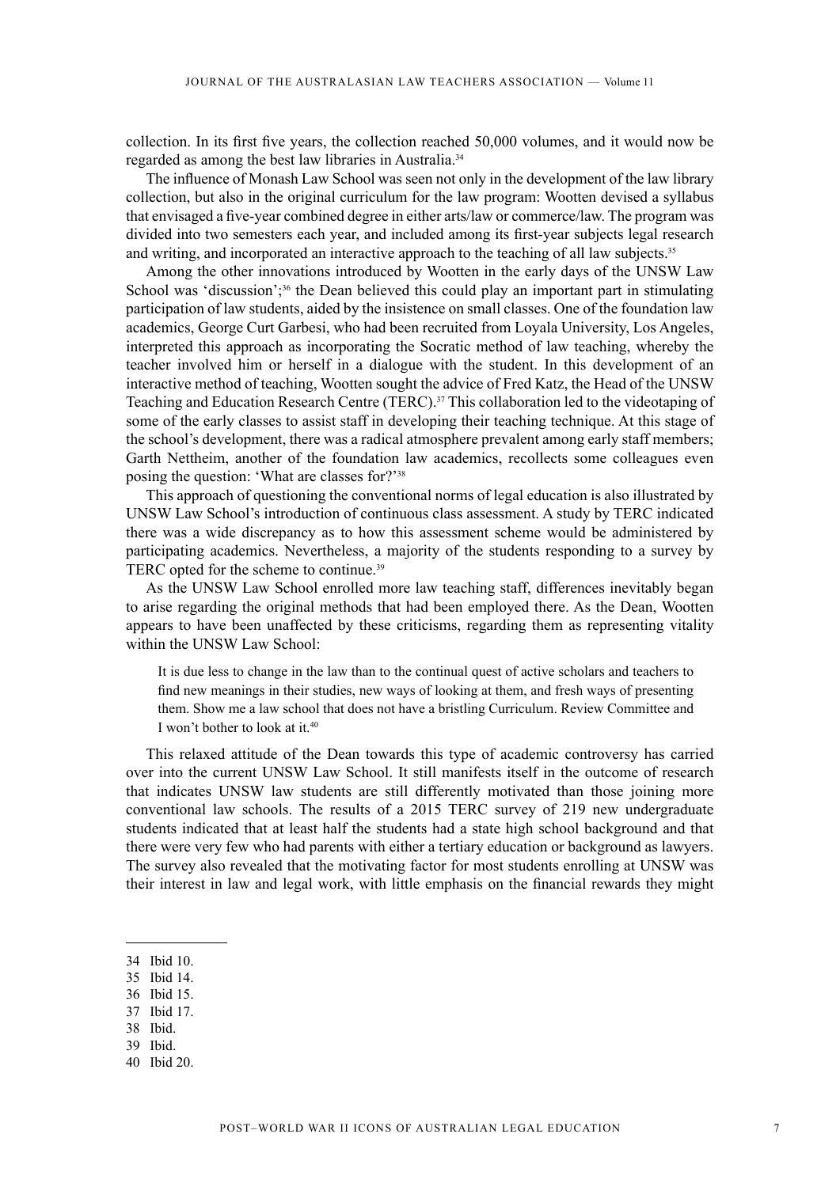collection. In its first five years, the collection reached 50,000 volumes, and it would now be regarded as among the best law libraries in Australia.[34]

The influence of Monash Law School was seen not only in the development of the law library collection, but also in the original curriculum for the law program: Wootten devised a syllabus that envisaged a five-year combined degree in either arts/law or commerce/law. The program was divided into two semesters each year, and included among its first-year subjects legal research and writing, and incorporated an interactive approach to the teaching of all law subjects.[35]

Among the other innovations introduced by Wootten in the early days of the UNSW Law School was 'discussion';[36] the Dean believed this could play an important part in stimulating participation of law students, aided by the insistence on small classes. One of the foundation law academics, George Curt Garbesi, who had been recruited from Loyala University, Los Angeles, interpreted this approach as incorporating the Socratic method of law teaching, whereby the teacher involved him or herself in a dialogue with the student. In this development of an interactive method of teaching, Wootten sought the advice of Fred Katz, the Head of the UNSW Teaching and Education Research Centre (TERC).[37] This collaboration led to the videotaping of some of the early classes to assist staff in developing their teaching technique. At this stage of the school's development, there was a radical atmosphere prevalent among early staff members; Garth Nettheim, another of the foundation law academics, recollects some colleagues even posing the question: 'What are classes for?'[38]

This approach of questioning the conventional norms of legal education is also illustrated by UNSW Law School's introduction of continuous class assessment. A study by TERC indicated there was a wide discrepancy as to how this assessment scheme would be administered by participating academics. Nevertheless, a majority of the students responding to a survey by TERC opted for the scheme to continue.[39]

As the UNSW Law School enrolled more law teaching staff, differences inevitably began to arise regarding the original methods that had been employed there. As the Dean, Wootten appears to have been unaffected by these criticisms, regarding them as representing vitality within the UNSW Law School:

> It is due less to change in the law than to the continual quest of active scholars and teachers to find new meanings in their studies, new ways of looking at them, and fresh ways of presenting them. Show me a law school that does not have a bristling Curriculum. Review Committee and I won't bother to look at it.[40]

This relaxed attitude of the Dean towards this type of academic controversy has carried over into the current UNSW Law School. It still manifests itself in the outcome of research that indicates UNSW law students are still differently motivated than those joining more conventional law schools. The results of a 2015 TERC survey of 219 new undergraduate students indicated that at least half the students had a state high school background and that there were very few who had parents with either a tertiary education or background as lawyers. The survey also revealed that the motivating factor for most students enrolling at UNSW was their interest in law and legal work, with little emphasis on the financial rewards they might

34 Ibid 10.

35 Ibid 14.

36 Ibid 15.

37 Ibid 17.

38 Ibid.

39 Ibid.

40 Ibid 20.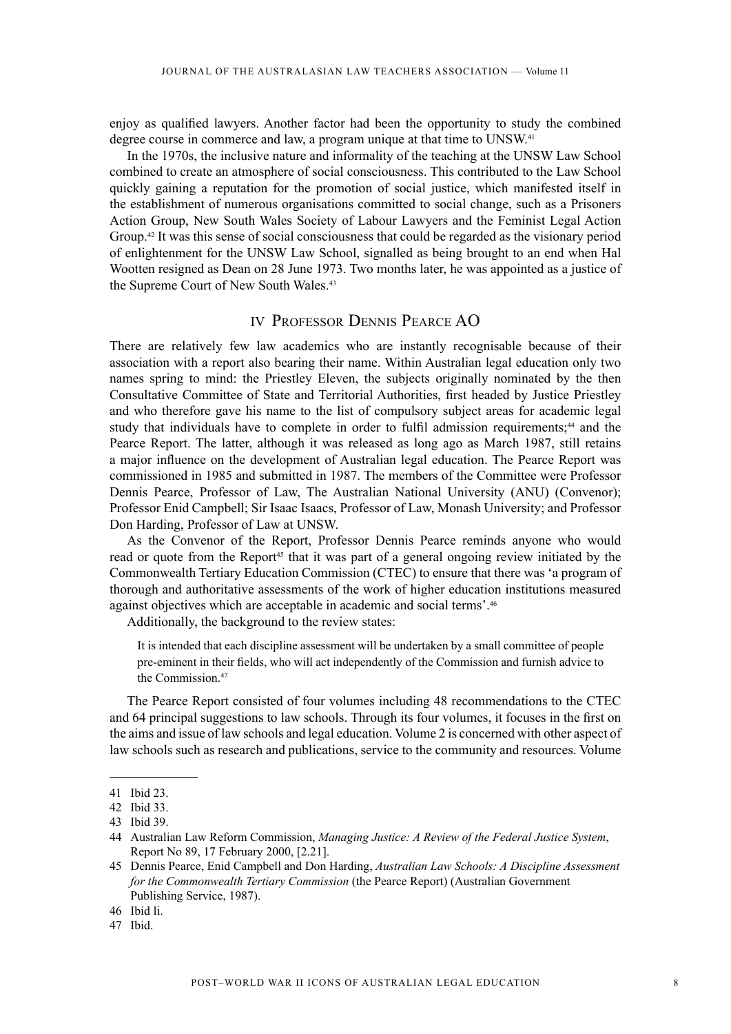enjoy as qualified lawyers. Another factor had been the opportunity to study the combined degree course in commerce and law, a program unique at that time to UNSW.[41]

In the 1970s, the inclusive nature and informality of the teaching at the UNSW Law School combined to create an atmosphere of social consciousness. This contributed to the Law School quickly gaining a reputation for the promotion of social justice, which manifested itself in the establishment of numerous organisations committed to social change, such as a Prisoners Action Group, New South Wales Society of Labour Lawyers and the Feminist Legal Action Group.[42] It was this sense of social consciousness that could be regarded as the visionary period of enlightenment for the UNSW Law School, signalled as being brought to an end when Hal Wootten resigned as Dean on 28 June 1973. Two months later, he was appointed as a justice of the Supreme Court of New South Wales.[43]

## IV Professor Dennis Pearce AO

There are relatively few law academics who are instantly recognisable because of their association with a report also bearing their name. Within Australian legal education only two names spring to mind: the Priestley Eleven, the subjects originally nominated by the then Consultative Committee of State and Territorial Authorities, first headed by Justice Priestley and who therefore gave his name to the list of compulsory subject areas for academic legal study that individuals have to complete in order to fulfil admission requirements;[44] and the Pearce Report. The latter, although it was released as long ago as March 1987, still retains a major influence on the development of Australian legal education. The Pearce Report was commissioned in 1985 and submitted in 1987. The members of the Committee were Professor Dennis Pearce, Professor of Law, The Australian National University (ANU) (Convenor); Professor Enid Campbell; Sir Isaac Isaacs, Professor of Law, Monash University; and Professor Don Harding, Professor of Law at UNSW.

As the Convenor of the Report, Professor Dennis Pearce reminds anyone who would read or quote from the Report[45] that it was part of a general ongoing review initiated by the Commonwealth Tertiary Education Commission (CTEC) to ensure that there was 'a program of thorough and authoritative assessments of the work of higher education institutions measured against objectives which are acceptable in academic and social terms'.[46]

Additionally, the background to the review states:

> It is intended that each discipline assessment will be undertaken by a small committee of people pre-eminent in their fields, who will act independently of the Commission and furnish advice to the Commission.[47]

The Pearce Report consisted of four volumes including 48 recommendations to the CTEC and 64 principal suggestions to law schools. Through its four volumes, it focuses in the first on the aims and issue of law schools and legal education. Volume 2 is concerned with other aspect of law schools such as research and publications, service to the community and resources. Volume

---

41 Ibid 23.

42 Ibid 33.

43 Ibid 39.

44 Australian Law Reform Commission, *Managing Justice: A Review of the Federal Justice System*, Report No 89, 17 February 2000, [2.21].

45 Dennis Pearce, Enid Campbell and Don Harding, *Australian Law Schools: A Discipline Assessment for the Commonwealth Tertiary Commission* (the Pearce Report) (Australian Government Publishing Service, 1987).

46 Ibid li.

47 Ibid.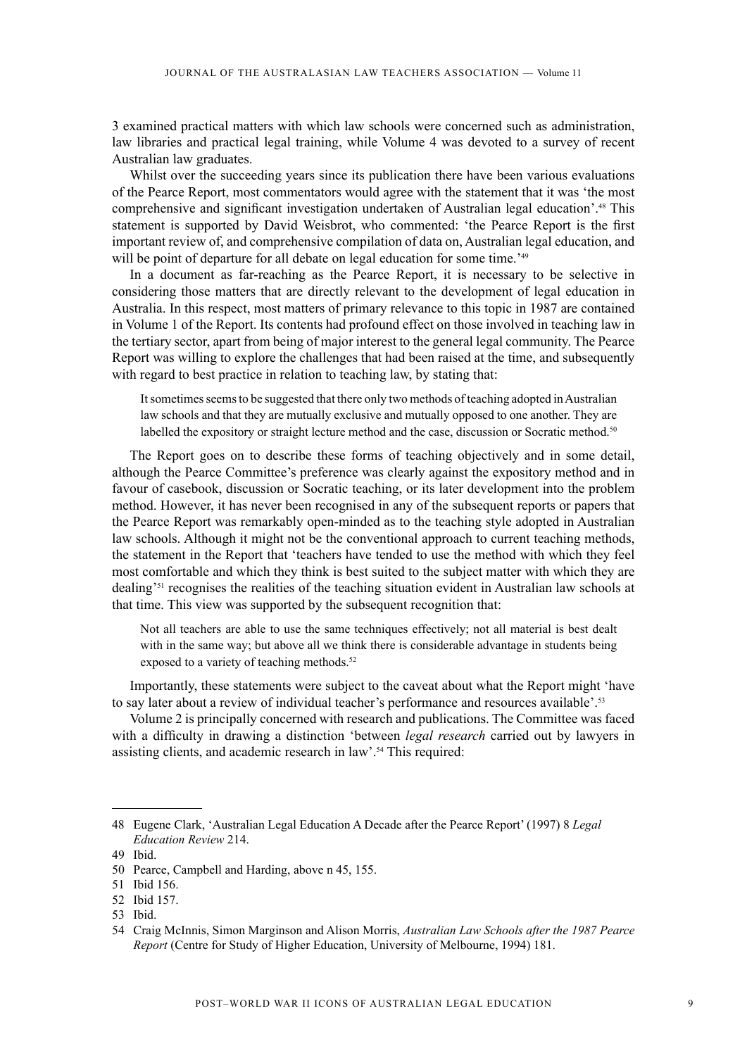3 examined practical matters with which law schools were concerned such as administration, law libraries and practical legal training, while Volume 4 was devoted to a survey of recent Australian law graduates.

Whilst over the succeeding years since its publication there have been various evaluations of the Pearce Report, most commentators would agree with the statement that it was 'the most comprehensive and significant investigation undertaken of Australian legal education'.[48] This statement is supported by David Weisbrot, who commented: 'the Pearce Report is the first important review of, and comprehensive compilation of data on, Australian legal education, and will be point of departure for all debate on legal education for some time.'[49]

In a document as far-reaching as the Pearce Report, it is necessary to be selective in considering those matters that are directly relevant to the development of legal education in Australia. In this respect, most matters of primary relevance to this topic in 1987 are contained in Volume 1 of the Report. Its contents had profound effect on those involved in teaching law in the tertiary sector, apart from being of major interest to the general legal community. The Pearce Report was willing to explore the challenges that had been raised at the time, and subsequently with regard to best practice in relation to teaching law, by stating that:

> It sometimes seems to be suggested that there only two methods of teaching adopted in Australian law schools and that they are mutually exclusive and mutually opposed to one another. They are labelled the expository or straight lecture method and the case, discussion or Socratic method.[50]

The Report goes on to describe these forms of teaching objectively and in some detail, although the Pearce Committee's preference was clearly against the expository method and in favour of casebook, discussion or Socratic teaching, or its later development into the problem method. However, it has never been recognised in any of the subsequent reports or papers that the Pearce Report was remarkably open-minded as to the teaching style adopted in Australian law schools. Although it might not be the conventional approach to current teaching methods, the statement in the Report that 'teachers have tended to use the method with which they feel most comfortable and which they think is best suited to the subject matter with which they are dealing'[51] recognises the realities of the teaching situation evident in Australian law schools at that time. This view was supported by the subsequent recognition that:

> Not all teachers are able to use the same techniques effectively; not all material is best dealt with in the same way; but above all we think there is considerable advantage in students being exposed to a variety of teaching methods.[52]

Importantly, these statements were subject to the caveat about what the Report might 'have to say later about a review of individual teacher's performance and resources available'.[53]

Volume 2 is principally concerned with research and publications. The Committee was faced with a difficulty in drawing a distinction 'between *legal research* carried out by lawyers in assisting clients, and academic research in law'.[54] This required:

---

48 Eugene Clark, 'Australian Legal Education A Decade after the Pearce Report' (1997) 8 *Legal Education Review* 214.

49 Ibid.

50 Pearce, Campbell and Harding, above n 45, 155.

51 Ibid 156.

52 Ibid 157.

53 Ibid.

54 Craig McInnis, Simon Marginson and Alison Morris, *Australian Law Schools after the 1987 Pearce Report* (Centre for Study of Higher Education, University of Melbourne, 1994) 181.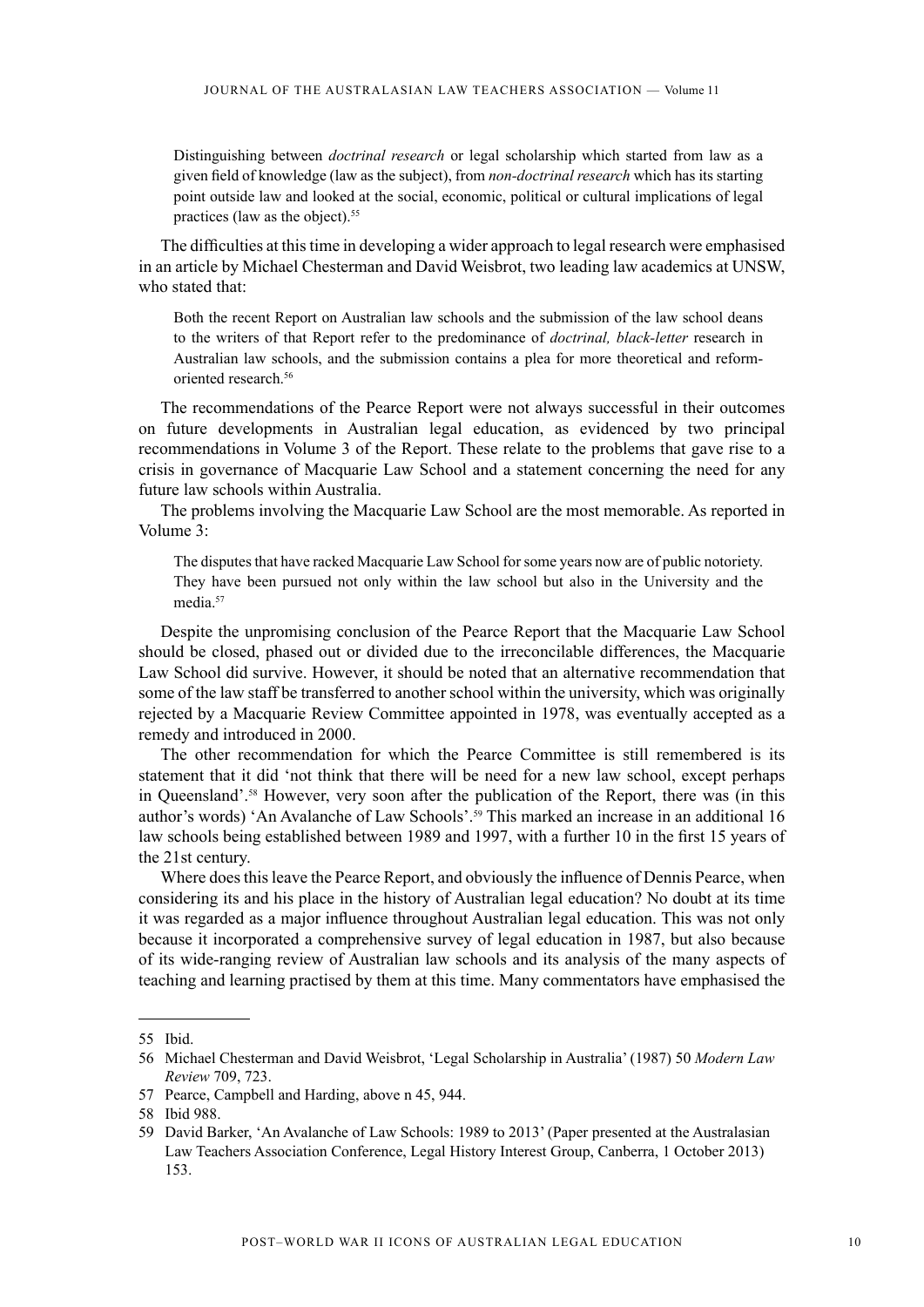> Distinguishing between *doctrinal research* or legal scholarship which started from law as a given field of knowledge (law as the subject), from *non-doctrinal research* which has its starting point outside law and looked at the social, economic, political or cultural implications of legal practices (law as the object).[55]

The difficulties at this time in developing a wider approach to legal research were emphasised in an article by Michael Chesterman and David Weisbrot, two leading law academics at UNSW, who stated that:

> Both the recent Report on Australian law schools and the submission of the law school deans to the writers of that Report refer to the predominance of *doctrinal, black-letter* research in Australian law schools, and the submission contains a plea for more theoretical and reform-oriented research.[56]

The recommendations of the Pearce Report were not always successful in their outcomes on future developments in Australian legal education, as evidenced by two principal recommendations in Volume 3 of the Report. These relate to the problems that gave rise to a crisis in governance of Macquarie Law School and a statement concerning the need for any future law schools within Australia.

The problems involving the Macquarie Law School are the most memorable. As reported in Volume 3:

> The disputes that have racked Macquarie Law School for some years now are of public notoriety. They have been pursued not only within the law school but also in the University and the media.[57]

Despite the unpromising conclusion of the Pearce Report that the Macquarie Law School should be closed, phased out or divided due to the irreconcilable differences, the Macquarie Law School did survive. However, it should be noted that an alternative recommendation that some of the law staff be transferred to another school within the university, which was originally rejected by a Macquarie Review Committee appointed in 1978, was eventually accepted as a remedy and introduced in 2000.

The other recommendation for which the Pearce Committee is still remembered is its statement that it did 'not think that there will be need for a new law school, except perhaps in Queensland'.[58] However, very soon after the publication of the Report, there was (in this author's words) 'An Avalanche of Law Schools'.[59] This marked an increase in an additional 16 law schools being established between 1989 and 1997, with a further 10 in the first 15 years of the 21st century.

Where does this leave the Pearce Report, and obviously the influence of Dennis Pearce, when considering its and his place in the history of Australian legal education? No doubt at its time it was regarded as a major influence throughout Australian legal education. This was not only because it incorporated a comprehensive survey of legal education in 1987, but also because of its wide-ranging review of Australian law schools and its analysis of the many aspects of teaching and learning practised by them at this time. Many commentators have emphasised the

---

55 Ibid.

56 Michael Chesterman and David Weisbrot, 'Legal Scholarship in Australia' (1987) 50 *Modern Law Review* 709, 723.

57 Pearce, Campbell and Harding, above n 45, 944.

58 Ibid 988.

59 David Barker, 'An Avalanche of Law Schools: 1989 to 2013' (Paper presented at the Australasian Law Teachers Association Conference, Legal History Interest Group, Canberra, 1 October 2013) 153.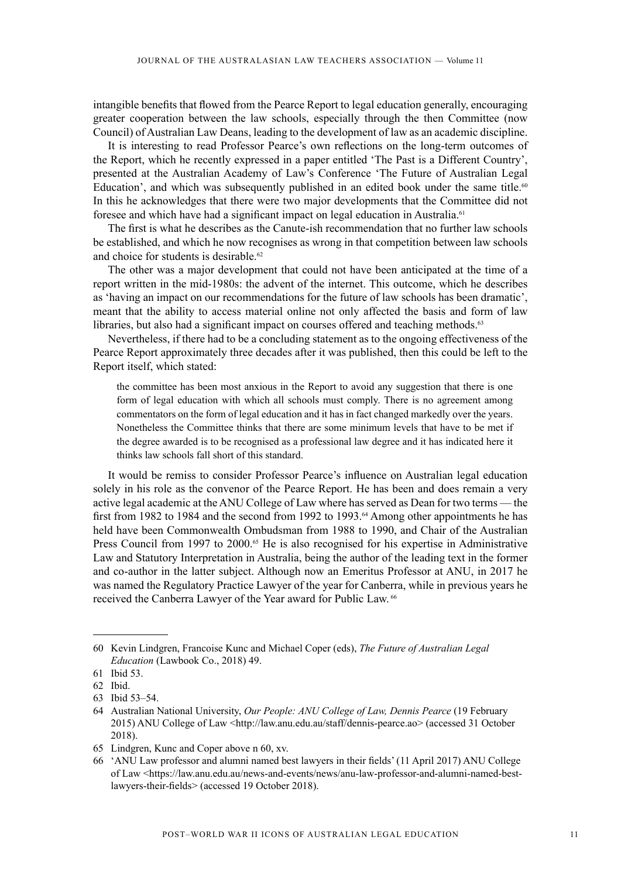intangible benefits that flowed from the Pearce Report to legal education generally, encouraging greater cooperation between the law schools, especially through the then Committee (now Council) of Australian Law Deans, leading to the development of law as an academic discipline.

It is interesting to read Professor Pearce's own reflections on the long-term outcomes of the Report, which he recently expressed in a paper entitled 'The Past is a Different Country', presented at the Australian Academy of Law's Conference 'The Future of Australian Legal Education', and which was subsequently published in an edited book under the same title.[60] In this he acknowledges that there were two major developments that the Committee did not foresee and which have had a significant impact on legal education in Australia.[61]

The first is what he describes as the Canute-ish recommendation that no further law schools be established, and which he now recognises as wrong in that competition between law schools and choice for students is desirable.[62]

The other was a major development that could not have been anticipated at the time of a report written in the mid-1980s: the advent of the internet. This outcome, which he describes as 'having an impact on our recommendations for the future of law schools has been dramatic', meant that the ability to access material online not only affected the basis and form of law libraries, but also had a significant impact on courses offered and teaching methods.[63]

Nevertheless, if there had to be a concluding statement as to the ongoing effectiveness of the Pearce Report approximately three decades after it was published, then this could be left to the Report itself, which stated:

> the committee has been most anxious in the Report to avoid any suggestion that there is one form of legal education with which all schools must comply. There is no agreement among commentators on the form of legal education and it has in fact changed markedly over the years. Nonetheless the Committee thinks that there are some minimum levels that have to be met if the degree awarded is to be recognised as a professional law degree and it has indicated here it thinks law schools fall short of this standard.

It would be remiss to consider Professor Pearce's influence on Australian legal education solely in his role as the convenor of the Pearce Report. He has been and does remain a very active legal academic at the ANU College of Law where has served as Dean for two terms — the first from 1982 to 1984 and the second from 1992 to 1993.[64] Among other appointments he has held have been Commonwealth Ombudsman from 1988 to 1990, and Chair of the Australian Press Council from 1997 to 2000.[65] He is also recognised for his expertise in Administrative Law and Statutory Interpretation in Australia, being the author of the leading text in the former and co-author in the latter subject. Although now an Emeritus Professor at ANU, in 2017 he was named the Regulatory Practice Lawyer of the year for Canberra, while in previous years he received the Canberra Lawyer of the Year award for Public Law.[66]

---

60 Kevin Lindgren, Francoise Kunc and Michael Coper (eds), *The Future of Australian Legal Education* (Lawbook Co., 2018) 49.

61 Ibid 53.

62 Ibid.

63 Ibid 53–54.

64 Australian National University, *Our People: ANU College of Law, Dennis Pearce* (19 February 2015) ANU College of Law <http://law.anu.edu.au/staff/dennis-pearce.ao> (accessed 31 October 2018).

65 Lindgren, Kunc and Coper above n 60, xv.

66 'ANU Law professor and alumni named best lawyers in their fields' (11 April 2017) ANU College of Law <https://law.anu.edu.au/news-and-events/news/anu-law-professor-and-alumni-named-best-lawyers-their-fields> (accessed 19 October 2018).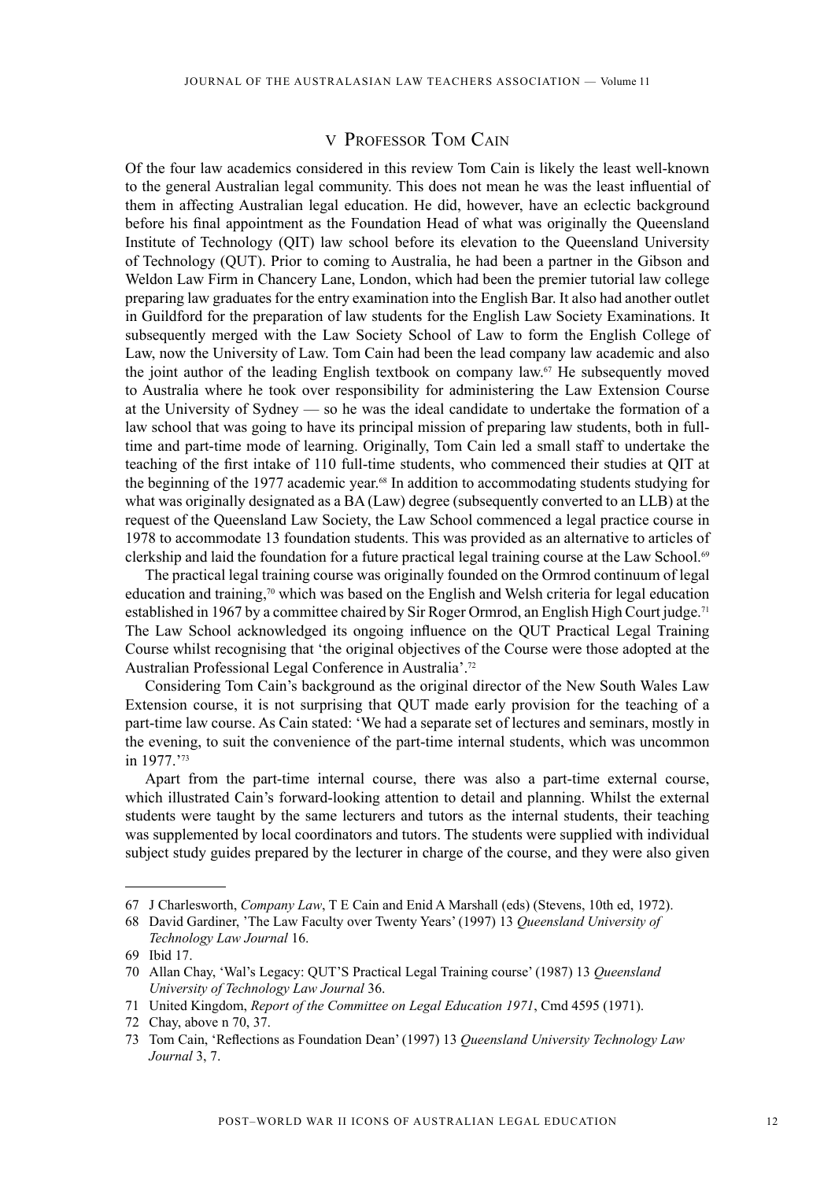## V Professor Tom Cain

Of the four law academics considered in this review Tom Cain is likely the least well-known to the general Australian legal community. This does not mean he was the least influential of them in affecting Australian legal education. He did, however, have an eclectic background before his final appointment as the Foundation Head of what was originally the Queensland Institute of Technology (QIT) law school before its elevation to the Queensland University of Technology (QUT). Prior to coming to Australia, he had been a partner in the Gibson and Weldon Law Firm in Chancery Lane, London, which had been the premier tutorial law college preparing law graduates for the entry examination into the English Bar. It also had another outlet in Guildford for the preparation of law students for the English Law Society Examinations. It subsequently merged with the Law Society School of Law to form the English College of Law, now the University of Law. Tom Cain had been the lead company law academic and also the joint author of the leading English textbook on company law.[67] He subsequently moved to Australia where he took over responsibility for administering the Law Extension Course at the University of Sydney — so he was the ideal candidate to undertake the formation of a law school that was going to have its principal mission of preparing law students, both in full-time and part-time mode of learning. Originally, Tom Cain led a small staff to undertake the teaching of the first intake of 110 full-time students, who commenced their studies at QIT at the beginning of the 1977 academic year.[68] In addition to accommodating students studying for what was originally designated as a BA (Law) degree (subsequently converted to an LLB) at the request of the Queensland Law Society, the Law School commenced a legal practice course in 1978 to accommodate 13 foundation students. This was provided as an alternative to articles of clerkship and laid the foundation for a future practical legal training course at the Law School.[69]

The practical legal training course was originally founded on the Ormrod continuum of legal education and training,[70] which was based on the English and Welsh criteria for legal education established in 1967 by a committee chaired by Sir Roger Ormrod, an English High Court judge.[71] The Law School acknowledged its ongoing influence on the QUT Practical Legal Training Course whilst recognising that 'the original objectives of the Course were those adopted at the Australian Professional Legal Conference in Australia'.[72]

Considering Tom Cain's background as the original director of the New South Wales Law Extension course, it is not surprising that QUT made early provision for the teaching of a part-time law course. As Cain stated: 'We had a separate set of lectures and seminars, mostly in the evening, to suit the convenience of the part-time internal students, which was uncommon in 1977.'[73]

Apart from the part-time internal course, there was also a part-time external course, which illustrated Cain's forward-looking attention to detail and planning. Whilst the external students were taught by the same lecturers and tutors as the internal students, their teaching was supplemented by local coordinators and tutors. The students were supplied with individual subject study guides prepared by the lecturer in charge of the course, and they were also given

---

67 J Charlesworth, *Company Law*, T E Cain and Enid A Marshall (eds) (Stevens, 10th ed, 1972).

68 David Gardiner, 'The Law Faculty over Twenty Years' (1997) 13 *Queensland University of Technology Law Journal* 16.

69 Ibid 17.

70 Allan Chay, 'Wal's Legacy: QUT'S Practical Legal Training course' (1987) 13 *Queensland University of Technology Law Journal* 36.

71 United Kingdom, *Report of the Committee on Legal Education 1971*, Cmd 4595 (1971).

72 Chay, above n 70, 37.

73 Tom Cain, 'Reflections as Foundation Dean' (1997) 13 *Queensland University Technology Law Journal* 3, 7.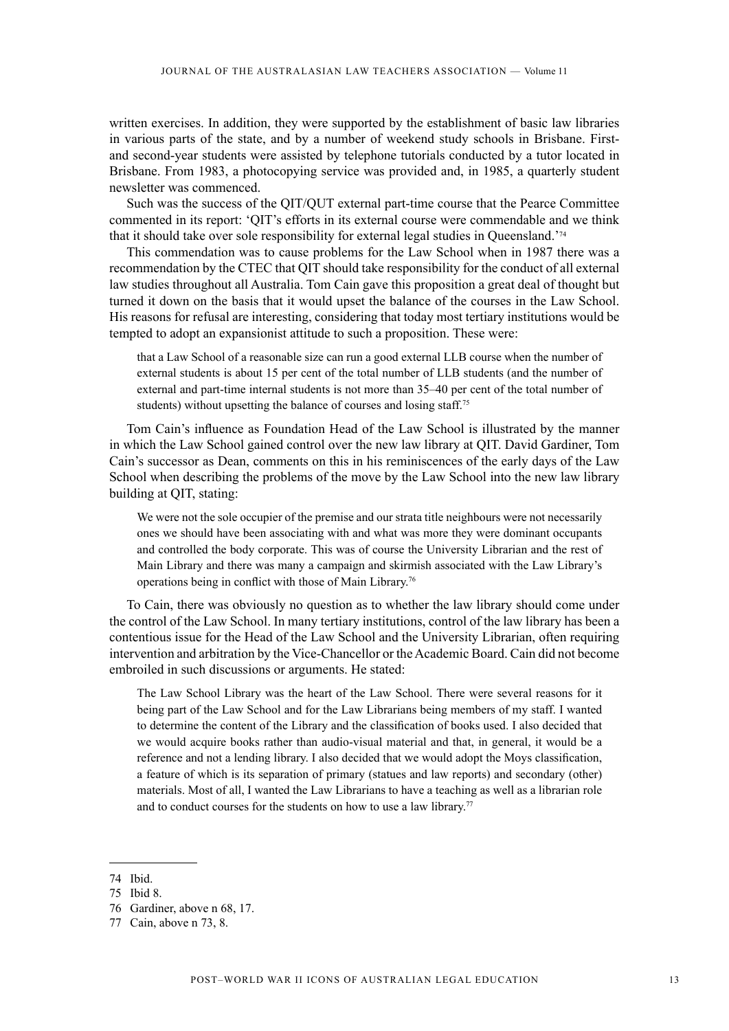written exercises. In addition, they were supported by the establishment of basic law libraries in various parts of the state, and by a number of weekend study schools in Brisbane. First- and second-year students were assisted by telephone tutorials conducted by a tutor located in Brisbane. From 1983, a photocopying service was provided and, in 1985, a quarterly student newsletter was commenced.

Such was the success of the QIT/QUT external part-time course that the Pearce Committee commented in its report: 'QIT's efforts in its external course were commendable and we think that it should take over sole responsibility for external legal studies in Queensland.'[74]

This commendation was to cause problems for the Law School when in 1987 there was a recommendation by the CTEC that QIT should take responsibility for the conduct of all external law studies throughout all Australia. Tom Cain gave this proposition a great deal of thought but turned it down on the basis that it would upset the balance of the courses in the Law School. His reasons for refusal are interesting, considering that today most tertiary institutions would be tempted to adopt an expansionist attitude to such a proposition. These were:

> that a Law School of a reasonable size can run a good external LLB course when the number of external students is about 15 per cent of the total number of LLB students (and the number of external and part-time internal students is not more than 35–40 per cent of the total number of students) without upsetting the balance of courses and losing staff.[75]

Tom Cain's influence as Foundation Head of the Law School is illustrated by the manner in which the Law School gained control over the new law library at QIT. David Gardiner, Tom Cain's successor as Dean, comments on this in his reminiscences of the early days of the Law School when describing the problems of the move by the Law School into the new law library building at QIT, stating:

> We were not the sole occupier of the premise and our strata title neighbours were not necessarily ones we should have been associating with and what was more they were dominant occupants and controlled the body corporate. This was of course the University Librarian and the rest of Main Library and there was many a campaign and skirmish associated with the Law Library's operations being in conflict with those of Main Library.[76]

To Cain, there was obviously no question as to whether the law library should come under the control of the Law School. In many tertiary institutions, control of the law library has been a contentious issue for the Head of the Law School and the University Librarian, often requiring intervention and arbitration by the Vice-Chancellor or the Academic Board. Cain did not become embroiled in such discussions or arguments. He stated:

> The Law School Library was the heart of the Law School. There were several reasons for it being part of the Law School and for the Law Librarians being members of my staff. I wanted to determine the content of the Library and the classification of books used. I also decided that we would acquire books rather than audio-visual material and that, in general, it would be a reference and not a lending library. I also decided that we would adopt the Moys classification, a feature of which is its separation of primary (statues and law reports) and secondary (other) materials. Most of all, I wanted the Law Librarians to have a teaching as well as a librarian role and to conduct courses for the students on how to use a law library.[77]

---

74 Ibid.

75 Ibid 8.

76 Gardiner, above n 68, 17.

77 Cain, above n 73, 8.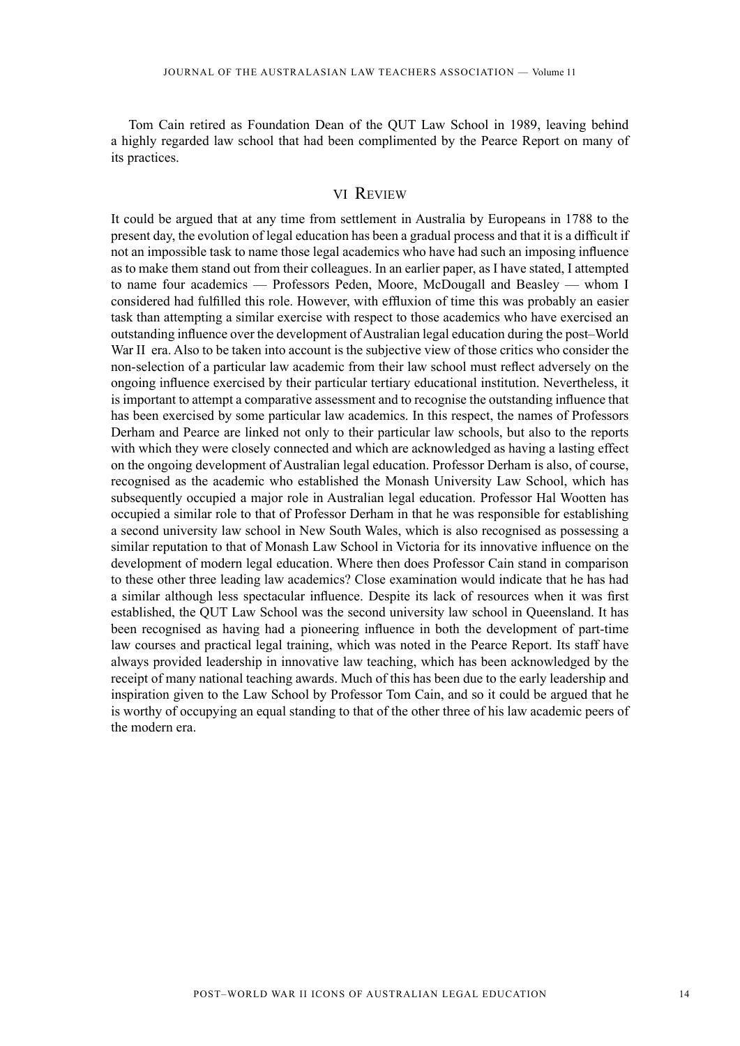Tom Cain retired as Foundation Dean of the QUT Law School in 1989, leaving behind a highly regarded law school that had been complimented by the Pearce Report on many of its practices.

## VI Review

It could be argued that at any time from settlement in Australia by Europeans in 1788 to the present day, the evolution of legal education has been a gradual process and that it is a difficult if not an impossible task to name those legal academics who have had such an imposing influence as to make them stand out from their colleagues. In an earlier paper, as I have stated, I attempted to name four academics — Professors Peden, Moore, McDougall and Beasley — whom I considered had fulfilled this role. However, with effluxion of time this was probably an easier task than attempting a similar exercise with respect to those academics who have exercised an outstanding influence over the development of Australian legal education during the post–World War II era. Also to be taken into account is the subjective view of those critics who consider the non-selection of a particular law academic from their law school must reflect adversely on the ongoing influence exercised by their particular tertiary educational institution. Nevertheless, it is important to attempt a comparative assessment and to recognise the outstanding influence that has been exercised by some particular law academics. In this respect, the names of Professors Derham and Pearce are linked not only to their particular law schools, but also to the reports with which they were closely connected and which are acknowledged as having a lasting effect on the ongoing development of Australian legal education. Professor Derham is also, of course, recognised as the academic who established the Monash University Law School, which has subsequently occupied a major role in Australian legal education. Professor Hal Wootten has occupied a similar role to that of Professor Derham in that he was responsible for establishing a second university law school in New South Wales, which is also recognised as possessing a similar reputation to that of Monash Law School in Victoria for its innovative influence on the development of modern legal education. Where then does Professor Cain stand in comparison to these other three leading law academics? Close examination would indicate that he has had a similar although less spectacular influence. Despite its lack of resources when it was first established, the QUT Law School was the second university law school in Queensland. It has been recognised as having had a pioneering influence in both the development of part-time law courses and practical legal training, which was noted in the Pearce Report. Its staff have always provided leadership in innovative law teaching, which has been acknowledged by the receipt of many national teaching awards. Much of this has been due to the early leadership and inspiration given to the Law School by Professor Tom Cain, and so it could be argued that he is worthy of occupying an equal standing to that of the other three of his law academic peers of the modern era.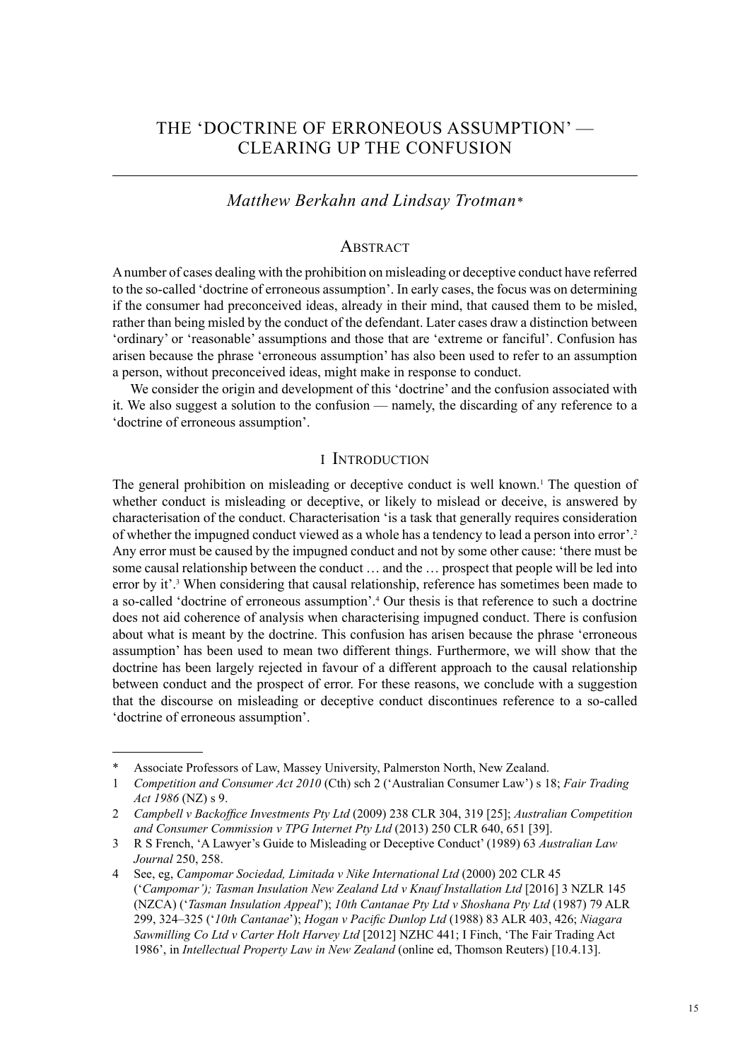# THE 'DOCTRINE OF ERRONEOUS ASSUMPTION' — CLEARING UP THE CONFUSION

*Matthew Berkahn and Lindsay Trotman\**

## Abstract

A number of cases dealing with the prohibition on misleading or deceptive conduct have referred to the so-called 'doctrine of erroneous assumption'. In early cases, the focus was on determining if the consumer had preconceived ideas, already in their mind, that caused them to be misled, rather than being misled by the conduct of the defendant. Later cases draw a distinction between 'ordinary' or 'reasonable' assumptions and those that are 'extreme or fanciful'. Confusion has arisen because the phrase 'erroneous assumption' has also been used to refer to an assumption a person, without preconceived ideas, might make in response to conduct.

We consider the origin and development of this 'doctrine' and the confusion associated with it. We also suggest a solution to the confusion — namely, the discarding of any reference to a 'doctrine of erroneous assumption'.

## I Introduction

The general prohibition on misleading or deceptive conduct is well known.[1] The question of whether conduct is misleading or deceptive, or likely to mislead or deceive, is answered by characterisation of the conduct. Characterisation 'is a task that generally requires consideration of whether the impugned conduct viewed as a whole has a tendency to lead a person into error'.[2] Any error must be caused by the impugned conduct and not by some other cause: 'there must be some causal relationship between the conduct … and the … prospect that people will be led into error by it'.[3] When considering that causal relationship, reference has sometimes been made to a so-called 'doctrine of erroneous assumption'.[4] Our thesis is that reference to such a doctrine does not aid coherence of analysis when characterising impugned conduct. There is confusion about what is meant by the doctrine. This confusion has arisen because the phrase 'erroneous assumption' has been used to mean two different things. Furthermore, we will show that the doctrine has been largely rejected in favour of a different approach to the causal relationship between conduct and the prospect of error. For these reasons, we conclude with a suggestion that the discourse on misleading or deceptive conduct discontinues reference to a so-called 'doctrine of erroneous assumption'.

---

\* Associate Professors of Law, Massey University, Palmerston North, New Zealand.

1 *Competition and Consumer Act 2010* (Cth) sch 2 ('Australian Consumer Law') s 18; *Fair Trading Act 1986* (NZ) s 9.

2 *Campbell v Backoffice Investments Pty Ltd* (2009) 238 CLR 304, 319 [25]; *Australian Competition and Consumer Commission v TPG Internet Pty Ltd* (2013) 250 CLR 640, 651 [39].

3 R S French, 'A Lawyer's Guide to Misleading or Deceptive Conduct' (1989) 63 *Australian Law Journal* 250, 258.

4 See, eg, *Campomar Sociedad, Limitada v Nike International Ltd* (2000) 202 CLR 45 ('*Campomar'); Tasman Insulation New Zealand Ltd v Knauf Installation Ltd* [2016] 3 NZLR 145 (NZCA) ('*Tasman Insulation Appeal*'); *10th Cantanae Pty Ltd v Shoshana Pty Ltd* (1987) 79 ALR 299, 324–325 ('*10th Cantanae*'); *Hogan v Pacific Dunlop Ltd* (1988) 83 ALR 403, 426; *Niagara Sawmilling Co Ltd v Carter Holt Harvey Ltd* [2012] NZHC 441; I Finch, 'The Fair Trading Act 1986', in *Intellectual Property Law in New Zealand* (online ed, Thomson Reuters) [10.4.13].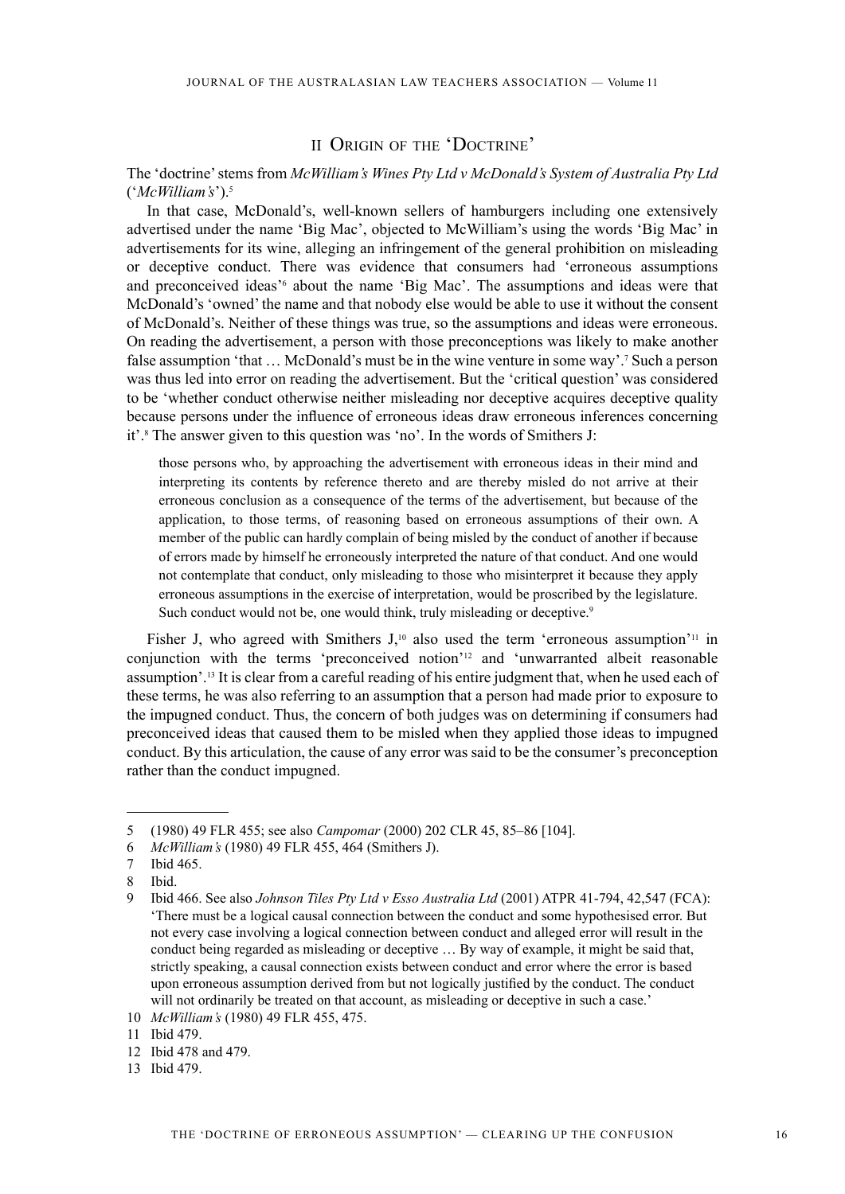## II Origin of the 'Doctrine'

The 'doctrine' stems from *McWilliam's Wines Pty Ltd v McDonald's System of Australia Pty Ltd* ('*McWilliam's*').[5]

In that case, McDonald's, well-known sellers of hamburgers including one extensively advertised under the name 'Big Mac', objected to McWilliam's using the words 'Big Mac' in advertisements for its wine, alleging an infringement of the general prohibition on misleading or deceptive conduct. There was evidence that consumers had 'erroneous assumptions and preconceived ideas'[6] about the name 'Big Mac'. The assumptions and ideas were that McDonald's 'owned' the name and that nobody else would be able to use it without the consent of McDonald's. Neither of these things was true, so the assumptions and ideas were erroneous. On reading the advertisement, a person with those preconceptions was likely to make another false assumption 'that … McDonald's must be in the wine venture in some way'.[7] Such a person was thus led into error on reading the advertisement. But the 'critical question' was considered to be 'whether conduct otherwise neither misleading nor deceptive acquires deceptive quality because persons under the influence of erroneous ideas draw erroneous inferences concerning it'.[8] The answer given to this question was 'no'. In the words of Smithers J:

> those persons who, by approaching the advertisement with erroneous ideas in their mind and interpreting its contents by reference thereto and are thereby misled do not arrive at their erroneous conclusion as a consequence of the terms of the advertisement, but because of the application, to those terms, of reasoning based on erroneous assumptions of their own. A member of the public can hardly complain of being misled by the conduct of another if because of errors made by himself he erroneously interpreted the nature of that conduct. And one would not contemplate that conduct, only misleading to those who misinterpret it because they apply erroneous assumptions in the exercise of interpretation, would be proscribed by the legislature. Such conduct would not be, one would think, truly misleading or deceptive.[9]

Fisher J, who agreed with Smithers J,[10] also used the term 'erroneous assumption'[11] in conjunction with the terms 'preconceived notion'[12] and 'unwarranted albeit reasonable assumption'.[13] It is clear from a careful reading of his entire judgment that, when he used each of these terms, he was also referring to an assumption that a person had made prior to exposure to the impugned conduct. Thus, the concern of both judges was on determining if consumers had preconceived ideas that caused them to be misled when they applied those ideas to impugned conduct. By this articulation, the cause of any error was said to be the consumer's preconception rather than the conduct impugned.

---

5 (1980) 49 FLR 455; see also *Campomar* (2000) 202 CLR 45, 85–86 [104].

6 *McWilliam's* (1980) 49 FLR 455, 464 (Smithers J).

7 Ibid 465.

8 Ibid.

9 Ibid 466. See also *Johnson Tiles Pty Ltd v Esso Australia Ltd* (2001) ATPR 41-794, 42,547 (FCA): 'There must be a logical causal connection between the conduct and some hypothesised error. But not every case involving a logical connection between conduct and alleged error will result in the conduct being regarded as misleading or deceptive … By way of example, it might be said that, strictly speaking, a causal connection exists between conduct and error where the error is based upon erroneous assumption derived from but not logically justified by the conduct. The conduct will not ordinarily be treated on that account, as misleading or deceptive in such a case.'

10 *McWilliam's* (1980) 49 FLR 455, 475.

11 Ibid 479.

12 Ibid 478 and 479.

13 Ibid 479.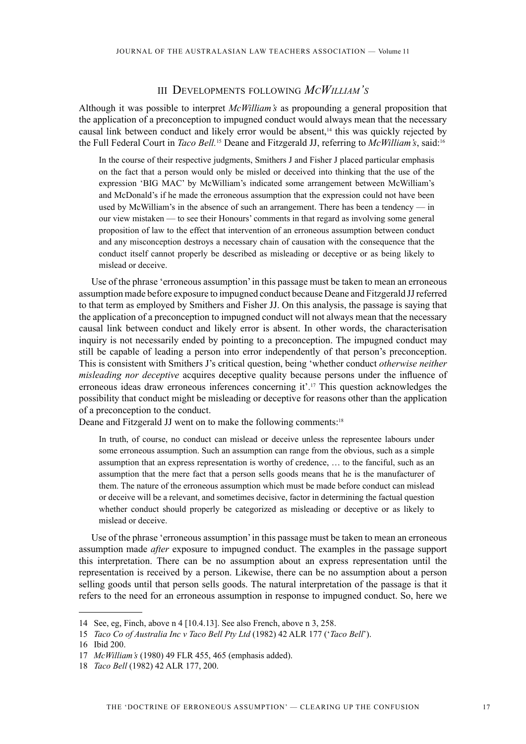## III Developments following *McWilliam's*

Although it was possible to interpret *McWilliam's* as propounding a general proposition that the application of a preconception to impugned conduct would always mean that the necessary causal link between conduct and likely error would be absent,[14] this was quickly rejected by the Full Federal Court in *Taco Bell.*[15] Deane and Fitzgerald JJ, referring to *McWilliam's*, said:[16]

> In the course of their respective judgments, Smithers J and Fisher J placed particular emphasis on the fact that a person would only be misled or deceived into thinking that the use of the expression 'BIG MAC' by McWilliam's indicated some arrangement between McWilliam's and McDonald's if he made the erroneous assumption that the expression could not have been used by McWilliam's in the absence of such an arrangement. There has been a tendency — in our view mistaken — to see their Honours' comments in that regard as involving some general proposition of law to the effect that intervention of an erroneous assumption between conduct and any misconception destroys a necessary chain of causation with the consequence that the conduct itself cannot properly be described as misleading or deceptive or as being likely to mislead or deceive.

Use of the phrase 'erroneous assumption' in this passage must be taken to mean an erroneous assumption made before exposure to impugned conduct because Deane and Fitzgerald JJ referred to that term as employed by Smithers and Fisher JJ. On this analysis, the passage is saying that the application of a preconception to impugned conduct will not always mean that the necessary causal link between conduct and likely error is absent. In other words, the characterisation inquiry is not necessarily ended by pointing to a preconception. The impugned conduct may still be capable of leading a person into error independently of that person's preconception. This is consistent with Smithers J's critical question, being 'whether conduct *otherwise neither misleading nor deceptive* acquires deceptive quality because persons under the influence of erroneous ideas draw erroneous inferences concerning it'.[17] This question acknowledges the possibility that conduct might be misleading or deceptive for reasons other than the application of a preconception to the conduct.

Deane and Fitzgerald JJ went on to make the following comments:[18]

> In truth, of course, no conduct can mislead or deceive unless the representee labours under some erroneous assumption. Such an assumption can range from the obvious, such as a simple assumption that an express representation is worthy of credence, … to the fanciful, such as an assumption that the mere fact that a person sells goods means that he is the manufacturer of them. The nature of the erroneous assumption which must be made before conduct can mislead or deceive will be a relevant, and sometimes decisive, factor in determining the factual question whether conduct should properly be categorized as misleading or deceptive or as likely to mislead or deceive.

Use of the phrase 'erroneous assumption' in this passage must be taken to mean an erroneous assumption made *after* exposure to impugned conduct. The examples in the passage support this interpretation. There can be no assumption about an express representation until the representation is received by a person. Likewise, there can be no assumption about a person selling goods until that person sells goods. The natural interpretation of the passage is that it refers to the need for an erroneous assumption in response to impugned conduct. So, here we

---

14 See, eg, Finch, above n 4 [10.4.13]. See also French, above n 3, 258.

15 *Taco Co of Australia Inc v Taco Bell Pty Ltd* (1982) 42 ALR 177 ('*Taco Bell*').

16 Ibid 200.

17 *McWilliam's* (1980) 49 FLR 455, 465 (emphasis added).

18 *Taco Bell* (1982) 42 ALR 177, 200.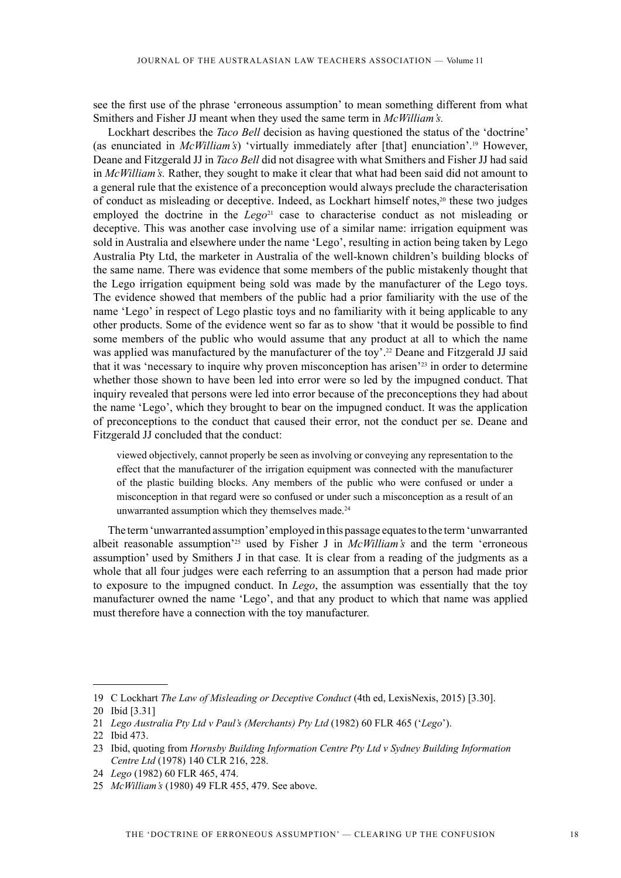see the first use of the phrase 'erroneous assumption' to mean something different from what Smithers and Fisher JJ meant when they used the same term in *McWilliam's.*

Lockhart describes the *Taco Bell* decision as having questioned the status of the 'doctrine' (as enunciated in *McWilliam's*) 'virtually immediately after [that] enunciation'.[19] However, Deane and Fitzgerald JJ in *Taco Bell* did not disagree with what Smithers and Fisher JJ had said in *McWilliam's.* Rather, they sought to make it clear that what had been said did not amount to a general rule that the existence of a preconception would always preclude the characterisation of conduct as misleading or deceptive. Indeed, as Lockhart himself notes,[20] these two judges employed the doctrine in the *Lego*[21] case to characterise conduct as not misleading or deceptive. This was another case involving use of a similar name: irrigation equipment was sold in Australia and elsewhere under the name 'Lego', resulting in action being taken by Lego Australia Pty Ltd, the marketer in Australia of the well-known children's building blocks of the same name. There was evidence that some members of the public mistakenly thought that the Lego irrigation equipment being sold was made by the manufacturer of the Lego toys. The evidence showed that members of the public had a prior familiarity with the use of the name 'Lego' in respect of Lego plastic toys and no familiarity with it being applicable to any other products. Some of the evidence went so far as to show 'that it would be possible to find some members of the public who would assume that any product at all to which the name was applied was manufactured by the manufacturer of the toy'.[22] Deane and Fitzgerald JJ said that it was 'necessary to inquire why proven misconception has arisen'[23] in order to determine whether those shown to have been led into error were so led by the impugned conduct. That inquiry revealed that persons were led into error because of the preconceptions they had about the name 'Lego', which they brought to bear on the impugned conduct. It was the application of preconceptions to the conduct that caused their error, not the conduct per se. Deane and Fitzgerald JJ concluded that the conduct:

> viewed objectively, cannot properly be seen as involving or conveying any representation to the effect that the manufacturer of the irrigation equipment was connected with the manufacturer of the plastic building blocks. Any members of the public who were confused or under a misconception in that regard were so confused or under such a misconception as a result of an unwarranted assumption which they themselves made.[24]

The term 'unwarranted assumption' employed in this passage equates to the term 'unwarranted albeit reasonable assumption'[25] used by Fisher J in *McWilliam's* and the term 'erroneous assumption' used by Smithers J in that case*.* It is clear from a reading of the judgments as a whole that all four judges were each referring to an assumption that a person had made prior to exposure to the impugned conduct. In *Lego*, the assumption was essentially that the toy manufacturer owned the name 'Lego', and that any product to which that name was applied must therefore have a connection with the toy manufacturer.

---

19 C Lockhart *The Law of Misleading or Deceptive Conduct* (4th ed, LexisNexis, 2015) [3.30].

20 Ibid [3.31]

21 *Lego Australia Pty Ltd v Paul's (Merchants) Pty Ltd* (1982) 60 FLR 465 ('*Lego*').

22 Ibid 473.

23 Ibid, quoting from *Hornsby Building Information Centre Pty Ltd v Sydney Building Information Centre Ltd* (1978) 140 CLR 216, 228.

24 *Lego* (1982) 60 FLR 465, 474.

25 *McWilliam's* (1980) 49 FLR 455, 479. See above.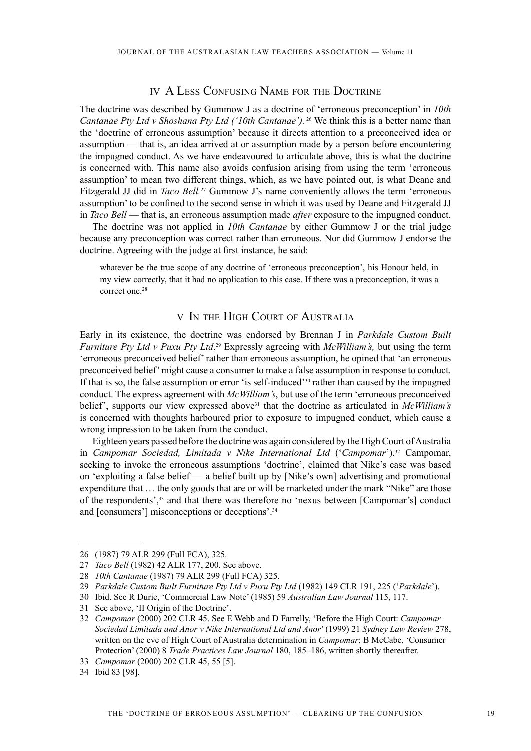## IV A Less Confusing Name for the Doctrine

The doctrine was described by Gummow J as a doctrine of 'erroneous preconception' in *10th Cantanae Pty Ltd v Shoshana Pty Ltd ('10th Cantanae')*. [26] We think this is a better name than the 'doctrine of erroneous assumption' because it directs attention to a preconceived idea or assumption — that is, an idea arrived at or assumption made by a person before encountering the impugned conduct. As we have endeavoured to articulate above, this is what the doctrine is concerned with. This name also avoids confusion arising from using the term 'erroneous assumption' to mean two different things, which, as we have pointed out, is what Deane and Fitzgerald JJ did in *Taco Bell*.[27] Gummow J's name conveniently allows the term 'erroneous assumption' to be confined to the second sense in which it was used by Deane and Fitzgerald JJ in *Taco Bell* — that is, an erroneous assumption made *after* exposure to the impugned conduct.

The doctrine was not applied in *10th Cantanae* by either Gummow J or the trial judge because any preconception was correct rather than erroneous. Nor did Gummow J endorse the doctrine. Agreeing with the judge at first instance, he said:

> whatever be the true scope of any doctrine of 'erroneous preconception', his Honour held, in my view correctly, that it had no application to this case. If there was a preconception, it was a correct one.[28]

## V In the High Court of Australia

Early in its existence, the doctrine was endorsed by Brennan J in *Parkdale Custom Built Furniture Pty Ltd v Puxu Pty Ltd*.[29] Expressly agreeing with *McWilliam's,* but using the term 'erroneous preconceived belief' rather than erroneous assumption, he opined that 'an erroneous preconceived belief' might cause a consumer to make a false assumption in response to conduct. If that is so, the false assumption or error 'is self-induced'[30] rather than caused by the impugned conduct. The express agreement with *McWilliam's*, but use of the term 'erroneous preconceived belief', supports our view expressed above[31] that the doctrine as articulated in *McWilliam's* is concerned with thoughts harboured prior to exposure to impugned conduct, which cause a wrong impression to be taken from the conduct.

Eighteen years passed before the doctrine was again considered by the High Court of Australia in *Campomar Sociedad, Limitada v Nike International Ltd* ('*Campomar*').[32] Campomar, seeking to invoke the erroneous assumptions 'doctrine', claimed that Nike's case was based on 'exploiting a false belief — a belief built up by [Nike's own] advertising and promotional expenditure that … the only goods that are or will be marketed under the mark "Nike" are those of the respondents',[33] and that there was therefore no 'nexus between [Campomar's] conduct and [consumers'] misconceptions or deceptions'.[34]

---

26 (1987) 79 ALR 299 (Full FCA), 325.

27 *Taco Bell* (1982) 42 ALR 177, 200. See above.

28 *10th Cantanae* (1987) 79 ALR 299 (Full FCA) 325.

29 *Parkdale Custom Built Furniture Pty Ltd v Puxu Pty Ltd* (1982) 149 CLR 191, 225 ('*Parkdale*').

30 Ibid. See R Durie, 'Commercial Law Note' (1985) 59 *Australian Law Journal* 115, 117.

31 See above, 'II Origin of the Doctrine'.

32 *Campomar* (2000) 202 CLR 45. See E Webb and D Farrelly, 'Before the High Court: *Campomar Sociedad Limitada and Anor v Nike International Ltd and Anor*' (1999) 21 *Sydney Law Review* 278, written on the eve of High Court of Australia determination in *Campomar*; B McCabe, 'Consumer Protection' (2000) 8 *Trade Practices Law Journal* 180, 185–186, written shortly thereafter.

33 *Campomar* (2000) 202 CLR 45, 55 [5].

34 Ibid 83 [98].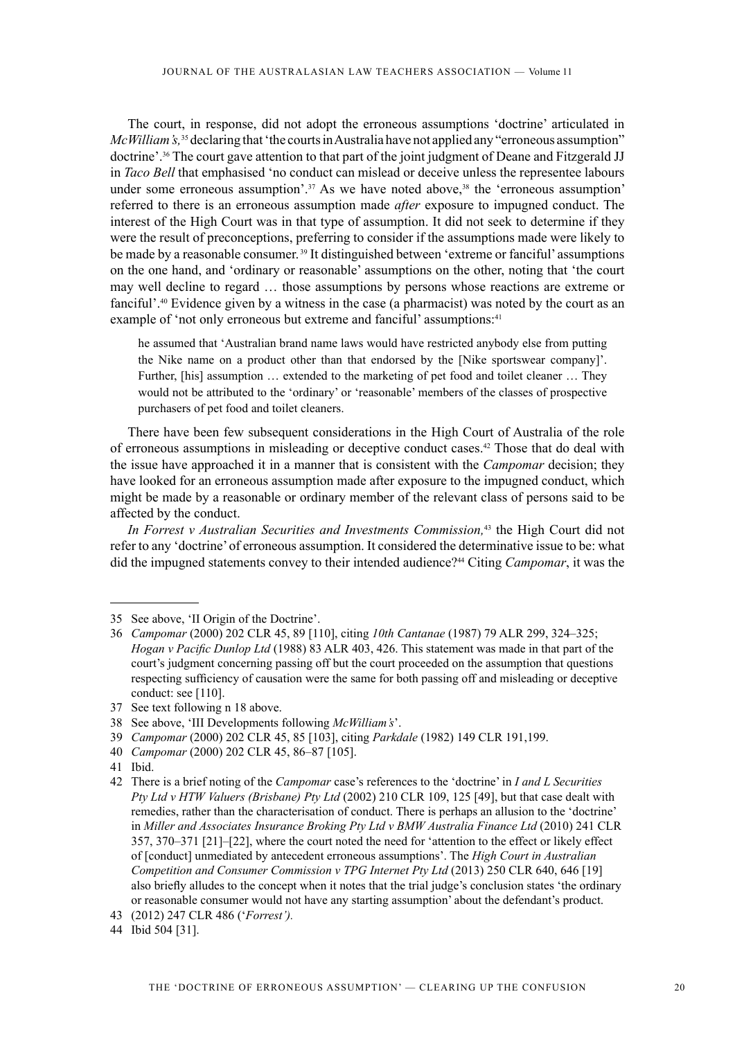The court, in response, did not adopt the erroneous assumptions 'doctrine' articulated in *McWilliam's,*[35] declaring that 'the courts in Australia have not applied any "erroneous assumption" doctrine'.[36] The court gave attention to that part of the joint judgment of Deane and Fitzgerald JJ in *Taco Bell* that emphasised 'no conduct can mislead or deceive unless the representee labours under some erroneous assumption'.[37] As we have noted above,[38] the 'erroneous assumption' referred to there is an erroneous assumption made *after* exposure to impugned conduct. The interest of the High Court was in that type of assumption. It did not seek to determine if they were the result of preconceptions, preferring to consider if the assumptions made were likely to be made by a reasonable consumer.[39] It distinguished between 'extreme or fanciful' assumptions on the one hand, and 'ordinary or reasonable' assumptions on the other, noting that 'the court may well decline to regard … those assumptions by persons whose reactions are extreme or fanciful'.[40] Evidence given by a witness in the case (a pharmacist) was noted by the court as an example of 'not only erroneous but extreme and fanciful' assumptions:[41]

> he assumed that 'Australian brand name laws would have restricted anybody else from putting the Nike name on a product other than that endorsed by the [Nike sportswear company]'. Further, [his] assumption … extended to the marketing of pet food and toilet cleaner … They would not be attributed to the 'ordinary' or 'reasonable' members of the classes of prospective purchasers of pet food and toilet cleaners.

There have been few subsequent considerations in the High Court of Australia of the role of erroneous assumptions in misleading or deceptive conduct cases.[42] Those that do deal with the issue have approached it in a manner that is consistent with the *Campomar* decision; they have looked for an erroneous assumption made after exposure to the impugned conduct, which might be made by a reasonable or ordinary member of the relevant class of persons said to be affected by the conduct.

*In Forrest v Australian Securities and Investments Commission,*[43] the High Court did not refer to any 'doctrine' of erroneous assumption. It considered the determinative issue to be: what did the impugned statements convey to their intended audience?[44] Citing *Campomar*, it was the

---

35 See above, 'II Origin of the Doctrine'.

36 *Campomar* (2000) 202 CLR 45, 89 [110], citing *10th Cantanae* (1987) 79 ALR 299, 324–325; *Hogan v Pacific Dunlop Ltd* (1988) 83 ALR 403, 426. This statement was made in that part of the court's judgment concerning passing off but the court proceeded on the assumption that questions respecting sufficiency of causation were the same for both passing off and misleading or deceptive conduct: see [110].

37 See text following n 18 above.

38 See above, 'III Developments following *McWilliam's*'.

39 *Campomar* (2000) 202 CLR 45, 85 [103], citing *Parkdale* (1982) 149 CLR 191,199.

40 *Campomar* (2000) 202 CLR 45, 86–87 [105].

41 Ibid.

42 There is a brief noting of the *Campomar* case's references to the 'doctrine' in *I and L Securities Pty Ltd v HTW Valuers (Brisbane) Pty Ltd* (2002) 210 CLR 109, 125 [49], but that case dealt with remedies, rather than the characterisation of conduct. There is perhaps an allusion to the 'doctrine' in *Miller and Associates Insurance Broking Pty Ltd v BMW Australia Finance Ltd* (2010) 241 CLR 357, 370–371 [21]–[22], where the court noted the need for 'attention to the effect or likely effect of [conduct] unmediated by antecedent erroneous assumptions'. The *High Court in Australian Competition and Consumer Commission v TPG Internet Pty Ltd* (2013) 250 CLR 640, 646 [19] also briefly alludes to the concept when it notes that the trial judge's conclusion states 'the ordinary or reasonable consumer would not have any starting assumption' about the defendant's product.

43 (2012) 247 CLR 486 ('*Forrest').*

44 Ibid 504 [31].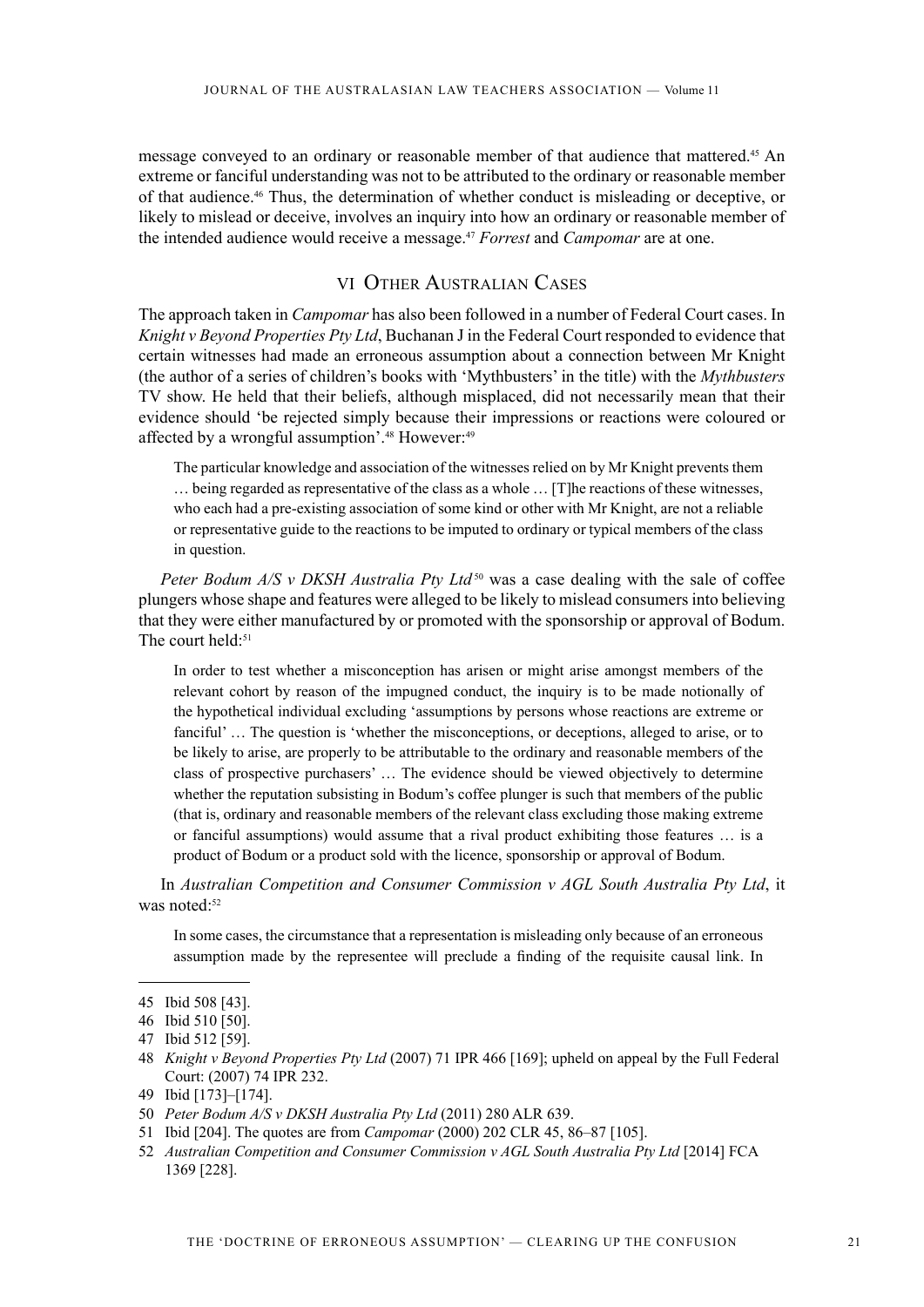message conveyed to an ordinary or reasonable member of that audience that mattered.[45] An extreme or fanciful understanding was not to be attributed to the ordinary or reasonable member of that audience.[46] Thus, the determination of whether conduct is misleading or deceptive, or likely to mislead or deceive, involves an inquiry into how an ordinary or reasonable member of the intended audience would receive a message.[47] *Forrest* and *Campomar* are at one.

## VI Other Australian Cases

The approach taken in *Campomar* has also been followed in a number of Federal Court cases. In *Knight v Beyond Properties Pty Ltd*, Buchanan J in the Federal Court responded to evidence that certain witnesses had made an erroneous assumption about a connection between Mr Knight (the author of a series of children's books with 'Mythbusters' in the title) with the *Mythbusters* TV show. He held that their beliefs, although misplaced, did not necessarily mean that their evidence should 'be rejected simply because their impressions or reactions were coloured or affected by a wrongful assumption'.[48] However:[49]

> The particular knowledge and association of the witnesses relied on by Mr Knight prevents them … being regarded as representative of the class as a whole … [T]he reactions of these witnesses, who each had a pre-existing association of some kind or other with Mr Knight, are not a reliable or representative guide to the reactions to be imputed to ordinary or typical members of the class in question.

*Peter Bodum A/S v DKSH Australia Pty Ltd*[50] was a case dealing with the sale of coffee plungers whose shape and features were alleged to be likely to mislead consumers into believing that they were either manufactured by or promoted with the sponsorship or approval of Bodum. The court held:[51]

> In order to test whether a misconception has arisen or might arise amongst members of the relevant cohort by reason of the impugned conduct, the inquiry is to be made notionally of the hypothetical individual excluding 'assumptions by persons whose reactions are extreme or fanciful' … The question is 'whether the misconceptions, or deceptions, alleged to arise, or to be likely to arise, are properly to be attributable to the ordinary and reasonable members of the class of prospective purchasers' … The evidence should be viewed objectively to determine whether the reputation subsisting in Bodum's coffee plunger is such that members of the public (that is, ordinary and reasonable members of the relevant class excluding those making extreme or fanciful assumptions) would assume that a rival product exhibiting those features … is a product of Bodum or a product sold with the licence, sponsorship or approval of Bodum.

In *Australian Competition and Consumer Commission v AGL South Australia Pty Ltd*, it was noted:[52]

> In some cases, the circumstance that a representation is misleading only because of an erroneous assumption made by the representee will preclude a finding of the requisite causal link. In

---

45 Ibid 508 [43].

46 Ibid 510 [50].

47 Ibid 512 [59].

48 *Knight v Beyond Properties Pty Ltd* (2007) 71 IPR 466 [169]; upheld on appeal by the Full Federal Court: (2007) 74 IPR 232.

49 Ibid [173]–[174].

50 *Peter Bodum A/S v DKSH Australia Pty Ltd* (2011) 280 ALR 639.

51 Ibid [204]. The quotes are from *Campomar* (2000) 202 CLR 45, 86–87 [105].

52 *Australian Competition and Consumer Commission v AGL South Australia Pty Ltd* [2014] FCA 1369 [228].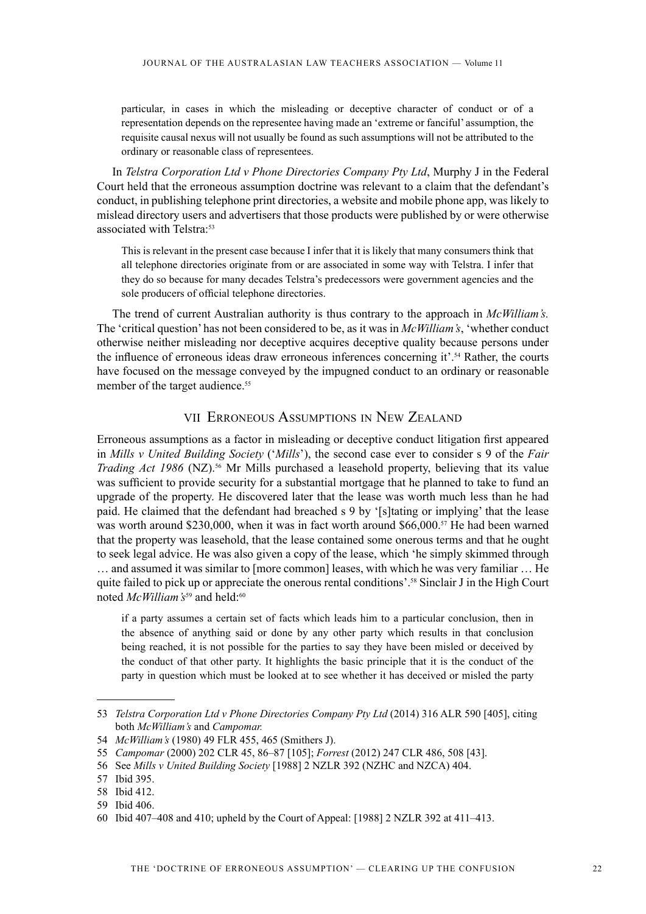particular, in cases in which the misleading or deceptive character of conduct or of a representation depends on the representee having made an 'extreme or fanciful' assumption, the requisite causal nexus will not usually be found as such assumptions will not be attributed to the ordinary or reasonable class of representees.

In *Telstra Corporation Ltd v Phone Directories Company Pty Ltd*, Murphy J in the Federal Court held that the erroneous assumption doctrine was relevant to a claim that the defendant's conduct, in publishing telephone print directories, a website and mobile phone app, was likely to mislead directory users and advertisers that those products were published by or were otherwise associated with Telstra:[53]

> This is relevant in the present case because I infer that it is likely that many consumers think that all telephone directories originate from or are associated in some way with Telstra. I infer that they do so because for many decades Telstra's predecessors were government agencies and the sole producers of official telephone directories.

The trend of current Australian authority is thus contrary to the approach in *McWilliam's*. The 'critical question' has not been considered to be, as it was in *McWilliam's*, 'whether conduct otherwise neither misleading nor deceptive acquires deceptive quality because persons under the influence of erroneous ideas draw erroneous inferences concerning it'.[54] Rather, the courts have focused on the message conveyed by the impugned conduct to an ordinary or reasonable member of the target audience.[55]

## VII Erroneous Assumptions in New Zealand

Erroneous assumptions as a factor in misleading or deceptive conduct litigation first appeared in *Mills v United Building Society* ('*Mills*'), the second case ever to consider s 9 of the *Fair Trading Act 1986* (NZ).[56] Mr Mills purchased a leasehold property, believing that its value was sufficient to provide security for a substantial mortgage that he planned to take to fund an upgrade of the property. He discovered later that the lease was worth much less than he had paid. He claimed that the defendant had breached s 9 by '[s]tating or implying' that the lease was worth around $230,000, when it was in fact worth around $66,000.[57] He had been warned that the property was leasehold, that the lease contained some onerous terms and that he ought to seek legal advice. He was also given a copy of the lease, which 'he simply skimmed through … and assumed it was similar to [more common] leases, with which he was very familiar … He quite failed to pick up or appreciate the onerous rental conditions'.[58] Sinclair J in the High Court noted *McWilliam's*[59] and held:[60]

> if a party assumes a certain set of facts which leads him to a particular conclusion, then in the absence of anything said or done by any other party which results in that conclusion being reached, it is not possible for the parties to say they have been misled or deceived by the conduct of that other party. It highlights the basic principle that it is the conduct of the party in question which must be looked at to see whether it has deceived or misled the party

---

53 *Telstra Corporation Ltd v Phone Directories Company Pty Ltd* (2014) 316 ALR 590 [405], citing both *McWilliam's* and *Campomar.*

54 *McWilliam's* (1980) 49 FLR 455, 465 (Smithers J).

55 *Campomar* (2000) 202 CLR 45, 86–87 [105]; *Forrest* (2012) 247 CLR 486, 508 [43].

56 See *Mills v United Building Society* [1988] 2 NZLR 392 (NZHC and NZCA) 404.

57 Ibid 395.

58 Ibid 412.

59 Ibid 406.

60 Ibid 407–408 and 410; upheld by the Court of Appeal: [1988] 2 NZLR 392 at 411–413.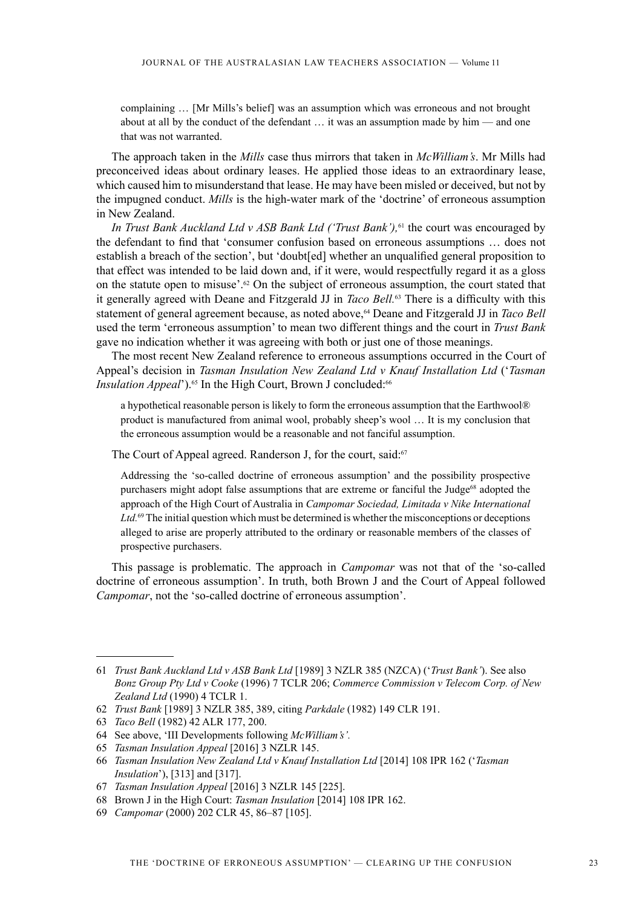> complaining … [Mr Mills's belief] was an assumption which was erroneous and not brought about at all by the conduct of the defendant … it was an assumption made by him — and one that was not warranted.

The approach taken in the *Mills* case thus mirrors that taken in *McWilliam's*. Mr Mills had preconceived ideas about ordinary leases. He applied those ideas to an extraordinary lease, which caused him to misunderstand that lease. He may have been misled or deceived, but not by the impugned conduct. *Mills* is the high-water mark of the 'doctrine' of erroneous assumption in New Zealand.

*In Trust Bank Auckland Ltd v ASB Bank Ltd ('Trust Bank'),*[61] the court was encouraged by the defendant to find that 'consumer confusion based on erroneous assumptions … does not establish a breach of the section', but 'doubt[ed] whether an unqualified general proposition to that effect was intended to be laid down and, if it were, would respectfully regard it as a gloss on the statute open to misuse'.[62] On the subject of erroneous assumption, the court stated that it generally agreed with Deane and Fitzgerald JJ in *Taco Bell*.[63] There is a difficulty with this statement of general agreement because, as noted above,[64] Deane and Fitzgerald JJ in *Taco Bell* used the term 'erroneous assumption' to mean two different things and the court in *Trust Bank* gave no indication whether it was agreeing with both or just one of those meanings.

The most recent New Zealand reference to erroneous assumptions occurred in the Court of Appeal's decision in *Tasman Insulation New Zealand Ltd v Knauf Installation Ltd* ('*Tasman Insulation Appeal*').[65] In the High Court, Brown J concluded:[66]

> a hypothetical reasonable person is likely to form the erroneous assumption that the Earthwool® product is manufactured from animal wool, probably sheep's wool … It is my conclusion that the erroneous assumption would be a reasonable and not fanciful assumption.

The Court of Appeal agreed. Randerson J, for the court, said:[67]

> Addressing the 'so-called doctrine of erroneous assumption' and the possibility prospective purchasers might adopt false assumptions that are extreme or fanciful the Judge[68] adopted the approach of the High Court of Australia in *Campomar Sociedad, Limitada v Nike International Ltd.*[69] The initial question which must be determined is whether the misconceptions or deceptions alleged to arise are properly attributed to the ordinary or reasonable members of the classes of prospective purchasers.

This passage is problematic. The approach in *Campomar* was not that of the 'so-called doctrine of erroneous assumption'. In truth, both Brown J and the Court of Appeal followed *Campomar*, not the 'so-called doctrine of erroneous assumption'.

---

61 *Trust Bank Auckland Ltd v ASB Bank Ltd* [1989] 3 NZLR 385 (NZCA) ('*Trust Bank'*). See also *Bonz Group Pty Ltd v Cooke* (1996) 7 TCLR 206; *Commerce Commission v Telecom Corp. of New Zealand Ltd* (1990) 4 TCLR 1.

62 *Trust Bank* [1989] 3 NZLR 385, 389, citing *Parkdale* (1982) 149 CLR 191.

63 *Taco Bell* (1982) 42 ALR 177, 200.

64 See above, 'III Developments following *McWilliam's'.*

65 *Tasman Insulation Appeal* [2016] 3 NZLR 145.

66 *Tasman Insulation New Zealand Ltd v Knauf Installation Ltd* [2014] 108 IPR 162 ('*Tasman Insulation*'), [313] and [317].

67 *Tasman Insulation Appeal* [2016] 3 NZLR 145 [225].

68 Brown J in the High Court: *Tasman Insulation* [2014] 108 IPR 162.

69 *Campomar* (2000) 202 CLR 45, 86–87 [105].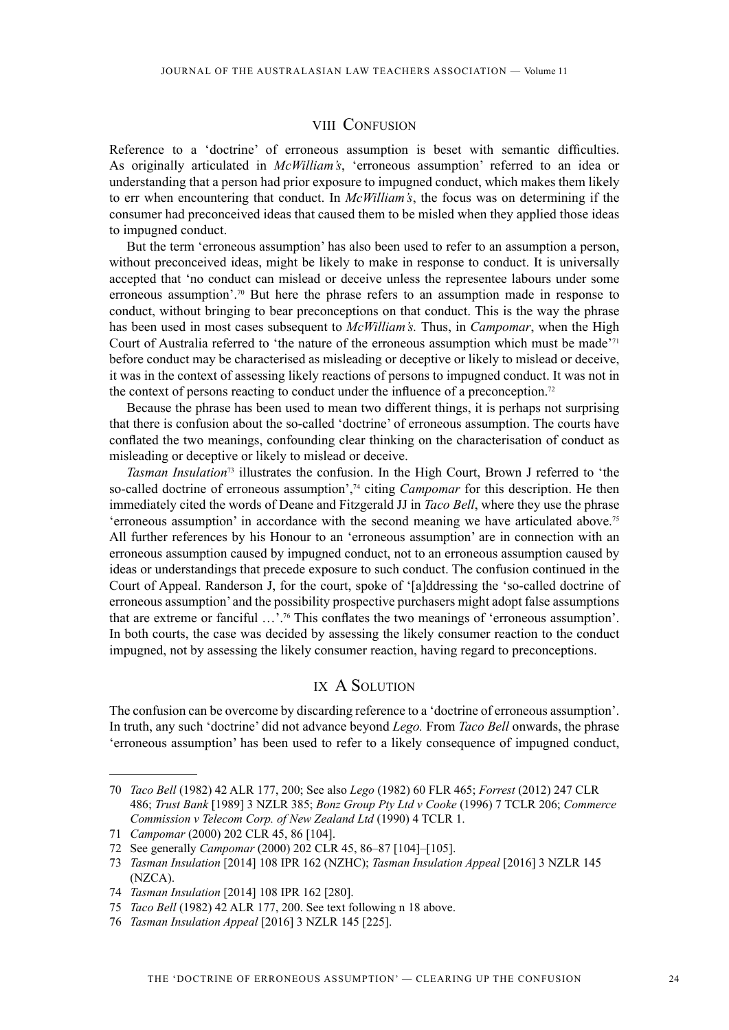## VIII Confusion

Reference to a 'doctrine' of erroneous assumption is beset with semantic difficulties. As originally articulated in *McWilliam's*, 'erroneous assumption' referred to an idea or understanding that a person had prior exposure to impugned conduct, which makes them likely to err when encountering that conduct. In *McWilliam's*, the focus was on determining if the consumer had preconceived ideas that caused them to be misled when they applied those ideas to impugned conduct.

But the term 'erroneous assumption' has also been used to refer to an assumption a person, without preconceived ideas, might be likely to make in response to conduct. It is universally accepted that 'no conduct can mislead or deceive unless the representee labours under some erroneous assumption'.[70] But here the phrase refers to an assumption made in response to conduct, without bringing to bear preconceptions on that conduct. This is the way the phrase has been used in most cases subsequent to *McWilliam's.* Thus, in *Campomar*, when the High Court of Australia referred to 'the nature of the erroneous assumption which must be made'[71] before conduct may be characterised as misleading or deceptive or likely to mislead or deceive, it was in the context of assessing likely reactions of persons to impugned conduct. It was not in the context of persons reacting to conduct under the influence of a preconception.[72]

Because the phrase has been used to mean two different things, it is perhaps not surprising that there is confusion about the so-called 'doctrine' of erroneous assumption. The courts have conflated the two meanings, confounding clear thinking on the characterisation of conduct as misleading or deceptive or likely to mislead or deceive.

*Tasman Insulation*[73] illustrates the confusion. In the High Court, Brown J referred to 'the so-called doctrine of erroneous assumption',[74] citing *Campomar* for this description. He then immediately cited the words of Deane and Fitzgerald JJ in *Taco Bell*, where they use the phrase 'erroneous assumption' in accordance with the second meaning we have articulated above.[75] All further references by his Honour to an 'erroneous assumption' are in connection with an erroneous assumption caused by impugned conduct, not to an erroneous assumption caused by ideas or understandings that precede exposure to such conduct. The confusion continued in the Court of Appeal. Randerson J, for the court, spoke of '[a]ddressing the 'so-called doctrine of erroneous assumption' and the possibility prospective purchasers might adopt false assumptions that are extreme or fanciful …'.[76] This conflates the two meanings of 'erroneous assumption'. In both courts, the case was decided by assessing the likely consumer reaction to the conduct impugned, not by assessing the likely consumer reaction, having regard to preconceptions.

## IX A Solution

The confusion can be overcome by discarding reference to a 'doctrine of erroneous assumption'. In truth, any such 'doctrine' did not advance beyond *Lego.* From *Taco Bell* onwards, the phrase 'erroneous assumption' has been used to refer to a likely consequence of impugned conduct,

---

70 *Taco Bell* (1982) 42 ALR 177, 200; See also *Lego* (1982) 60 FLR 465; *Forrest* (2012) 247 CLR 486; *Trust Bank* [1989] 3 NZLR 385; *Bonz Group Pty Ltd v Cooke* (1996) 7 TCLR 206; *Commerce Commission v Telecom Corp. of New Zealand Ltd* (1990) 4 TCLR 1.

71 *Campomar* (2000) 202 CLR 45, 86 [104].

72 See generally *Campomar* (2000) 202 CLR 45, 86–87 [104]–[105].

73 *Tasman Insulation* [2014] 108 IPR 162 (NZHC); *Tasman Insulation Appeal* [2016] 3 NZLR 145 (NZCA).

74 *Tasman Insulation* [2014] 108 IPR 162 [280].

75 *Taco Bell* (1982) 42 ALR 177, 200. See text following n 18 above.

76 *Tasman Insulation Appeal* [2016] 3 NZLR 145 [225].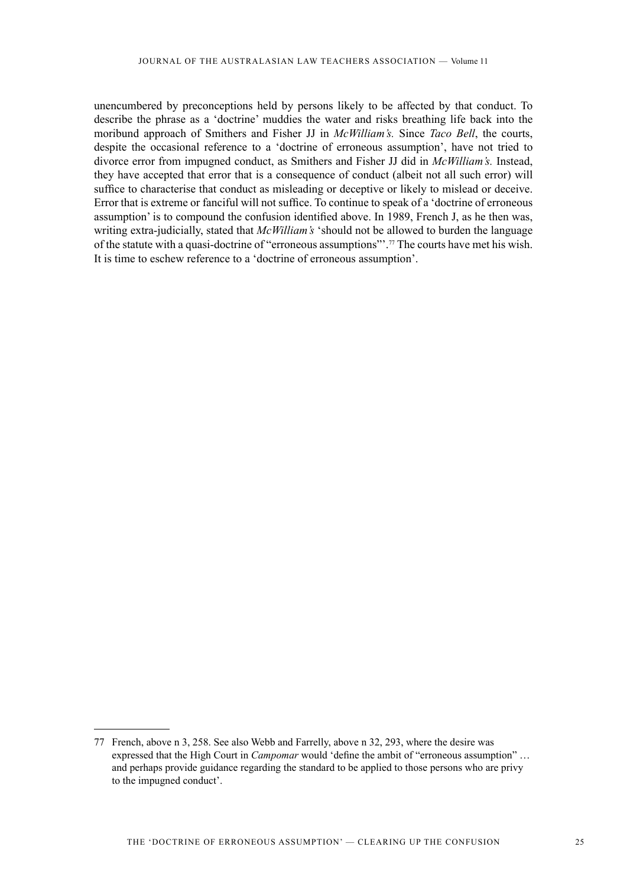unencumbered by preconceptions held by persons likely to be affected by that conduct. To describe the phrase as a 'doctrine' muddies the water and risks breathing life back into the moribund approach of Smithers and Fisher JJ in *McWilliam's.* Since *Taco Bell*, the courts, despite the occasional reference to a 'doctrine of erroneous assumption', have not tried to divorce error from impugned conduct, as Smithers and Fisher JJ did in *McWilliam's.* Instead, they have accepted that error that is a consequence of conduct (albeit not all such error) will suffice to characterise that conduct as misleading or deceptive or likely to mislead or deceive. Error that is extreme or fanciful will not suffice. To continue to speak of a 'doctrine of erroneous assumption' is to compound the confusion identified above. In 1989, French J, as he then was, writing extra-judicially, stated that *McWilliam's* 'should not be allowed to burden the language of the statute with a quasi-doctrine of "erroneous assumptions"'.[77] The courts have met his wish. It is time to eschew reference to a 'doctrine of erroneous assumption'.

---

77 French, above n 3, 258. See also Webb and Farrelly, above n 32, 293, where the desire was expressed that the High Court in *Campomar* would 'define the ambit of "erroneous assumption" … and perhaps provide guidance regarding the standard to be applied to those persons who are privy to the impugned conduct'.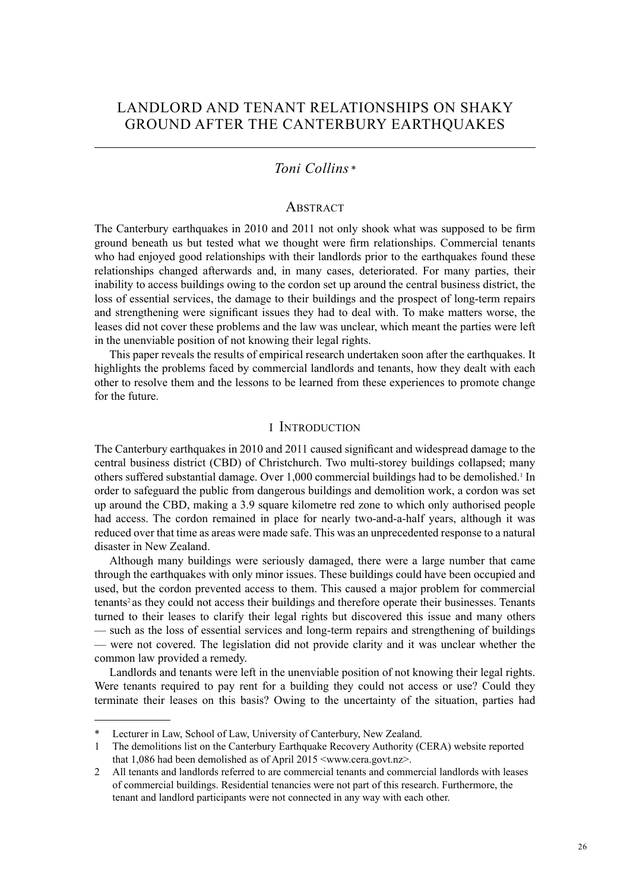# LANDLORD AND TENANT RELATIONSHIPS ON SHAKY GROUND AFTER THE CANTERBURY EARTHQUAKES

*Toni Collins* *

## Abstract

The Canterbury earthquakes in 2010 and 2011 not only shook what was supposed to be firm ground beneath us but tested what we thought were firm relationships. Commercial tenants who had enjoyed good relationships with their landlords prior to the earthquakes found these relationships changed afterwards and, in many cases, deteriorated. For many parties, their inability to access buildings owing to the cordon set up around the central business district, the loss of essential services, the damage to their buildings and the prospect of long-term repairs and strengthening were significant issues they had to deal with. To make matters worse, the leases did not cover these problems and the law was unclear, which meant the parties were left in the unenviable position of not knowing their legal rights.

This paper reveals the results of empirical research undertaken soon after the earthquakes. It highlights the problems faced by commercial landlords and tenants, how they dealt with each other to resolve them and the lessons to be learned from these experiences to promote change for the future.

## I Introduction

The Canterbury earthquakes in 2010 and 2011 caused significant and widespread damage to the central business district (CBD) of Christchurch. Two multi-storey buildings collapsed; many others suffered substantial damage. Over 1,000 commercial buildings had to be demolished.[1] In order to safeguard the public from dangerous buildings and demolition work, a cordon was set up around the CBD, making a 3.9 square kilometre red zone to which only authorised people had access. The cordon remained in place for nearly two-and-a-half years, although it was reduced over that time as areas were made safe. This was an unprecedented response to a natural disaster in New Zealand.

Although many buildings were seriously damaged, there were a large number that came through the earthquakes with only minor issues. These buildings could have been occupied and used, but the cordon prevented access to them. This caused a major problem for commercial tenants[2] as they could not access their buildings and therefore operate their businesses. Tenants turned to their leases to clarify their legal rights but discovered this issue and many others — such as the loss of essential services and long-term repairs and strengthening of buildings — were not covered. The legislation did not provide clarity and it was unclear whether the common law provided a remedy.

Landlords and tenants were left in the unenviable position of not knowing their legal rights. Were tenants required to pay rent for a building they could not access or use? Could they terminate their leases on this basis? Owing to the uncertainty of the situation, parties had

---

\* Lecturer in Law, School of Law, University of Canterbury, New Zealand.

1 The demolitions list on the Canterbury Earthquake Recovery Authority (CERA) website reported that 1,086 had been demolished as of April 2015 <www.cera.govt.nz>.

2 All tenants and landlords referred to are commercial tenants and commercial landlords with leases of commercial buildings. Residential tenancies were not part of this research. Furthermore, the tenant and landlord participants were not connected in any way with each other.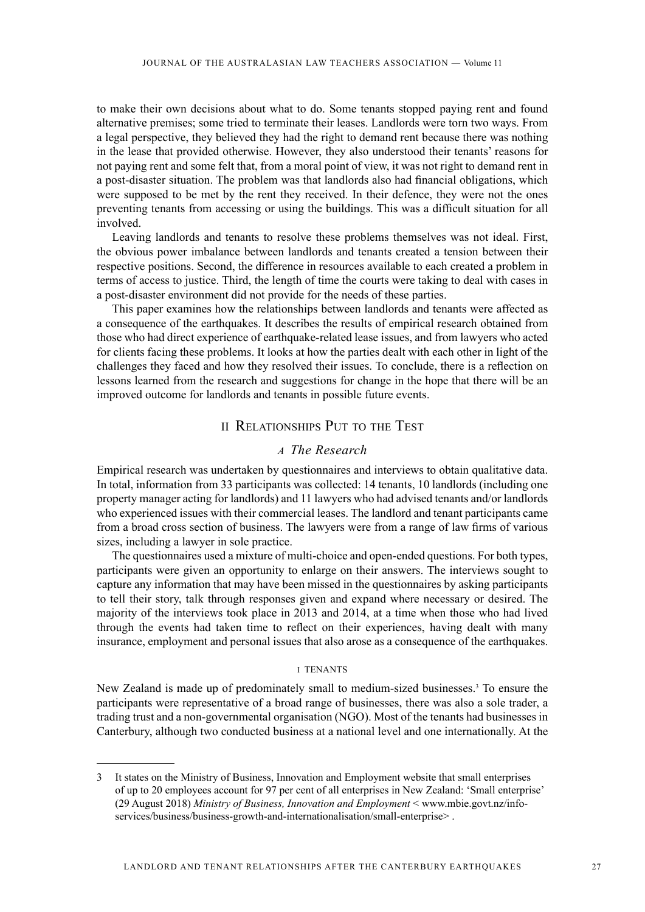to make their own decisions about what to do. Some tenants stopped paying rent and found alternative premises; some tried to terminate their leases. Landlords were torn two ways. From a legal perspective, they believed they had the right to demand rent because there was nothing in the lease that provided otherwise. However, they also understood their tenants' reasons for not paying rent and some felt that, from a moral point of view, it was not right to demand rent in a post-disaster situation. The problem was that landlords also had financial obligations, which were supposed to be met by the rent they received. In their defence, they were not the ones preventing tenants from accessing or using the buildings. This was a difficult situation for all involved.

Leaving landlords and tenants to resolve these problems themselves was not ideal. First, the obvious power imbalance between landlords and tenants created a tension between their respective positions. Second, the difference in resources available to each created a problem in terms of access to justice. Third, the length of time the courts were taking to deal with cases in a post-disaster environment did not provide for the needs of these parties.

This paper examines how the relationships between landlords and tenants were affected as a consequence of the earthquakes. It describes the results of empirical research obtained from those who had direct experience of earthquake-related lease issues, and from lawyers who acted for clients facing these problems. It looks at how the parties dealt with each other in light of the challenges they faced and how they resolved their issues. To conclude, there is a reflection on lessons learned from the research and suggestions for change in the hope that there will be an improved outcome for landlords and tenants in possible future events.

## II Relationships Put to the Test

### *A The Research*

Empirical research was undertaken by questionnaires and interviews to obtain qualitative data. In total, information from 33 participants was collected: 14 tenants, 10 landlords (including one property manager acting for landlords) and 11 lawyers who had advised tenants and/or landlords who experienced issues with their commercial leases. The landlord and tenant participants came from a broad cross section of business. The lawyers were from a range of law firms of various sizes, including a lawyer in sole practice.

The questionnaires used a mixture of multi-choice and open-ended questions. For both types, participants were given an opportunity to enlarge on their answers. The interviews sought to capture any information that may have been missed in the questionnaires by asking participants to tell their story, talk through responses given and expand where necessary or desired. The majority of the interviews took place in 2013 and 2014, at a time when those who had lived through the events had taken time to reflect on their experiences, having dealt with many insurance, employment and personal issues that also arose as a consequence of the earthquakes.

#### 1 Tenants

New Zealand is made up of predominately small to medium-sized businesses.[3] To ensure the participants were representative of a broad range of businesses, there was also a sole trader, a trading trust and a non-governmental organisation (NGO). Most of the tenants had businesses in Canterbury, although two conducted business at a national level and one internationally. At the

---

3 It states on the Ministry of Business, Innovation and Employment website that small enterprises of up to 20 employees account for 97 per cent of all enterprises in New Zealand: 'Small enterprise' (29 August 2018) *Ministry of Business, Innovation and Employment* < www.mbie.govt.nz/info-services/business/business-growth-and-internationalisation/small-enterprise> .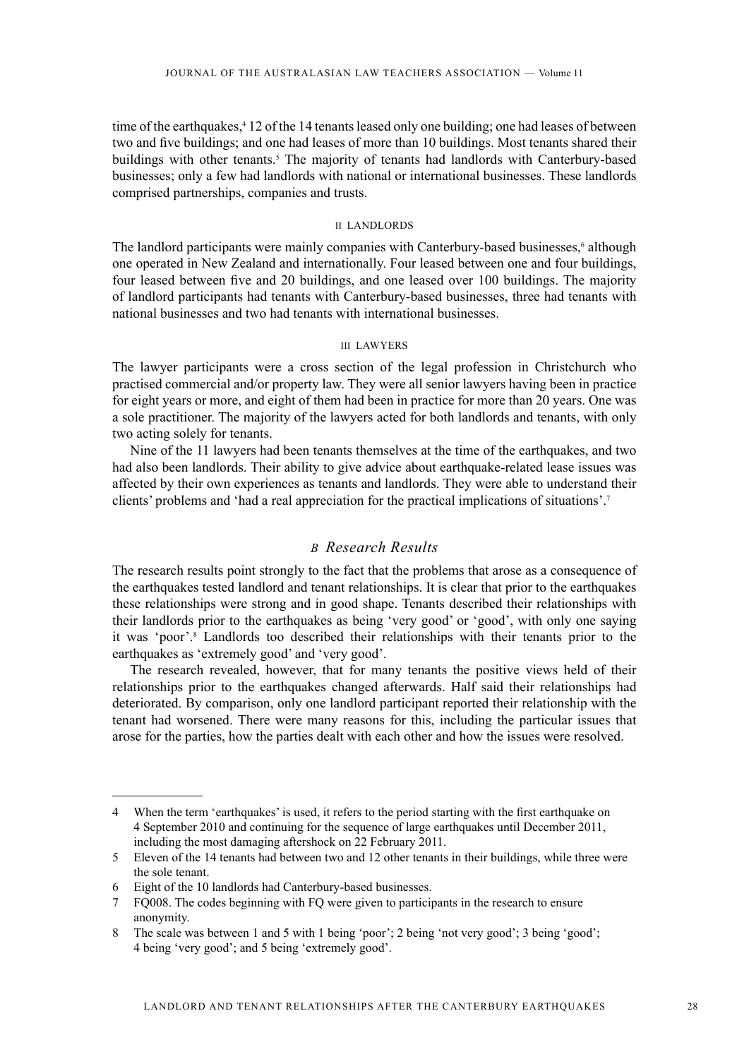time of the earthquakes,[4] 12 of the 14 tenants leased only one building; one had leases of between two and five buildings; and one had leases of more than 10 buildings. Most tenants shared their buildings with other tenants.[5] The majority of tenants had landlords with Canterbury-based businesses; only a few had landlords with national or international businesses. These landlords comprised partnerships, companies and trusts.

### II Landlords

The landlord participants were mainly companies with Canterbury-based businesses,[6] although one operated in New Zealand and internationally. Four leased between one and four buildings, four leased between five and 20 buildings, and one leased over 100 buildings. The majority of landlord participants had tenants with Canterbury-based businesses, three had tenants with national businesses and two had tenants with international businesses.

### III Lawyers

The lawyer participants were a cross section of the legal profession in Christchurch who practised commercial and/or property law. They were all senior lawyers having been in practice for eight years or more, and eight of them had been in practice for more than 20 years. One was a sole practitioner. The majority of the lawyers acted for both landlords and tenants, with only two acting solely for tenants.

Nine of the 11 lawyers had been tenants themselves at the time of the earthquakes, and two had also been landlords. Their ability to give advice about earthquake-related lease issues was affected by their own experiences as tenants and landlords. They were able to understand their clients' problems and 'had a real appreciation for the practical implications of situations'.[7]

## *B Research Results*

The research results point strongly to the fact that the problems that arose as a consequence of the earthquakes tested landlord and tenant relationships. It is clear that prior to the earthquakes these relationships were strong and in good shape. Tenants described their relationships with their landlords prior to the earthquakes as being 'very good' or 'good', with only one saying it was 'poor'.[8] Landlords too described their relationships with their tenants prior to the earthquakes as 'extremely good' and 'very good'.

The research revealed, however, that for many tenants the positive views held of their relationships prior to the earthquakes changed afterwards. Half said their relationships had deteriorated. By comparison, only one landlord participant reported their relationship with the tenant had worsened. There were many reasons for this, including the particular issues that arose for the parties, how the parties dealt with each other and how the issues were resolved.

---

4 When the term 'earthquakes' is used, it refers to the period starting with the first earthquake on 4 September 2010 and continuing for the sequence of large earthquakes until December 2011, including the most damaging aftershock on 22 February 2011.

5 Eleven of the 14 tenants had between two and 12 other tenants in their buildings, while three were the sole tenant.

6 Eight of the 10 landlords had Canterbury-based businesses.

7 FQ008. The codes beginning with FQ were given to participants in the research to ensure anonymity.

8 The scale was between 1 and 5 with 1 being 'poor'; 2 being 'not very good'; 3 being 'good'; 4 being 'very good'; and 5 being 'extremely good'.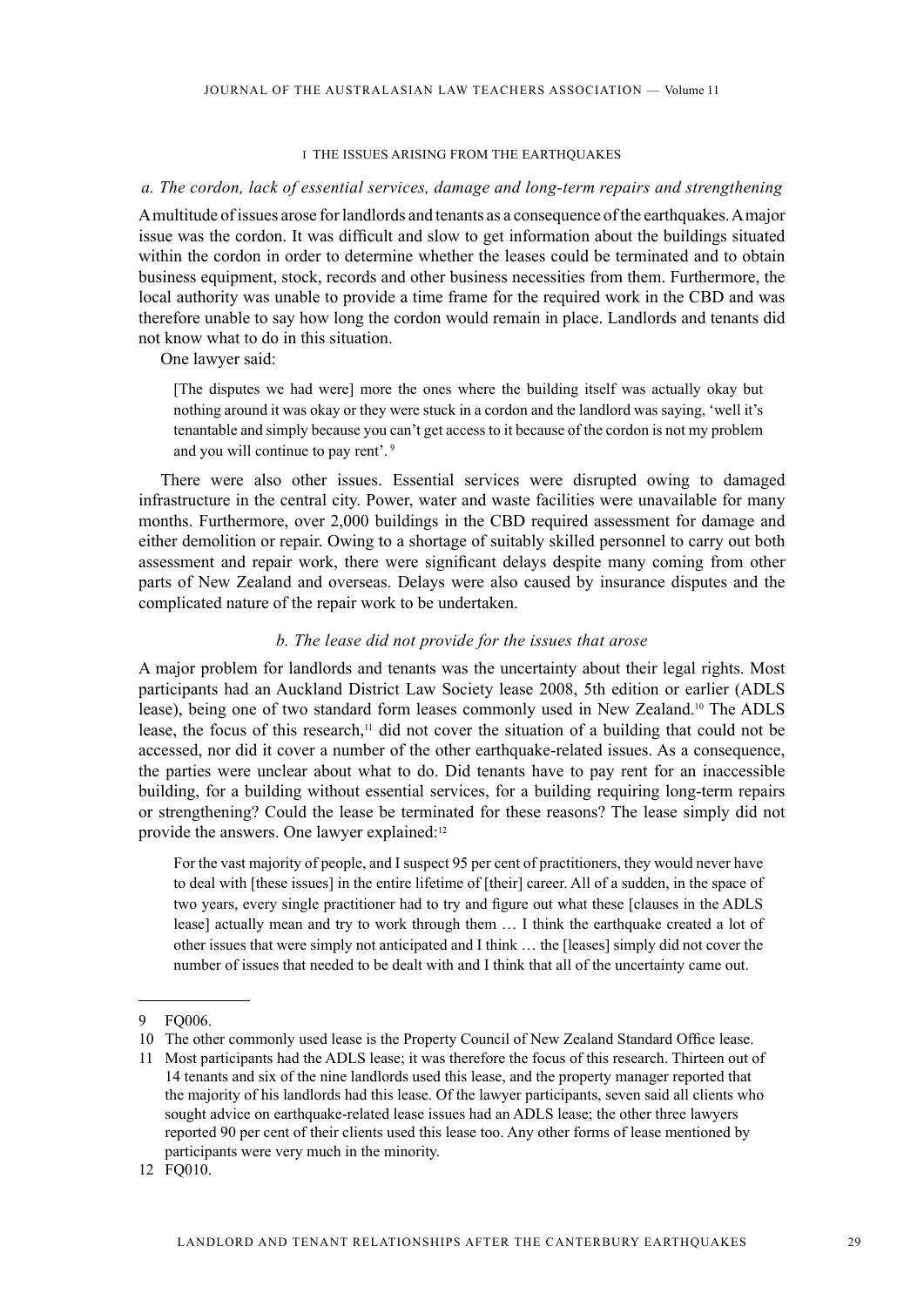## I THE ISSUES ARISING FROM THE EARTHQUAKES

### *a. The cordon, lack of essential services, damage and long-term repairs and strengthening*

A multitude of issues arose for landlords and tenants as a consequence of the earthquakes. A major issue was the cordon. It was difficult and slow to get information about the buildings situated within the cordon in order to determine whether the leases could be terminated and to obtain business equipment, stock, records and other business necessities from them. Furthermore, the local authority was unable to provide a time frame for the required work in the CBD and was therefore unable to say how long the cordon would remain in place. Landlords and tenants did not know what to do in this situation.

One lawyer said:

> [The disputes we had were] more the ones where the building itself was actually okay but nothing around it was okay or they were stuck in a cordon and the landlord was saying, 'well it's tenantable and simply because you can't get access to it because of the cordon is not my problem and you will continue to pay rent'. [9]

There were also other issues. Essential services were disrupted owing to damaged infrastructure in the central city. Power, water and waste facilities were unavailable for many months. Furthermore, over 2,000 buildings in the CBD required assessment for damage and either demolition or repair. Owing to a shortage of suitably skilled personnel to carry out both assessment and repair work, there were significant delays despite many coming from other parts of New Zealand and overseas. Delays were also caused by insurance disputes and the complicated nature of the repair work to be undertaken.

### *b. The lease did not provide for the issues that arose*

A major problem for landlords and tenants was the uncertainty about their legal rights. Most participants had an Auckland District Law Society lease 2008, 5th edition or earlier (ADLS lease), being one of two standard form leases commonly used in New Zealand.[10] The ADLS lease, the focus of this research,[11] did not cover the situation of a building that could not be accessed, nor did it cover a number of the other earthquake-related issues. As a consequence, the parties were unclear about what to do. Did tenants have to pay rent for an inaccessible building, for a building without essential services, for a building requiring long-term repairs or strengthening? Could the lease be terminated for these reasons? The lease simply did not provide the answers. One lawyer explained:[12]

> For the vast majority of people, and I suspect 95 per cent of practitioners, they would never have to deal with [these issues] in the entire lifetime of [their] career. All of a sudden, in the space of two years, every single practitioner had to try and figure out what these [clauses in the ADLS lease] actually mean and try to work through them … I think the earthquake created a lot of other issues that were simply not anticipated and I think … the [leases] simply did not cover the number of issues that needed to be dealt with and I think that all of the uncertainty came out.

---

9 FQ006.

10 The other commonly used lease is the Property Council of New Zealand Standard Office lease.

11 Most participants had the ADLS lease; it was therefore the focus of this research. Thirteen out of 14 tenants and six of the nine landlords used this lease, and the property manager reported that the majority of his landlords had this lease. Of the lawyer participants, seven said all clients who sought advice on earthquake-related lease issues had an ADLS lease; the other three lawyers reported 90 per cent of their clients used this lease too. Any other forms of lease mentioned by participants were very much in the minority.

12 FQ010.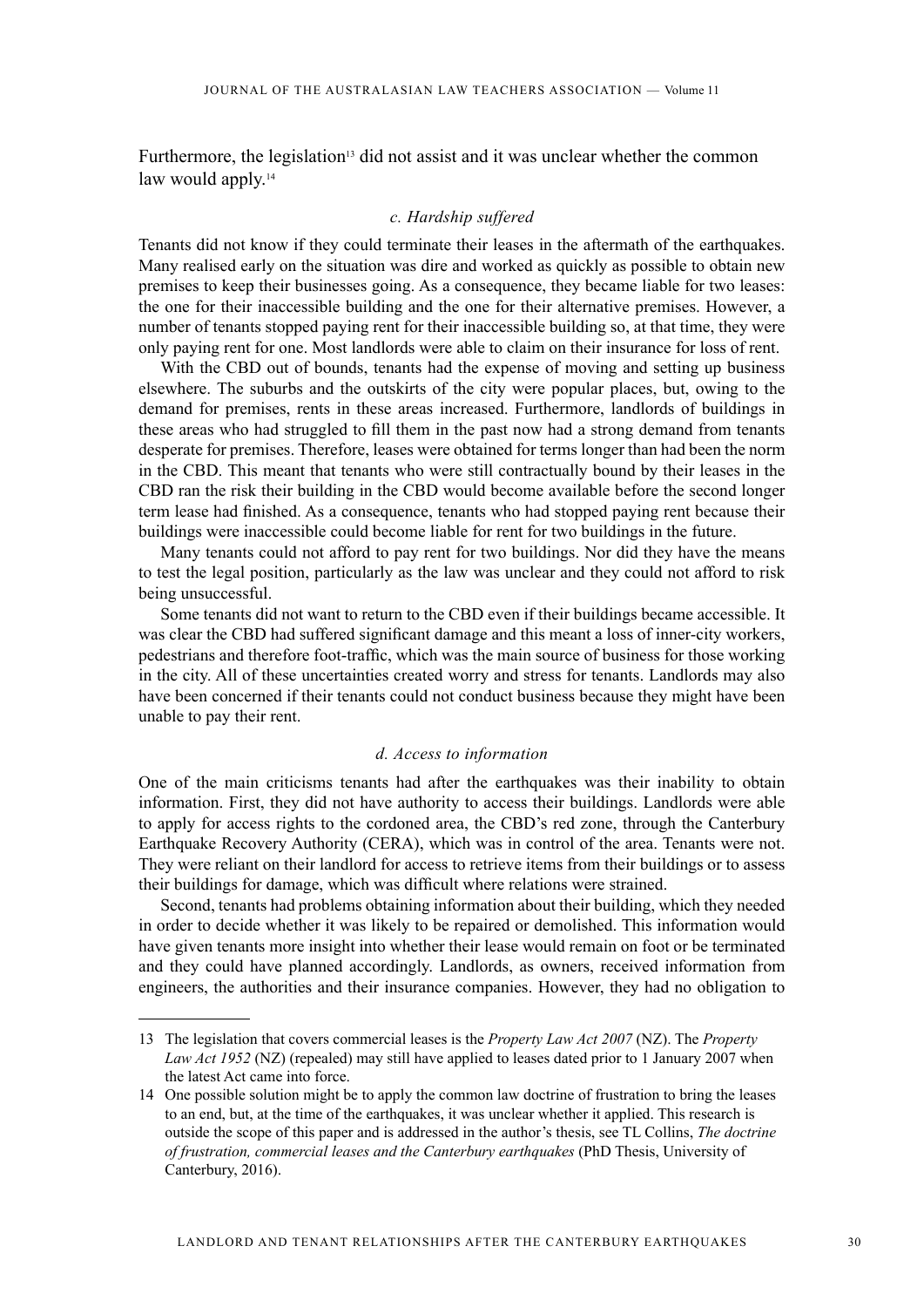Furthermore, the legislation[13] did not assist and it was unclear whether the common law would apply.[14]

### *c. Hardship suffered*

Tenants did not know if they could terminate their leases in the aftermath of the earthquakes. Many realised early on the situation was dire and worked as quickly as possible to obtain new premises to keep their businesses going. As a consequence, they became liable for two leases: the one for their inaccessible building and the one for their alternative premises. However, a number of tenants stopped paying rent for their inaccessible building so, at that time, they were only paying rent for one. Most landlords were able to claim on their insurance for loss of rent.

With the CBD out of bounds, tenants had the expense of moving and setting up business elsewhere. The suburbs and the outskirts of the city were popular places, but, owing to the demand for premises, rents in these areas increased. Furthermore, landlords of buildings in these areas who had struggled to fill them in the past now had a strong demand from tenants desperate for premises. Therefore, leases were obtained for terms longer than had been the norm in the CBD. This meant that tenants who were still contractually bound by their leases in the CBD ran the risk their building in the CBD would become available before the second longer term lease had finished. As a consequence, tenants who had stopped paying rent because their buildings were inaccessible could become liable for rent for two buildings in the future.

Many tenants could not afford to pay rent for two buildings. Nor did they have the means to test the legal position, particularly as the law was unclear and they could not afford to risk being unsuccessful.

Some tenants did not want to return to the CBD even if their buildings became accessible. It was clear the CBD had suffered significant damage and this meant a loss of inner-city workers, pedestrians and therefore foot-traffic, which was the main source of business for those working in the city. All of these uncertainties created worry and stress for tenants. Landlords may also have been concerned if their tenants could not conduct business because they might have been unable to pay their rent.

### *d. Access to information*

One of the main criticisms tenants had after the earthquakes was their inability to obtain information. First, they did not have authority to access their buildings. Landlords were able to apply for access rights to the cordoned area, the CBD's red zone, through the Canterbury Earthquake Recovery Authority (CERA), which was in control of the area. Tenants were not. They were reliant on their landlord for access to retrieve items from their buildings or to assess their buildings for damage, which was difficult where relations were strained.

Second, tenants had problems obtaining information about their building, which they needed in order to decide whether it was likely to be repaired or demolished. This information would have given tenants more insight into whether their lease would remain on foot or be terminated and they could have planned accordingly. Landlords, as owners, received information from engineers, the authorities and their insurance companies. However, they had no obligation to

---

13 The legislation that covers commercial leases is the *Property Law Act 2007* (NZ). The *Property Law Act 1952* (NZ) (repealed) may still have applied to leases dated prior to 1 January 2007 when the latest Act came into force.

14 One possible solution might be to apply the common law doctrine of frustration to bring the leases to an end, but, at the time of the earthquakes, it was unclear whether it applied. This research is outside the scope of this paper and is addressed in the author's thesis, see TL Collins, *The doctrine of frustration, commercial leases and the Canterbury earthquakes* (PhD Thesis, University of Canterbury, 2016).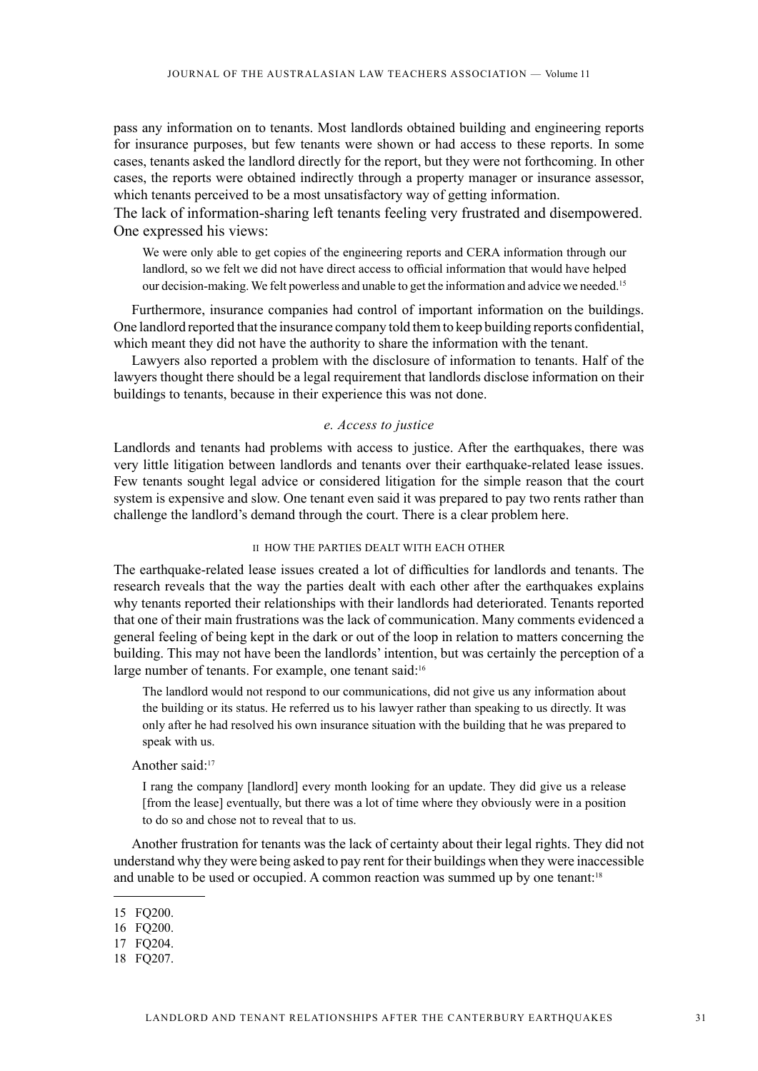pass any information on to tenants. Most landlords obtained building and engineering reports for insurance purposes, but few tenants were shown or had access to these reports. In some cases, tenants asked the landlord directly for the report, but they were not forthcoming. In other cases, the reports were obtained indirectly through a property manager or insurance assessor, which tenants perceived to be a most unsatisfactory way of getting information.

The lack of information-sharing left tenants feeling very frustrated and disempowered. One expressed his views:

> We were only able to get copies of the engineering reports and CERA information through our landlord, so we felt we did not have direct access to official information that would have helped our decision-making. We felt powerless and unable to get the information and advice we needed.[15]

Furthermore, insurance companies had control of important information on the buildings. One landlord reported that the insurance company told them to keep building reports confidential, which meant they did not have the authority to share the information with the tenant.

Lawyers also reported a problem with the disclosure of information to tenants. Half of the lawyers thought there should be a legal requirement that landlords disclose information on their buildings to tenants, because in their experience this was not done.

#### *e. Access to justice*

Landlords and tenants had problems with access to justice. After the earthquakes, there was very little litigation between landlords and tenants over their earthquake-related lease issues. Few tenants sought legal advice or considered litigation for the simple reason that the court system is expensive and slow. One tenant even said it was prepared to pay two rents rather than challenge the landlord's demand through the court. There is a clear problem here.

## II How the Parties Dealt with Each Other

The earthquake-related lease issues created a lot of difficulties for landlords and tenants. The research reveals that the way the parties dealt with each other after the earthquakes explains why tenants reported their relationships with their landlords had deteriorated. Tenants reported that one of their main frustrations was the lack of communication. Many comments evidenced a general feeling of being kept in the dark or out of the loop in relation to matters concerning the building. This may not have been the landlords' intention, but was certainly the perception of a large number of tenants. For example, one tenant said:[16]

> The landlord would not respond to our communications, did not give us any information about the building or its status. He referred us to his lawyer rather than speaking to us directly. It was only after he had resolved his own insurance situation with the building that he was prepared to speak with us.

Another said:[17]

> I rang the company [landlord] every month looking for an update. They did give us a release [from the lease] eventually, but there was a lot of time where they obviously were in a position to do so and chose not to reveal that to us.

Another frustration for tenants was the lack of certainty about their legal rights. They did not understand why they were being asked to pay rent for their buildings when they were inaccessible and unable to be used or occupied. A common reaction was summed up by one tenant:[18]

---

15 FQ200.

16 FQ200.

17 FQ204.

18 FQ207.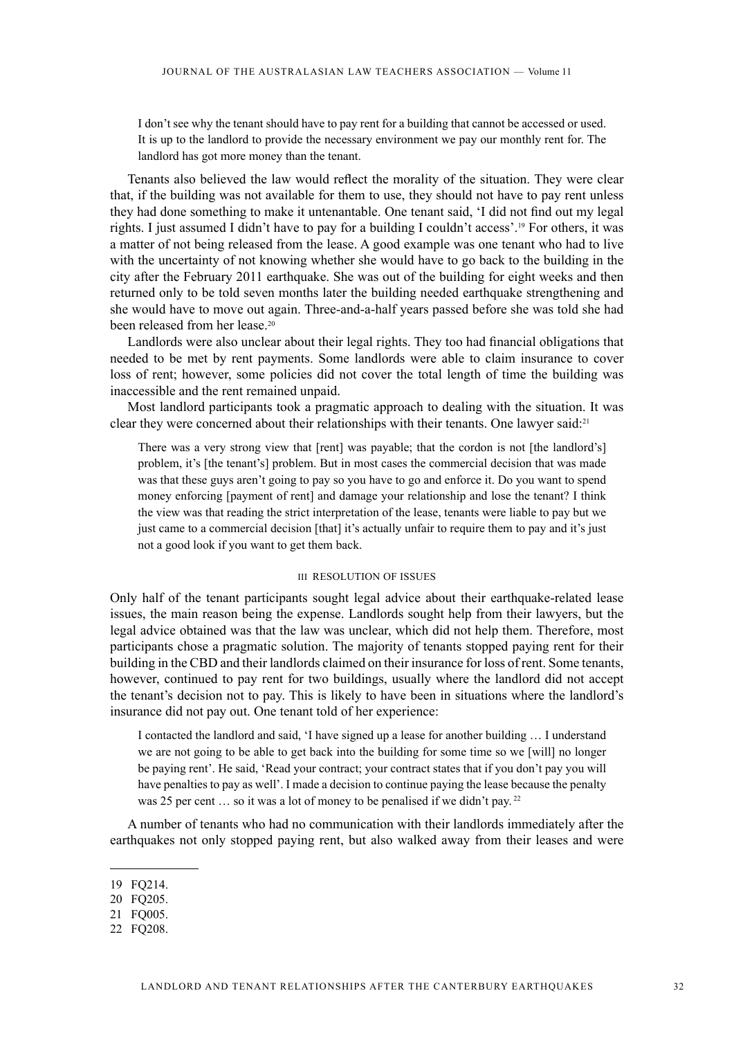> I don't see why the tenant should have to pay rent for a building that cannot be accessed or used. It is up to the landlord to provide the necessary environment we pay our monthly rent for. The landlord has got more money than the tenant.

Tenants also believed the law would reflect the morality of the situation. They were clear that, if the building was not available for them to use, they should not have to pay rent unless they had done something to make it untenantable. One tenant said, 'I did not find out my legal rights. I just assumed I didn't have to pay for a building I couldn't access'.[19] For others, it was a matter of not being released from the lease. A good example was one tenant who had to live with the uncertainty of not knowing whether she would have to go back to the building in the city after the February 2011 earthquake. She was out of the building for eight weeks and then returned only to be told seven months later the building needed earthquake strengthening and she would have to move out again. Three-and-a-half years passed before she was told she had been released from her lease.[20]

Landlords were also unclear about their legal rights. They too had financial obligations that needed to be met by rent payments. Some landlords were able to claim insurance to cover loss of rent; however, some policies did not cover the total length of time the building was inaccessible and the rent remained unpaid.

Most landlord participants took a pragmatic approach to dealing with the situation. It was clear they were concerned about their relationships with their tenants. One lawyer said:[21]

> There was a very strong view that [rent] was payable; that the cordon is not [the landlord's] problem, it's [the tenant's] problem. But in most cases the commercial decision that was made was that these guys aren't going to pay so you have to go and enforce it. Do you want to spend money enforcing [payment of rent] and damage your relationship and lose the tenant? I think the view was that reading the strict interpretation of the lease, tenants were liable to pay but we just came to a commercial decision [that] it's actually unfair to require them to pay and it's just not a good look if you want to get them back.

## III Resolution of Issues

Only half of the tenant participants sought legal advice about their earthquake-related lease issues, the main reason being the expense. Landlords sought help from their lawyers, but the legal advice obtained was that the law was unclear, which did not help them. Therefore, most participants chose a pragmatic solution. The majority of tenants stopped paying rent for their building in the CBD and their landlords claimed on their insurance for loss of rent. Some tenants, however, continued to pay rent for two buildings, usually where the landlord did not accept the tenant's decision not to pay. This is likely to have been in situations where the landlord's insurance did not pay out. One tenant told of her experience:

> I contacted the landlord and said, 'I have signed up a lease for another building … I understand we are not going to be able to get back into the building for some time so we [will] no longer be paying rent'. He said, 'Read your contract; your contract states that if you don't pay you will have penalties to pay as well'. I made a decision to continue paying the lease because the penalty was 25 per cent … so it was a lot of money to be penalised if we didn't pay.[22]

A number of tenants who had no communication with their landlords immediately after the earthquakes not only stopped paying rent, but also walked away from their leases and were

---

19 FQ214.

20 FQ205.

21 FQ005.

22 FQ208.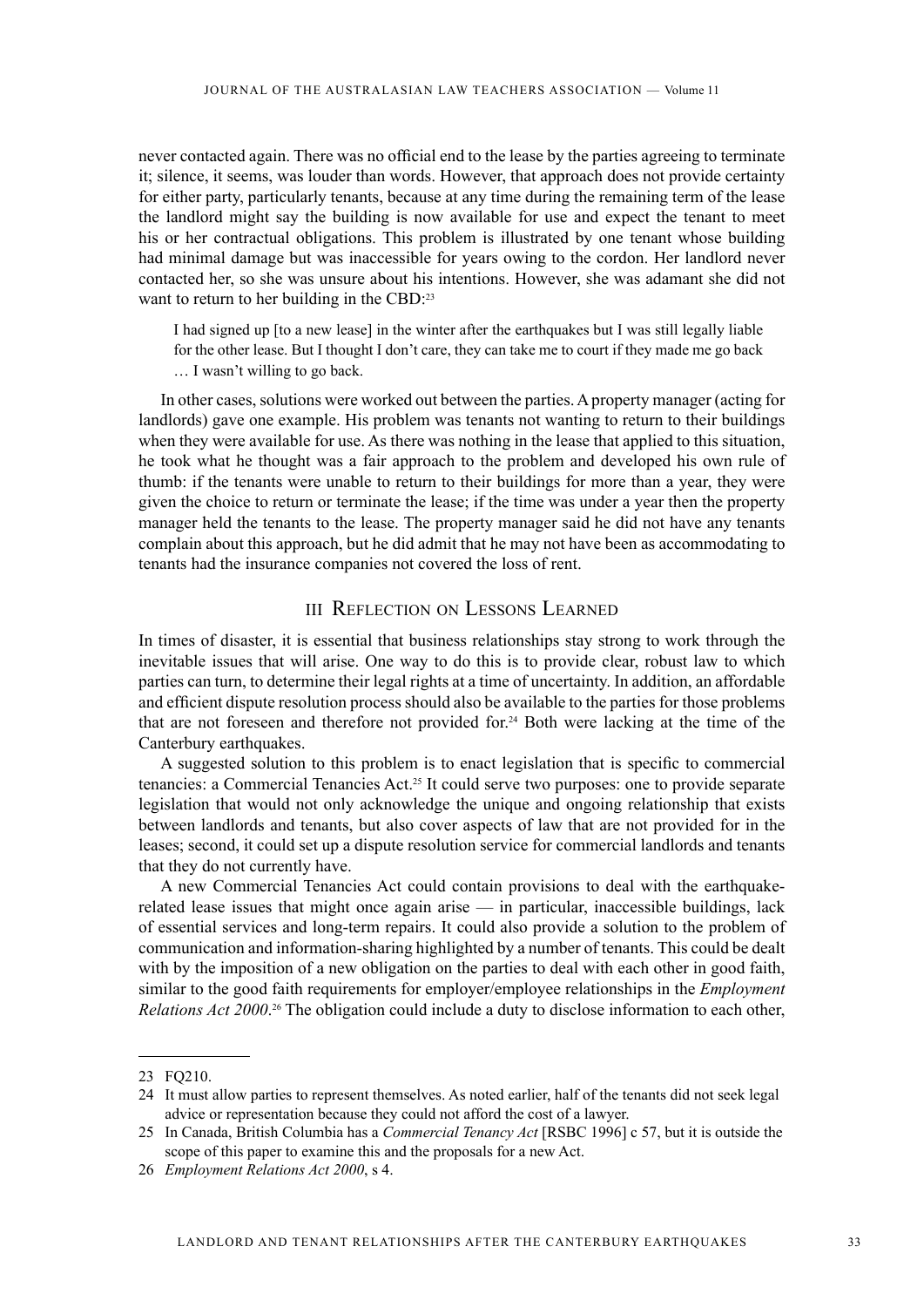never contacted again. There was no official end to the lease by the parties agreeing to terminate it; silence, it seems, was louder than words. However, that approach does not provide certainty for either party, particularly tenants, because at any time during the remaining term of the lease the landlord might say the building is now available for use and expect the tenant to meet his or her contractual obligations. This problem is illustrated by one tenant whose building had minimal damage but was inaccessible for years owing to the cordon. Her landlord never contacted her, so she was unsure about his intentions. However, she was adamant she did not want to return to her building in the CBD:[23]

> I had signed up [to a new lease] in the winter after the earthquakes but I was still legally liable for the other lease. But I thought I don't care, they can take me to court if they made me go back … I wasn't willing to go back.

In other cases, solutions were worked out between the parties. A property manager (acting for landlords) gave one example. His problem was tenants not wanting to return to their buildings when they were available for use. As there was nothing in the lease that applied to this situation, he took what he thought was a fair approach to the problem and developed his own rule of thumb: if the tenants were unable to return to their buildings for more than a year, they were given the choice to return or terminate the lease; if the time was under a year then the property manager held the tenants to the lease. The property manager said he did not have any tenants complain about this approach, but he did admit that he may not have been as accommodating to tenants had the insurance companies not covered the loss of rent.

## III Reflection on Lessons Learned

In times of disaster, it is essential that business relationships stay strong to work through the inevitable issues that will arise. One way to do this is to provide clear, robust law to which parties can turn, to determine their legal rights at a time of uncertainty. In addition, an affordable and efficient dispute resolution process should also be available to the parties for those problems that are not foreseen and therefore not provided for.[24] Both were lacking at the time of the Canterbury earthquakes.

A suggested solution to this problem is to enact legislation that is specific to commercial tenancies: a Commercial Tenancies Act.[25] It could serve two purposes: one to provide separate legislation that would not only acknowledge the unique and ongoing relationship that exists between landlords and tenants, but also cover aspects of law that are not provided for in the leases; second, it could set up a dispute resolution service for commercial landlords and tenants that they do not currently have.

A new Commercial Tenancies Act could contain provisions to deal with the earthquake-related lease issues that might once again arise — in particular, inaccessible buildings, lack of essential services and long-term repairs. It could also provide a solution to the problem of communication and information-sharing highlighted by a number of tenants. This could be dealt with by the imposition of a new obligation on the parties to deal with each other in good faith, similar to the good faith requirements for employer/employee relationships in the *Employment Relations Act 2000*.[26] The obligation could include a duty to disclose information to each other,

---

23 FQ210.

24 It must allow parties to represent themselves. As noted earlier, half of the tenants did not seek legal advice or representation because they could not afford the cost of a lawyer.

25 In Canada, British Columbia has a *Commercial Tenancy Act* [RSBC 1996] c 57, but it is outside the scope of this paper to examine this and the proposals for a new Act.

26 *Employment Relations Act 2000*, s 4.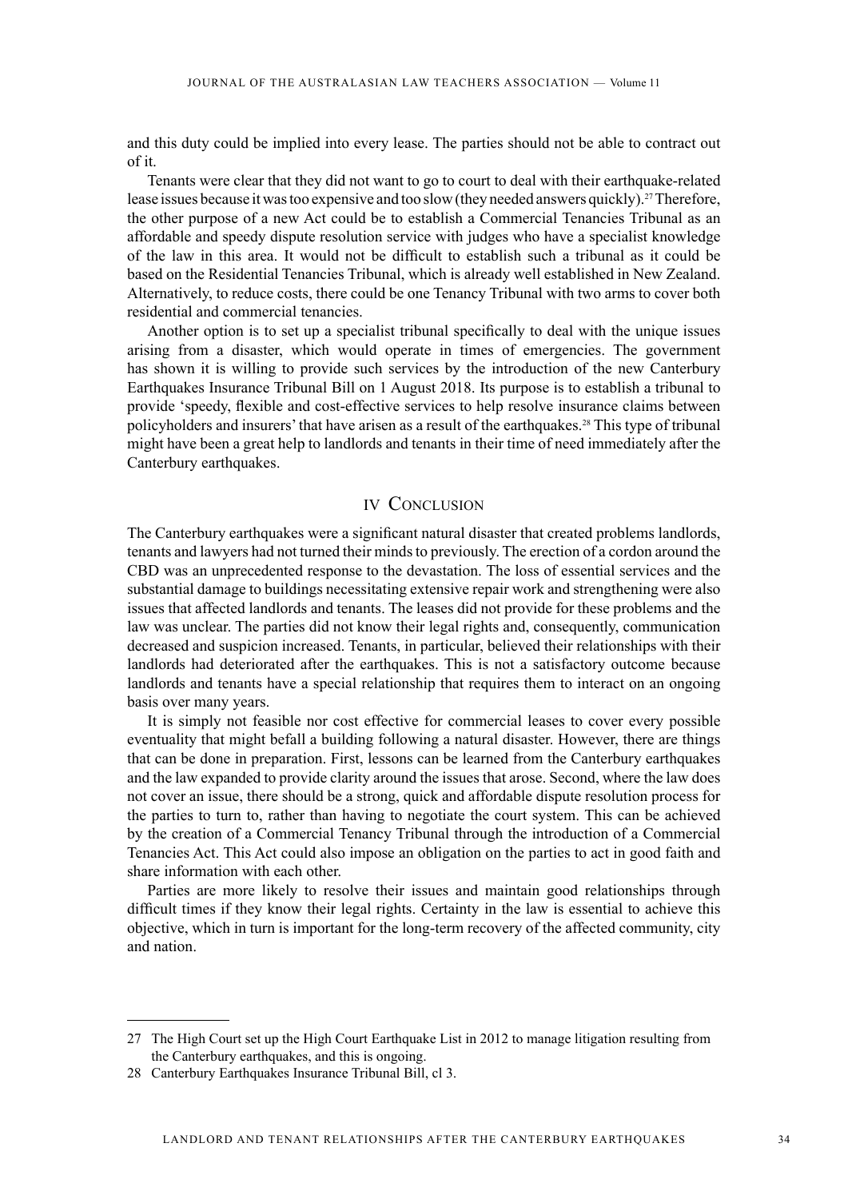and this duty could be implied into every lease. The parties should not be able to contract out of it.

Tenants were clear that they did not want to go to court to deal with their earthquake-related lease issues because it was too expensive and too slow (they needed answers quickly).[27] Therefore, the other purpose of a new Act could be to establish a Commercial Tenancies Tribunal as an affordable and speedy dispute resolution service with judges who have a specialist knowledge of the law in this area. It would not be difficult to establish such a tribunal as it could be based on the Residential Tenancies Tribunal, which is already well established in New Zealand. Alternatively, to reduce costs, there could be one Tenancy Tribunal with two arms to cover both residential and commercial tenancies.

Another option is to set up a specialist tribunal specifically to deal with the unique issues arising from a disaster, which would operate in times of emergencies. The government has shown it is willing to provide such services by the introduction of the new Canterbury Earthquakes Insurance Tribunal Bill on 1 August 2018. Its purpose is to establish a tribunal to provide 'speedy, flexible and cost-effective services to help resolve insurance claims between policyholders and insurers' that have arisen as a result of the earthquakes.[28] This type of tribunal might have been a great help to landlords and tenants in their time of need immediately after the Canterbury earthquakes.

## IV Conclusion

The Canterbury earthquakes were a significant natural disaster that created problems landlords, tenants and lawyers had not turned their minds to previously. The erection of a cordon around the CBD was an unprecedented response to the devastation. The loss of essential services and the substantial damage to buildings necessitating extensive repair work and strengthening were also issues that affected landlords and tenants. The leases did not provide for these problems and the law was unclear. The parties did not know their legal rights and, consequently, communication decreased and suspicion increased. Tenants, in particular, believed their relationships with their landlords had deteriorated after the earthquakes. This is not a satisfactory outcome because landlords and tenants have a special relationship that requires them to interact on an ongoing basis over many years.

It is simply not feasible nor cost effective for commercial leases to cover every possible eventuality that might befall a building following a natural disaster. However, there are things that can be done in preparation. First, lessons can be learned from the Canterbury earthquakes and the law expanded to provide clarity around the issues that arose. Second, where the law does not cover an issue, there should be a strong, quick and affordable dispute resolution process for the parties to turn to, rather than having to negotiate the court system. This can be achieved by the creation of a Commercial Tenancy Tribunal through the introduction of a Commercial Tenancies Act. This Act could also impose an obligation on the parties to act in good faith and share information with each other.

Parties are more likely to resolve their issues and maintain good relationships through difficult times if they know their legal rights. Certainty in the law is essential to achieve this objective, which in turn is important for the long-term recovery of the affected community, city and nation.

---

27 The High Court set up the High Court Earthquake List in 2012 to manage litigation resulting from the Canterbury earthquakes, and this is ongoing.

28 Canterbury Earthquakes Insurance Tribunal Bill, cl 3.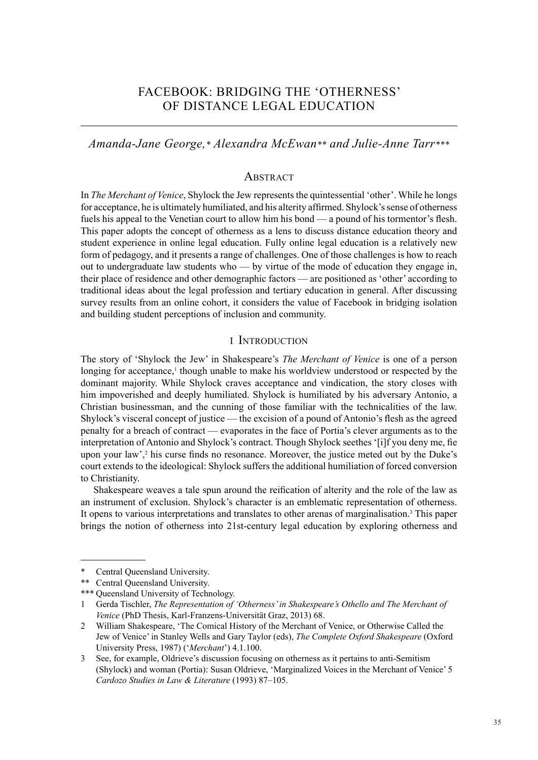# FACEBOOK: BRIDGING THE 'OTHERNESS' OF DISTANCE LEGAL EDUCATION

*Amanda-Jane George,\* Alexandra McEwan\*\* and Julie-Anne Tarr\*\*\**

## Abstract

In *The Merchant of Venice*, Shylock the Jew represents the quintessential 'other'. While he longs for acceptance, he is ultimately humiliated, and his alterity affirmed. Shylock's sense of otherness fuels his appeal to the Venetian court to allow him his bond — a pound of his tormentor's flesh. This paper adopts the concept of otherness as a lens to discuss distance education theory and student experience in online legal education. Fully online legal education is a relatively new form of pedagogy, and it presents a range of challenges. One of those challenges is how to reach out to undergraduate law students who — by virtue of the mode of education they engage in, their place of residence and other demographic factors — are positioned as 'other' according to traditional ideas about the legal profession and tertiary education in general. After discussing survey results from an online cohort, it considers the value of Facebook in bridging isolation and building student perceptions of inclusion and community.

## I Introduction

The story of 'Shylock the Jew' in Shakespeare's *The Merchant of Venice* is one of a person longing for acceptance,[1] though unable to make his worldview understood or respected by the dominant majority. While Shylock craves acceptance and vindication, the story closes with him impoverished and deeply humiliated. Shylock is humiliated by his adversary Antonio, a Christian businessman, and the cunning of those familiar with the technicalities of the law. Shylock's visceral concept of justice — the excision of a pound of Antonio's flesh as the agreed penalty for a breach of contract — evaporates in the face of Portia's clever arguments as to the interpretation of Antonio and Shylock's contract. Though Shylock seethes '[i]f you deny me, fie upon your law',[2] his curse finds no resonance. Moreover, the justice meted out by the Duke's court extends to the ideological: Shylock suffers the additional humiliation of forced conversion to Christianity.

Shakespeare weaves a tale spun around the reification of alterity and the role of the law as an instrument of exclusion. Shylock's character is an emblematic representation of otherness. It opens to various interpretations and translates to other arenas of marginalisation.[3] This paper brings the notion of otherness into 21st-century legal education by exploring otherness and

---

\* Central Queensland University.

\*\* Central Queensland University.

\*\*\* Queensland University of Technology.

1 Gerda Tischler, *The Representation of 'Otherness' in Shakespeare's Othello and The Merchant of Venice* (PhD Thesis, Karl-Franzens-Universität Graz, 2013) 68.

2 William Shakespeare, 'The Comical History of the Merchant of Venice, or Otherwise Called the Jew of Venice' in Stanley Wells and Gary Taylor (eds), *The Complete Oxford Shakespeare* (Oxford University Press, 1987) ('*Merchant*') 4.1.100.

3 See, for example, Oldrieve's discussion focusing on otherness as it pertains to anti-Semitism (Shylock) and woman (Portia): Susan Oldrieve, 'Marginalized Voices in the Merchant of Venice' 5 *Cardozo Studies in Law & Literature* (1993) 87–105.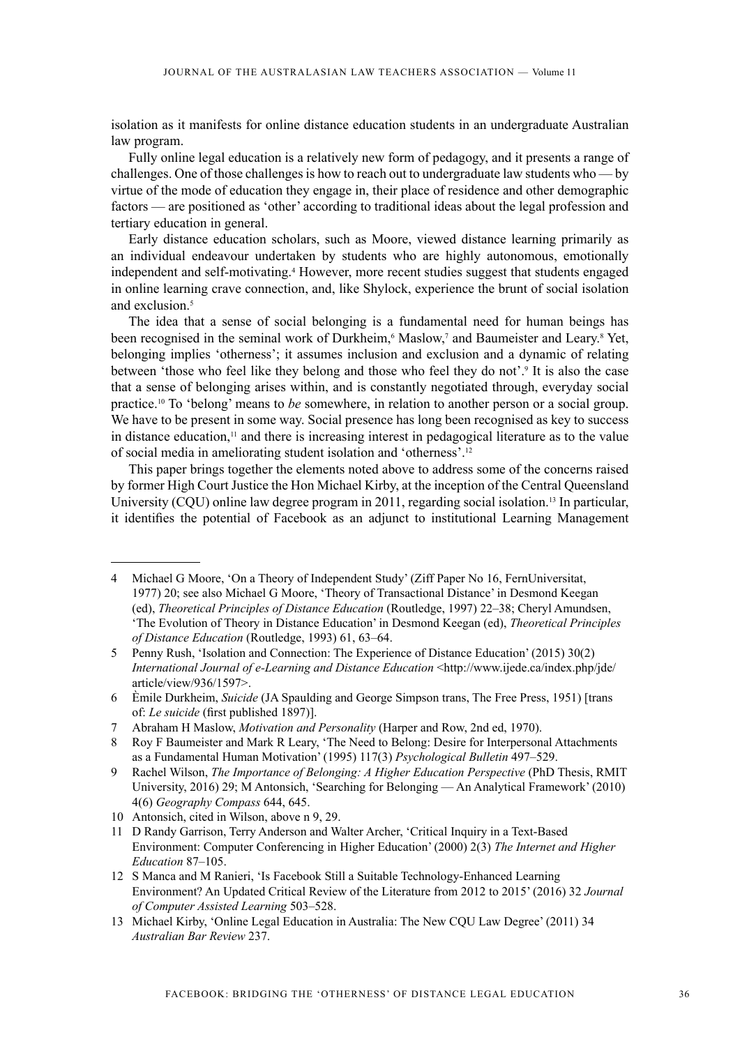isolation as it manifests for online distance education students in an undergraduate Australian law program.

Fully online legal education is a relatively new form of pedagogy, and it presents a range of challenges. One of those challenges is how to reach out to undergraduate law students who — by virtue of the mode of education they engage in, their place of residence and other demographic factors — are positioned as 'other' according to traditional ideas about the legal profession and tertiary education in general.

Early distance education scholars, such as Moore, viewed distance learning primarily as an individual endeavour undertaken by students who are highly autonomous, emotionally independent and self-motivating.[4] However, more recent studies suggest that students engaged in online learning crave connection, and, like Shylock, experience the brunt of social isolation and exclusion.[5]

The idea that a sense of social belonging is a fundamental need for human beings has been recognised in the seminal work of Durkheim,[6] Maslow,[7] and Baumeister and Leary.[8] Yet, belonging implies 'otherness'; it assumes inclusion and exclusion and a dynamic of relating between 'those who feel like they belong and those who feel they do not'.[9] It is also the case that a sense of belonging arises within, and is constantly negotiated through, everyday social practice.[10] To 'belong' means to *be* somewhere, in relation to another person or a social group. We have to be present in some way. Social presence has long been recognised as key to success in distance education,[11] and there is increasing interest in pedagogical literature as to the value of social media in ameliorating student isolation and 'otherness'.[12]

This paper brings together the elements noted above to address some of the concerns raised by former High Court Justice the Hon Michael Kirby, at the inception of the Central Queensland University (CQU) online law degree program in 2011, regarding social isolation.[13] In particular, it identifies the potential of Facebook as an adjunct to institutional Learning Management

---

4 Michael G Moore, 'On a Theory of Independent Study' (Ziff Paper No 16, FernUniversitat, 1977) 20; see also Michael G Moore, 'Theory of Transactional Distance' in Desmond Keegan (ed), *Theoretical Principles of Distance Education* (Routledge, 1997) 22–38; Cheryl Amundsen, 'The Evolution of Theory in Distance Education' in Desmond Keegan (ed), *Theoretical Principles of Distance Education* (Routledge, 1993) 61, 63–64.

5 Penny Rush, 'Isolation and Connection: The Experience of Distance Education' (2015) 30(2) *International Journal of e-Learning and Distance Education* <http://www.ijede.ca/index.php/jde/article/view/936/1597>.

6 Èmile Durkheim, *Suicide* (JA Spaulding and George Simpson trans, The Free Press, 1951) [trans of: *Le suicide* (first published 1897)].

7 Abraham H Maslow, *Motivation and Personality* (Harper and Row, 2nd ed, 1970).

8 Roy F Baumeister and Mark R Leary, 'The Need to Belong: Desire for Interpersonal Attachments as a Fundamental Human Motivation' (1995) 117(3) *Psychological Bulletin* 497–529.

9 Rachel Wilson, *The Importance of Belonging: A Higher Education Perspective* (PhD Thesis, RMIT University, 2016) 29; M Antonsich, 'Searching for Belonging — An Analytical Framework' (2010) 4(6) *Geography Compass* 644, 645.

10 Antonsich, cited in Wilson, above n 9, 29.

11 D Randy Garrison, Terry Anderson and Walter Archer, 'Critical Inquiry in a Text-Based Environment: Computer Conferencing in Higher Education' (2000) 2(3) *The Internet and Higher Education* 87–105.

12 S Manca and M Ranieri, 'Is Facebook Still a Suitable Technology-Enhanced Learning Environment? An Updated Critical Review of the Literature from 2012 to 2015' (2016) 32 *Journal of Computer Assisted Learning* 503–528.

13 Michael Kirby, 'Online Legal Education in Australia: The New CQU Law Degree' (2011) 34 *Australian Bar Review* 237.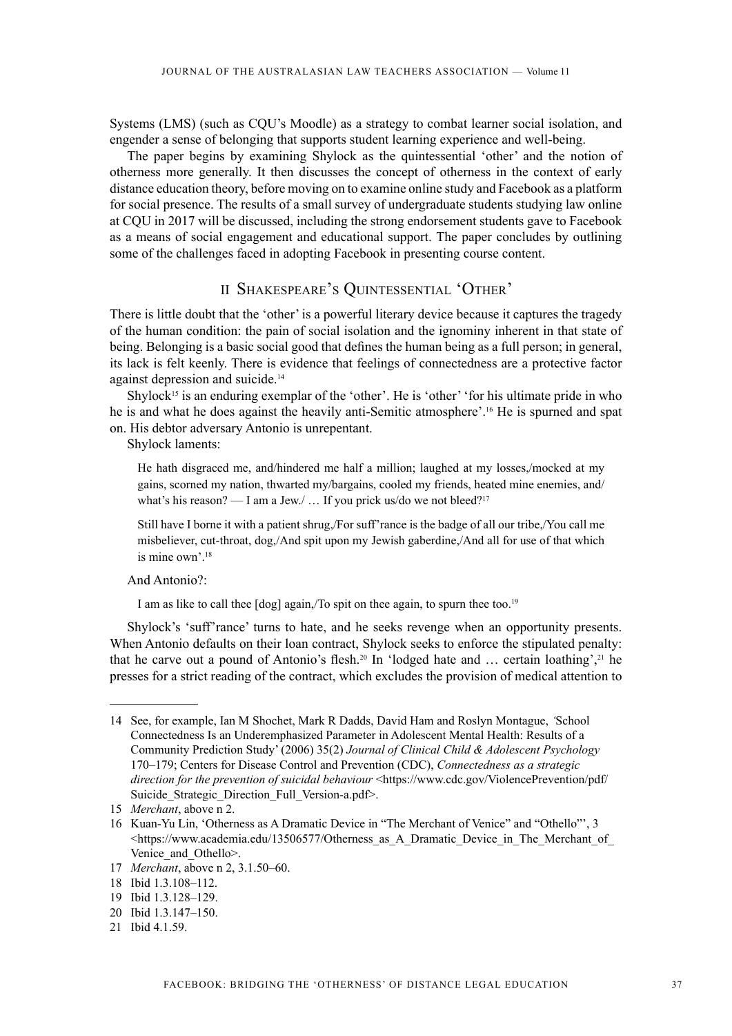Systems (LMS) (such as CQU's Moodle) as a strategy to combat learner social isolation, and engender a sense of belonging that supports student learning experience and well-being.

The paper begins by examining Shylock as the quintessential 'other' and the notion of otherness more generally. It then discusses the concept of otherness in the context of early distance education theory, before moving on to examine online study and Facebook as a platform for social presence. The results of a small survey of undergraduate students studying law online at CQU in 2017 will be discussed, including the strong endorsement students gave to Facebook as a means of social engagement and educational support. The paper concludes by outlining some of the challenges faced in adopting Facebook in presenting course content.

## II Shakespeare's Quintessential 'Other'

There is little doubt that the 'other' is a powerful literary device because it captures the tragedy of the human condition: the pain of social isolation and the ignominy inherent in that state of being. Belonging is a basic social good that defines the human being as a full person; in general, its lack is felt keenly. There is evidence that feelings of connectedness are a protective factor against depression and suicide.[14]

Shylock[15] is an enduring exemplar of the 'other'. He is 'other' 'for his ultimate pride in who he is and what he does against the heavily anti-Semitic atmosphere'.[16] He is spurned and spat on. His debtor adversary Antonio is unrepentant.

Shylock laments:

> He hath disgraced me, and/hindered me half a million; laughed at my losses,/mocked at my gains, scorned my nation, thwarted my/bargains, cooled my friends, heated mine enemies, and/ what's his reason? — I am a Jew./ … If you prick us/do we not bleed?[17]
>
> Still have I borne it with a patient shrug,/For suff'rance is the badge of all our tribe,/You call me misbeliever, cut-throat, dog,/And spit upon my Jewish gaberdine,/And all for use of that which is mine own'.[18]

And Antonio?:

> I am as like to call thee [dog] again,/To spit on thee again, to spurn thee too.[19]

Shylock's 'suff'rance' turns to hate, and he seeks revenge when an opportunity presents. When Antonio defaults on their loan contract, Shylock seeks to enforce the stipulated penalty: that he carve out a pound of Antonio's flesh.[20] In 'lodged hate and … certain loathing',[21] he presses for a strict reading of the contract, which excludes the provision of medical attention to

---

14 See, for example, Ian M Shochet, Mark R Dadds, David Ham and Roslyn Montague, 'School Connectedness Is an Underemphasized Parameter in Adolescent Mental Health: Results of a Community Prediction Study' (2006) 35(2) *Journal of Clinical Child & Adolescent Psychology* 170–179; Centers for Disease Control and Prevention (CDC), *Connectedness as a strategic direction for the prevention of suicidal behaviour* <https://www.cdc.gov/ViolencePrevention/pdf/Suicide_Strategic_Direction_Full_Version-a.pdf>.

15 *Merchant*, above n 2.

16 Kuan-Yu Lin, 'Otherness as A Dramatic Device in "The Merchant of Venice" and "Othello"', 3 <https://www.academia.edu/13506577/Otherness_as_A_Dramatic_Device_in_The_Merchant_of_Venice_and_Othello>.

17 *Merchant*, above n 2, 3.1.50–60.

18 Ibid 1.3.108–112.

19 Ibid 1.3.128–129.

20 Ibid 1.3.147–150.

21 Ibid 4.1.59.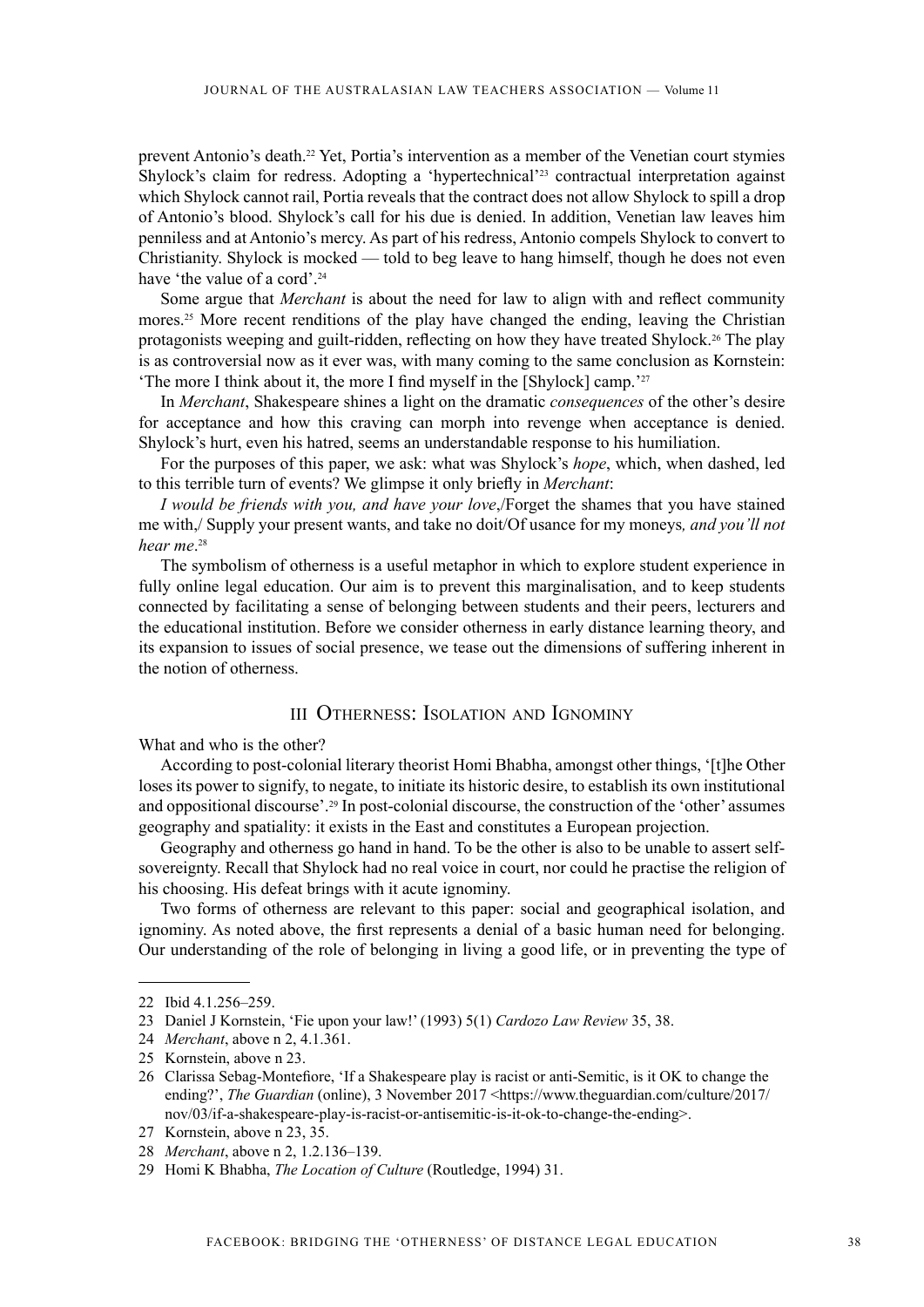prevent Antonio's death.[22] Yet, Portia's intervention as a member of the Venetian court stymies Shylock's claim for redress. Adopting a 'hypertechnical'[23] contractual interpretation against which Shylock cannot rail, Portia reveals that the contract does not allow Shylock to spill a drop of Antonio's blood. Shylock's call for his due is denied. In addition, Venetian law leaves him penniless and at Antonio's mercy. As part of his redress, Antonio compels Shylock to convert to Christianity. Shylock is mocked — told to beg leave to hang himself, though he does not even have 'the value of a cord'.[24]

Some argue that *Merchant* is about the need for law to align with and reflect community mores.[25] More recent renditions of the play have changed the ending, leaving the Christian protagonists weeping and guilt-ridden, reflecting on how they have treated Shylock.[26] The play is as controversial now as it ever was, with many coming to the same conclusion as Kornstein: 'The more I think about it, the more I find myself in the [Shylock] camp.'[27]

In *Merchant*, Shakespeare shines a light on the dramatic *consequences* of the other's desire for acceptance and how this craving can morph into revenge when acceptance is denied. Shylock's hurt, even his hatred, seems an understandable response to his humiliation.

For the purposes of this paper, we ask: what was Shylock's *hope*, which, when dashed, led to this terrible turn of events? We glimpse it only briefly in *Merchant*:

*I would be friends with you, and have your love*,/Forget the shames that you have stained me with,/ Supply your present wants, and take no doit/Of usance for my moneys*, and you'll not hear me*.[28]

The symbolism of otherness is a useful metaphor in which to explore student experience in fully online legal education. Our aim is to prevent this marginalisation, and to keep students connected by facilitating a sense of belonging between students and their peers, lecturers and the educational institution. Before we consider otherness in early distance learning theory, and its expansion to issues of social presence, we tease out the dimensions of suffering inherent in the notion of otherness.

## III Otherness: Isolation and Ignominy

What and who is the other?

According to post-colonial literary theorist Homi Bhabha, amongst other things, '[t]he Other loses its power to signify, to negate, to initiate its historic desire, to establish its own institutional and oppositional discourse'.[29] In post-colonial discourse, the construction of the 'other' assumes geography and spatiality: it exists in the East and constitutes a European projection.

Geography and otherness go hand in hand. To be the other is also to be unable to assert self-sovereignty. Recall that Shylock had no real voice in court, nor could he practise the religion of his choosing. His defeat brings with it acute ignominy.

Two forms of otherness are relevant to this paper: social and geographical isolation, and ignominy. As noted above, the first represents a denial of a basic human need for belonging. Our understanding of the role of belonging in living a good life, or in preventing the type of

---

22 Ibid 4.1.256–259.

23 Daniel J Kornstein, 'Fie upon your law!' (1993) 5(1) *Cardozo Law Review* 35, 38.

24 *Merchant*, above n 2, 4.1.361.

25 Kornstein, above n 23.

26 Clarissa Sebag-Montefiore, 'If a Shakespeare play is racist or anti-Semitic, is it OK to change the ending?', *The Guardian* (online), 3 November 2017 <https://www.theguardian.com/culture/2017/nov/03/if-a-shakespeare-play-is-racist-or-antisemitic-is-it-ok-to-change-the-ending>.

27 Kornstein, above n 23, 35.

28 *Merchant*, above n 2, 1.2.136–139.

29 Homi K Bhabha, *The Location of Culture* (Routledge, 1994) 31.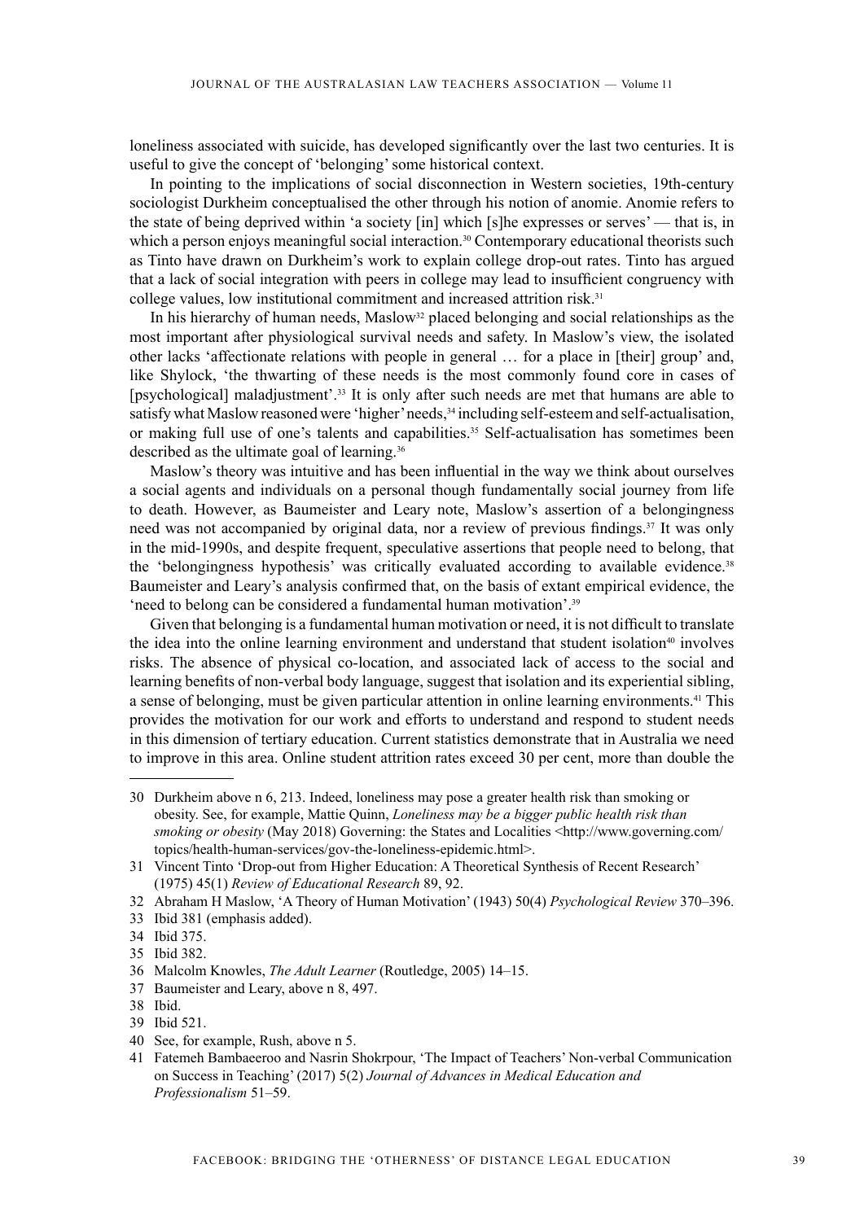loneliness associated with suicide, has developed significantly over the last two centuries. It is useful to give the concept of 'belonging' some historical context.

In pointing to the implications of social disconnection in Western societies, 19th-century sociologist Durkheim conceptualised the other through his notion of anomie. Anomie refers to the state of being deprived within 'a society [in] which [s]he expresses or serves' — that is, in which a person enjoys meaningful social interaction.[30] Contemporary educational theorists such as Tinto have drawn on Durkheim's work to explain college drop-out rates. Tinto has argued that a lack of social integration with peers in college may lead to insufficient congruency with college values, low institutional commitment and increased attrition risk.[31]

In his hierarchy of human needs, Maslow[32] placed belonging and social relationships as the most important after physiological survival needs and safety. In Maslow's view, the isolated other lacks 'affectionate relations with people in general … for a place in [their] group' and, like Shylock, 'the thwarting of these needs is the most commonly found core in cases of [psychological] maladjustment'.[33] It is only after such needs are met that humans are able to satisfy what Maslow reasoned were 'higher' needs,[34] including self-esteem and self-actualisation, or making full use of one's talents and capabilities.[35] Self-actualisation has sometimes been described as the ultimate goal of learning.[36]

Maslow's theory was intuitive and has been influential in the way we think about ourselves a social agents and individuals on a personal though fundamentally social journey from life to death. However, as Baumeister and Leary note, Maslow's assertion of a belongingness need was not accompanied by original data, nor a review of previous findings.[37] It was only in the mid-1990s, and despite frequent, speculative assertions that people need to belong, that the 'belongingness hypothesis' was critically evaluated according to available evidence.[38] Baumeister and Leary's analysis confirmed that, on the basis of extant empirical evidence, the 'need to belong can be considered a fundamental human motivation'.[39]

Given that belonging is a fundamental human motivation or need, it is not difficult to translate the idea into the online learning environment and understand that student isolation[40] involves risks. The absence of physical co-location, and associated lack of access to the social and learning benefits of non-verbal body language, suggest that isolation and its experiential sibling, a sense of belonging, must be given particular attention in online learning environments.[41] This provides the motivation for our work and efforts to understand and respond to student needs in this dimension of tertiary education. Current statistics demonstrate that in Australia we need to improve in this area. Online student attrition rates exceed 30 per cent, more than double the

---

30 Durkheim above n 6, 213. Indeed, loneliness may pose a greater health risk than smoking or obesity. See, for example, Mattie Quinn, *Loneliness may be a bigger public health risk than smoking or obesity* (May 2018) Governing: the States and Localities <http://www.governing.com/topics/health-human-services/gov-the-loneliness-epidemic.html>.

31 Vincent Tinto 'Drop-out from Higher Education: A Theoretical Synthesis of Recent Research' (1975) 45(1) *Review of Educational Research* 89, 92.

32 Abraham H Maslow, 'A Theory of Human Motivation' (1943) 50(4) *Psychological Review* 370–396.

33 Ibid 381 (emphasis added).

34 Ibid 375.

35 Ibid 382.

36 Malcolm Knowles, *The Adult Learner* (Routledge, 2005) 14–15.

37 Baumeister and Leary, above n 8, 497.

38 Ibid.

39 Ibid 521.

40 See, for example, Rush, above n 5.

41 Fatemeh Bambaeeroo and Nasrin Shokrpour, 'The Impact of Teachers' Non-verbal Communication on Success in Teaching' (2017) 5(2) *Journal of Advances in Medical Education and Professionalism* 51–59.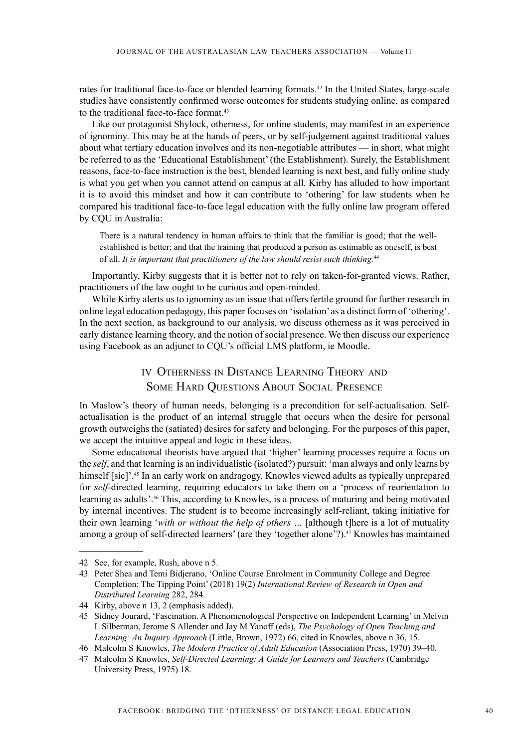rates for traditional face-to-face or blended learning formats.[42] In the United States, large-scale studies have consistently confirmed worse outcomes for students studying online, as compared to the traditional face-to-face format.[43]

Like our protagonist Shylock, otherness, for online students, may manifest in an experience of ignominy. This may be at the hands of peers, or by self-judgement against traditional values about what tertiary education involves and its non-negotiable attributes — in short, what might be referred to as the 'Educational Establishment' (the Establishment). Surely, the Establishment reasons, face-to-face instruction is the best, blended learning is next best, and fully online study is what you get when you cannot attend on campus at all. Kirby has alluded to how important it is to avoid this mindset and how it can contribute to 'othering' for law students when he compared his traditional face-to-face legal education with the fully online law program offered by CQU in Australia:

> There is a natural tendency in human affairs to think that the familiar is good; that the well-established is better; and that the training that produced a person as estimable as oneself, is best of all. *It is important that practitioners of the law should resist such thinking.*[44]

Importantly, Kirby suggests that it is better not to rely on taken-for-granted views. Rather, practitioners of the law ought to be curious and open-minded.

While Kirby alerts us to ignominy as an issue that offers fertile ground for further research in online legal education pedagogy, this paper focuses on 'isolation' as a distinct form of 'othering'. In the next section, as background to our analysis, we discuss otherness as it was perceived in early distance learning theory, and the notion of social presence. We then discuss our experience using Facebook as an adjunct to CQU's official LMS platform, ie Moodle.

## IV Otherness in Distance Learning Theory and Some Hard Questions About Social Presence

In Maslow's theory of human needs, belonging is a precondition for self-actualisation. Self-actualisation is the product of an internal struggle that occurs when the desire for personal growth outweighs the (satiated) desires for safety and belonging. For the purposes of this paper, we accept the intuitive appeal and logic in these ideas.

Some educational theorists have argued that 'higher' learning processes require a focus on the *self*, and that learning is an individualistic (isolated?) pursuit: 'man always and only learns by himself [sic]'.[45] In an early work on andragogy, Knowles viewed adults as typically unprepared for *self*-directed learning, requiring educators to take them on a 'process of reorientation to learning as adults'.[46] This, according to Knowles, is a process of maturing and being motivated by internal incentives. The student is to become increasingly self-reliant, taking initiative for their own learning '*with or without the help of others …* [although t]here is a lot of mutuality among a group of self-directed learners' (are they 'together alone'?).[47] Knowles has maintained

---

42 See, for example, Rush, above n 5.

43 Peter Shea and Temi Bidjerano, 'Online Course Enrolment in Community College and Degree Completion: The Tipping Point' (2018) 19(2) *International Review of Research in Open and Distributed Learning* 282, 284.

44 Kirby, above n 13, 2 (emphasis added).

45 Sidney Jourard, 'Fascination. A Phenomenological Perspective on Independent Learning' in Melvin L Silberman, Jerome S Allender and Jay M Yanoff (eds), *The Psychology of Open Teaching and Learning: An Inquiry Approach* (Little, Brown, 1972) 66, cited in Knowles, above n 36, 15.

46 Malcolm S Knowles, *The Modern Practice of Adult Education* (Association Press, 1970) 39–40.

47 Malcolm S Knowles, *Self-Directed Learning: A Guide for Learners and Teachers* (Cambridge University Press, 1975) 18.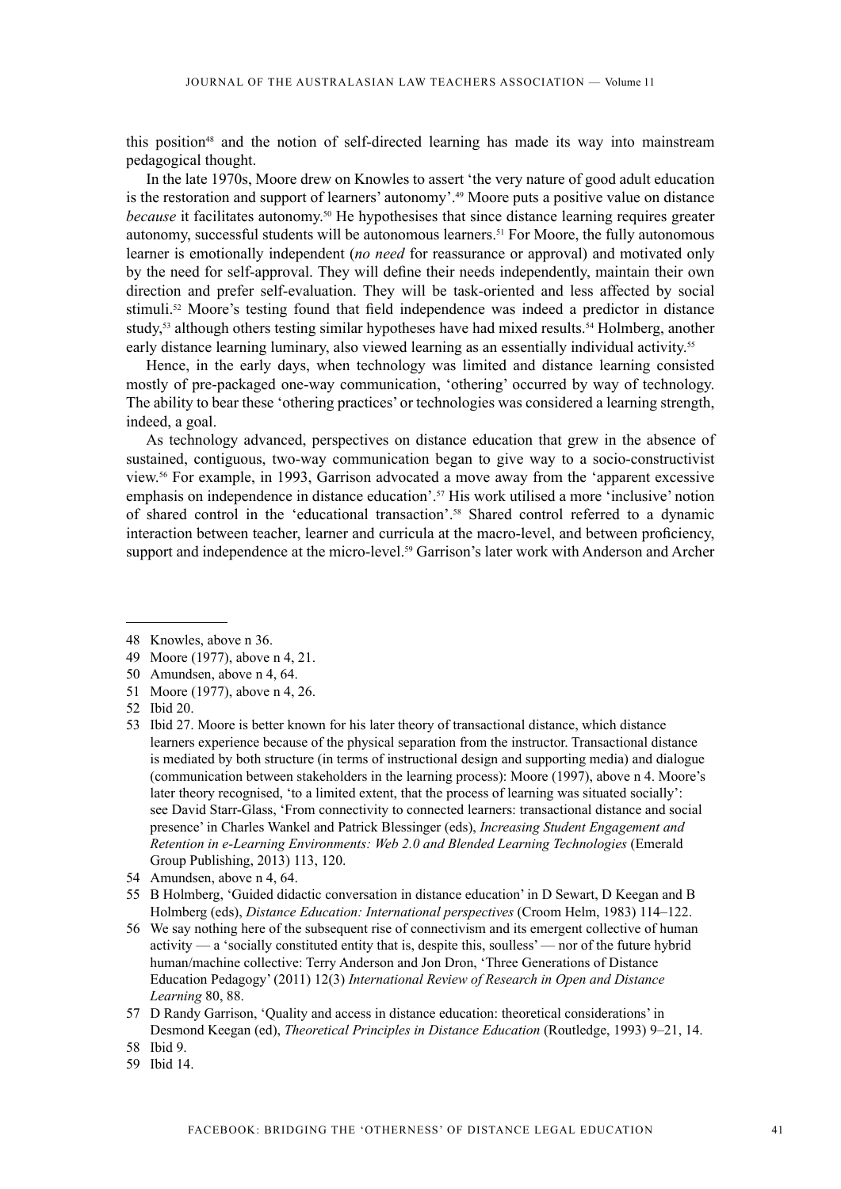this position[48] and the notion of self-directed learning has made its way into mainstream pedagogical thought.

In the late 1970s, Moore drew on Knowles to assert 'the very nature of good adult education is the restoration and support of learners' autonomy'.[49] Moore puts a positive value on distance *because* it facilitates autonomy.[50] He hypothesises that since distance learning requires greater autonomy, successful students will be autonomous learners.[51] For Moore, the fully autonomous learner is emotionally independent (*no need* for reassurance or approval) and motivated only by the need for self-approval. They will define their needs independently, maintain their own direction and prefer self-evaluation. They will be task-oriented and less affected by social stimuli.[52] Moore's testing found that field independence was indeed a predictor in distance study,[53] although others testing similar hypotheses have had mixed results.[54] Holmberg, another early distance learning luminary, also viewed learning as an essentially individual activity.[55]

Hence, in the early days, when technology was limited and distance learning consisted mostly of pre-packaged one-way communication, 'othering' occurred by way of technology. The ability to bear these 'othering practices' or technologies was considered a learning strength, indeed, a goal.

As technology advanced, perspectives on distance education that grew in the absence of sustained, contiguous, two-way communication began to give way to a socio-constructivist view.[56] For example, in 1993, Garrison advocated a move away from the 'apparent excessive emphasis on independence in distance education'.[57] His work utilised a more 'inclusive' notion of shared control in the 'educational transaction'.[58] Shared control referred to a dynamic interaction between teacher, learner and curricula at the macro-level, and between proficiency, support and independence at the micro-level.[59] Garrison's later work with Anderson and Archer

---

48 Knowles, above n 36.

49 Moore (1977), above n 4, 21.

50 Amundsen, above n 4, 64.

51 Moore (1977), above n 4, 26.

52 Ibid 20.

53 Ibid 27. Moore is better known for his later theory of transactional distance, which distance learners experience because of the physical separation from the instructor. Transactional distance is mediated by both structure (in terms of instructional design and supporting media) and dialogue (communication between stakeholders in the learning process): Moore (1997), above n 4. Moore's later theory recognised, 'to a limited extent, that the process of learning was situated socially': see David Starr-Glass, 'From connectivity to connected learners: transactional distance and social presence' in Charles Wankel and Patrick Blessinger (eds), *Increasing Student Engagement and Retention in e-Learning Environments: Web 2.0 and Blended Learning Technologies* (Emerald Group Publishing, 2013) 113, 120.

54 Amundsen, above n 4, 64.

55 B Holmberg, 'Guided didactic conversation in distance education' in D Sewart, D Keegan and B Holmberg (eds), *Distance Education: International perspectives* (Croom Helm, 1983) 114–122.

56 We say nothing here of the subsequent rise of connectivism and its emergent collective of human activity — a 'socially constituted entity that is, despite this, soulless' — nor of the future hybrid human/machine collective: Terry Anderson and Jon Dron, 'Three Generations of Distance Education Pedagogy' (2011) 12(3) *International Review of Research in Open and Distance Learning* 80, 88.

57 D Randy Garrison, 'Quality and access in distance education: theoretical considerations' in Desmond Keegan (ed), *Theoretical Principles in Distance Education* (Routledge, 1993) 9–21, 14.

58 Ibid 9.

59 Ibid 14.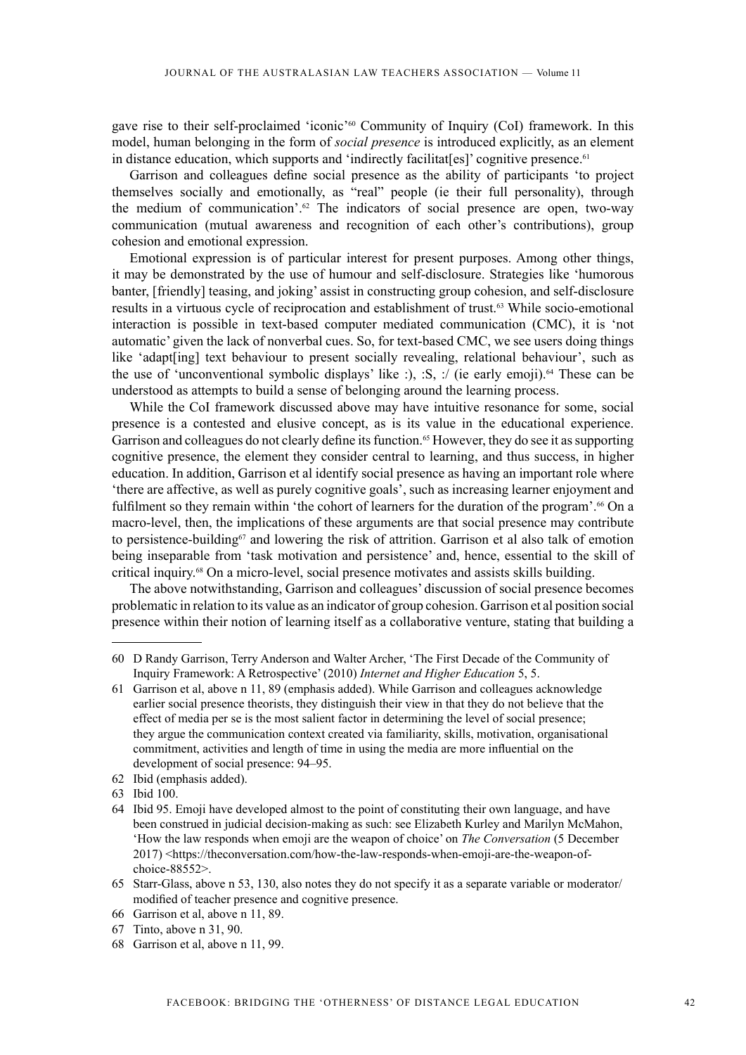gave rise to their self-proclaimed 'iconic'[60] Community of Inquiry (CoI) framework. In this model, human belonging in the form of *social presence* is introduced explicitly, as an element in distance education, which supports and 'indirectly facilitat[es]' cognitive presence.[61]

Garrison and colleagues define social presence as the ability of participants 'to project themselves socially and emotionally, as "real" people (ie their full personality), through the medium of communication'.[62] The indicators of social presence are open, two-way communication (mutual awareness and recognition of each other's contributions), group cohesion and emotional expression.

Emotional expression is of particular interest for present purposes. Among other things, it may be demonstrated by the use of humour and self-disclosure. Strategies like 'humorous banter, [friendly] teasing, and joking' assist in constructing group cohesion, and self-disclosure results in a virtuous cycle of reciprocation and establishment of trust.[63] While socio-emotional interaction is possible in text-based computer mediated communication (CMC), it is 'not automatic' given the lack of nonverbal cues. So, for text-based CMC, we see users doing things like 'adapt[ing] text behaviour to present socially revealing, relational behaviour', such as the use of 'unconventional symbolic displays' like :), :S, :/ (ie early emoji).[64] These can be understood as attempts to build a sense of belonging around the learning process.

While the CoI framework discussed above may have intuitive resonance for some, social presence is a contested and elusive concept, as is its value in the educational experience. Garrison and colleagues do not clearly define its function.[65] However, they do see it as supporting cognitive presence, the element they consider central to learning, and thus success, in higher education. In addition, Garrison et al identify social presence as having an important role where 'there are affective, as well as purely cognitive goals', such as increasing learner enjoyment and fulfilment so they remain within 'the cohort of learners for the duration of the program'.[66] On a macro-level, then, the implications of these arguments are that social presence may contribute to persistence-building[67] and lowering the risk of attrition. Garrison et al also talk of emotion being inseparable from 'task motivation and persistence' and, hence, essential to the skill of critical inquiry.[68] On a micro-level, social presence motivates and assists skills building.

The above notwithstanding, Garrison and colleagues' discussion of social presence becomes problematic in relation to its value as an indicator of group cohesion. Garrison et al position social presence within their notion of learning itself as a collaborative venture, stating that building a

---

60 D Randy Garrison, Terry Anderson and Walter Archer, 'The First Decade of the Community of Inquiry Framework: A Retrospective' (2010) *Internet and Higher Education* 5, 5.

61 Garrison et al, above n 11, 89 (emphasis added). While Garrison and colleagues acknowledge earlier social presence theorists, they distinguish their view in that they do not believe that the effect of media per se is the most salient factor in determining the level of social presence; they argue the communication context created via familiarity, skills, motivation, organisational commitment, activities and length of time in using the media are more influential on the development of social presence: 94–95.

62 Ibid (emphasis added).

63 Ibid 100.

64 Ibid 95. Emoji have developed almost to the point of constituting their own language, and have been construed in judicial decision-making as such: see Elizabeth Kurley and Marilyn McMahon, 'How the law responds when emoji are the weapon of choice' on *The Conversation* (5 December 2017) <https://theconversation.com/how-the-law-responds-when-emoji-are-the-weapon-of-choice-88552>.

65 Starr-Glass, above n 53, 130, also notes they do not specify it as a separate variable or moderator/ modified of teacher presence and cognitive presence.

66 Garrison et al, above n 11, 89.

67 Tinto, above n 31, 90.

68 Garrison et al, above n 11, 99.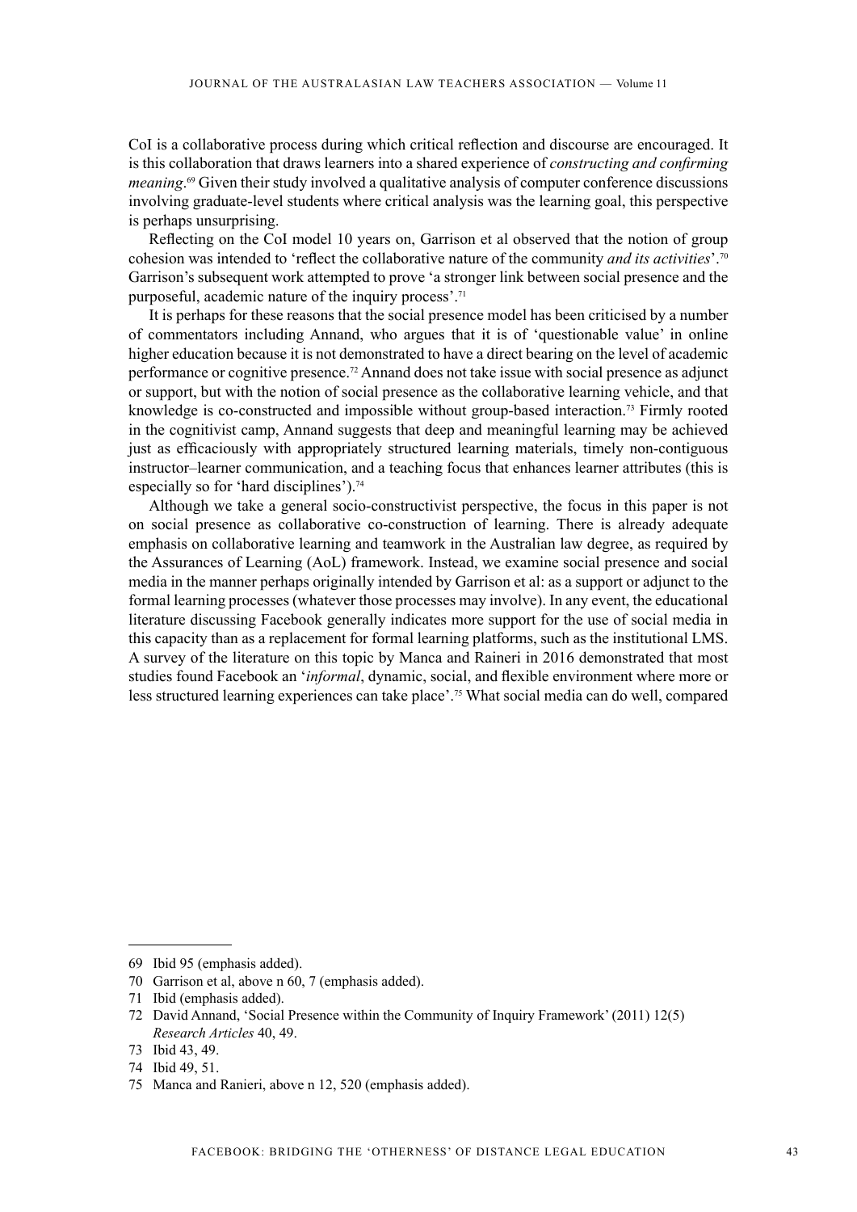CoI is a collaborative process during which critical reflection and discourse are encouraged. It is this collaboration that draws learners into a shared experience of *constructing and confirming meaning*.[69] Given their study involved a qualitative analysis of computer conference discussions involving graduate-level students where critical analysis was the learning goal, this perspective is perhaps unsurprising.

Reflecting on the CoI model 10 years on, Garrison et al observed that the notion of group cohesion was intended to 'reflect the collaborative nature of the community *and its activities*'.[70] Garrison's subsequent work attempted to prove 'a stronger link between social presence and the purposeful, academic nature of the inquiry process'.[71]

It is perhaps for these reasons that the social presence model has been criticised by a number of commentators including Annand, who argues that it is of 'questionable value' in online higher education because it is not demonstrated to have a direct bearing on the level of academic performance or cognitive presence.[72] Annand does not take issue with social presence as adjunct or support, but with the notion of social presence as the collaborative learning vehicle, and that knowledge is co-constructed and impossible without group-based interaction.[73] Firmly rooted in the cognitivist camp, Annand suggests that deep and meaningful learning may be achieved just as efficaciously with appropriately structured learning materials, timely non-contiguous instructor–learner communication, and a teaching focus that enhances learner attributes (this is especially so for 'hard disciplines').[74]

Although we take a general socio-constructivist perspective, the focus in this paper is not on social presence as collaborative co-construction of learning. There is already adequate emphasis on collaborative learning and teamwork in the Australian law degree, as required by the Assurances of Learning (AoL) framework. Instead, we examine social presence and social media in the manner perhaps originally intended by Garrison et al: as a support or adjunct to the formal learning processes (whatever those processes may involve). In any event, the educational literature discussing Facebook generally indicates more support for the use of social media in this capacity than as a replacement for formal learning platforms, such as the institutional LMS. A survey of the literature on this topic by Manca and Raineri in 2016 demonstrated that most studies found Facebook an '*informal*, dynamic, social, and flexible environment where more or less structured learning experiences can take place'.[75] What social media can do well, compared

---

69 Ibid 95 (emphasis added).

70 Garrison et al, above n 60, 7 (emphasis added).

71 Ibid (emphasis added).

72 David Annand, 'Social Presence within the Community of Inquiry Framework' (2011) 12(5) *Research Articles* 40, 49.

73 Ibid 43, 49.

74 Ibid 49, 51.

75 Manca and Ranieri, above n 12, 520 (emphasis added).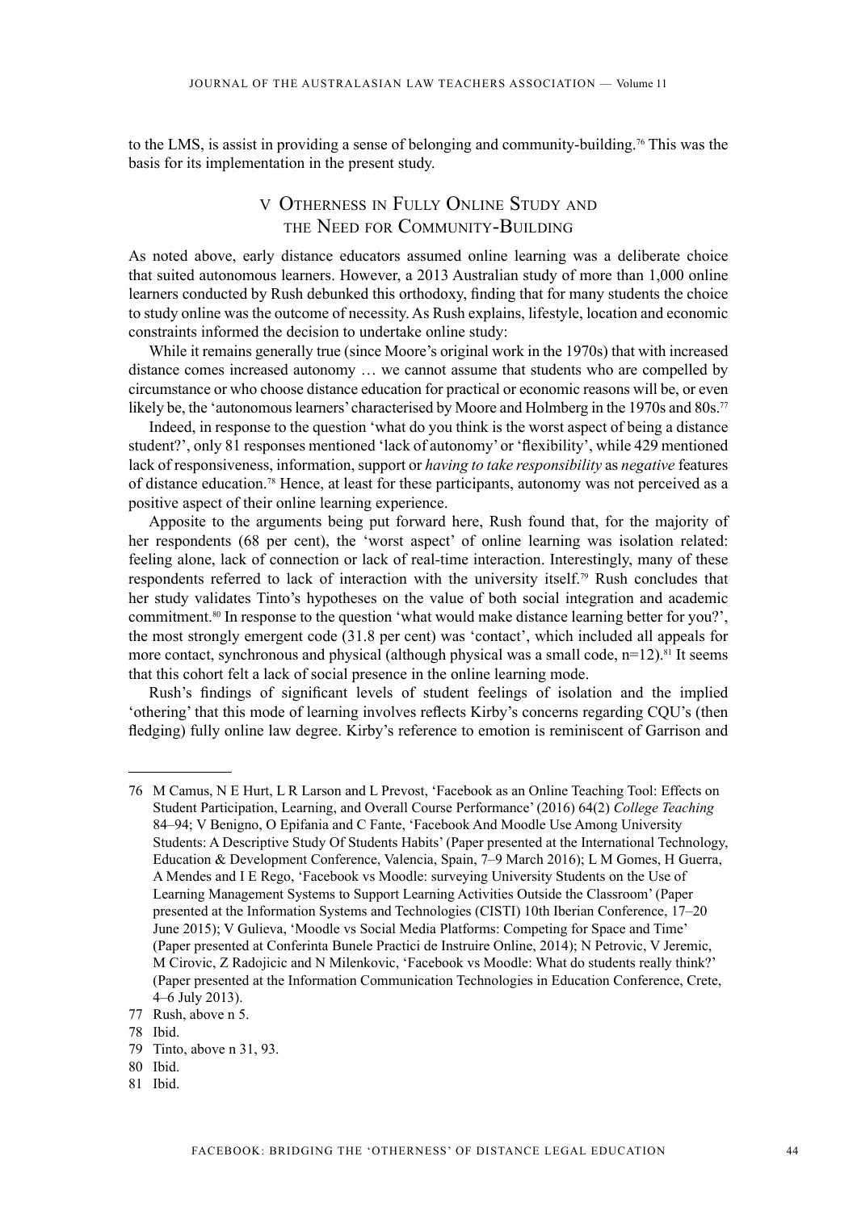to the LMS, is assist in providing a sense of belonging and community-building.[76] This was the basis for its implementation in the present study.

## V Otherness in Fully Online Study and the Need for Community-Building

As noted above, early distance educators assumed online learning was a deliberate choice that suited autonomous learners. However, a 2013 Australian study of more than 1,000 online learners conducted by Rush debunked this orthodoxy, finding that for many students the choice to study online was the outcome of necessity. As Rush explains, lifestyle, location and economic constraints informed the decision to undertake online study:

> While it remains generally true (since Moore's original work in the 1970s) that with increased distance comes increased autonomy … we cannot assume that students who are compelled by circumstance or who choose distance education for practical or economic reasons will be, or even likely be, the 'autonomous learners' characterised by Moore and Holmberg in the 1970s and 80s.[77]

Indeed, in response to the question 'what do you think is the worst aspect of being a distance student?', only 81 responses mentioned 'lack of autonomy' or 'flexibility', while 429 mentioned lack of responsiveness, information, support or *having to take responsibility* as *negative* features of distance education.[78] Hence, at least for these participants, autonomy was not perceived as a positive aspect of their online learning experience.

Apposite to the arguments being put forward here, Rush found that, for the majority of her respondents (68 per cent), the 'worst aspect' of online learning was isolation related: feeling alone, lack of connection or lack of real-time interaction. Interestingly, many of these respondents referred to lack of interaction with the university itself.[79] Rush concludes that her study validates Tinto's hypotheses on the value of both social integration and academic commitment.[80] In response to the question 'what would make distance learning better for you?', the most strongly emergent code (31.8 per cent) was 'contact', which included all appeals for more contact, synchronous and physical (although physical was a small code, n=12).[81] It seems that this cohort felt a lack of social presence in the online learning mode.

Rush's findings of significant levels of student feelings of isolation and the implied 'othering' that this mode of learning involves reflects Kirby's concerns regarding CQU's (then fledging) fully online law degree. Kirby's reference to emotion is reminiscent of Garrison and

---

76 M Camus, N E Hurt, L R Larson and L Prevost, 'Facebook as an Online Teaching Tool: Effects on Student Participation, Learning, and Overall Course Performance' (2016) 64(2) *College Teaching* 84–94; V Benigno, O Epifania and C Fante, 'Facebook And Moodle Use Among University Students: A Descriptive Study Of Students Habits' (Paper presented at the International Technology, Education & Development Conference, Valencia, Spain, 7–9 March 2016); L M Gomes, H Guerra, A Mendes and I E Rego, 'Facebook vs Moodle: surveying University Students on the Use of Learning Management Systems to Support Learning Activities Outside the Classroom' (Paper presented at the Information Systems and Technologies (CISTI) 10th Iberian Conference, 17–20 June 2015); V Gulieva, 'Moodle vs Social Media Platforms: Competing for Space and Time' (Paper presented at Conferinta Bunele Practici de Instruire Online, 2014); N Petrovic, V Jeremic, M Cirovic, Z Radojicic and N Milenkovic, 'Facebook vs Moodle: What do students really think?' (Paper presented at the Information Communication Technologies in Education Conference, Crete, 4–6 July 2013).

77 Rush, above n 5.

78 Ibid.

79 Tinto, above n 31, 93.

80 Ibid.

81 Ibid.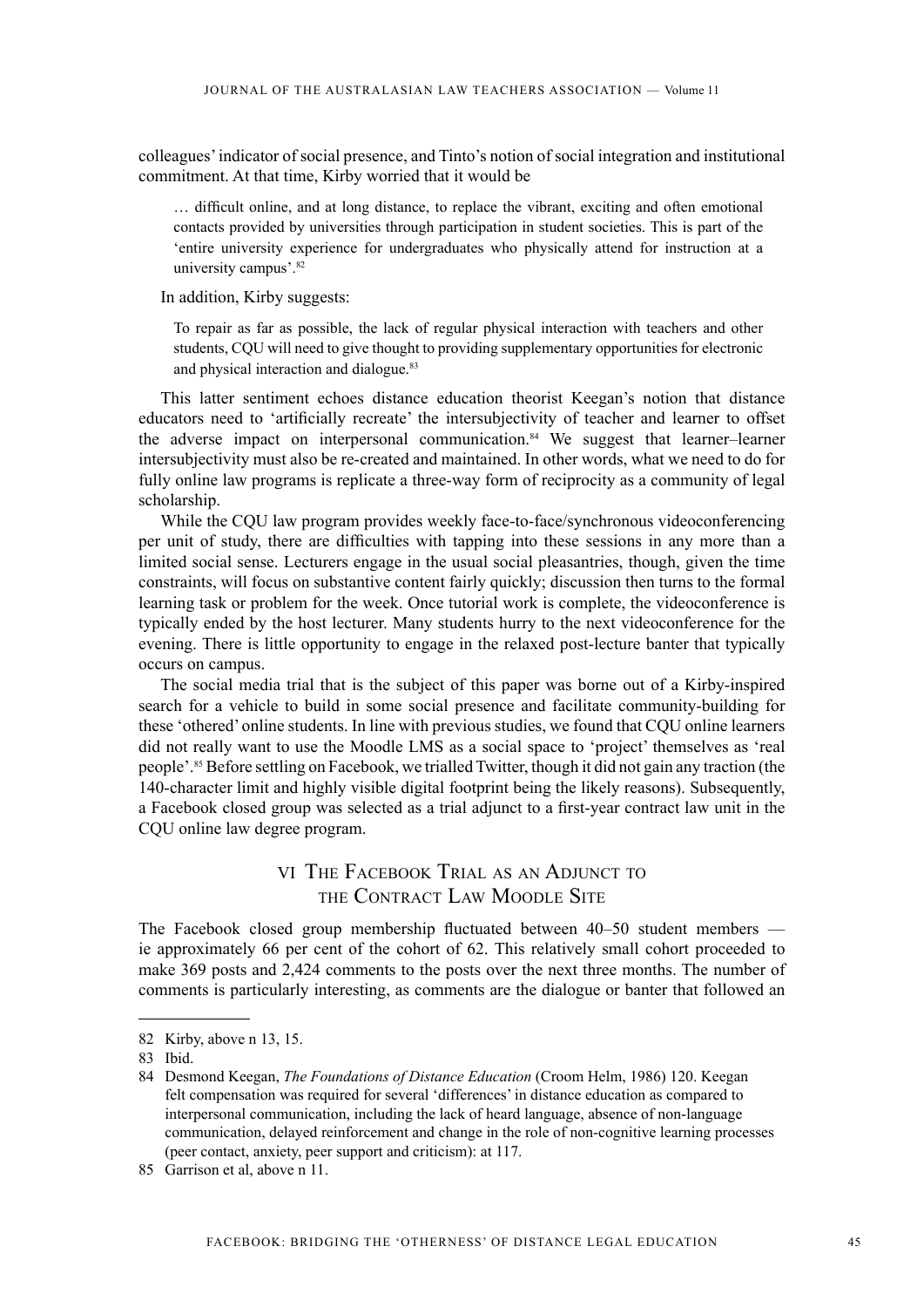colleagues' indicator of social presence, and Tinto's notion of social integration and institutional commitment. At that time, Kirby worried that it would be

> … difficult online, and at long distance, to replace the vibrant, exciting and often emotional contacts provided by universities through participation in student societies. This is part of the 'entire university experience for undergraduates who physically attend for instruction at a university campus'.[82]

In addition, Kirby suggests:

> To repair as far as possible, the lack of regular physical interaction with teachers and other students, CQU will need to give thought to providing supplementary opportunities for electronic and physical interaction and dialogue.[83]

This latter sentiment echoes distance education theorist Keegan's notion that distance educators need to 'artificially recreate' the intersubjectivity of teacher and learner to offset the adverse impact on interpersonal communication.[84] We suggest that learner–learner intersubjectivity must also be re-created and maintained. In other words, what we need to do for fully online law programs is replicate a three-way form of reciprocity as a community of legal scholarship.

While the CQU law program provides weekly face-to-face/synchronous videoconferencing per unit of study, there are difficulties with tapping into these sessions in any more than a limited social sense. Lecturers engage in the usual social pleasantries, though, given the time constraints, will focus on substantive content fairly quickly; discussion then turns to the formal learning task or problem for the week. Once tutorial work is complete, the videoconference is typically ended by the host lecturer. Many students hurry to the next videoconference for the evening. There is little opportunity to engage in the relaxed post-lecture banter that typically occurs on campus.

The social media trial that is the subject of this paper was borne out of a Kirby-inspired search for a vehicle to build in some social presence and facilitate community-building for these 'othered' online students. In line with previous studies, we found that CQU online learners did not really want to use the Moodle LMS as a social space to 'project' themselves as 'real people'.[85] Before settling on Facebook, we trialled Twitter, though it did not gain any traction (the 140-character limit and highly visible digital footprint being the likely reasons). Subsequently, a Facebook closed group was selected as a trial adjunct to a first-year contract law unit in the CQU online law degree program.

## VI The Facebook Trial as an Adjunct to the Contract Law Moodle Site

The Facebook closed group membership fluctuated between 40–50 student members — ie approximately 66 per cent of the cohort of 62. This relatively small cohort proceeded to make 369 posts and 2,424 comments to the posts over the next three months. The number of comments is particularly interesting, as comments are the dialogue or banter that followed an

---

82 Kirby, above n 13, 15.

83 Ibid.

84 Desmond Keegan, *The Foundations of Distance Education* (Croom Helm, 1986) 120. Keegan felt compensation was required for several 'differences' in distance education as compared to interpersonal communication, including the lack of heard language, absence of non-language communication, delayed reinforcement and change in the role of non-cognitive learning processes (peer contact, anxiety, peer support and criticism): at 117.

85 Garrison et al, above n 11.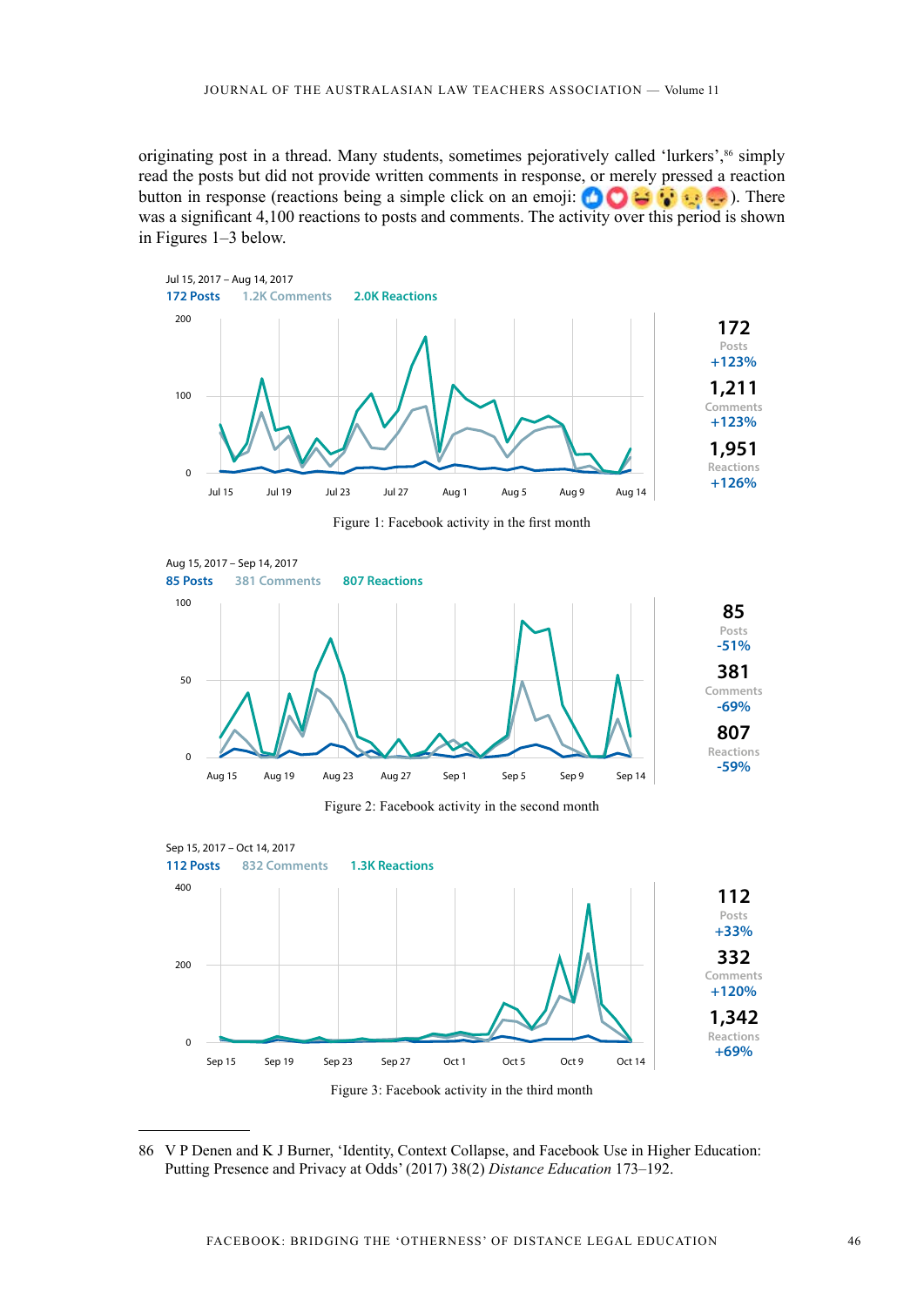originating post in a thread. Many students, sometimes pejoratively called 'lurkers',[86] simply read the posts but did not provide written comments in response, or merely pressed a reaction button in response (reactions being a simple click on an emoji: 👍❤️😆😮😢😡). There was a significant 4,100 reactions to posts and comments. The activity over this period is shown in Figures 1–3 below.

Jul 15, 2017 – Aug 14, 2017
172 Posts 1.2K Comments 2.0K Reactions

200
100
0
Jul 15 Jul 19 Jul 23 Jul 27 Aug 1 Aug 5 Aug 9 Aug 14

172
Posts
+123%
1,211
Comments
+123%
1,951
Reactions
+126%

Figure 1: Facebook activity in the first month

Aug 15, 2017 – Sep 14, 2017
85 Posts 381 Comments 807 Reactions

100
50
0
Aug 15 Aug 19 Aug 23 Aug 27 Sep 1 Sep 5 Sep 9 Sep 14

85
Posts
-51%
381
Comments
-69%
807
Reactions
-59%

Figure 2: Facebook activity in the second month

Sep 15, 2017 – Oct 14, 2017
112 Posts 832 Comments 1.3K Reactions

400
200
0
Sep 15 Sep 19 Sep 23 Sep 27 Oct 1 Oct 5 Oct 9 Oct 14

112
Posts
+33%
332
Comments
+120%
1,342
Reactions
+69%

Figure 3: Facebook activity in the third month

---

86 V P Denen and K J Burner, 'Identity, Context Collapse, and Facebook Use in Higher Education: Putting Presence and Privacy at Odds' (2017) 38(2) *Distance Education* 173–192.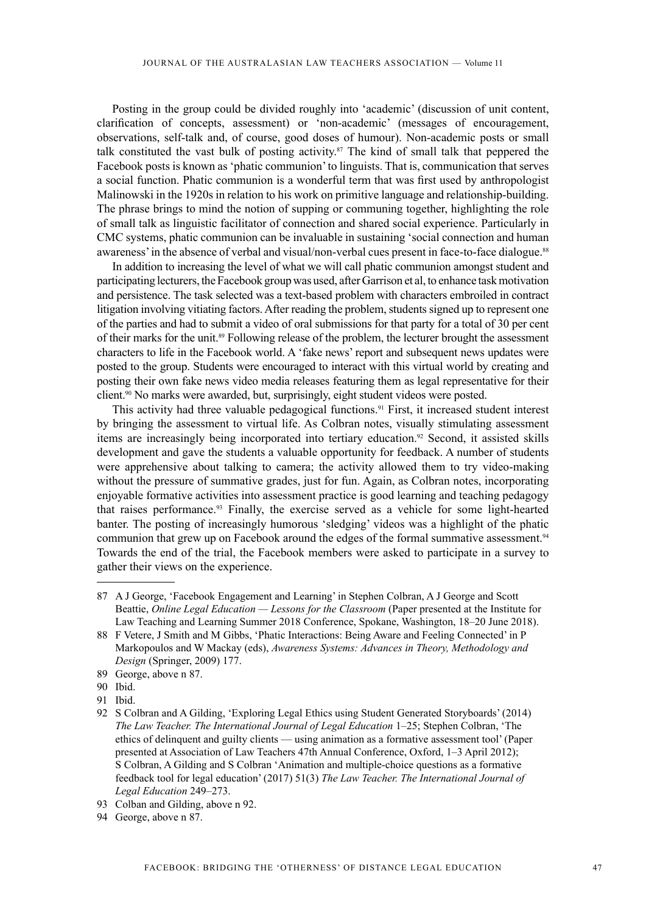Posting in the group could be divided roughly into 'academic' (discussion of unit content, clarification of concepts, assessment) or 'non-academic' (messages of encouragement, observations, self-talk and, of course, good doses of humour). Non-academic posts or small talk constituted the vast bulk of posting activity.[87] The kind of small talk that peppered the Facebook posts is known as 'phatic communion' to linguists. That is, communication that serves a social function. Phatic communion is a wonderful term that was first used by anthropologist Malinowski in the 1920s in relation to his work on primitive language and relationship-building. The phrase brings to mind the notion of supping or communing together, highlighting the role of small talk as linguistic facilitator of connection and shared social experience. Particularly in CMC systems, phatic communion can be invaluable in sustaining 'social connection and human awareness' in the absence of verbal and visual/non-verbal cues present in face-to-face dialogue.[88]

In addition to increasing the level of what we will call phatic communion amongst student and participating lecturers, the Facebook group was used, after Garrison et al, to enhance task motivation and persistence. The task selected was a text-based problem with characters embroiled in contract litigation involving vitiating factors. After reading the problem, students signed up to represent one of the parties and had to submit a video of oral submissions for that party for a total of 30 per cent of their marks for the unit.[89] Following release of the problem, the lecturer brought the assessment characters to life in the Facebook world. A 'fake news' report and subsequent news updates were posted to the group. Students were encouraged to interact with this virtual world by creating and posting their own fake news video media releases featuring them as legal representative for their client.[90] No marks were awarded, but, surprisingly, eight student videos were posted.

This activity had three valuable pedagogical functions.[91] First, it increased student interest by bringing the assessment to virtual life. As Colbran notes, visually stimulating assessment items are increasingly being incorporated into tertiary education.[92] Second, it assisted skills development and gave the students a valuable opportunity for feedback. A number of students were apprehensive about talking to camera; the activity allowed them to try video-making without the pressure of summative grades, just for fun. Again, as Colbran notes, incorporating enjoyable formative activities into assessment practice is good learning and teaching pedagogy that raises performance.[93] Finally, the exercise served as a vehicle for some light-hearted banter. The posting of increasingly humorous 'sledging' videos was a highlight of the phatic communion that grew up on Facebook around the edges of the formal summative assessment.[94] Towards the end of the trial, the Facebook members were asked to participate in a survey to gather their views on the experience.

---

87 A J George, 'Facebook Engagement and Learning' in Stephen Colbran, A J George and Scott Beattie, *Online Legal Education — Lessons for the Classroom* (Paper presented at the Institute for Law Teaching and Learning Summer 2018 Conference, Spokane, Washington, 18–20 June 2018).

88 F Vetere, J Smith and M Gibbs, 'Phatic Interactions: Being Aware and Feeling Connected' in P Markopoulos and W Mackay (eds), *Awareness Systems: Advances in Theory, Methodology and Design* (Springer, 2009) 177.

89 George, above n 87.

90 Ibid.

91 Ibid.

92 S Colbran and A Gilding, 'Exploring Legal Ethics using Student Generated Storyboards' (2014) *The Law Teacher. The International Journal of Legal Education* 1–25; Stephen Colbran, 'The ethics of delinquent and guilty clients — using animation as a formative assessment tool' (Paper presented at Association of Law Teachers 47th Annual Conference, Oxford, 1–3 April 2012); S Colbran, A Gilding and S Colbran 'Animation and multiple-choice questions as a formative feedback tool for legal education' (2017) 51(3) *The Law Teacher. The International Journal of Legal Education* 249–273.

93 Colban and Gilding, above n 92.

94 George, above n 87.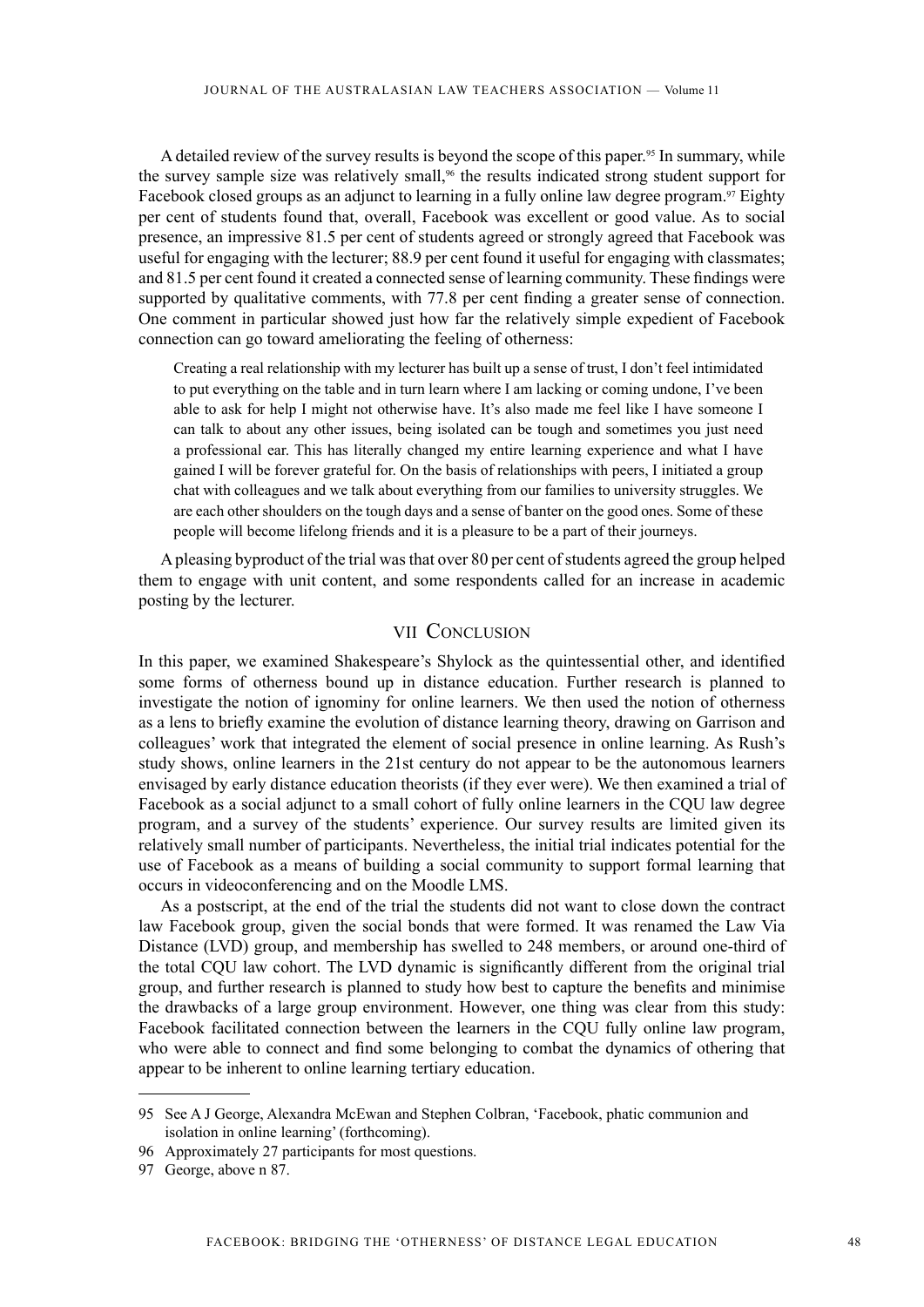A detailed review of the survey results is beyond the scope of this paper.[95] In summary, while the survey sample size was relatively small,[96] the results indicated strong student support for Facebook closed groups as an adjunct to learning in a fully online law degree program.[97] Eighty per cent of students found that, overall, Facebook was excellent or good value. As to social presence, an impressive 81.5 per cent of students agreed or strongly agreed that Facebook was useful for engaging with the lecturer; 88.9 per cent found it useful for engaging with classmates; and 81.5 per cent found it created a connected sense of learning community. These findings were supported by qualitative comments, with 77.8 per cent finding a greater sense of connection. One comment in particular showed just how far the relatively simple expedient of Facebook connection can go toward ameliorating the feeling of otherness:

> Creating a real relationship with my lecturer has built up a sense of trust, I don't feel intimidated to put everything on the table and in turn learn where I am lacking or coming undone, I've been able to ask for help I might not otherwise have. It's also made me feel like I have someone I can talk to about any other issues, being isolated can be tough and sometimes you just need a professional ear. This has literally changed my entire learning experience and what I have gained I will be forever grateful for. On the basis of relationships with peers, I initiated a group chat with colleagues and we talk about everything from our families to university struggles. We are each other shoulders on the tough days and a sense of banter on the good ones. Some of these people will become lifelong friends and it is a pleasure to be a part of their journeys.

A pleasing byproduct of the trial was that over 80 per cent of students agreed the group helped them to engage with unit content, and some respondents called for an increase in academic posting by the lecturer.

## VII Conclusion

In this paper, we examined Shakespeare's Shylock as the quintessential other, and identified some forms of otherness bound up in distance education. Further research is planned to investigate the notion of ignominy for online learners. We then used the notion of otherness as a lens to briefly examine the evolution of distance learning theory, drawing on Garrison and colleagues' work that integrated the element of social presence in online learning. As Rush's study shows, online learners in the 21st century do not appear to be the autonomous learners envisaged by early distance education theorists (if they ever were). We then examined a trial of Facebook as a social adjunct to a small cohort of fully online learners in the CQU law degree program, and a survey of the students' experience. Our survey results are limited given its relatively small number of participants. Nevertheless, the initial trial indicates potential for the use of Facebook as a means of building a social community to support formal learning that occurs in videoconferencing and on the Moodle LMS.

As a postscript, at the end of the trial the students did not want to close down the contract law Facebook group, given the social bonds that were formed. It was renamed the Law Via Distance (LVD) group, and membership has swelled to 248 members, or around one-third of the total CQU law cohort. The LVD dynamic is significantly different from the original trial group, and further research is planned to study how best to capture the benefits and minimise the drawbacks of a large group environment. However, one thing was clear from this study: Facebook facilitated connection between the learners in the CQU fully online law program, who were able to connect and find some belonging to combat the dynamics of othering that appear to be inherent to online learning tertiary education.

---

95 See A J George, Alexandra McEwan and Stephen Colbran, 'Facebook, phatic communion and isolation in online learning' (forthcoming).

96 Approximately 27 participants for most questions.

97 George, above n 87.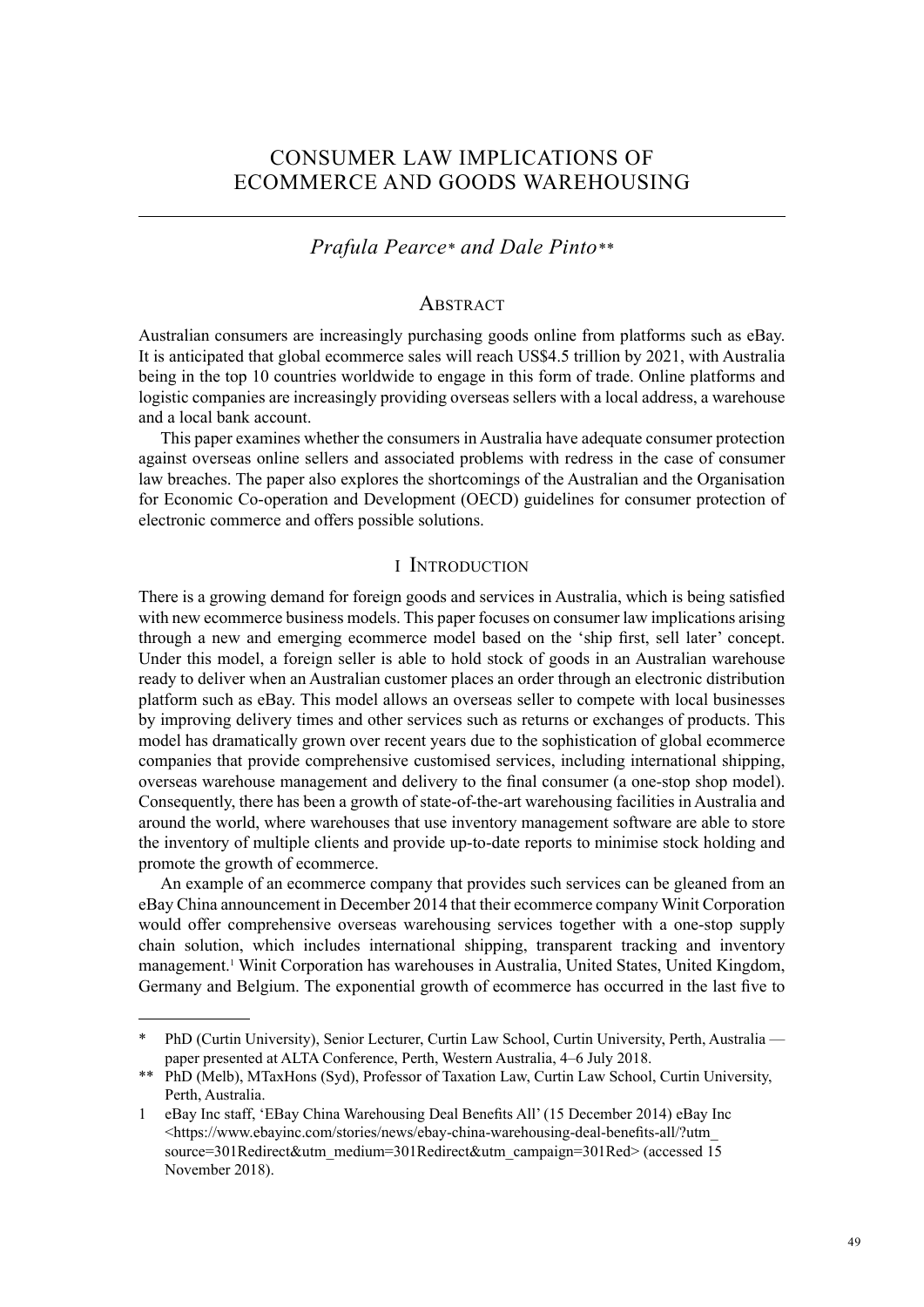# CONSUMER LAW IMPLICATIONS OF ECOMMERCE AND GOODS WAREHOUSING

*Prafula Pearce*\* *and Dale Pinto*\*\*

## Abstract

Australian consumers are increasingly purchasing goods online from platforms such as eBay. It is anticipated that global ecommerce sales will reach US$4.5 trillion by 2021, with Australia being in the top 10 countries worldwide to engage in this form of trade. Online platforms and logistic companies are increasingly providing overseas sellers with a local address, a warehouse and a local bank account.

This paper examines whether the consumers in Australia have adequate consumer protection against overseas online sellers and associated problems with redress in the case of consumer law breaches. The paper also explores the shortcomings of the Australian and the Organisation for Economic Co-operation and Development (OECD) guidelines for consumer protection of electronic commerce and offers possible solutions.

## I Introduction

There is a growing demand for foreign goods and services in Australia, which is being satisfied with new ecommerce business models. This paper focuses on consumer law implications arising through a new and emerging ecommerce model based on the 'ship first, sell later' concept. Under this model, a foreign seller is able to hold stock of goods in an Australian warehouse ready to deliver when an Australian customer places an order through an electronic distribution platform such as eBay. This model allows an overseas seller to compete with local businesses by improving delivery times and other services such as returns or exchanges of products. This model has dramatically grown over recent years due to the sophistication of global ecommerce companies that provide comprehensive customised services, including international shipping, overseas warehouse management and delivery to the final consumer (a one-stop shop model). Consequently, there has been a growth of state-of-the-art warehousing facilities in Australia and around the world, where warehouses that use inventory management software are able to store the inventory of multiple clients and provide up-to-date reports to minimise stock holding and promote the growth of ecommerce.

An example of an ecommerce company that provides such services can be gleaned from an eBay China announcement in December 2014 that their ecommerce company Winit Corporation would offer comprehensive overseas warehousing services together with a one-stop supply chain solution, which includes international shipping, transparent tracking and inventory management.[1] Winit Corporation has warehouses in Australia, United States, United Kingdom, Germany and Belgium. The exponential growth of ecommerce has occurred in the last five to

---

\* PhD (Curtin University), Senior Lecturer, Curtin Law School, Curtin University, Perth, Australia — paper presented at ALTA Conference, Perth, Western Australia, 4–6 July 2018.

\*\* PhD (Melb), MTaxHons (Syd), Professor of Taxation Law, Curtin Law School, Curtin University, Perth, Australia.

1 eBay Inc staff, 'EBay China Warehousing Deal Benefits All' (15 December 2014) eBay Inc <https://www.ebayinc.com/stories/news/ebay-china-warehousing-deal-benefits-all/?utm_source=301Redirect&utm_medium=301Redirect&utm_campaign=301Red> (accessed 15 November 2018).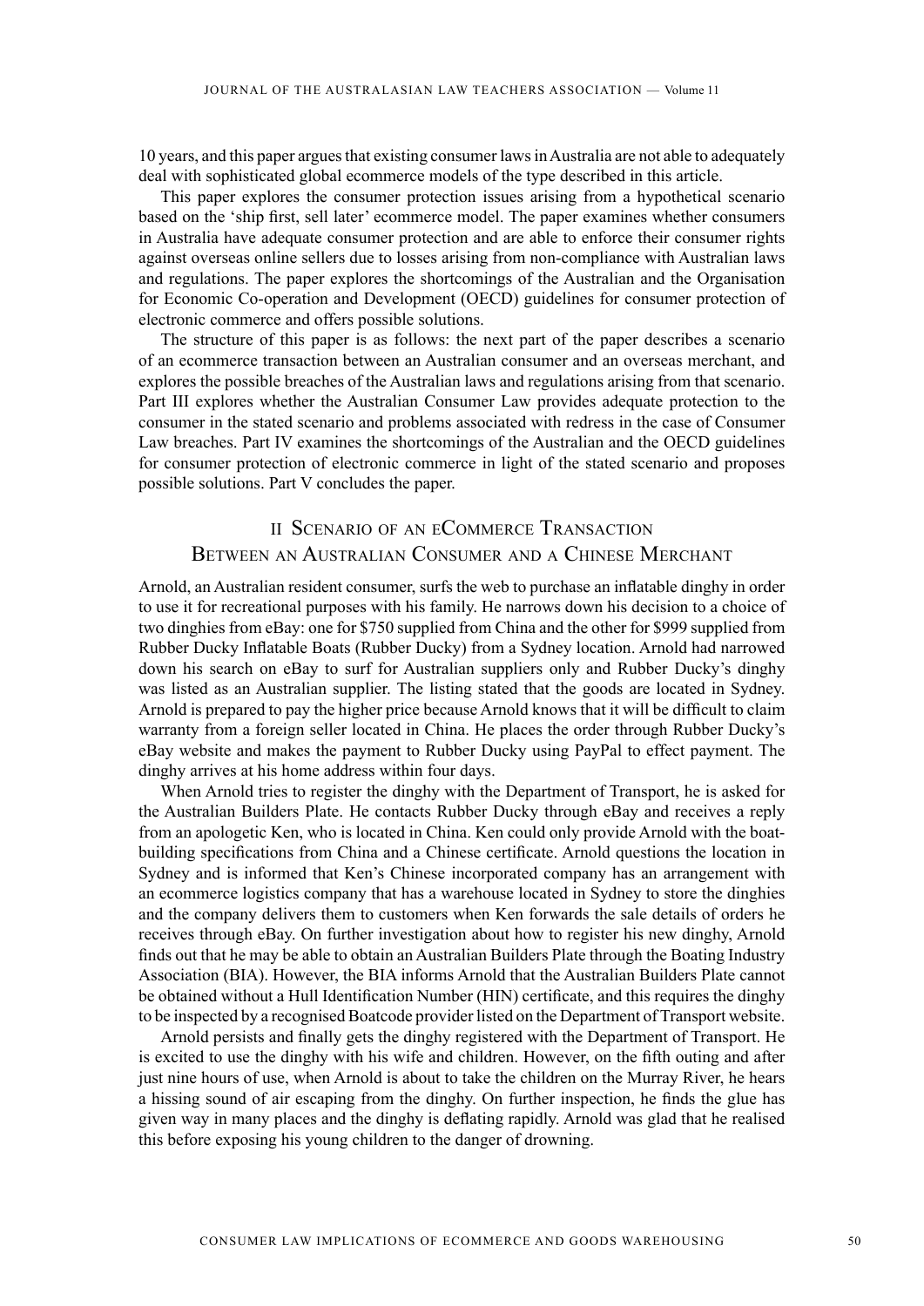10 years, and this paper argues that existing consumer laws in Australia are not able to adequately deal with sophisticated global ecommerce models of the type described in this article.

This paper explores the consumer protection issues arising from a hypothetical scenario based on the 'ship first, sell later' ecommerce model. The paper examines whether consumers in Australia have adequate consumer protection and are able to enforce their consumer rights against overseas online sellers due to losses arising from non-compliance with Australian laws and regulations. The paper explores the shortcomings of the Australian and the Organisation for Economic Co-operation and Development (OECD) guidelines for consumer protection of electronic commerce and offers possible solutions.

The structure of this paper is as follows: the next part of the paper describes a scenario of an ecommerce transaction between an Australian consumer and an overseas merchant, and explores the possible breaches of the Australian laws and regulations arising from that scenario. Part III explores whether the Australian Consumer Law provides adequate protection to the consumer in the stated scenario and problems associated with redress in the case of Consumer Law breaches. Part IV examines the shortcomings of the Australian and the OECD guidelines for consumer protection of electronic commerce in light of the stated scenario and proposes possible solutions. Part V concludes the paper.

## II Scenario of an eCommerce Transaction Between an Australian Consumer and a Chinese Merchant

Arnold, an Australian resident consumer, surfs the web to purchase an inflatable dinghy in order to use it for recreational purposes with his family. He narrows down his decision to a choice of two dinghies from eBay: one for $750 supplied from China and the other for $999 supplied from Rubber Ducky Inflatable Boats (Rubber Ducky) from a Sydney location. Arnold had narrowed down his search on eBay to surf for Australian suppliers only and Rubber Ducky's dinghy was listed as an Australian supplier. The listing stated that the goods are located in Sydney. Arnold is prepared to pay the higher price because Arnold knows that it will be difficult to claim warranty from a foreign seller located in China. He places the order through Rubber Ducky's eBay website and makes the payment to Rubber Ducky using PayPal to effect payment. The dinghy arrives at his home address within four days.

When Arnold tries to register the dinghy with the Department of Transport, he is asked for the Australian Builders Plate. He contacts Rubber Ducky through eBay and receives a reply from an apologetic Ken, who is located in China. Ken could only provide Arnold with the boat-building specifications from China and a Chinese certificate. Arnold questions the location in Sydney and is informed that Ken's Chinese incorporated company has an arrangement with an ecommerce logistics company that has a warehouse located in Sydney to store the dinghies and the company delivers them to customers when Ken forwards the sale details of orders he receives through eBay. On further investigation about how to register his new dinghy, Arnold finds out that he may be able to obtain an Australian Builders Plate through the Boating Industry Association (BIA). However, the BIA informs Arnold that the Australian Builders Plate cannot be obtained without a Hull Identification Number (HIN) certificate, and this requires the dinghy to be inspected by a recognised Boatcode provider listed on the Department of Transport website.

Arnold persists and finally gets the dinghy registered with the Department of Transport. He is excited to use the dinghy with his wife and children. However, on the fifth outing and after just nine hours of use, when Arnold is about to take the children on the Murray River, he hears a hissing sound of air escaping from the dinghy. On further inspection, he finds the glue has given way in many places and the dinghy is deflating rapidly. Arnold was glad that he realised this before exposing his young children to the danger of drowning.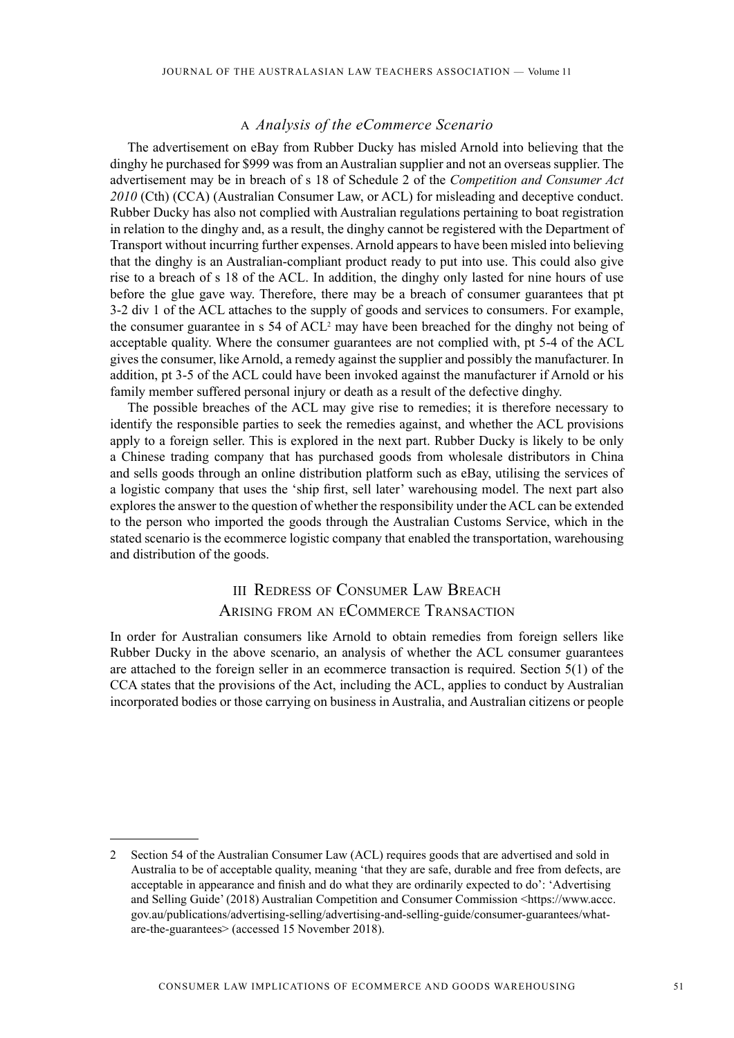### A *Analysis of the eCommerce Scenario*

The advertisement on eBay from Rubber Ducky has misled Arnold into believing that the dinghy he purchased for $999 was from an Australian supplier and not an overseas supplier. The advertisement may be in breach of s 18 of Schedule 2 of the *Competition and Consumer Act 2010* (Cth) (CCA) (Australian Consumer Law, or ACL) for misleading and deceptive conduct. Rubber Ducky has also not complied with Australian regulations pertaining to boat registration in relation to the dinghy and, as a result, the dinghy cannot be registered with the Department of Transport without incurring further expenses. Arnold appears to have been misled into believing that the dinghy is an Australian-compliant product ready to put into use. This could also give rise to a breach of s 18 of the ACL. In addition, the dinghy only lasted for nine hours of use before the glue gave way. Therefore, there may be a breach of consumer guarantees that pt 3-2 div 1 of the ACL attaches to the supply of goods and services to consumers. For example, the consumer guarantee in s 54 of ACL[2] may have been breached for the dinghy not being of acceptable quality. Where the consumer guarantees are not complied with, pt 5-4 of the ACL gives the consumer, like Arnold, a remedy against the supplier and possibly the manufacturer. In addition, pt 3-5 of the ACL could have been invoked against the manufacturer if Arnold or his family member suffered personal injury or death as a result of the defective dinghy.

The possible breaches of the ACL may give rise to remedies; it is therefore necessary to identify the responsible parties to seek the remedies against, and whether the ACL provisions apply to a foreign seller. This is explored in the next part. Rubber Ducky is likely to be only a Chinese trading company that has purchased goods from wholesale distributors in China and sells goods through an online distribution platform such as eBay, utilising the services of a logistic company that uses the 'ship first, sell later' warehousing model. The next part also explores the answer to the question of whether the responsibility under the ACL can be extended to the person who imported the goods through the Australian Customs Service, which in the stated scenario is the ecommerce logistic company that enabled the transportation, warehousing and distribution of the goods.

## III Redress of Consumer Law Breach Arising from an eCommerce Transaction

In order for Australian consumers like Arnold to obtain remedies from foreign sellers like Rubber Ducky in the above scenario, an analysis of whether the ACL consumer guarantees are attached to the foreign seller in an ecommerce transaction is required. Section 5(1) of the CCA states that the provisions of the Act, including the ACL, applies to conduct by Australian incorporated bodies or those carrying on business in Australia, and Australian citizens or people

---

2 Section 54 of the Australian Consumer Law (ACL) requires goods that are advertised and sold in Australia to be of acceptable quality, meaning 'that they are safe, durable and free from defects, are acceptable in appearance and finish and do what they are ordinarily expected to do': 'Advertising and Selling Guide' (2018) Australian Competition and Consumer Commission <https://www.accc.gov.au/publications/advertising-selling/advertising-and-selling-guide/consumer-guarantees/what-are-the-guarantees> (accessed 15 November 2018).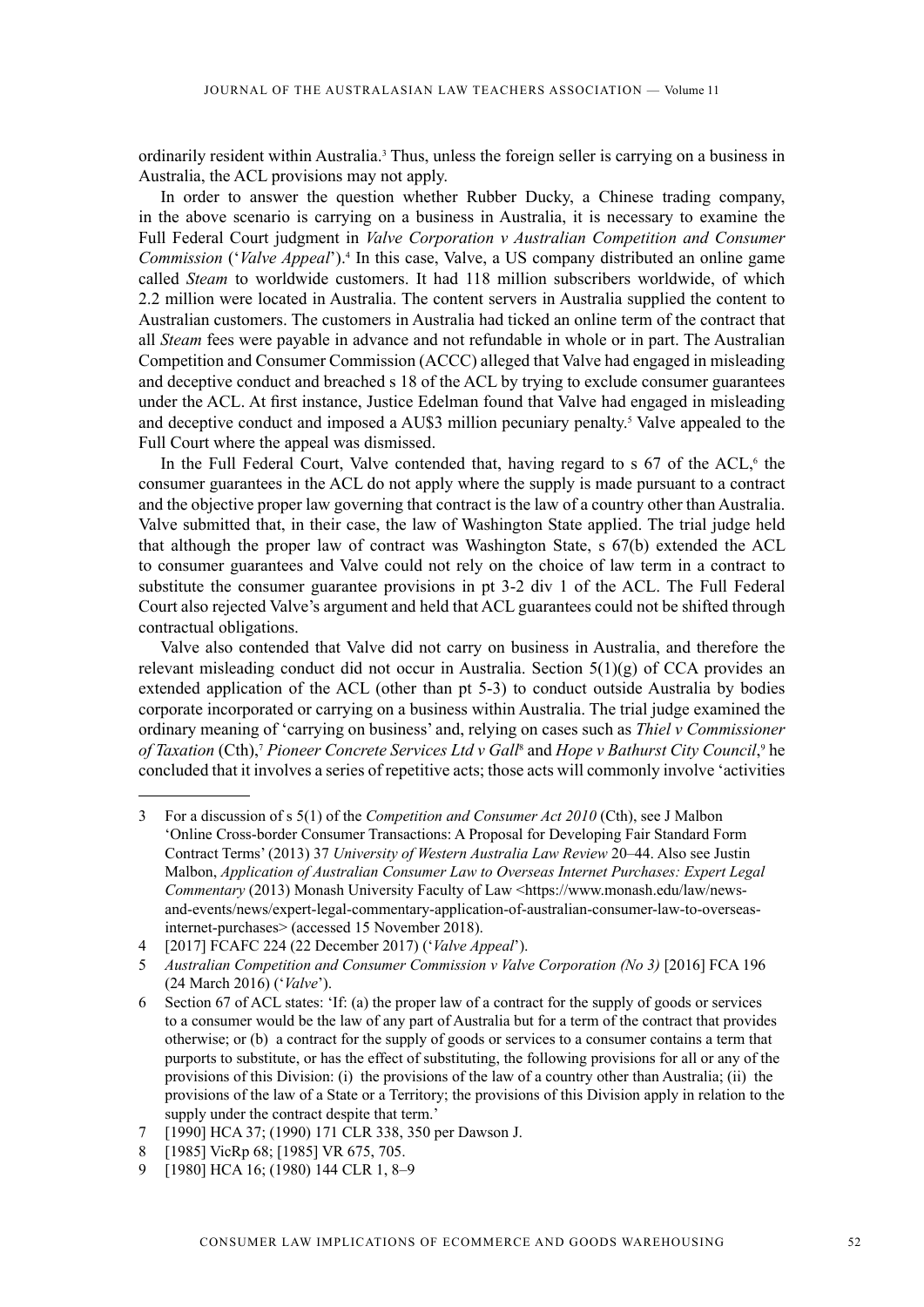ordinarily resident within Australia.[3] Thus, unless the foreign seller is carrying on a business in Australia, the ACL provisions may not apply.

In order to answer the question whether Rubber Ducky, a Chinese trading company, in the above scenario is carrying on a business in Australia, it is necessary to examine the Full Federal Court judgment in *Valve Corporation v Australian Competition and Consumer Commission* ('*Valve Appeal*').[4] In this case, Valve, a US company distributed an online game called *Steam* to worldwide customers. It had 118 million subscribers worldwide, of which 2.2 million were located in Australia. The content servers in Australia supplied the content to Australian customers. The customers in Australia had ticked an online term of the contract that all *Steam* fees were payable in advance and not refundable in whole or in part. The Australian Competition and Consumer Commission (ACCC) alleged that Valve had engaged in misleading and deceptive conduct and breached s 18 of the ACL by trying to exclude consumer guarantees under the ACL. At first instance, Justice Edelman found that Valve had engaged in misleading and deceptive conduct and imposed a AU$3 million pecuniary penalty.[5] Valve appealed to the Full Court where the appeal was dismissed.

In the Full Federal Court, Valve contended that, having regard to s 67 of the ACL,[6] the consumer guarantees in the ACL do not apply where the supply is made pursuant to a contract and the objective proper law governing that contract is the law of a country other than Australia. Valve submitted that, in their case, the law of Washington State applied. The trial judge held that although the proper law of contract was Washington State, s 67(b) extended the ACL to consumer guarantees and Valve could not rely on the choice of law term in a contract to substitute the consumer guarantee provisions in pt 3-2 div 1 of the ACL. The Full Federal Court also rejected Valve's argument and held that ACL guarantees could not be shifted through contractual obligations.

Valve also contended that Valve did not carry on business in Australia, and therefore the relevant misleading conduct did not occur in Australia. Section 5(1)(g) of CCA provides an extended application of the ACL (other than pt 5-3) to conduct outside Australia by bodies corporate incorporated or carrying on a business within Australia. The trial judge examined the ordinary meaning of 'carrying on business' and, relying on cases such as *Thiel v Commissioner of Taxation* (Cth),[7] *Pioneer Concrete Services Ltd v Gall*[8] and *Hope v Bathurst City Council*,[9] he concluded that it involves a series of repetitive acts; those acts will commonly involve 'activities

---

3 For a discussion of s 5(1) of the *Competition and Consumer Act 2010* (Cth), see J Malbon 'Online Cross-border Consumer Transactions: A Proposal for Developing Fair Standard Form Contract Terms' (2013) 37 *University of Western Australia Law Review* 20–44. Also see Justin Malbon, *Application of Australian Consumer Law to Overseas Internet Purchases: Expert Legal Commentary* (2013) Monash University Faculty of Law <https://www.monash.edu/law/news-and-events/news/expert-legal-commentary-application-of-australian-consumer-law-to-overseas-internet-purchases> (accessed 15 November 2018).

4 [2017] FCAFC 224 (22 December 2017) ('*Valve Appeal*').

5 *Australian Competition and Consumer Commission v Valve Corporation (No 3)* [2016] FCA 196 (24 March 2016) ('*Valve*').

6 Section 67 of ACL states: 'If: (a) the proper law of a contract for the supply of goods or services to a consumer would be the law of any part of Australia but for a term of the contract that provides otherwise; or (b) a contract for the supply of goods or services to a consumer contains a term that purports to substitute, or has the effect of substituting, the following provisions for all or any of the provisions of this Division: (i) the provisions of the law of a country other than Australia; (ii) the provisions of the law of a State or a Territory; the provisions of this Division apply in relation to the supply under the contract despite that term.'

7 [1990] HCA 37; (1990) 171 CLR 338, 350 per Dawson J.

8 [1985] VicRp 68; [1985] VR 675, 705.

9 [1980] HCA 16; (1980) 144 CLR 1, 8–9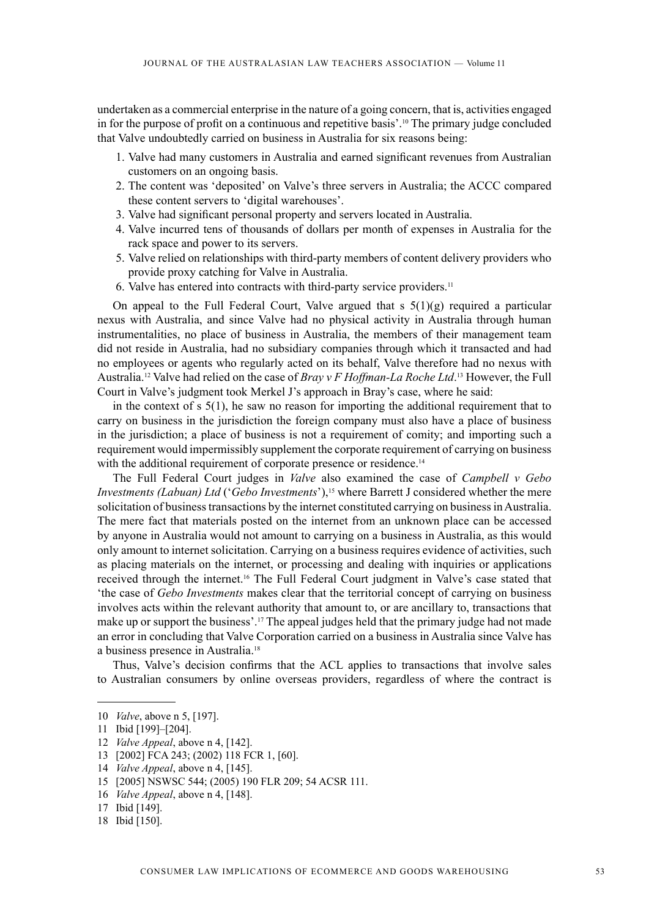undertaken as a commercial enterprise in the nature of a going concern, that is, activities engaged in for the purpose of profit on a continuous and repetitive basis'.[10] The primary judge concluded that Valve undoubtedly carried on business in Australia for six reasons being:

1. Valve had many customers in Australia and earned significant revenues from Australian customers on an ongoing basis.
2. The content was 'deposited' on Valve's three servers in Australia; the ACCC compared these content servers to 'digital warehouses'.
3. Valve had significant personal property and servers located in Australia.
4. Valve incurred tens of thousands of dollars per month of expenses in Australia for the rack space and power to its servers.
5. Valve relied on relationships with third-party members of content delivery providers who provide proxy catching for Valve in Australia.
6. Valve has entered into contracts with third-party service providers.[11]

On appeal to the Full Federal Court, Valve argued that s 5(1)(g) required a particular nexus with Australia, and since Valve had no physical activity in Australia through human instrumentalities, no place of business in Australia, the members of their management team did not reside in Australia, had no subsidiary companies through which it transacted and had no employees or agents who regularly acted on its behalf, Valve therefore had no nexus with Australia.[12] Valve had relied on the case of *Bray v F Hoffman-La Roche Ltd*.[13] However, the Full Court in Valve's judgment took Merkel J's approach in Bray's case, where he said:

in the context of s 5(1), he saw no reason for importing the additional requirement that to carry on business in the jurisdiction the foreign company must also have a place of business in the jurisdiction; a place of business is not a requirement of comity; and importing such a requirement would impermissibly supplement the corporate requirement of carrying on business with the additional requirement of corporate presence or residence.[14]

The Full Federal Court judges in *Valve* also examined the case of *Campbell v Gebo Investments (Labuan) Ltd* ('*Gebo Investments*'),[15] where Barrett J considered whether the mere solicitation of business transactions by the internet constituted carrying on business in Australia. The mere fact that materials posted on the internet from an unknown place can be accessed by anyone in Australia would not amount to carrying on a business in Australia, as this would only amount to internet solicitation. Carrying on a business requires evidence of activities, such as placing materials on the internet, or processing and dealing with inquiries or applications received through the internet.[16] The Full Federal Court judgment in Valve's case stated that 'the case of *Gebo Investments* makes clear that the territorial concept of carrying on business involves acts within the relevant authority that amount to, or are ancillary to, transactions that make up or support the business'.[17] The appeal judges held that the primary judge had not made an error in concluding that Valve Corporation carried on a business in Australia since Valve has a business presence in Australia.[18]

Thus, Valve's decision confirms that the ACL applies to transactions that involve sales to Australian consumers by online overseas providers, regardless of where the contract is

---

10 *Valve*, above n 5, [197].

11 Ibid [199]–[204].

12 *Valve Appeal*, above n 4, [142].

13 [2002] FCA 243; (2002) 118 FCR 1, [60].

14 *Valve Appeal*, above n 4, [145].

15 [2005] NSWSC 544; (2005) 190 FLR 209; 54 ACSR 111.

16 *Valve Appeal*, above n 4, [148].

17 Ibid [149].

18 Ibid [150].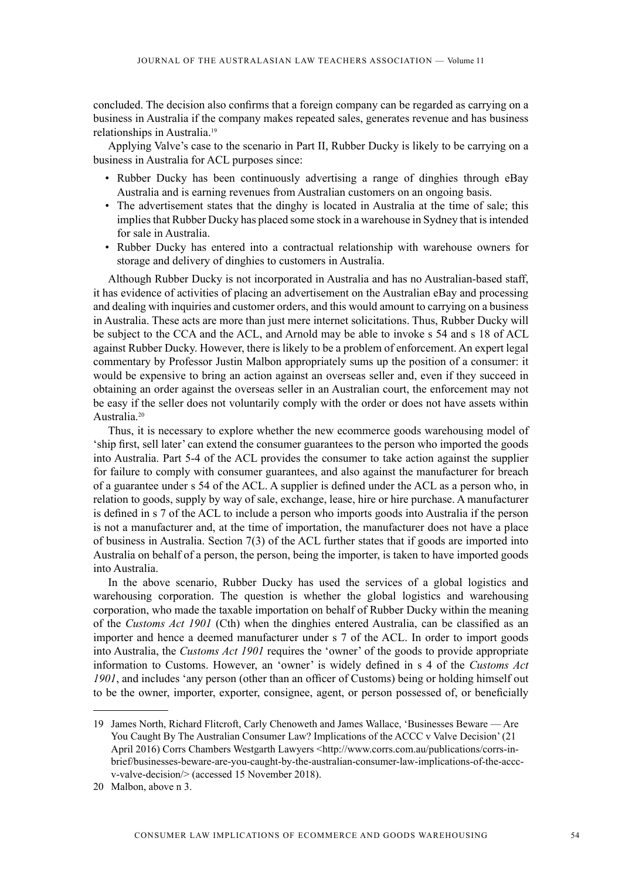concluded. The decision also confirms that a foreign company can be regarded as carrying on a business in Australia if the company makes repeated sales, generates revenue and has business relationships in Australia.[19]

Applying Valve's case to the scenario in Part II, Rubber Ducky is likely to be carrying on a business in Australia for ACL purposes since:

- Rubber Ducky has been continuously advertising a range of dinghies through eBay Australia and is earning revenues from Australian customers on an ongoing basis.
- The advertisement states that the dinghy is located in Australia at the time of sale; this implies that Rubber Ducky has placed some stock in a warehouse in Sydney that is intended for sale in Australia.
- Rubber Ducky has entered into a contractual relationship with warehouse owners for storage and delivery of dinghies to customers in Australia.

Although Rubber Ducky is not incorporated in Australia and has no Australian-based staff, it has evidence of activities of placing an advertisement on the Australian eBay and processing and dealing with inquiries and customer orders, and this would amount to carrying on a business in Australia. These acts are more than just mere internet solicitations. Thus, Rubber Ducky will be subject to the CCA and the ACL, and Arnold may be able to invoke s 54 and s 18 of ACL against Rubber Ducky. However, there is likely to be a problem of enforcement. An expert legal commentary by Professor Justin Malbon appropriately sums up the position of a consumer: it would be expensive to bring an action against an overseas seller and, even if they succeed in obtaining an order against the overseas seller in an Australian court, the enforcement may not be easy if the seller does not voluntarily comply with the order or does not have assets within Australia.[20]

Thus, it is necessary to explore whether the new ecommerce goods warehousing model of 'ship first, sell later' can extend the consumer guarantees to the person who imported the goods into Australia. Part 5-4 of the ACL provides the consumer to take action against the supplier for failure to comply with consumer guarantees, and also against the manufacturer for breach of a guarantee under s 54 of the ACL. A supplier is defined under the ACL as a person who, in relation to goods, supply by way of sale, exchange, lease, hire or hire purchase. A manufacturer is defined in s 7 of the ACL to include a person who imports goods into Australia if the person is not a manufacturer and, at the time of importation, the manufacturer does not have a place of business in Australia. Section 7(3) of the ACL further states that if goods are imported into Australia on behalf of a person, the person, being the importer, is taken to have imported goods into Australia.

In the above scenario, Rubber Ducky has used the services of a global logistics and warehousing corporation. The question is whether the global logistics and warehousing corporation, who made the taxable importation on behalf of Rubber Ducky within the meaning of the *Customs Act 1901* (Cth) when the dinghies entered Australia, can be classified as an importer and hence a deemed manufacturer under s 7 of the ACL. In order to import goods into Australia, the *Customs Act 1901* requires the 'owner' of the goods to provide appropriate information to Customs. However, an 'owner' is widely defined in s 4 of the *Customs Act 1901*, and includes 'any person (other than an officer of Customs) being or holding himself out to be the owner, importer, exporter, consignee, agent, or person possessed of, or beneficially

---

19 James North, Richard Flitcroft, Carly Chenoweth and James Wallace, 'Businesses Beware — Are You Caught By The Australian Consumer Law? Implications of the ACCC v Valve Decision' (21 April 2016) Corrs Chambers Westgarth Lawyers <http://www.corrs.com.au/publications/corrs-in-brief/businesses-beware-are-you-caught-by-the-australian-consumer-law-implications-of-the-accc-v-valve-decision/> (accessed 15 November 2018).

20 Malbon, above n 3.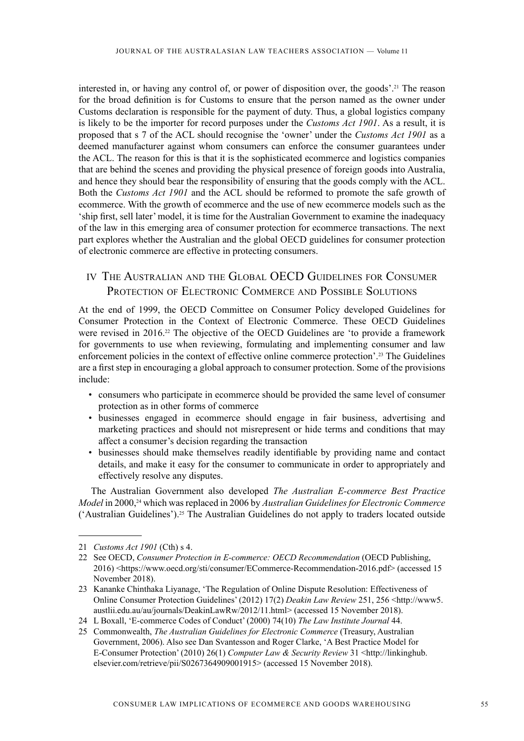interested in, or having any control of, or power of disposition over, the goods'.[21] The reason for the broad definition is for Customs to ensure that the person named as the owner under Customs declaration is responsible for the payment of duty. Thus, a global logistics company is likely to be the importer for record purposes under the *Customs Act 1901*. As a result, it is proposed that s 7 of the ACL should recognise the 'owner' under the *Customs Act 1901* as a deemed manufacturer against whom consumers can enforce the consumer guarantees under the ACL. The reason for this is that it is the sophisticated ecommerce and logistics companies that are behind the scenes and providing the physical presence of foreign goods into Australia, and hence they should bear the responsibility of ensuring that the goods comply with the ACL. Both the *Customs Act 1901* and the ACL should be reformed to promote the safe growth of ecommerce. With the growth of ecommerce and the use of new ecommerce models such as the 'ship first, sell later' model, it is time for the Australian Government to examine the inadequacy of the law in this emerging area of consumer protection for ecommerce transactions. The next part explores whether the Australian and the global OECD guidelines for consumer protection of electronic commerce are effective in protecting consumers.

## IV The Australian and the Global OECD Guidelines for Consumer Protection of Electronic Commerce and Possible Solutions

At the end of 1999, the OECD Committee on Consumer Policy developed Guidelines for Consumer Protection in the Context of Electronic Commerce. These OECD Guidelines were revised in 2016.[22] The objective of the OECD Guidelines are 'to provide a framework for governments to use when reviewing, formulating and implementing consumer and law enforcement policies in the context of effective online commerce protection'.[23] The Guidelines are a first step in encouraging a global approach to consumer protection. Some of the provisions include:

- consumers who participate in ecommerce should be provided the same level of consumer protection as in other forms of commerce
- businesses engaged in ecommerce should engage in fair business, advertising and marketing practices and should not misrepresent or hide terms and conditions that may affect a consumer's decision regarding the transaction
- businesses should make themselves readily identifiable by providing name and contact details, and make it easy for the consumer to communicate in order to appropriately and effectively resolve any disputes.

The Australian Government also developed *The Australian E-commerce Best Practice Model* in 2000,[24] which was replaced in 2006 by *Australian Guidelines for Electronic Commerce* ('Australian Guidelines').[25] The Australian Guidelines do not apply to traders located outside

---

21 *Customs Act 1901* (Cth) s 4.

22 See OECD, *Consumer Protection in E-commerce: OECD Recommendation* (OECD Publishing, 2016) <https://www.oecd.org/sti/consumer/ECommerce-Recommendation-2016.pdf> (accessed 15 November 2018).

23 Kananke Chinthaka Liyanage, 'The Regulation of Online Dispute Resolution: Effectiveness of Online Consumer Protection Guidelines' (2012) 17(2) *Deakin Law Review* 251, 256 <http://www5.austlii.edu.au/au/journals/DeakinLawRw/2012/11.html> (accessed 15 November 2018).

24 L Boxall, 'E-commerce Codes of Conduct' (2000) 74(10) *The Law Institute Journal* 44.

25 Commonwealth, *The Australian Guidelines for Electronic Commerce* (Treasury, Australian Government, 2006). Also see Dan Svantesson and Roger Clarke, 'A Best Practice Model for E-Consumer Protection' (2010) 26(1) *Computer Law & Security Review* 31 <http://linkinghub.elsevier.com/retrieve/pii/S0267364909001915> (accessed 15 November 2018).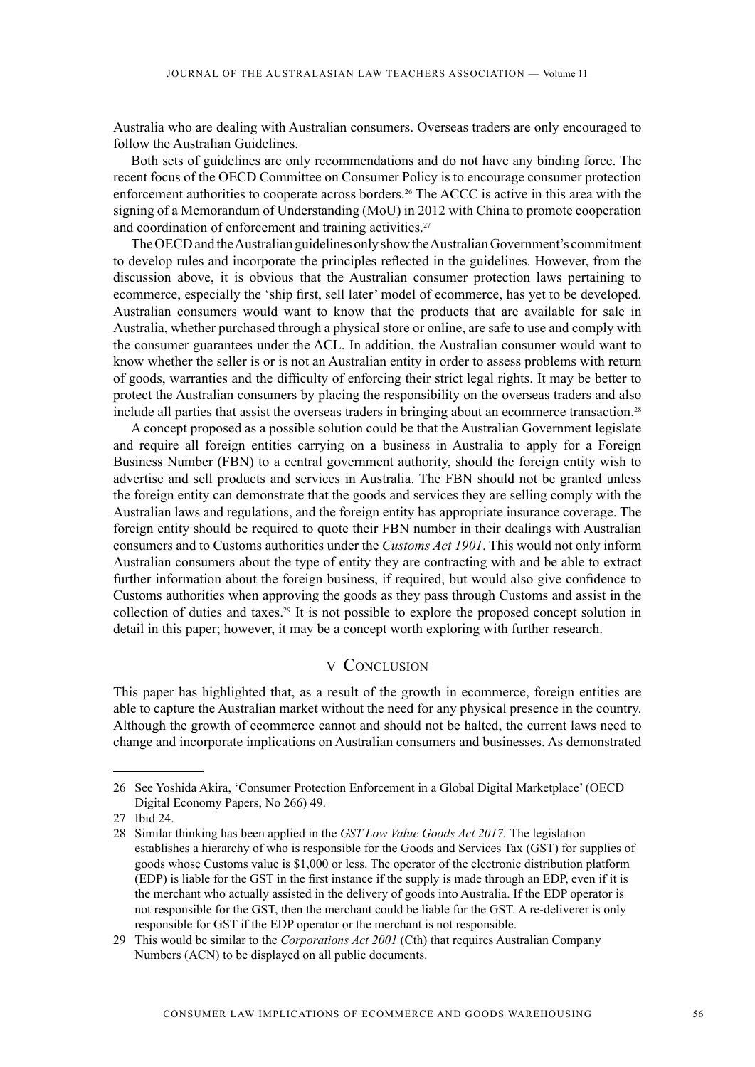Australia who are dealing with Australian consumers. Overseas traders are only encouraged to follow the Australian Guidelines.

Both sets of guidelines are only recommendations and do not have any binding force. The recent focus of the OECD Committee on Consumer Policy is to encourage consumer protection enforcement authorities to cooperate across borders.[26] The ACCC is active in this area with the signing of a Memorandum of Understanding (MoU) in 2012 with China to promote cooperation and coordination of enforcement and training activities.[27]

The OECD and the Australian guidelines only show the Australian Government's commitment to develop rules and incorporate the principles reflected in the guidelines. However, from the discussion above, it is obvious that the Australian consumer protection laws pertaining to ecommerce, especially the 'ship first, sell later' model of ecommerce, has yet to be developed. Australian consumers would want to know that the products that are available for sale in Australia, whether purchased through a physical store or online, are safe to use and comply with the consumer guarantees under the ACL. In addition, the Australian consumer would want to know whether the seller is or is not an Australian entity in order to assess problems with return of goods, warranties and the difficulty of enforcing their strict legal rights. It may be better to protect the Australian consumers by placing the responsibility on the overseas traders and also include all parties that assist the overseas traders in bringing about an ecommerce transaction.[28]

A concept proposed as a possible solution could be that the Australian Government legislate and require all foreign entities carrying on a business in Australia to apply for a Foreign Business Number (FBN) to a central government authority, should the foreign entity wish to advertise and sell products and services in Australia. The FBN should not be granted unless the foreign entity can demonstrate that the goods and services they are selling comply with the Australian laws and regulations, and the foreign entity has appropriate insurance coverage. The foreign entity should be required to quote their FBN number in their dealings with Australian consumers and to Customs authorities under the *Customs Act 1901*. This would not only inform Australian consumers about the type of entity they are contracting with and be able to extract further information about the foreign business, if required, but would also give confidence to Customs authorities when approving the goods as they pass through Customs and assist in the collection of duties and taxes.[29] It is not possible to explore the proposed concept solution in detail in this paper; however, it may be a concept worth exploring with further research.

## V Conclusion

This paper has highlighted that, as a result of the growth in ecommerce, foreign entities are able to capture the Australian market without the need for any physical presence in the country. Although the growth of ecommerce cannot and should not be halted, the current laws need to change and incorporate implications on Australian consumers and businesses. As demonstrated

---

26 See Yoshida Akira, 'Consumer Protection Enforcement in a Global Digital Marketplace' (OECD Digital Economy Papers, No 266) 49.

27 Ibid 24.

28 Similar thinking has been applied in the *GST Low Value Goods Act 2017.* The legislation establishes a hierarchy of who is responsible for the Goods and Services Tax (GST) for supplies of goods whose Customs value is $1,000 or less. The operator of the electronic distribution platform (EDP) is liable for the GST in the first instance if the supply is made through an EDP, even if it is the merchant who actually assisted in the delivery of goods into Australia. If the EDP operator is not responsible for the GST, then the merchant could be liable for the GST. A re-deliverer is only responsible for GST if the EDP operator or the merchant is not responsible.

29 This would be similar to the *Corporations Act 2001* (Cth) that requires Australian Company Numbers (ACN) to be displayed on all public documents.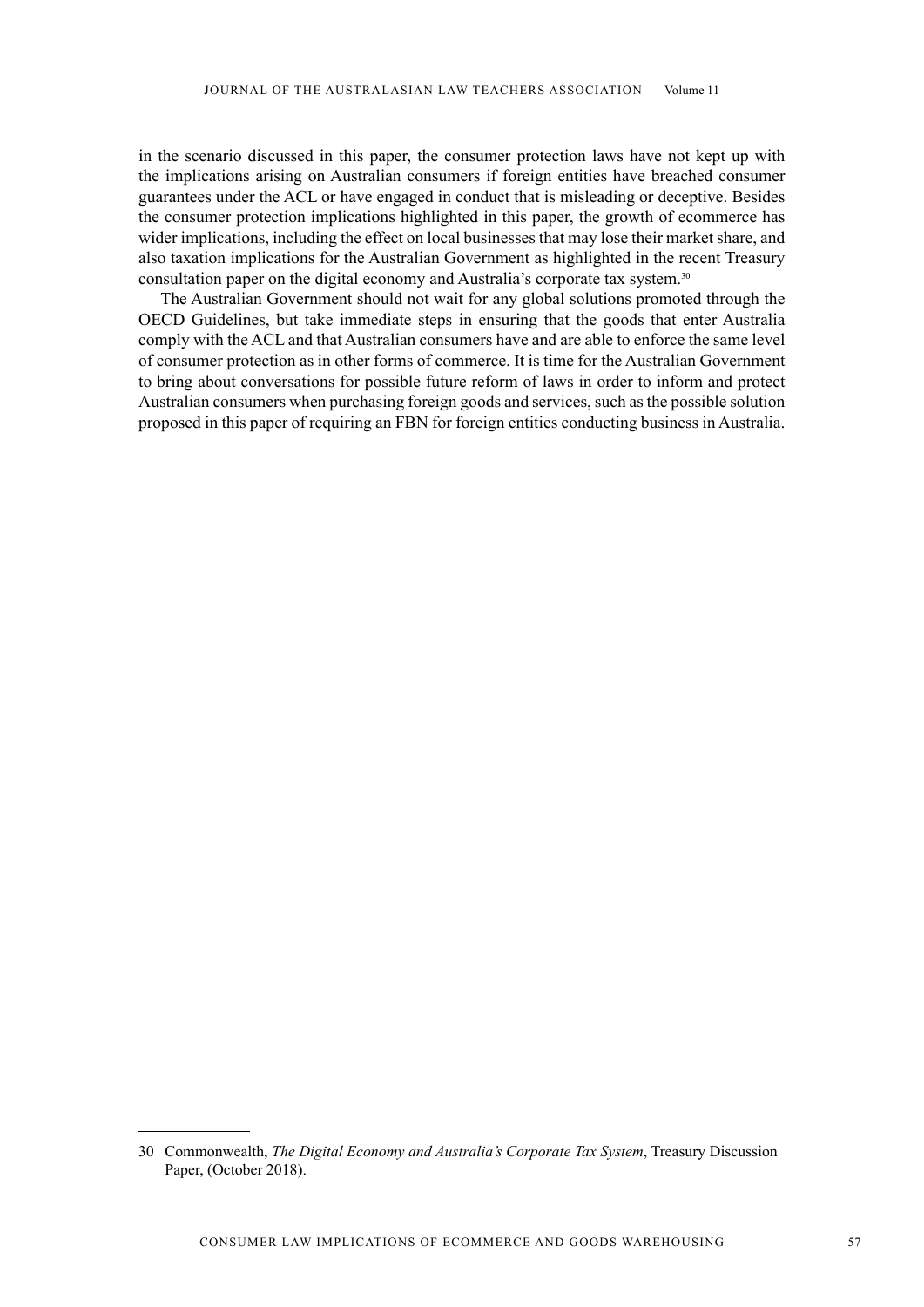in the scenario discussed in this paper, the consumer protection laws have not kept up with the implications arising on Australian consumers if foreign entities have breached consumer guarantees under the ACL or have engaged in conduct that is misleading or deceptive. Besides the consumer protection implications highlighted in this paper, the growth of ecommerce has wider implications, including the effect on local businesses that may lose their market share, and also taxation implications for the Australian Government as highlighted in the recent Treasury consultation paper on the digital economy and Australia's corporate tax system.[30]

The Australian Government should not wait for any global solutions promoted through the OECD Guidelines, but take immediate steps in ensuring that the goods that enter Australia comply with the ACL and that Australian consumers have and are able to enforce the same level of consumer protection as in other forms of commerce. It is time for the Australian Government to bring about conversations for possible future reform of laws in order to inform and protect Australian consumers when purchasing foreign goods and services, such as the possible solution proposed in this paper of requiring an FBN for foreign entities conducting business in Australia.

---

30 Commonwealth, *The Digital Economy and Australia's Corporate Tax System*, Treasury Discussion Paper, (October 2018).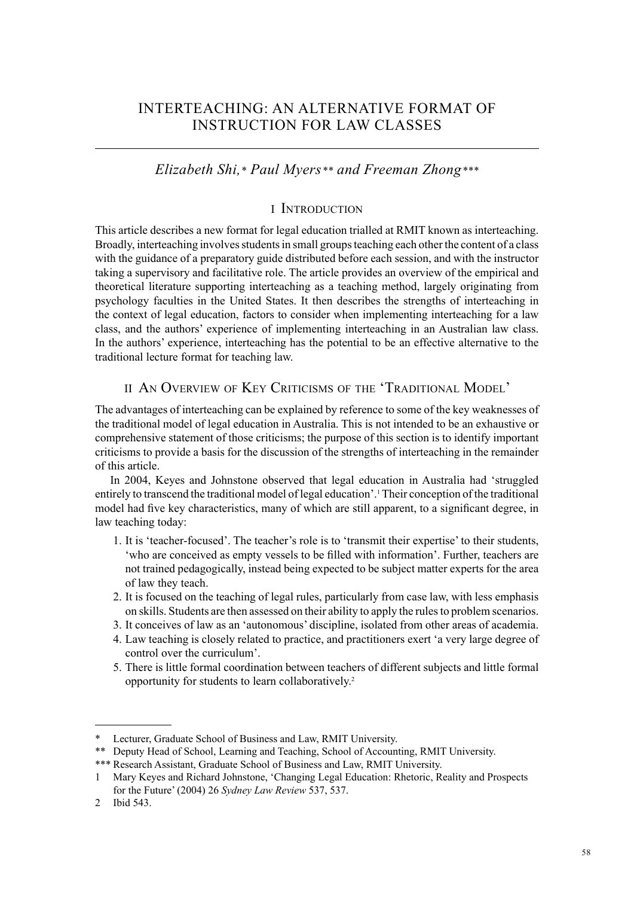# INTERTEACHING: AN ALTERNATIVE FORMAT OF INSTRUCTION FOR LAW CLASSES

*Elizabeth Shi,\* Paul Myers\*\* and Freeman Zhong\*\*\**

## I Introduction

This article describes a new format for legal education trialled at RMIT known as interteaching. Broadly, interteaching involves students in small groups teaching each other the content of a class with the guidance of a preparatory guide distributed before each session, and with the instructor taking a supervisory and facilitative role. The article provides an overview of the empirical and theoretical literature supporting interteaching as a teaching method, largely originating from psychology faculties in the United States. It then describes the strengths of interteaching in the context of legal education, factors to consider when implementing interteaching for a law class, and the authors' experience of implementing interteaching in an Australian law class. In the authors' experience, interteaching has the potential to be an effective alternative to the traditional lecture format for teaching law.

## II An Overview of Key Criticisms of the 'Traditional Model'

The advantages of interteaching can be explained by reference to some of the key weaknesses of the traditional model of legal education in Australia. This is not intended to be an exhaustive or comprehensive statement of those criticisms; the purpose of this section is to identify important criticisms to provide a basis for the discussion of the strengths of interteaching in the remainder of this article.

In 2004, Keyes and Johnstone observed that legal education in Australia had 'struggled entirely to transcend the traditional model of legal education'.[1] Their conception of the traditional model had five key characteristics, many of which are still apparent, to a significant degree, in law teaching today:

1. It is 'teacher-focused'. The teacher's role is to 'transmit their expertise' to their students, 'who are conceived as empty vessels to be filled with information'. Further, teachers are not trained pedagogically, instead being expected to be subject matter experts for the area of law they teach.
2. It is focused on the teaching of legal rules, particularly from case law, with less emphasis on skills. Students are then assessed on their ability to apply the rules to problem scenarios.
3. It conceives of law as an 'autonomous' discipline, isolated from other areas of academia.
4. Law teaching is closely related to practice, and practitioners exert 'a very large degree of control over the curriculum'.
5. There is little formal coordination between teachers of different subjects and little formal opportunity for students to learn collaboratively.[2]

---

\* Lecturer, Graduate School of Business and Law, RMIT University.

\*\* Deputy Head of School, Learning and Teaching, School of Accounting, RMIT University.

\*\*\* Research Assistant, Graduate School of Business and Law, RMIT University.

1 Mary Keyes and Richard Johnstone, 'Changing Legal Education: Rhetoric, Reality and Prospects for the Future' (2004) 26 *Sydney Law Review* 537, 537.

2 Ibid 543.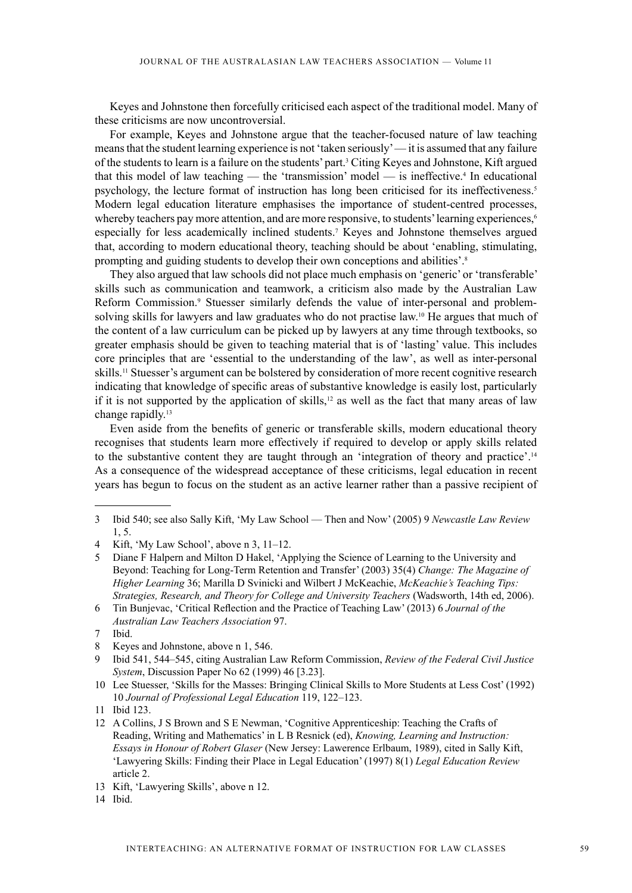Keyes and Johnstone then forcefully criticised each aspect of the traditional model. Many of these criticisms are now uncontroversial.

For example, Keyes and Johnstone argue that the teacher-focused nature of law teaching means that the student learning experience is not 'taken seriously' — it is assumed that any failure of the students to learn is a failure on the students' part.[3] Citing Keyes and Johnstone, Kift argued that this model of law teaching — the 'transmission' model — is ineffective.[4] In educational psychology, the lecture format of instruction has long been criticised for its ineffectiveness.[5] Modern legal education literature emphasises the importance of student-centred processes, whereby teachers pay more attention, and are more responsive, to students' learning experiences,[6] especially for less academically inclined students.[7] Keyes and Johnstone themselves argued that, according to modern educational theory, teaching should be about 'enabling, stimulating, prompting and guiding students to develop their own conceptions and abilities'.[8]

They also argued that law schools did not place much emphasis on 'generic' or 'transferable' skills such as communication and teamwork, a criticism also made by the Australian Law Reform Commission.[9] Stuesser similarly defends the value of inter-personal and problem-solving skills for lawyers and law graduates who do not practise law.[10] He argues that much of the content of a law curriculum can be picked up by lawyers at any time through textbooks, so greater emphasis should be given to teaching material that is of 'lasting' value. This includes core principles that are 'essential to the understanding of the law', as well as inter-personal skills.[11] Stuesser's argument can be bolstered by consideration of more recent cognitive research indicating that knowledge of specific areas of substantive knowledge is easily lost, particularly if it is not supported by the application of skills,[12] as well as the fact that many areas of law change rapidly.[13]

Even aside from the benefits of generic or transferable skills, modern educational theory recognises that students learn more effectively if required to develop or apply skills related to the substantive content they are taught through an 'integration of theory and practice'.[14] As a consequence of the widespread acceptance of these criticisms, legal education in recent years has begun to focus on the student as an active learner rather than a passive recipient of

---

3 Ibid 540; see also Sally Kift, 'My Law School — Then and Now' (2005) 9 *Newcastle Law Review* 1, 5.

4 Kift, 'My Law School', above n 3, 11–12.

5 Diane F Halpern and Milton D Hakel, 'Applying the Science of Learning to the University and Beyond: Teaching for Long-Term Retention and Transfer' (2003) 35(4) *Change: The Magazine of Higher Learning* 36; Marilla D Svinicki and Wilbert J McKeachie, *McKeachie's Teaching Tips: Strategies, Research, and Theory for College and University Teachers* (Wadsworth, 14th ed, 2006).

6 Tin Bunjevac, 'Critical Reflection and the Practice of Teaching Law' (2013) 6 *Journal of the Australian Law Teachers Association* 97.

7 Ibid.

8 Keyes and Johnstone, above n 1, 546.

9 Ibid 541, 544–545, citing Australian Law Reform Commission, *Review of the Federal Civil Justice System*, Discussion Paper No 62 (1999) 46 [3.23].

10 Lee Stuesser, 'Skills for the Masses: Bringing Clinical Skills to More Students at Less Cost' (1992) 10 *Journal of Professional Legal Education* 119, 122–123.

11 Ibid 123.

12 A Collins, J S Brown and S E Newman, 'Cognitive Apprenticeship: Teaching the Crafts of Reading, Writing and Mathematics' in L B Resnick (ed), *Knowing, Learning and Instruction: Essays in Honour of Robert Glaser* (New Jersey: Lawerence Erlbaum, 1989), cited in Sally Kift, 'Lawyering Skills: Finding their Place in Legal Education' (1997) 8(1) *Legal Education Review* article 2.

13 Kift, 'Lawyering Skills', above n 12.

14 Ibid.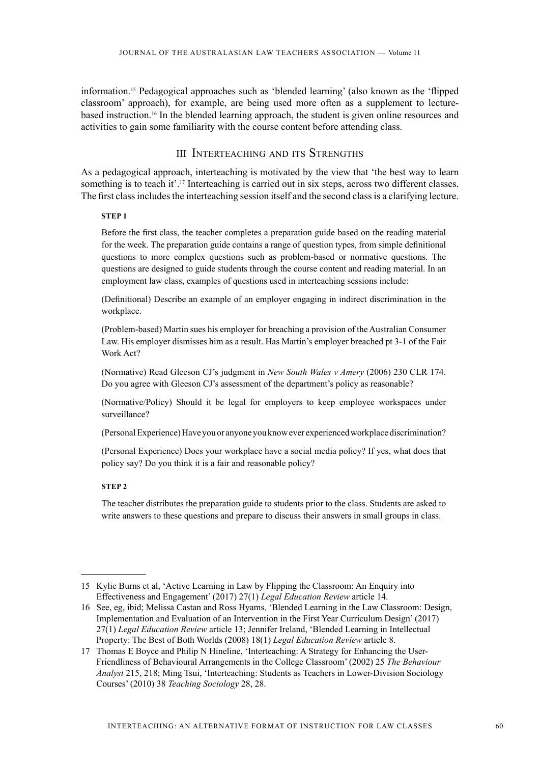information.[15] Pedagogical approaches such as 'blended learning' (also known as the 'flipped classroom' approach), for example, are being used more often as a supplement to lecture-based instruction.[16] In the blended learning approach, the student is given online resources and activities to gain some familiarity with the course content before attending class.

## III Interteaching and its Strengths

As a pedagogical approach, interteaching is motivated by the view that 'the best way to learn something is to teach it'.[17] Interteaching is carried out in six steps, across two different classes. The first class includes the interteaching session itself and the second class is a clarifying lecture.

**STEP 1**

Before the first class, the teacher completes a preparation guide based on the reading material for the week. The preparation guide contains a range of question types, from simple definitional questions to more complex questions such as problem-based or normative questions. The questions are designed to guide students through the course content and reading material. In an employment law class, examples of questions used in interteaching sessions include:

(Definitional) Describe an example of an employer engaging in indirect discrimination in the workplace.

(Problem-based) Martin sues his employer for breaching a provision of the Australian Consumer Law. His employer dismisses him as a result. Has Martin's employer breached pt 3-1 of the Fair Work Act?

(Normative) Read Gleeson CJ's judgment in *New South Wales v Amery* (2006) 230 CLR 174. Do you agree with Gleeson CJ's assessment of the department's policy as reasonable?

(Normative/Policy) Should it be legal for employers to keep employee workspaces under surveillance?

(Personal Experience) Have you or anyone you know ever experienced workplace discrimination?

(Personal Experience) Does your workplace have a social media policy? If yes, what does that policy say? Do you think it is a fair and reasonable policy?

**STEP 2**

The teacher distributes the preparation guide to students prior to the class. Students are asked to write answers to these questions and prepare to discuss their answers in small groups in class.

---

15 Kylie Burns et al, 'Active Learning in Law by Flipping the Classroom: An Enquiry into Effectiveness and Engagement' (2017) 27(1) *Legal Education Review* article 14.

16 See, eg, ibid; Melissa Castan and Ross Hyams, 'Blended Learning in the Law Classroom: Design, Implementation and Evaluation of an Intervention in the First Year Curriculum Design' (2017) 27(1) *Legal Education Review* article 13; Jennifer Ireland, 'Blended Learning in Intellectual Property: The Best of Both Worlds (2008) 18(1) *Legal Education Review* article 8.

17 Thomas E Boyce and Philip N Hineline, 'Interteaching: A Strategy for Enhancing the User-Friendliness of Behavioural Arrangements in the College Classroom' (2002) 25 *The Behaviour Analyst* 215, 218; Ming Tsui, 'Interteaching: Students as Teachers in Lower-Division Sociology Courses' (2010) 38 *Teaching Sociology* 28, 28.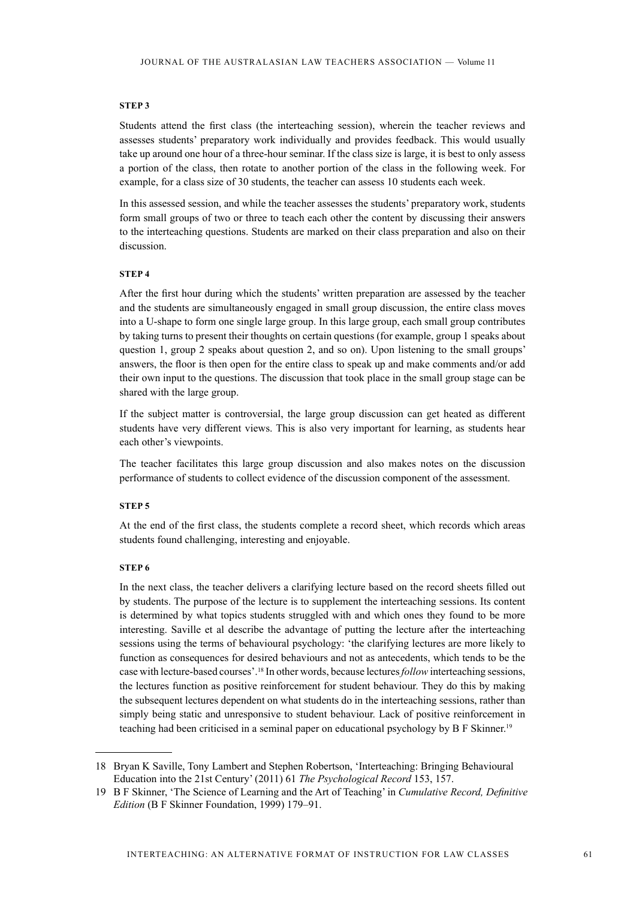#### STEP 3

Students attend the first class (the interteaching session), wherein the teacher reviews and assesses students' preparatory work individually and provides feedback. This would usually take up around one hour of a three-hour seminar. If the class size is large, it is best to only assess a portion of the class, then rotate to another portion of the class in the following week. For example, for a class size of 30 students, the teacher can assess 10 students each week.

In this assessed session, and while the teacher assesses the students' preparatory work, students form small groups of two or three to teach each other the content by discussing their answers to the interteaching questions. Students are marked on their class preparation and also on their discussion.

#### STEP 4

After the first hour during which the students' written preparation are assessed by the teacher and the students are simultaneously engaged in small group discussion, the entire class moves into a U-shape to form one single large group. In this large group, each small group contributes by taking turns to present their thoughts on certain questions (for example, group 1 speaks about question 1, group 2 speaks about question 2, and so on). Upon listening to the small groups' answers, the floor is then open for the entire class to speak up and make comments and/or add their own input to the questions. The discussion that took place in the small group stage can be shared with the large group.

If the subject matter is controversial, the large group discussion can get heated as different students have very different views. This is also very important for learning, as students hear each other's viewpoints.

The teacher facilitates this large group discussion and also makes notes on the discussion performance of students to collect evidence of the discussion component of the assessment.

#### STEP 5

At the end of the first class, the students complete a record sheet, which records which areas students found challenging, interesting and enjoyable.

#### STEP 6

In the next class, the teacher delivers a clarifying lecture based on the record sheets filled out by students. The purpose of the lecture is to supplement the interteaching sessions. Its content is determined by what topics students struggled with and which ones they found to be more interesting. Saville et al describe the advantage of putting the lecture after the interteaching sessions using the terms of behavioural psychology: 'the clarifying lectures are more likely to function as consequences for desired behaviours and not as antecedents, which tends to be the case with lecture-based courses'.[18] In other words, because lectures *follow* interteaching sessions, the lectures function as positive reinforcement for student behaviour. They do this by making the subsequent lectures dependent on what students do in the interteaching sessions, rather than simply being static and unresponsive to student behaviour. Lack of positive reinforcement in teaching had been criticised in a seminal paper on educational psychology by B F Skinner.[19]

---

18 Bryan K Saville, Tony Lambert and Stephen Robertson, 'Interteaching: Bringing Behavioural Education into the 21st Century' (2011) 61 *The Psychological Record* 153, 157.

19 B F Skinner, 'The Science of Learning and the Art of Teaching' in *Cumulative Record, Definitive Edition* (B F Skinner Foundation, 1999) 179–91.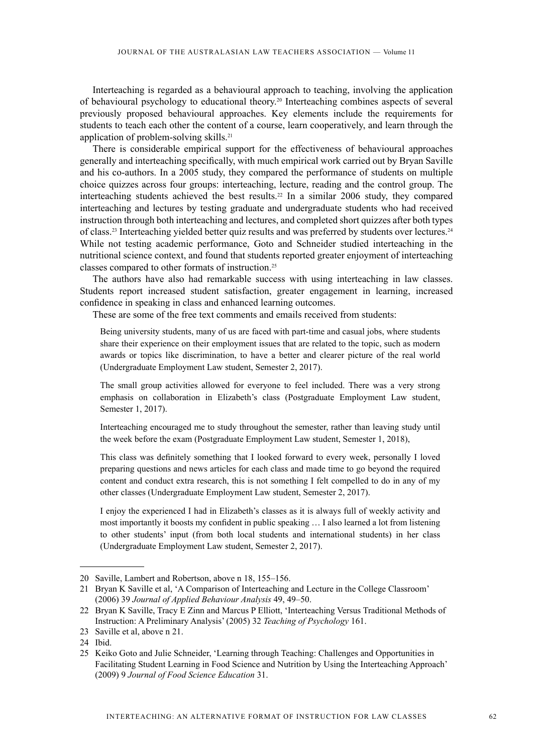Interteaching is regarded as a behavioural approach to teaching, involving the application of behavioural psychology to educational theory.[20] Interteaching combines aspects of several previously proposed behavioural approaches. Key elements include the requirements for students to teach each other the content of a course, learn cooperatively, and learn through the application of problem-solving skills.[21]

There is considerable empirical support for the effectiveness of behavioural approaches generally and interteaching specifically, with much empirical work carried out by Bryan Saville and his co-authors. In a 2005 study, they compared the performance of students on multiple choice quizzes across four groups: interteaching, lecture, reading and the control group. The interteaching students achieved the best results.[22] In a similar 2006 study, they compared interteaching and lectures by testing graduate and undergraduate students who had received instruction through both interteaching and lectures, and completed short quizzes after both types of class.[23] Interteaching yielded better quiz results and was preferred by students over lectures.[24] While not testing academic performance, Goto and Schneider studied interteaching in the nutritional science context, and found that students reported greater enjoyment of interteaching classes compared to other formats of instruction.[25]

The authors have also had remarkable success with using interteaching in law classes. Students report increased student satisfaction, greater engagement in learning, increased confidence in speaking in class and enhanced learning outcomes.

These are some of the free text comments and emails received from students:

> Being university students, many of us are faced with part-time and casual jobs, where students share their experience on their employment issues that are related to the topic, such as modern awards or topics like discrimination, to have a better and clearer picture of the real world (Undergraduate Employment Law student, Semester 2, 2017).

> The small group activities allowed for everyone to feel included. There was a very strong emphasis on collaboration in Elizabeth's class (Postgraduate Employment Law student, Semester 1, 2017).

> Interteaching encouraged me to study throughout the semester, rather than leaving study until the week before the exam (Postgraduate Employment Law student, Semester 1, 2018),

> This class was definitely something that I looked forward to every week, personally I loved preparing questions and news articles for each class and made time to go beyond the required content and conduct extra research, this is not something I felt compelled to do in any of my other classes (Undergraduate Employment Law student, Semester 2, 2017).

> I enjoy the experienced I had in Elizabeth's classes as it is always full of weekly activity and most importantly it boosts my confident in public speaking … I also learned a lot from listening to other students' input (from both local students and international students) in her class (Undergraduate Employment Law student, Semester 2, 2017).

---

20 Saville, Lambert and Robertson, above n 18, 155–156.

21 Bryan K Saville et al, 'A Comparison of Interteaching and Lecture in the College Classroom' (2006) 39 *Journal of Applied Behaviour Analysis* 49, 49–50.

22 Bryan K Saville, Tracy E Zinn and Marcus P Elliott, 'Interteaching Versus Traditional Methods of Instruction: A Preliminary Analysis' (2005) 32 *Teaching of Psychology* 161.

23 Saville et al, above n 21.

24 Ibid.

25 Keiko Goto and Julie Schneider, 'Learning through Teaching: Challenges and Opportunities in Facilitating Student Learning in Food Science and Nutrition by Using the Interteaching Approach' (2009) 9 *Journal of Food Science Education* 31.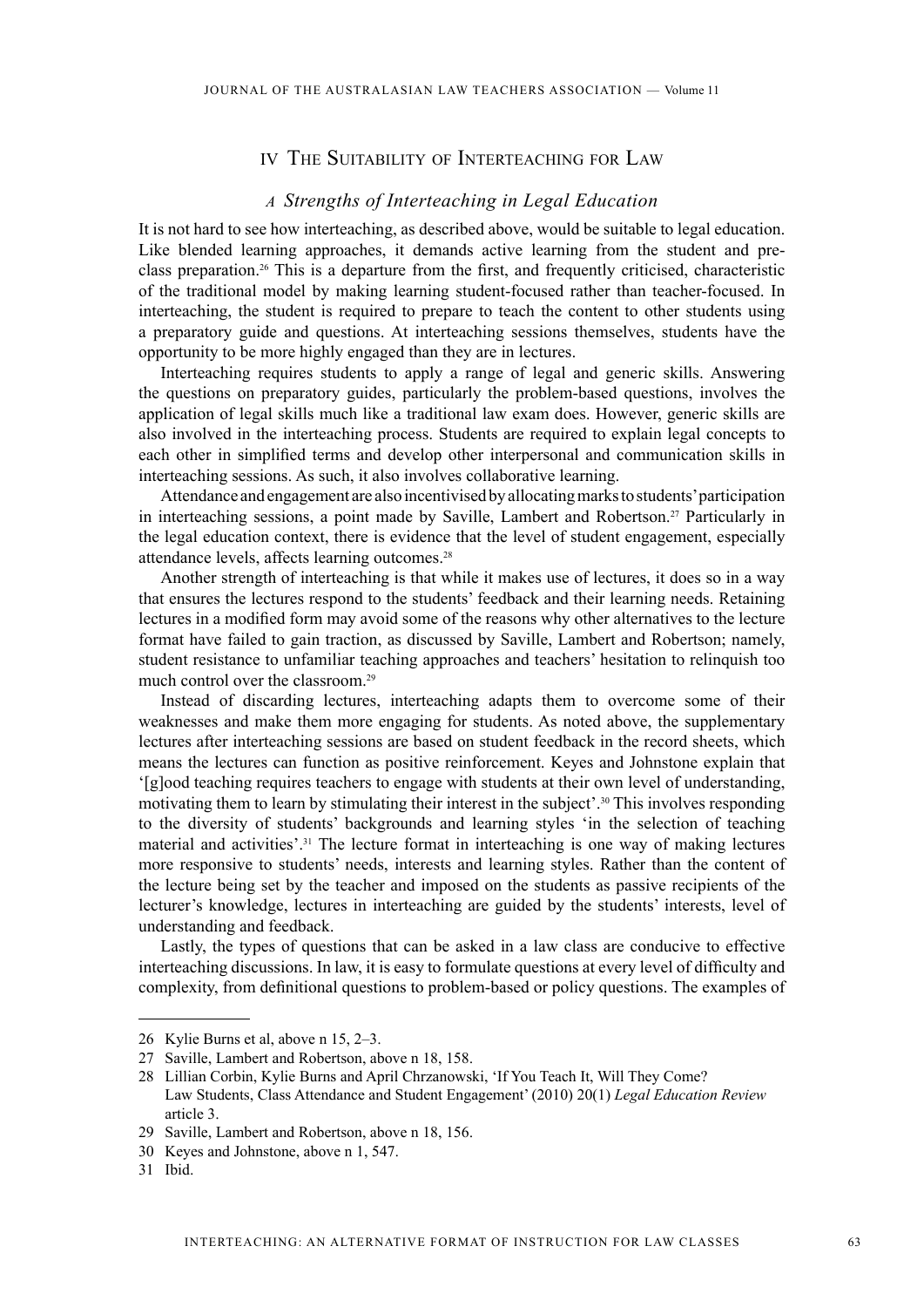## IV The Suitability of Interteaching for Law

### *A Strengths of Interteaching in Legal Education*

It is not hard to see how interteaching, as described above, would be suitable to legal education. Like blended learning approaches, it demands active learning from the student and pre-class preparation.[26] This is a departure from the first, and frequently criticised, characteristic of the traditional model by making learning student-focused rather than teacher-focused. In interteaching, the student is required to prepare to teach the content to other students using a preparatory guide and questions. At interteaching sessions themselves, students have the opportunity to be more highly engaged than they are in lectures.

Interteaching requires students to apply a range of legal and generic skills. Answering the questions on preparatory guides, particularly the problem-based questions, involves the application of legal skills much like a traditional law exam does. However, generic skills are also involved in the interteaching process. Students are required to explain legal concepts to each other in simplified terms and develop other interpersonal and communication skills in interteaching sessions. As such, it also involves collaborative learning.

Attendance and engagement are also incentivised by allocating marks to students' participation in interteaching sessions, a point made by Saville, Lambert and Robertson.[27] Particularly in the legal education context, there is evidence that the level of student engagement, especially attendance levels, affects learning outcomes.[28]

Another strength of interteaching is that while it makes use of lectures, it does so in a way that ensures the lectures respond to the students' feedback and their learning needs. Retaining lectures in a modified form may avoid some of the reasons why other alternatives to the lecture format have failed to gain traction, as discussed by Saville, Lambert and Robertson; namely, student resistance to unfamiliar teaching approaches and teachers' hesitation to relinquish too much control over the classroom.[29]

Instead of discarding lectures, interteaching adapts them to overcome some of their weaknesses and make them more engaging for students. As noted above, the supplementary lectures after interteaching sessions are based on student feedback in the record sheets, which means the lectures can function as positive reinforcement. Keyes and Johnstone explain that '[g]ood teaching requires teachers to engage with students at their own level of understanding, motivating them to learn by stimulating their interest in the subject'.[30] This involves responding to the diversity of students' backgrounds and learning styles 'in the selection of teaching material and activities'.[31] The lecture format in interteaching is one way of making lectures more responsive to students' needs, interests and learning styles. Rather than the content of the lecture being set by the teacher and imposed on the students as passive recipients of the lecturer's knowledge, lectures in interteaching are guided by the students' interests, level of understanding and feedback.

Lastly, the types of questions that can be asked in a law class are conducive to effective interteaching discussions. In law, it is easy to formulate questions at every level of difficulty and complexity, from definitional questions to problem-based or policy questions. The examples of

---

26 Kylie Burns et al, above n 15, 2–3.

27 Saville, Lambert and Robertson, above n 18, 158.

28 Lillian Corbin, Kylie Burns and April Chrzanowski, 'If You Teach It, Will They Come? Law Students, Class Attendance and Student Engagement' (2010) 20(1) *Legal Education Review* article 3.

29 Saville, Lambert and Robertson, above n 18, 156.

30 Keyes and Johnstone, above n 1, 547.

31 Ibid.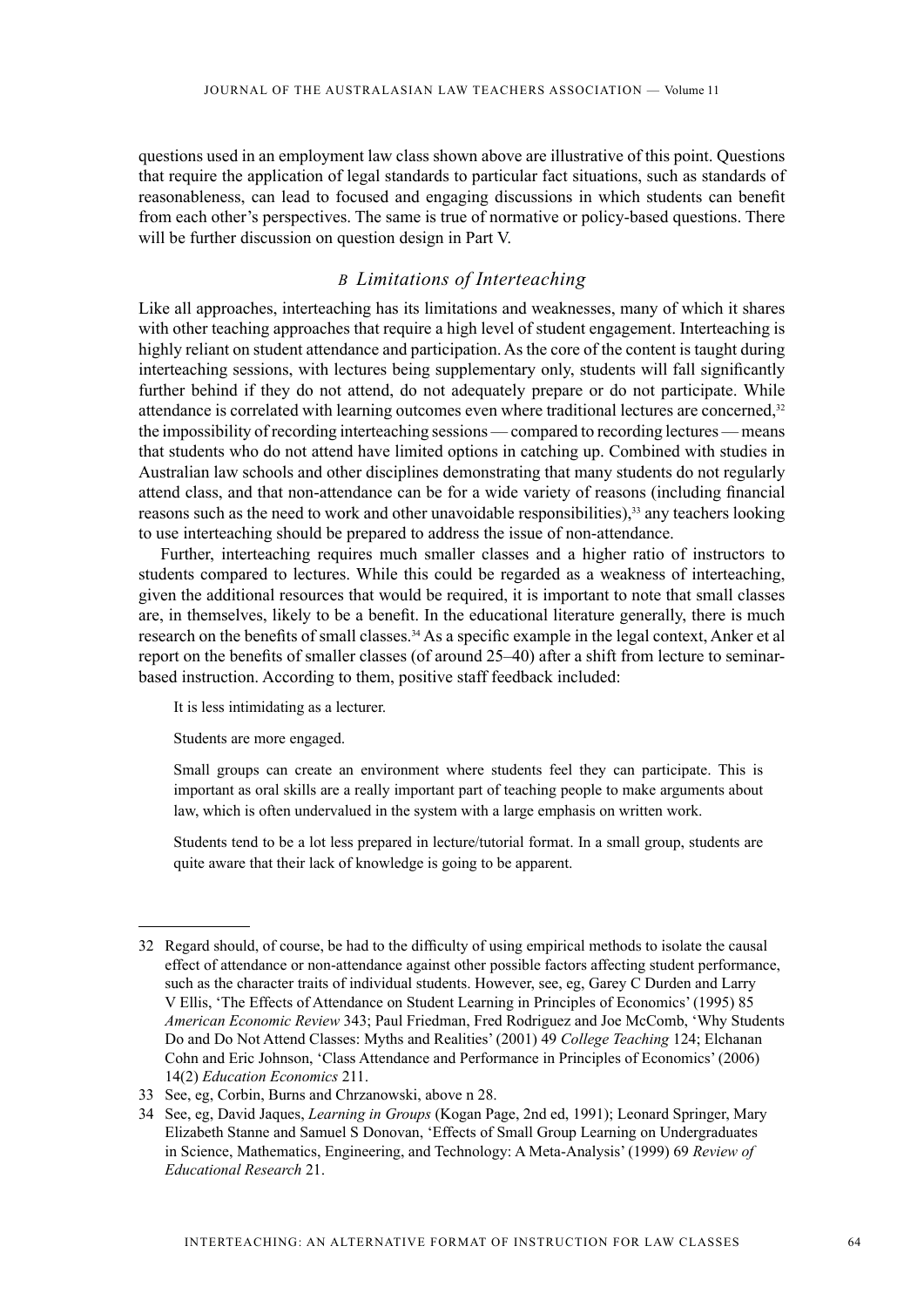questions used in an employment law class shown above are illustrative of this point. Questions that require the application of legal standards to particular fact situations, such as standards of reasonableness, can lead to focused and engaging discussions in which students can benefit from each other's perspectives. The same is true of normative or policy-based questions. There will be further discussion on question design in Part V.

### *B Limitations of Interteaching*

Like all approaches, interteaching has its limitations and weaknesses, many of which it shares with other teaching approaches that require a high level of student engagement. Interteaching is highly reliant on student attendance and participation. As the core of the content is taught during interteaching sessions, with lectures being supplementary only, students will fall significantly further behind if they do not attend, do not adequately prepare or do not participate. While attendance is correlated with learning outcomes even where traditional lectures are concerned,[32] the impossibility of recording interteaching sessions — compared to recording lectures — means that students who do not attend have limited options in catching up. Combined with studies in Australian law schools and other disciplines demonstrating that many students do not regularly attend class, and that non-attendance can be for a wide variety of reasons (including financial reasons such as the need to work and other unavoidable responsibilities),[33] any teachers looking to use interteaching should be prepared to address the issue of non-attendance.

Further, interteaching requires much smaller classes and a higher ratio of instructors to students compared to lectures. While this could be regarded as a weakness of interteaching, given the additional resources that would be required, it is important to note that small classes are, in themselves, likely to be a benefit. In the educational literature generally, there is much research on the benefits of small classes.[34] As a specific example in the legal context, Anker et al report on the benefits of smaller classes (of around 25–40) after a shift from lecture to seminar-based instruction. According to them, positive staff feedback included:

> It is less intimidating as a lecturer.
>
> Students are more engaged.
>
> Small groups can create an environment where students feel they can participate. This is important as oral skills are a really important part of teaching people to make arguments about law, which is often undervalued in the system with a large emphasis on written work.
>
> Students tend to be a lot less prepared in lecture/tutorial format. In a small group, students are quite aware that their lack of knowledge is going to be apparent.

---

32 Regard should, of course, be had to the difficulty of using empirical methods to isolate the causal effect of attendance or non-attendance against other possible factors affecting student performance, such as the character traits of individual students. However, see, eg, Garey C Durden and Larry V Ellis, 'The Effects of Attendance on Student Learning in Principles of Economics' (1995) 85 *American Economic Review* 343; Paul Friedman, Fred Rodriguez and Joe McComb, 'Why Students Do and Do Not Attend Classes: Myths and Realities' (2001) 49 *College Teaching* 124; Elchanan Cohn and Eric Johnson, 'Class Attendance and Performance in Principles of Economics' (2006) 14(2) *Education Economics* 211.

33 See, eg, Corbin, Burns and Chrzanowski, above n 28.

34 See, eg, David Jaques, *Learning in Groups* (Kogan Page, 2nd ed, 1991); Leonard Springer, Mary Elizabeth Stanne and Samuel S Donovan, 'Effects of Small Group Learning on Undergraduates in Science, Mathematics, Engineering, and Technology: A Meta-Analysis' (1999) 69 *Review of Educational Research* 21.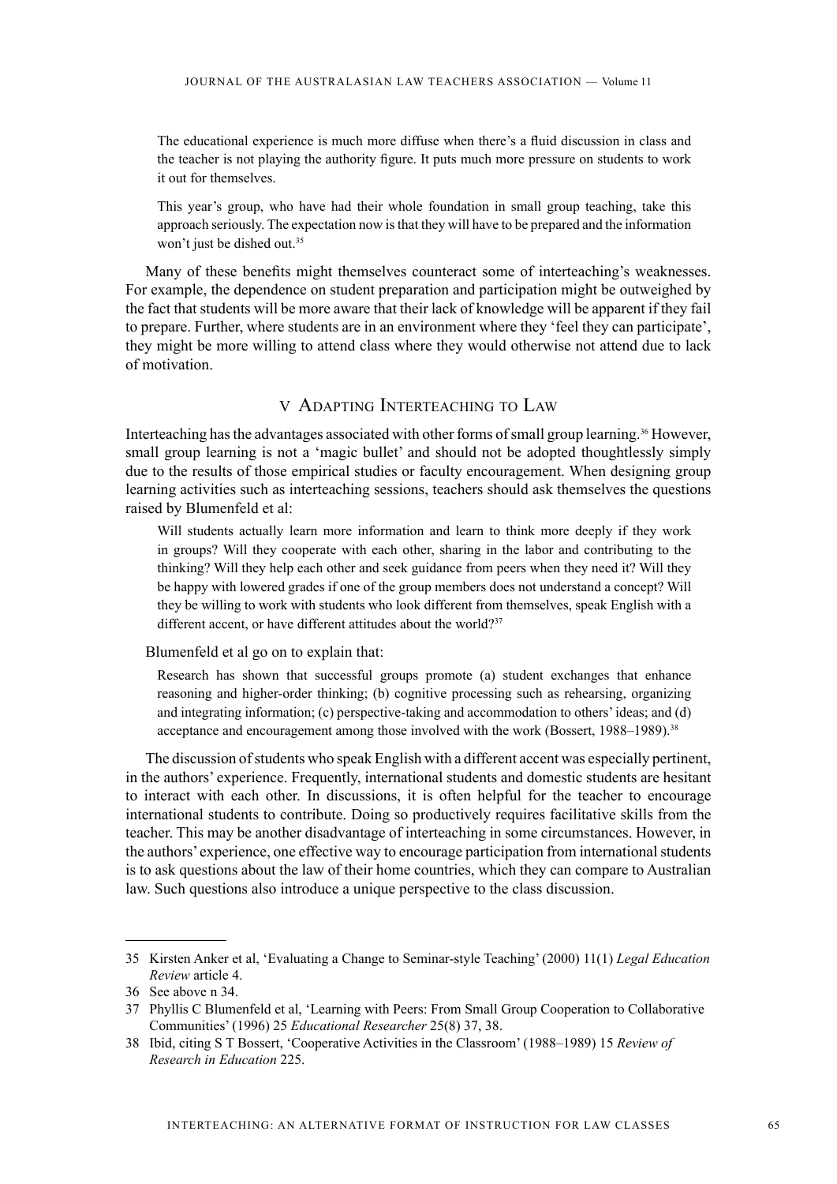> The educational experience is much more diffuse when there's a fluid discussion in class and the teacher is not playing the authority figure. It puts much more pressure on students to work it out for themselves.
>
> This year's group, who have had their whole foundation in small group teaching, take this approach seriously. The expectation now is that they will have to be prepared and the information won't just be dished out.[35]

Many of these benefits might themselves counteract some of interteaching's weaknesses. For example, the dependence on student preparation and participation might be outweighed by the fact that students will be more aware that their lack of knowledge will be apparent if they fail to prepare. Further, where students are in an environment where they 'feel they can participate', they might be more willing to attend class where they would otherwise not attend due to lack of motivation.

## V Adapting Interteaching to Law

Interteaching has the advantages associated with other forms of small group learning.[36] However, small group learning is not a 'magic bullet' and should not be adopted thoughtlessly simply due to the results of those empirical studies or faculty encouragement. When designing group learning activities such as interteaching sessions, teachers should ask themselves the questions raised by Blumenfeld et al:

> Will students actually learn more information and learn to think more deeply if they work in groups? Will they cooperate with each other, sharing in the labor and contributing to the thinking? Will they help each other and seek guidance from peers when they need it? Will they be happy with lowered grades if one of the group members does not understand a concept? Will they be willing to work with students who look different from themselves, speak English with a different accent, or have different attitudes about the world?[37]

Blumenfeld et al go on to explain that:

> Research has shown that successful groups promote (a) student exchanges that enhance reasoning and higher-order thinking; (b) cognitive processing such as rehearsing, organizing and integrating information; (c) perspective-taking and accommodation to others' ideas; and (d) acceptance and encouragement among those involved with the work (Bossert, 1988–1989).[38]

The discussion of students who speak English with a different accent was especially pertinent, in the authors' experience. Frequently, international students and domestic students are hesitant to interact with each other. In discussions, it is often helpful for the teacher to encourage international students to contribute. Doing so productively requires facilitative skills from the teacher. This may be another disadvantage of interteaching in some circumstances. However, in the authors' experience, one effective way to encourage participation from international students is to ask questions about the law of their home countries, which they can compare to Australian law. Such questions also introduce a unique perspective to the class discussion.

---

35 Kirsten Anker et al, 'Evaluating a Change to Seminar-style Teaching' (2000) 11(1) *Legal Education Review* article 4.

36 See above n 34.

37 Phyllis C Blumenfeld et al, 'Learning with Peers: From Small Group Cooperation to Collaborative Communities' (1996) 25 *Educational Researcher* 25(8) 37, 38.

38 Ibid, citing S T Bossert, 'Cooperative Activities in the Classroom' (1988–1989) 15 *Review of Research in Education* 225.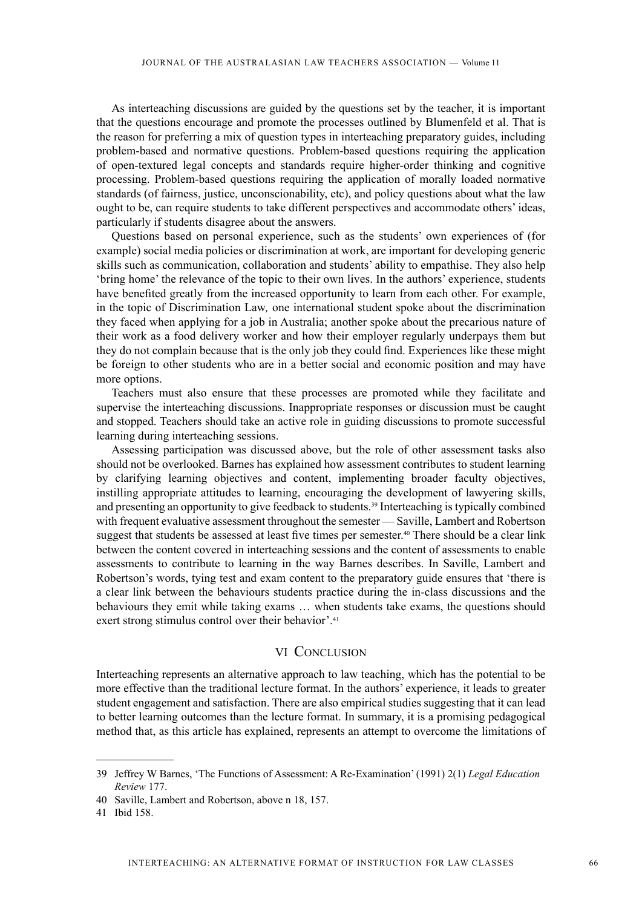As interteaching discussions are guided by the questions set by the teacher, it is important that the questions encourage and promote the processes outlined by Blumenfeld et al. That is the reason for preferring a mix of question types in interteaching preparatory guides, including problem-based and normative questions. Problem-based questions requiring the application of open-textured legal concepts and standards require higher-order thinking and cognitive processing. Problem-based questions requiring the application of morally loaded normative standards (of fairness, justice, unconscionability, etc), and policy questions about what the law ought to be, can require students to take different perspectives and accommodate others' ideas, particularly if students disagree about the answers.

Questions based on personal experience, such as the students' own experiences of (for example) social media policies or discrimination at work, are important for developing generic skills such as communication, collaboration and students' ability to empathise. They also help 'bring home' the relevance of the topic to their own lives. In the authors' experience, students have benefited greatly from the increased opportunity to learn from each other. For example, in the topic of Discrimination Law, one international student spoke about the discrimination they faced when applying for a job in Australia; another spoke about the precarious nature of their work as a food delivery worker and how their employer regularly underpays them but they do not complain because that is the only job they could find. Experiences like these might be foreign to other students who are in a better social and economic position and may have more options.

Teachers must also ensure that these processes are promoted while they facilitate and supervise the interteaching discussions. Inappropriate responses or discussion must be caught and stopped. Teachers should take an active role in guiding discussions to promote successful learning during interteaching sessions.

Assessing participation was discussed above, but the role of other assessment tasks also should not be overlooked. Barnes has explained how assessment contributes to student learning by clarifying learning objectives and content, implementing broader faculty objectives, instilling appropriate attitudes to learning, encouraging the development of lawyering skills, and presenting an opportunity to give feedback to students.[39] Interteaching is typically combined with frequent evaluative assessment throughout the semester — Saville, Lambert and Robertson suggest that students be assessed at least five times per semester.[40] There should be a clear link between the content covered in interteaching sessions and the content of assessments to enable assessments to contribute to learning in the way Barnes describes. In Saville, Lambert and Robertson's words, tying test and exam content to the preparatory guide ensures that 'there is a clear link between the behaviours students practice during the in-class discussions and the behaviours they emit while taking exams … when students take exams, the questions should exert strong stimulus control over their behavior'.[41]

## VI Conclusion

Interteaching represents an alternative approach to law teaching, which has the potential to be more effective than the traditional lecture format. In the authors' experience, it leads to greater student engagement and satisfaction. There are also empirical studies suggesting that it can lead to better learning outcomes than the lecture format. In summary, it is a promising pedagogical method that, as this article has explained, represents an attempt to overcome the limitations of

---

39 Jeffrey W Barnes, 'The Functions of Assessment: A Re-Examination' (1991) 2(1) *Legal Education Review* 177.

40 Saville, Lambert and Robertson, above n 18, 157.

41 Ibid 158.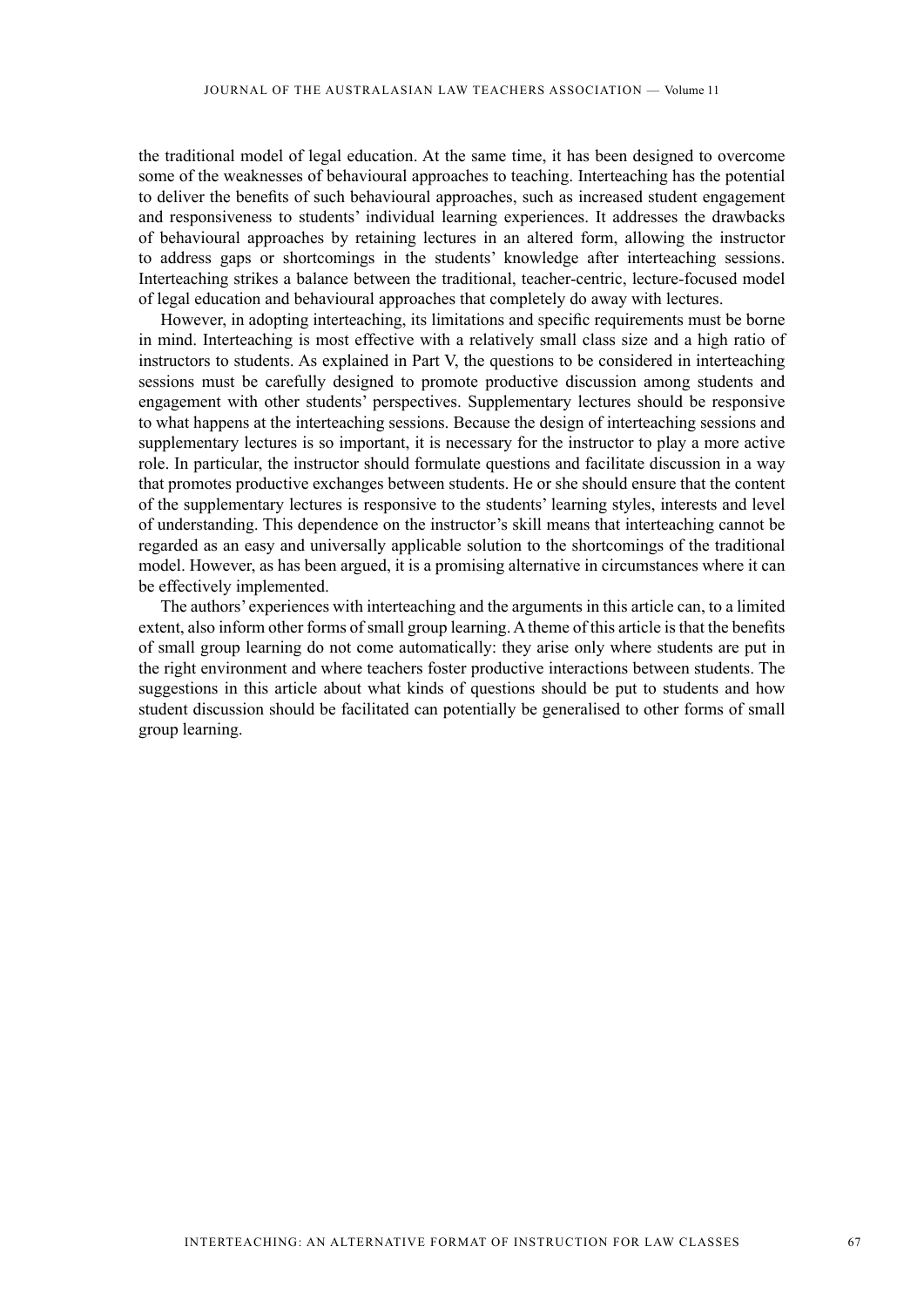the traditional model of legal education. At the same time, it has been designed to overcome some of the weaknesses of behavioural approaches to teaching. Interteaching has the potential to deliver the benefits of such behavioural approaches, such as increased student engagement and responsiveness to students' individual learning experiences. It addresses the drawbacks of behavioural approaches by retaining lectures in an altered form, allowing the instructor to address gaps or shortcomings in the students' knowledge after interteaching sessions. Interteaching strikes a balance between the traditional, teacher-centric, lecture-focused model of legal education and behavioural approaches that completely do away with lectures.

However, in adopting interteaching, its limitations and specific requirements must be borne in mind. Interteaching is most effective with a relatively small class size and a high ratio of instructors to students. As explained in Part V, the questions to be considered in interteaching sessions must be carefully designed to promote productive discussion among students and engagement with other students' perspectives. Supplementary lectures should be responsive to what happens at the interteaching sessions. Because the design of interteaching sessions and supplementary lectures is so important, it is necessary for the instructor to play a more active role. In particular, the instructor should formulate questions and facilitate discussion in a way that promotes productive exchanges between students. He or she should ensure that the content of the supplementary lectures is responsive to the students' learning styles, interests and level of understanding. This dependence on the instructor's skill means that interteaching cannot be regarded as an easy and universally applicable solution to the shortcomings of the traditional model. However, as has been argued, it is a promising alternative in circumstances where it can be effectively implemented.

The authors' experiences with interteaching and the arguments in this article can, to a limited extent, also inform other forms of small group learning. A theme of this article is that the benefits of small group learning do not come automatically: they arise only where students are put in the right environment and where teachers foster productive interactions between students. The suggestions in this article about what kinds of questions should be put to students and how student discussion should be facilitated can potentially be generalised to other forms of small group learning.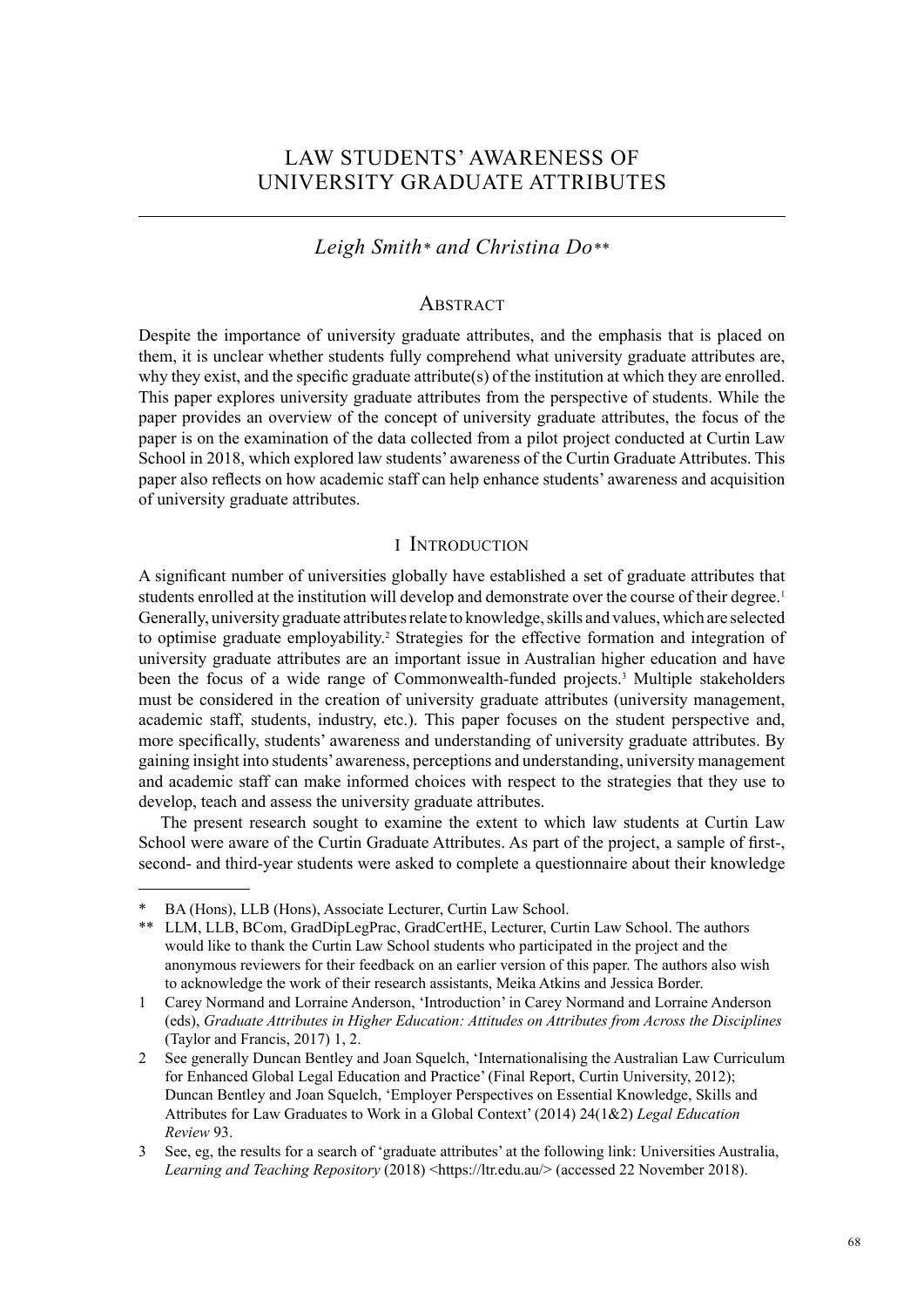# LAW STUDENTS' AWARENESS OF UNIVERSITY GRADUATE ATTRIBUTES

*Leigh Smith\* and Christina Do\*\**

## Abstract

Despite the importance of university graduate attributes, and the emphasis that is placed on them, it is unclear whether students fully comprehend what university graduate attributes are, why they exist, and the specific graduate attribute(s) of the institution at which they are enrolled. This paper explores university graduate attributes from the perspective of students. While the paper provides an overview of the concept of university graduate attributes, the focus of the paper is on the examination of the data collected from a pilot project conducted at Curtin Law School in 2018, which explored law students' awareness of the Curtin Graduate Attributes. This paper also reflects on how academic staff can help enhance students' awareness and acquisition of university graduate attributes.

## I Introduction

A significant number of universities globally have established a set of graduate attributes that students enrolled at the institution will develop and demonstrate over the course of their degree.[1] Generally, university graduate attributes relate to knowledge, skills and values, which are selected to optimise graduate employability.[2] Strategies for the effective formation and integration of university graduate attributes are an important issue in Australian higher education and have been the focus of a wide range of Commonwealth-funded projects.[3] Multiple stakeholders must be considered in the creation of university graduate attributes (university management, academic staff, students, industry, etc.). This paper focuses on the student perspective and, more specifically, students' awareness and understanding of university graduate attributes. By gaining insight into students' awareness, perceptions and understanding, university management and academic staff can make informed choices with respect to the strategies that they use to develop, teach and assess the university graduate attributes.

The present research sought to examine the extent to which law students at Curtin Law School were aware of the Curtin Graduate Attributes. As part of the project, a sample of first-, second- and third-year students were asked to complete a questionnaire about their knowledge

---

\* BA (Hons), LLB (Hons), Associate Lecturer, Curtin Law School.

\*\* LLM, LLB, BCom, GradDipLegPrac, GradCertHE, Lecturer, Curtin Law School. The authors would like to thank the Curtin Law School students who participated in the project and the anonymous reviewers for their feedback on an earlier version of this paper. The authors also wish to acknowledge the work of their research assistants, Meika Atkins and Jessica Border.

1 Carey Normand and Lorraine Anderson, 'Introduction' in Carey Normand and Lorraine Anderson (eds), *Graduate Attributes in Higher Education: Attitudes on Attributes from Across the Disciplines* (Taylor and Francis, 2017) 1, 2.

2 See generally Duncan Bentley and Joan Squelch, 'Internationalising the Australian Law Curriculum for Enhanced Global Legal Education and Practice' (Final Report, Curtin University, 2012); Duncan Bentley and Joan Squelch, 'Employer Perspectives on Essential Knowledge, Skills and Attributes for Law Graduates to Work in a Global Context' (2014) 24(1&2) *Legal Education Review* 93.

3 See, eg, the results for a search of 'graduate attributes' at the following link: Universities Australia, *Learning and Teaching Repository* (2018) <https://ltr.edu.au/> (accessed 22 November 2018).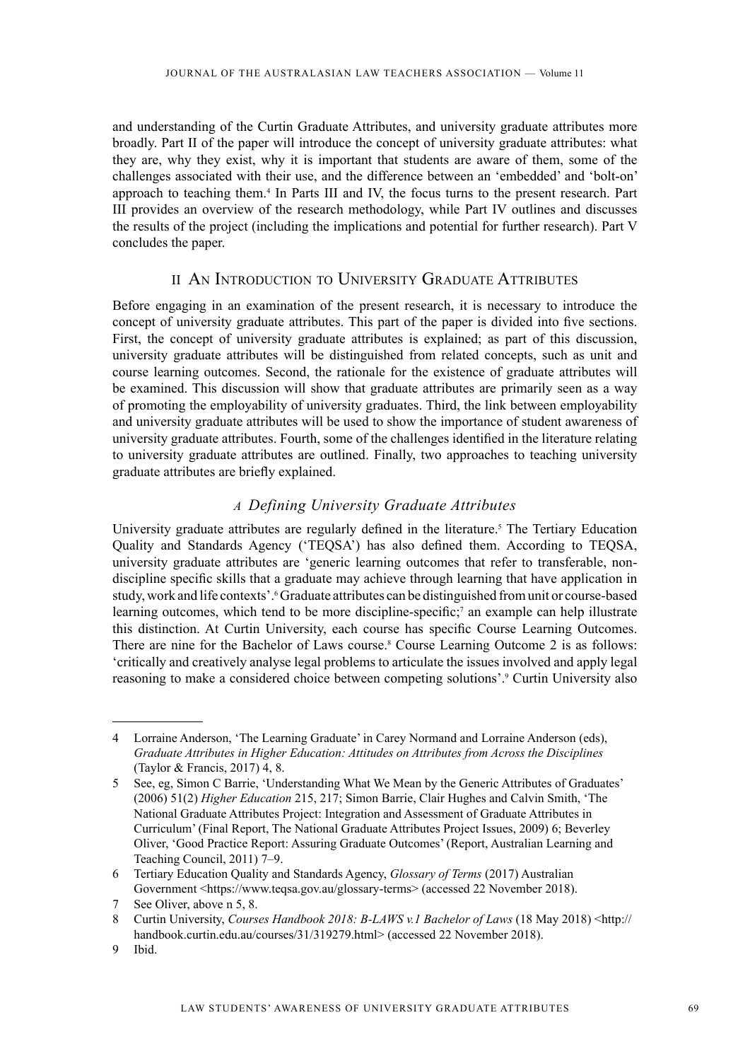and understanding of the Curtin Graduate Attributes, and university graduate attributes more broadly. Part II of the paper will introduce the concept of university graduate attributes: what they are, why they exist, why it is important that students are aware of them, some of the challenges associated with their use, and the difference between an 'embedded' and 'bolt-on' approach to teaching them.[4] In Parts III and IV, the focus turns to the present research. Part III provides an overview of the research methodology, while Part IV outlines and discusses the results of the project (including the implications and potential for further research). Part V concludes the paper.

## II An Introduction to University Graduate Attributes

Before engaging in an examination of the present research, it is necessary to introduce the concept of university graduate attributes. This part of the paper is divided into five sections. First, the concept of university graduate attributes is explained; as part of this discussion, university graduate attributes will be distinguished from related concepts, such as unit and course learning outcomes. Second, the rationale for the existence of graduate attributes will be examined. This discussion will show that graduate attributes are primarily seen as a way of promoting the employability of university graduates. Third, the link between employability and university graduate attributes will be used to show the importance of student awareness of university graduate attributes. Fourth, some of the challenges identified in the literature relating to university graduate attributes are outlined. Finally, two approaches to teaching university graduate attributes are briefly explained.

### *A Defining University Graduate Attributes*

University graduate attributes are regularly defined in the literature.[5] The Tertiary Education Quality and Standards Agency ('TEQSA') has also defined them. According to TEQSA, university graduate attributes are 'generic learning outcomes that refer to transferable, non-discipline specific skills that a graduate may achieve through learning that have application in study, work and life contexts'.[6] Graduate attributes can be distinguished from unit or course-based learning outcomes, which tend to be more discipline-specific;[7] an example can help illustrate this distinction. At Curtin University, each course has specific Course Learning Outcomes. There are nine for the Bachelor of Laws course.[8] Course Learning Outcome 2 is as follows: 'critically and creatively analyse legal problems to articulate the issues involved and apply legal reasoning to make a considered choice between competing solutions'.[9] Curtin University also

---

4 Lorraine Anderson, 'The Learning Graduate' in Carey Normand and Lorraine Anderson (eds), *Graduate Attributes in Higher Education: Attitudes on Attributes from Across the Disciplines* (Taylor & Francis, 2017) 4, 8.

5 See, eg, Simon C Barrie, 'Understanding What We Mean by the Generic Attributes of Graduates' (2006) 51(2) *Higher Education* 215, 217; Simon Barrie, Clair Hughes and Calvin Smith, 'The National Graduate Attributes Project: Integration and Assessment of Graduate Attributes in Curriculum' (Final Report, The National Graduate Attributes Project Issues, 2009) 6; Beverley Oliver, 'Good Practice Report: Assuring Graduate Outcomes' (Report, Australian Learning and Teaching Council, 2011) 7–9.

6 Tertiary Education Quality and Standards Agency, *Glossary of Terms* (2017) Australian Government <https://www.teqsa.gov.au/glossary-terms> (accessed 22 November 2018).

7 See Oliver, above n 5, 8.

8 Curtin University, *Courses Handbook 2018: B-LAWS v.1 Bachelor of Laws* (18 May 2018) <http://handbook.curtin.edu.au/courses/31/319279.html> (accessed 22 November 2018).

9 Ibid.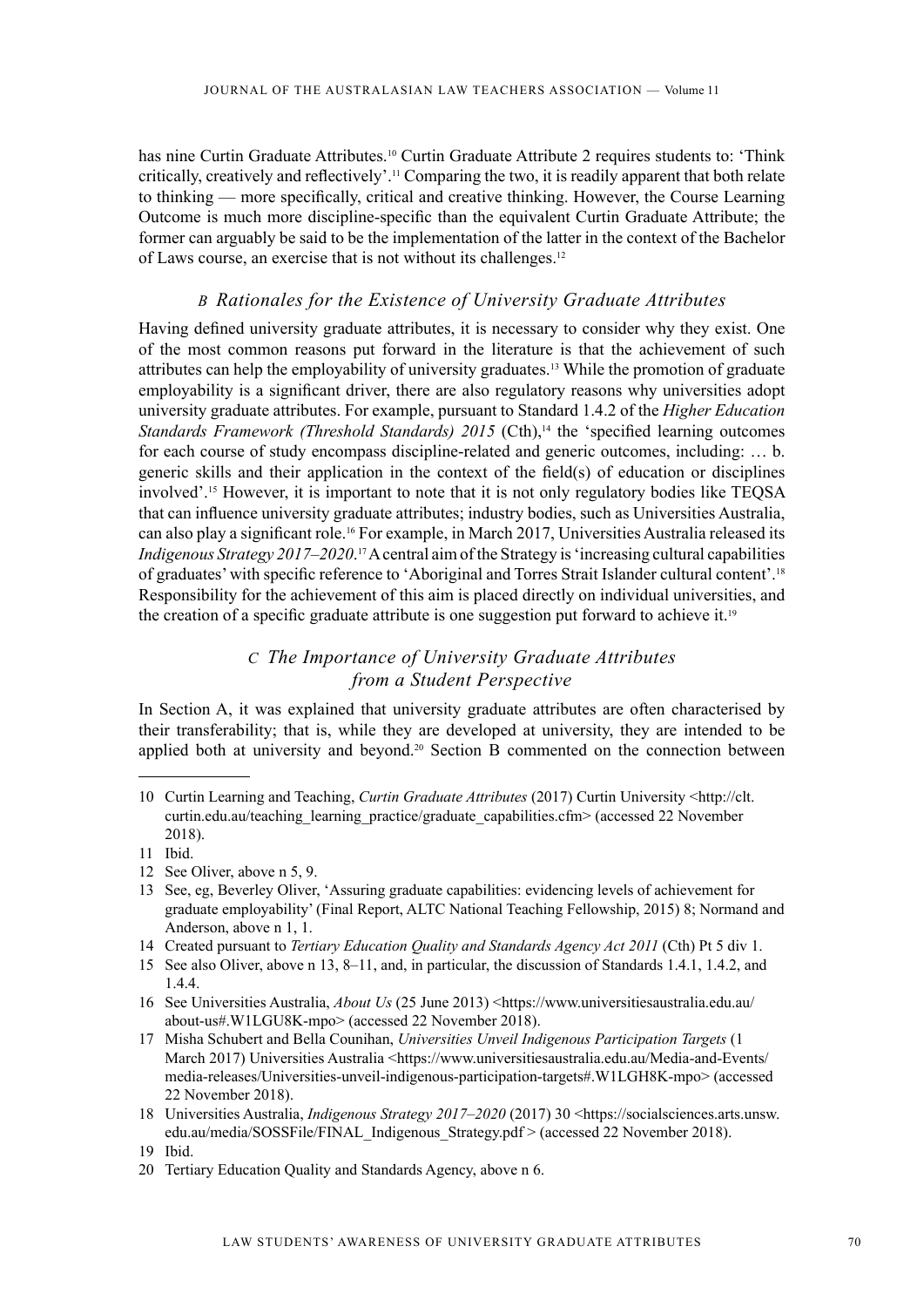has nine Curtin Graduate Attributes.[10] Curtin Graduate Attribute 2 requires students to: 'Think critically, creatively and reflectively'.[11] Comparing the two, it is readily apparent that both relate to thinking — more specifically, critical and creative thinking. However, the Course Learning Outcome is much more discipline-specific than the equivalent Curtin Graduate Attribute; the former can arguably be said to be the implementation of the latter in the context of the Bachelor of Laws course, an exercise that is not without its challenges.[12]

### *B Rationales for the Existence of University Graduate Attributes*

Having defined university graduate attributes, it is necessary to consider why they exist. One of the most common reasons put forward in the literature is that the achievement of such attributes can help the employability of university graduates.[13] While the promotion of graduate employability is a significant driver, there are also regulatory reasons why universities adopt university graduate attributes. For example, pursuant to Standard 1.4.2 of the *Higher Education Standards Framework (Threshold Standards) 2015* (Cth),[14] the 'specified learning outcomes for each course of study encompass discipline-related and generic outcomes, including: … b. generic skills and their application in the context of the field(s) of education or disciplines involved'.[15] However, it is important to note that it is not only regulatory bodies like TEQSA that can influence university graduate attributes; industry bodies, such as Universities Australia, can also play a significant role.[16] For example, in March 2017, Universities Australia released its *Indigenous Strategy 2017–2020*.[17] A central aim of the Strategy is 'increasing cultural capabilities of graduates' with specific reference to 'Aboriginal and Torres Strait Islander cultural content'.[18] Responsibility for the achievement of this aim is placed directly on individual universities, and the creation of a specific graduate attribute is one suggestion put forward to achieve it.[19]

### *C The Importance of University Graduate Attributes from a Student Perspective*

In Section A, it was explained that university graduate attributes are often characterised by their transferability; that is, while they are developed at university, they are intended to be applied both at university and beyond.[20] Section B commented on the connection between

---

10 Curtin Learning and Teaching, *Curtin Graduate Attributes* (2017) Curtin University <http://clt.curtin.edu.au/teaching_learning_practice/graduate_capabilities.cfm> (accessed 22 November 2018).

11 Ibid.

12 See Oliver, above n 5, 9.

13 See, eg, Beverley Oliver, 'Assuring graduate capabilities: evidencing levels of achievement for graduate employability' (Final Report, ALTC National Teaching Fellowship, 2015) 8; Normand and Anderson, above n 1, 1.

14 Created pursuant to *Tertiary Education Quality and Standards Agency Act 2011* (Cth) Pt 5 div 1.

15 See also Oliver, above n 13, 8–11, and, in particular, the discussion of Standards 1.4.1, 1.4.2, and 1.4.4.

16 See Universities Australia, *About Us* (25 June 2013) <https://www.universitiesaustralia.edu.au/about-us#.W1LGU8K-mpo> (accessed 22 November 2018).

17 Misha Schubert and Bella Counihan, *Universities Unveil Indigenous Participation Targets* (1 March 2017) Universities Australia <https://www.universitiesaustralia.edu.au/Media-and-Events/media-releases/Universities-unveil-indigenous-participation-targets#.W1LGH8K-mpo> (accessed 22 November 2018).

18 Universities Australia, *Indigenous Strategy 2017–2020* (2017) 30 <https://socialsciences.arts.unsw.edu.au/media/SOSSFile/FINAL_Indigenous_Strategy.pdf > (accessed 22 November 2018).

19 Ibid.

20 Tertiary Education Quality and Standards Agency, above n 6.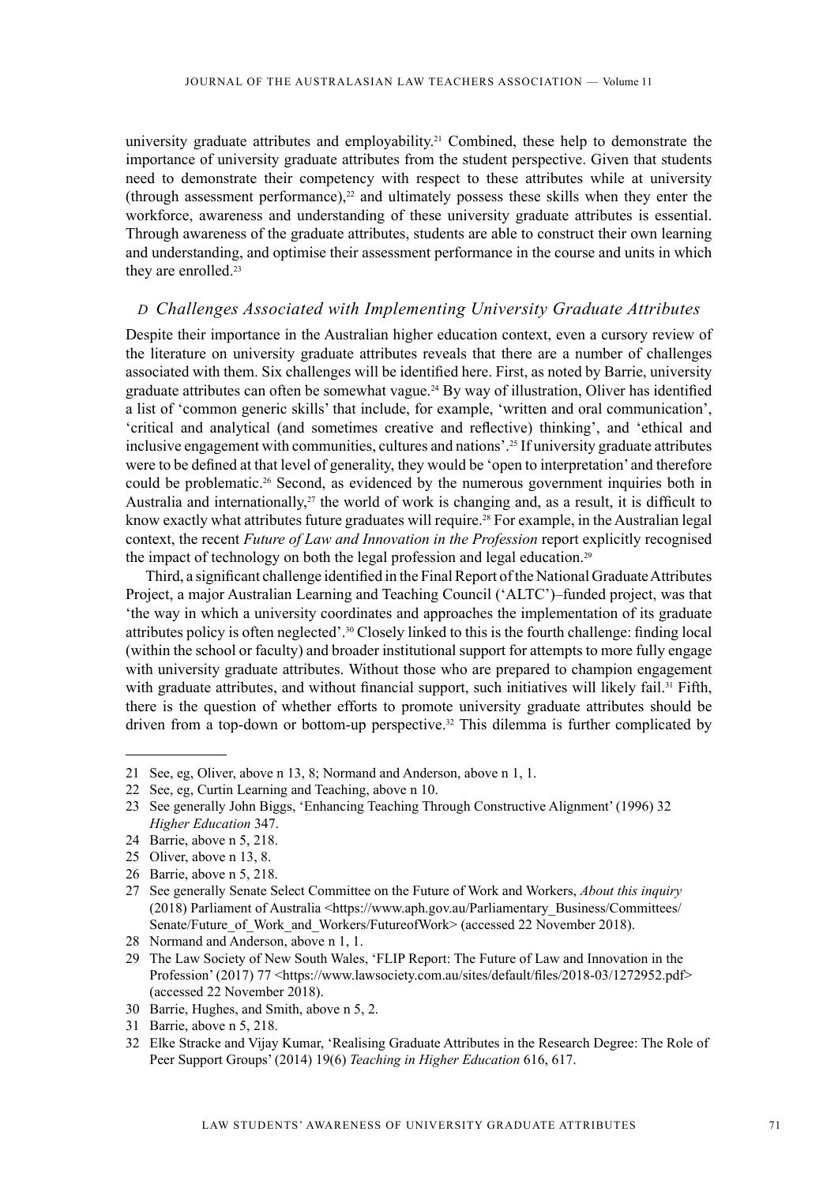university graduate attributes and employability.[21] Combined, these help to demonstrate the importance of university graduate attributes from the student perspective. Given that students need to demonstrate their competency with respect to these attributes while at university (through assessment performance),[22] and ultimately possess these skills when they enter the workforce, awareness and understanding of these university graduate attributes is essential. Through awareness of the graduate attributes, students are able to construct their own learning and understanding, and optimise their assessment performance in the course and units in which they are enrolled.[23]

### *D Challenges Associated with Implementing University Graduate Attributes*

Despite their importance in the Australian higher education context, even a cursory review of the literature on university graduate attributes reveals that there are a number of challenges associated with them. Six challenges will be identified here. First, as noted by Barrie, university graduate attributes can often be somewhat vague.[24] By way of illustration, Oliver has identified a list of 'common generic skills' that include, for example, 'written and oral communication', 'critical and analytical (and sometimes creative and reflective) thinking', and 'ethical and inclusive engagement with communities, cultures and nations'.[25] If university graduate attributes were to be defined at that level of generality, they would be 'open to interpretation' and therefore could be problematic.[26] Second, as evidenced by the numerous government inquiries both in Australia and internationally,[27] the world of work is changing and, as a result, it is difficult to know exactly what attributes future graduates will require.[28] For example, in the Australian legal context, the recent *Future of Law and Innovation in the Profession* report explicitly recognised the impact of technology on both the legal profession and legal education.[29]

Third, a significant challenge identified in the Final Report of the National Graduate Attributes Project, a major Australian Learning and Teaching Council ('ALTC')–funded project, was that 'the way in which a university coordinates and approaches the implementation of its graduate attributes policy is often neglected'.[30] Closely linked to this is the fourth challenge: finding local (within the school or faculty) and broader institutional support for attempts to more fully engage with university graduate attributes. Without those who are prepared to champion engagement with graduate attributes, and without financial support, such initiatives will likely fail.[31] Fifth, there is the question of whether efforts to promote university graduate attributes should be driven from a top-down or bottom-up perspective.[32] This dilemma is further complicated by

---

21 See, eg, Oliver, above n 13, 8; Normand and Anderson, above n 1, 1.

22 See, eg, Curtin Learning and Teaching, above n 10.

23 See generally John Biggs, 'Enhancing Teaching Through Constructive Alignment' (1996) 32 *Higher Education* 347.

24 Barrie, above n 5, 218.

25 Oliver, above n 13, 8.

26 Barrie, above n 5, 218.

27 See generally Senate Select Committee on the Future of Work and Workers, *About this inquiry* (2018) Parliament of Australia <https://www.aph.gov.au/Parliamentary_Business/Committees/Senate/Future_of_Work_and_Workers/FutureofWork> (accessed 22 November 2018).

28 Normand and Anderson, above n 1, 1.

29 The Law Society of New South Wales, 'FLIP Report: The Future of Law and Innovation in the Profession' (2017) 77 <https://www.lawsociety.com.au/sites/default/files/2018-03/1272952.pdf> (accessed 22 November 2018).

30 Barrie, Hughes, and Smith, above n 5, 2.

31 Barrie, above n 5, 218.

32 Elke Stracke and Vijay Kumar, 'Realising Graduate Attributes in the Research Degree: The Role of Peer Support Groups' (2014) 19(6) *Teaching in Higher Education* 616, 617.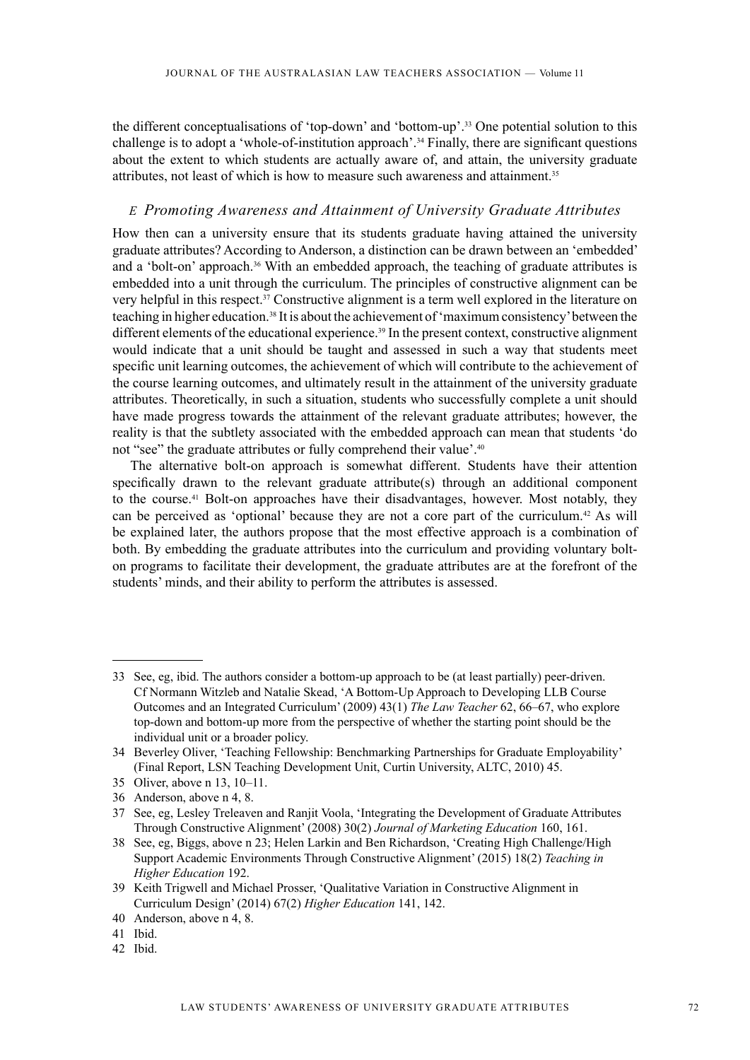the different conceptualisations of 'top-down' and 'bottom-up'.[33] One potential solution to this challenge is to adopt a 'whole-of-institution approach'.[34] Finally, there are significant questions about the extent to which students are actually aware of, and attain, the university graduate attributes, not least of which is how to measure such awareness and attainment.[35]

### *E Promoting Awareness and Attainment of University Graduate Attributes*

How then can a university ensure that its students graduate having attained the university graduate attributes? According to Anderson, a distinction can be drawn between an 'embedded' and a 'bolt-on' approach.[36] With an embedded approach, the teaching of graduate attributes is embedded into a unit through the curriculum. The principles of constructive alignment can be very helpful in this respect.[37] Constructive alignment is a term well explored in the literature on teaching in higher education.[38] It is about the achievement of 'maximum consistency' between the different elements of the educational experience.[39] In the present context, constructive alignment would indicate that a unit should be taught and assessed in such a way that students meet specific unit learning outcomes, the achievement of which will contribute to the achievement of the course learning outcomes, and ultimately result in the attainment of the university graduate attributes. Theoretically, in such a situation, students who successfully complete a unit should have made progress towards the attainment of the relevant graduate attributes; however, the reality is that the subtlety associated with the embedded approach can mean that students 'do not "see" the graduate attributes or fully comprehend their value'.[40]

The alternative bolt-on approach is somewhat different. Students have their attention specifically drawn to the relevant graduate attribute(s) through an additional component to the course.[41] Bolt-on approaches have their disadvantages, however. Most notably, they can be perceived as 'optional' because they are not a core part of the curriculum.[42] As will be explained later, the authors propose that the most effective approach is a combination of both. By embedding the graduate attributes into the curriculum and providing voluntary bolt-on programs to facilitate their development, the graduate attributes are at the forefront of the students' minds, and their ability to perform the attributes is assessed.

---

33 See, eg, ibid. The authors consider a bottom-up approach to be (at least partially) peer-driven. Cf Normann Witzleb and Natalie Skead, 'A Bottom-Up Approach to Developing LLB Course Outcomes and an Integrated Curriculum' (2009) 43(1) *The Law Teacher* 62, 66–67, who explore top-down and bottom-up more from the perspective of whether the starting point should be the individual unit or a broader policy.

34 Beverley Oliver, 'Teaching Fellowship: Benchmarking Partnerships for Graduate Employability' (Final Report, LSN Teaching Development Unit, Curtin University, ALTC, 2010) 45.

35 Oliver, above n 13, 10–11.

36 Anderson, above n 4, 8.

37 See, eg, Lesley Treleaven and Ranjit Voola, 'Integrating the Development of Graduate Attributes Through Constructive Alignment' (2008) 30(2) *Journal of Marketing Education* 160, 161.

38 See, eg, Biggs, above n 23; Helen Larkin and Ben Richardson, 'Creating High Challenge/High Support Academic Environments Through Constructive Alignment' (2015) 18(2) *Teaching in Higher Education* 192.

39 Keith Trigwell and Michael Prosser, 'Qualitative Variation in Constructive Alignment in Curriculum Design' (2014) 67(2) *Higher Education* 141, 142.

40 Anderson, above n 4, 8.

41 Ibid.

42 Ibid.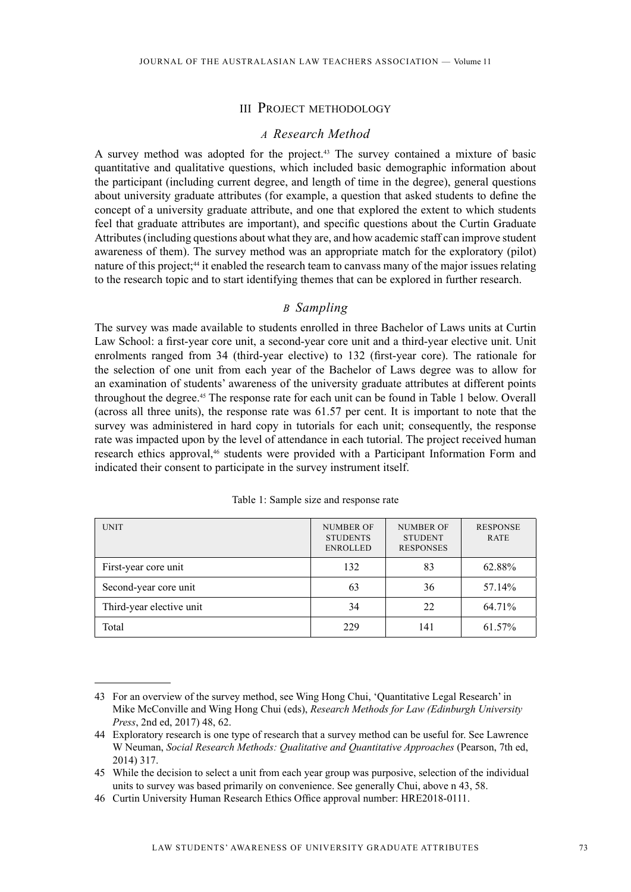## III Project methodology

### *A Research Method*

A survey method was adopted for the project.[43] The survey contained a mixture of basic quantitative and qualitative questions, which included basic demographic information about the participant (including current degree, and length of time in the degree), general questions about university graduate attributes (for example, a question that asked students to define the concept of a university graduate attribute, and one that explored the extent to which students feel that graduate attributes are important), and specific questions about the Curtin Graduate Attributes (including questions about what they are, and how academic staff can improve student awareness of them). The survey method was an appropriate match for the exploratory (pilot) nature of this project;[44] it enabled the research team to canvass many of the major issues relating to the research topic and to start identifying themes that can be explored in further research.

### *B Sampling*

The survey was made available to students enrolled in three Bachelor of Laws units at Curtin Law School: a first-year core unit, a second-year core unit and a third-year elective unit. Unit enrolments ranged from 34 (third-year elective) to 132 (first-year core). The rationale for the selection of one unit from each year of the Bachelor of Laws degree was to allow for an examination of students' awareness of the university graduate attributes at different points throughout the degree.[45] The response rate for each unit can be found in Table 1 below. Overall (across all three units), the response rate was 61.57 per cent. It is important to note that the survey was administered in hard copy in tutorials for each unit; consequently, the response rate was impacted upon by the level of attendance in each tutorial. The project received human research ethics approval,[46] students were provided with a Participant Information Form and indicated their consent to participate in the survey instrument itself.

Table 1: Sample size and response rate

| UNIT | NUMBER OF STUDENTS ENROLLED | NUMBER OF STUDENT RESPONSES | RESPONSE RATE |
|---|---|---|---|
| First-year core unit | 132 | 83 | 62.88% |
| Second-year core unit | 63 | 36 | 57.14% |
| Third-year elective unit | 34 | 22 | 64.71% |
| Total | 229 | 141 | 61.57% |

---

43 For an overview of the survey method, see Wing Hong Chui, 'Quantitative Legal Research' in Mike McConville and Wing Hong Chui (eds), *Research Methods for Law (Edinburgh University Press*, 2nd ed, 2017) 48, 62.

44 Exploratory research is one type of research that a survey method can be useful for. See Lawrence W Neuman, *Social Research Methods: Qualitative and Quantitative Approaches* (Pearson, 7th ed, 2014) 317.

45 While the decision to select a unit from each year group was purposive, selection of the individual units to survey was based primarily on convenience. See generally Chui, above n 43, 58.

46 Curtin University Human Research Ethics Office approval number: HRE2018-0111.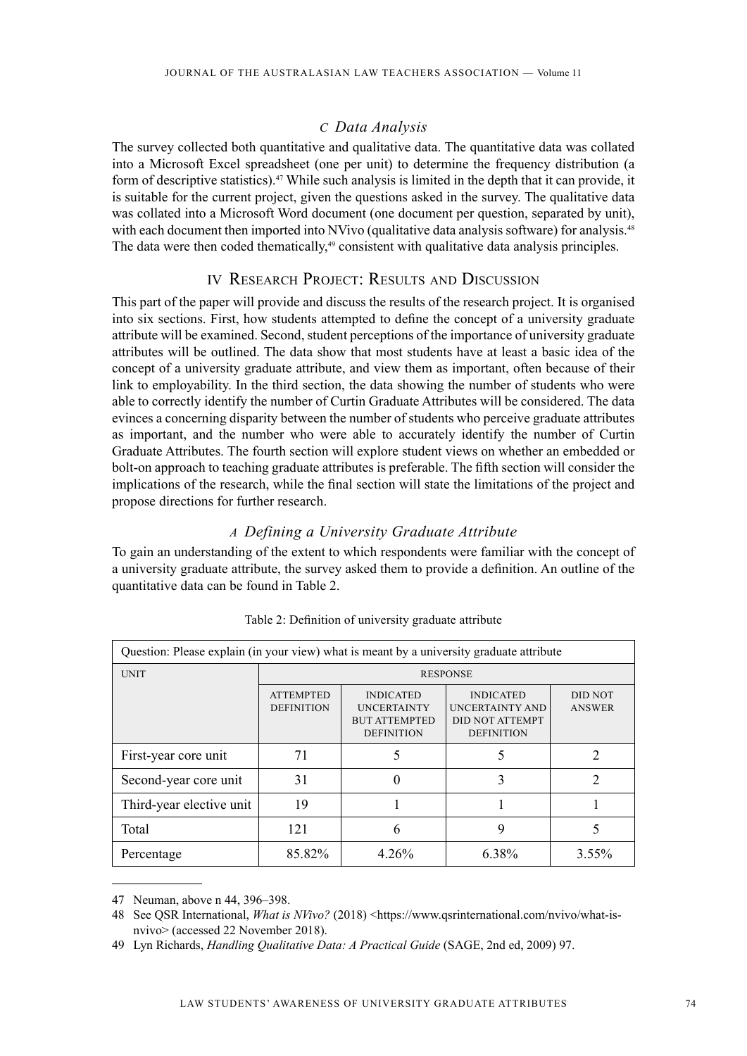### C Data Analysis

The survey collected both quantitative and qualitative data. The quantitative data was collated into a Microsoft Excel spreadsheet (one per unit) to determine the frequency distribution (a form of descriptive statistics).[47] While such analysis is limited in the depth that it can provide, it is suitable for the current project, given the questions asked in the survey. The qualitative data was collated into a Microsoft Word document (one document per question, separated by unit), with each document then imported into NVivo (qualitative data analysis software) for analysis.[48] The data were then coded thematically,[49] consistent with qualitative data analysis principles.

## IV Research Project: Results and Discussion

This part of the paper will provide and discuss the results of the research project. It is organised into six sections. First, how students attempted to define the concept of a university graduate attribute will be examined. Second, student perceptions of the importance of university graduate attributes will be outlined. The data show that most students have at least a basic idea of the concept of a university graduate attribute, and view them as important, often because of their link to employability. In the third section, the data showing the number of students who were able to correctly identify the number of Curtin Graduate Attributes will be considered. The data evinces a concerning disparity between the number of students who perceive graduate attributes as important, and the number who were able to accurately identify the number of Curtin Graduate Attributes. The fourth section will explore student views on whether an embedded or bolt-on approach to teaching graduate attributes is preferable. The fifth section will consider the implications of the research, while the final section will state the limitations of the project and propose directions for further research.

### A Defining a University Graduate Attribute

To gain an understanding of the extent to which respondents were familiar with the concept of a university graduate attribute, the survey asked them to provide a definition. An outline of the quantitative data can be found in Table 2.

Table 2: Definition of university graduate attribute

| Question: Please explain (in your view) what is meant by a university graduate attribute | | | | |
|---|---|---|---|---|
| UNIT | RESPONSE | | | |
| | ATTEMPTED DEFINITION | INDICATED UNCERTAINTY BUT ATTEMPTED DEFINITION | INDICATED UNCERTAINTY AND DID NOT ATTEMPT DEFINITION | DID NOT ANSWER |
| First-year core unit | 71 | 5 | 5 | 2 |
| Second-year core unit | 31 | 0 | 3 | 2 |
| Third-year elective unit | 19 | 1 | 1 | 1 |
| Total | 121 | 6 | 9 | 5 |
| Percentage | 85.82% | 4.26% | 6.38% | 3.55% |

---

47 Neuman, above n 44, 396–398.

48 See QSR International, *What is NVivo?* (2018) <https://www.qsrinternational.com/nvivo/what-is-nvivo> (accessed 22 November 2018).

49 Lyn Richards, *Handling Qualitative Data: A Practical Guide* (SAGE, 2nd ed, 2009) 97.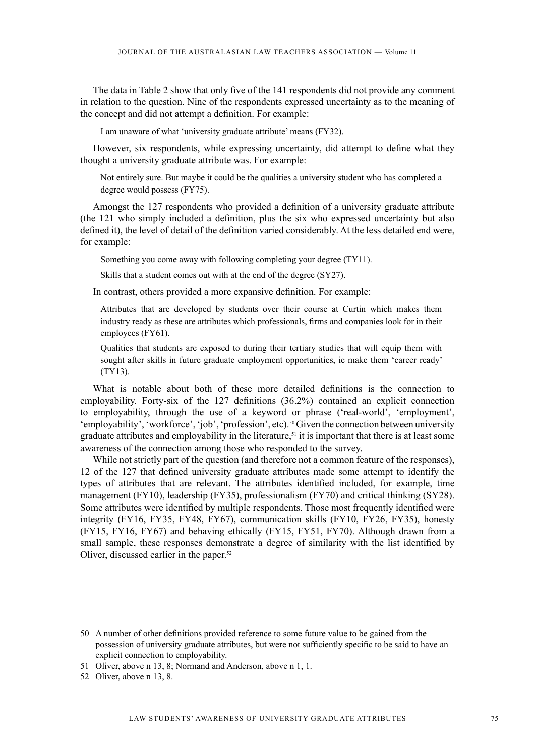The data in Table 2 show that only five of the 141 respondents did not provide any comment in relation to the question. Nine of the respondents expressed uncertainty as to the meaning of the concept and did not attempt a definition. For example:

> I am unaware of what 'university graduate attribute' means (FY32).

However, six respondents, while expressing uncertainty, did attempt to define what they thought a university graduate attribute was. For example:

> Not entirely sure. But maybe it could be the qualities a university student who has completed a degree would possess (FY75).

Amongst the 127 respondents who provided a definition of a university graduate attribute (the 121 who simply included a definition, plus the six who expressed uncertainty but also defined it), the level of detail of the definition varied considerably. At the less detailed end were, for example:

> Something you come away with following completing your degree (TY11).
>
> Skills that a student comes out with at the end of the degree (SY27).

In contrast, others provided a more expansive definition. For example:

> Attributes that are developed by students over their course at Curtin which makes them industry ready as these are attributes which professionals, firms and companies look for in their employees (FY61).
>
> Qualities that students are exposed to during their tertiary studies that will equip them with sought after skills in future graduate employment opportunities, ie make them 'career ready' (TY13).

What is notable about both of these more detailed definitions is the connection to employability. Forty-six of the 127 definitions (36.2%) contained an explicit connection to employability, through the use of a keyword or phrase ('real-world', 'employment', 'employability', 'workforce', 'job', 'profession', etc).[50] Given the connection between university graduate attributes and employability in the literature,[51] it is important that there is at least some awareness of the connection among those who responded to the survey.

While not strictly part of the question (and therefore not a common feature of the responses), 12 of the 127 that defined university graduate attributes made some attempt to identify the types of attributes that are relevant. The attributes identified included, for example, time management (FY10), leadership (FY35), professionalism (FY70) and critical thinking (SY28). Some attributes were identified by multiple respondents. Those most frequently identified were integrity (FY16, FY35, FY48, FY67), communication skills (FY10, FY26, FY35), honesty (FY15, FY16, FY67) and behaving ethically (FY15, FY51, FY70). Although drawn from a small sample, these responses demonstrate a degree of similarity with the list identified by Oliver, discussed earlier in the paper.[52]

---

50 A number of other definitions provided reference to some future value to be gained from the possession of university graduate attributes, but were not sufficiently specific to be said to have an explicit connection to employability.

51 Oliver, above n 13, 8; Normand and Anderson, above n 1, 1.

52 Oliver, above n 13, 8.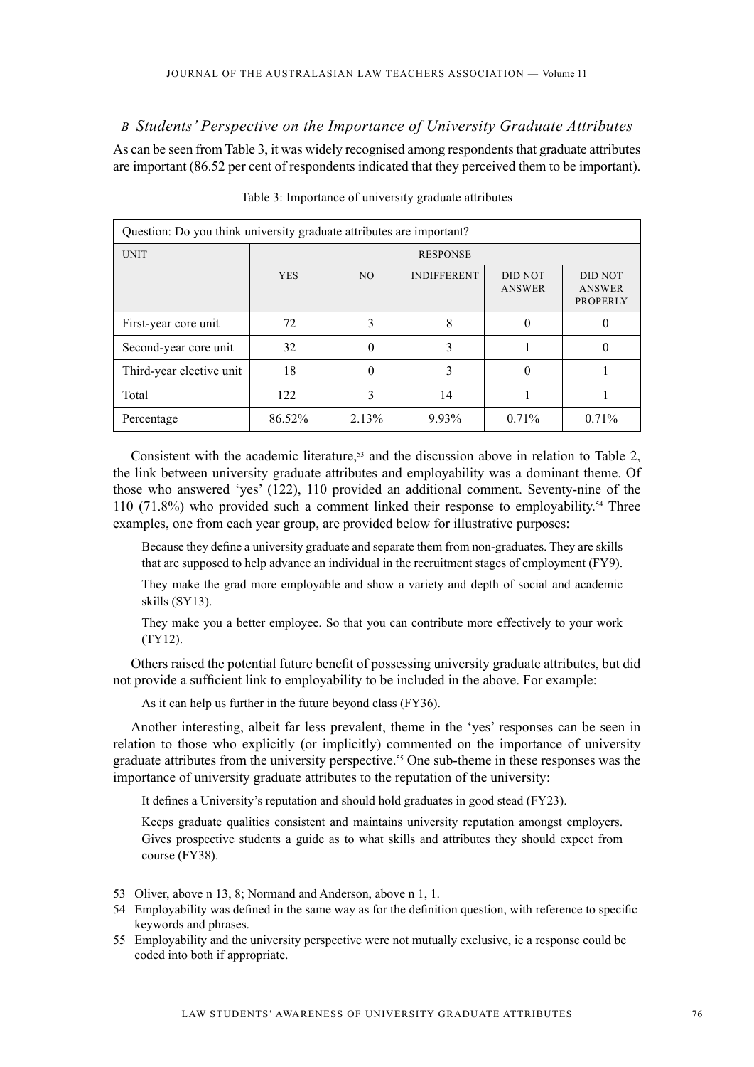### *B Students' Perspective on the Importance of University Graduate Attributes*

As can be seen from Table 3, it was widely recognised among respondents that graduate attributes are important (86.52 per cent of respondents indicated that they perceived them to be important).

Table 3: Importance of university graduate attributes

| Question: Do you think university graduate attributes are important? | | | | | |
|---|---|---|---|---|---|
| UNIT | RESPONSE | | | | |
| | YES | NO | INDIFFERENT | DID NOT ANSWER | DID NOT ANSWER PROPERLY |
| First-year core unit | 72 | 3 | 8 | 0 | 0 |
| Second-year core unit | 32 | 0 | 3 | 1 | 0 |
| Third-year elective unit | 18 | 0 | 3 | 0 | 1 |
| Total | 122 | 3 | 14 | 1 | 1 |
| Percentage | 86.52% | 2.13% | 9.93% | 0.71% | 0.71% |

Consistent with the academic literature,[53] and the discussion above in relation to Table 2, the link between university graduate attributes and employability was a dominant theme. Of those who answered 'yes' (122), 110 provided an additional comment. Seventy-nine of the 110 (71.8%) who provided such a comment linked their response to employability.[54] Three examples, one from each year group, are provided below for illustrative purposes:

> Because they define a university graduate and separate them from non-graduates. They are skills that are supposed to help advance an individual in the recruitment stages of employment (FY9).
>
> They make the grad more employable and show a variety and depth of social and academic skills (SY13).
>
> They make you a better employee. So that you can contribute more effectively to your work (TY12).

Others raised the potential future benefit of possessing university graduate attributes, but did not provide a sufficient link to employability to be included in the above. For example:

> As it can help us further in the future beyond class (FY36).

Another interesting, albeit far less prevalent, theme in the 'yes' responses can be seen in relation to those who explicitly (or implicitly) commented on the importance of university graduate attributes from the university perspective.[55] One sub-theme in these responses was the importance of university graduate attributes to the reputation of the university:

> It defines a University's reputation and should hold graduates in good stead (FY23).
>
> Keeps graduate qualities consistent and maintains university reputation amongst employers. Gives prospective students a guide as to what skills and attributes they should expect from course (FY38).

---

53 Oliver, above n 13, 8; Normand and Anderson, above n 1, 1.

54 Employability was defined in the same way as for the definition question, with reference to specific keywords and phrases.

55 Employability and the university perspective were not mutually exclusive, ie a response could be coded into both if appropriate.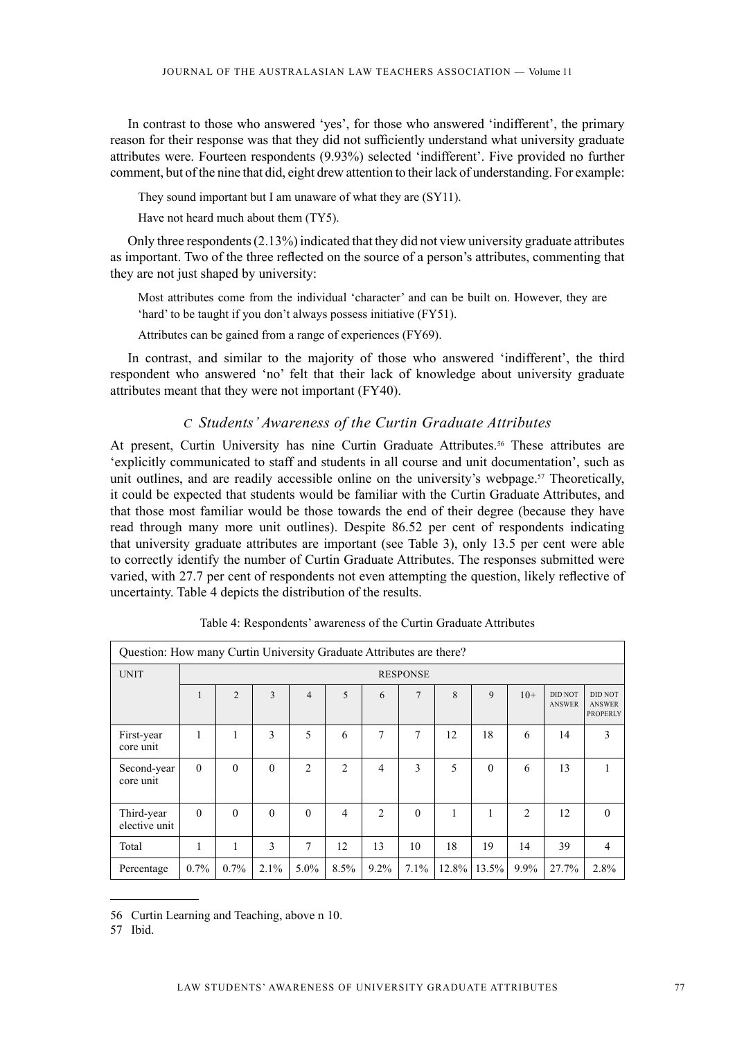In contrast to those who answered 'yes', for those who answered 'indifferent', the primary reason for their response was that they did not sufficiently understand what university graduate attributes were. Fourteen respondents (9.93%) selected 'indifferent'. Five provided no further comment, but of the nine that did, eight drew attention to their lack of understanding. For example:

> They sound important but I am unaware of what they are (SY11).
>
> Have not heard much about them (TY5).

Only three respondents (2.13%) indicated that they did not view university graduate attributes as important. Two of the three reflected on the source of a person's attributes, commenting that they are not just shaped by university:

> Most attributes come from the individual 'character' and can be built on. However, they are 'hard' to be taught if you don't always possess initiative (FY51).
>
> Attributes can be gained from a range of experiences (FY69).

In contrast, and similar to the majority of those who answered 'indifferent', the third respondent who answered 'no' felt that their lack of knowledge about university graduate attributes meant that they were not important (FY40).

### *C Students' Awareness of the Curtin Graduate Attributes*

At present, Curtin University has nine Curtin Graduate Attributes.[56] These attributes are 'explicitly communicated to staff and students in all course and unit documentation', such as unit outlines, and are readily accessible online on the university's webpage.[57] Theoretically, it could be expected that students would be familiar with the Curtin Graduate Attributes, and that those most familiar would be those towards the end of their degree (because they have read through many more unit outlines). Despite 86.52 per cent of respondents indicating that university graduate attributes are important (see Table 3), only 13.5 per cent were able to correctly identify the number of Curtin Graduate Attributes. The responses submitted were varied, with 27.7 per cent of respondents not even attempting the question, likely reflective of uncertainty. Table 4 depicts the distribution of the results.

Table 4: Respondents' awareness of the Curtin Graduate Attributes

| Question: How many Curtin University Graduate Attributes are there? | | | | | | | | | | | | |
|---|---|---|---|---|---|---|---|---|---|---|---|---|
| UNIT | RESPONSE | | | | | | | | | | | |
| | 1 | 2 | 3 | 4 | 5 | 6 | 7 | 8 | 9 | 10+ | DID NOT ANSWER | DID NOT ANSWER PROPERLY |
| First-year core unit | 1 | 1 | 3 | 5 | 6 | 7 | 7 | 12 | 18 | 6 | 14 | 3 |
| Second-year core unit | 0 | 0 | 0 | 2 | 2 | 4 | 3 | 5 | 0 | 6 | 13 | 1 |
| Third-year elective unit | 0 | 0 | 0 | 0 | 4 | 2 | 0 | 1 | 1 | 2 | 12 | 0 |
| Total | 1 | 1 | 3 | 7 | 12 | 13 | 10 | 18 | 19 | 14 | 39 | 4 |
| Percentage | 0.7% | 0.7% | 2.1% | 5.0% | 8.5% | 9.2% | 7.1% | 12.8% | 13.5% | 9.9% | 27.7% | 2.8% |

---

56 Curtin Learning and Teaching, above n 10.

57 Ibid.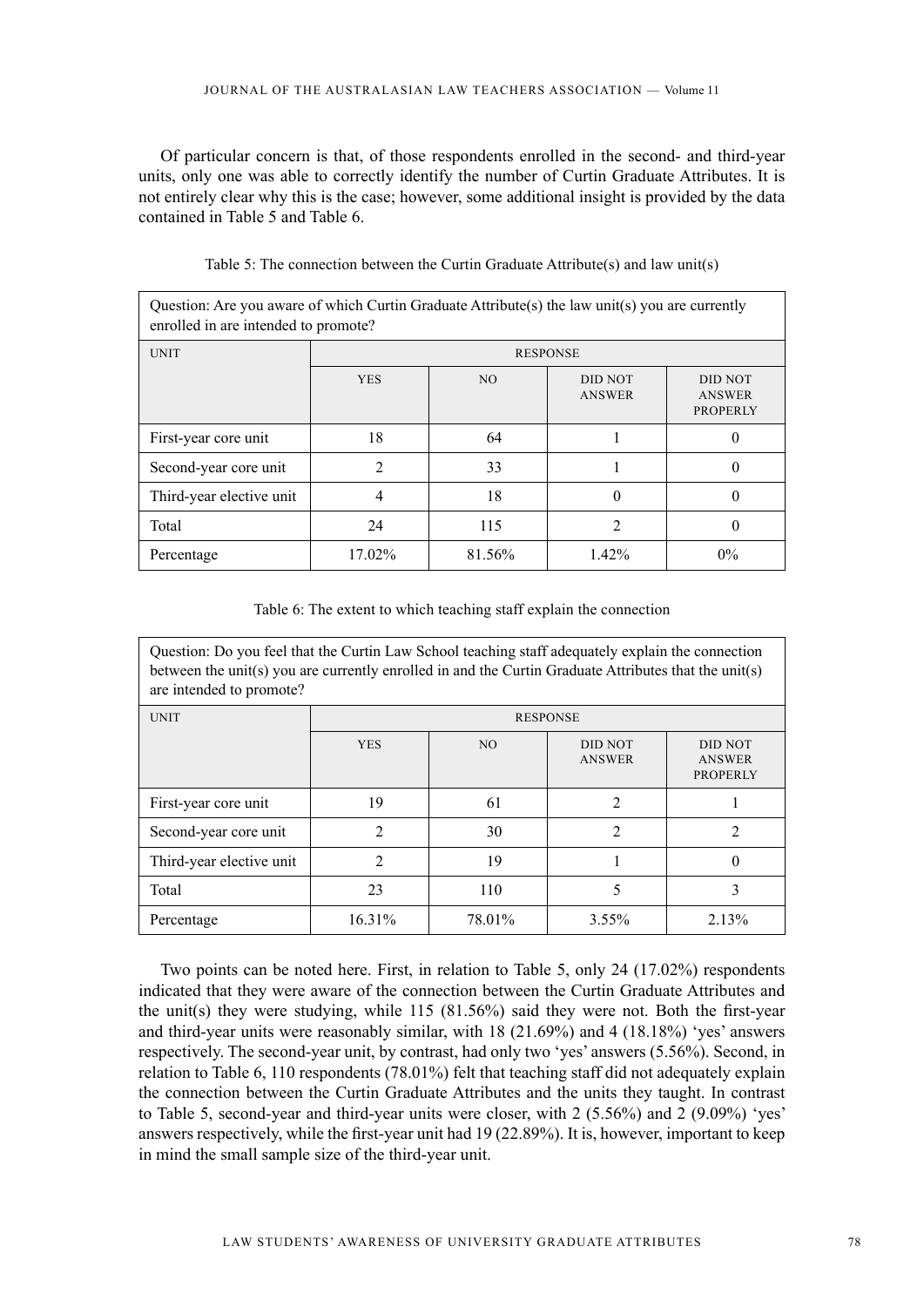Of particular concern is that, of those respondents enrolled in the second- and third-year units, only one was able to correctly identify the number of Curtin Graduate Attributes. It is not entirely clear why this is the case; however, some additional insight is provided by the data contained in Table 5 and Table 6.

Table 5: The connection between the Curtin Graduate Attribute(s) and law unit(s)

| Question: Are you aware of which Curtin Graduate Attribute(s) the law unit(s) you are currently enrolled in are intended to promote? | | | | |
|---|---|---|---|---|
| UNIT | RESPONSE | | | |
| | YES | NO | DID NOT ANSWER | DID NOT ANSWER PROPERLY |
| First-year core unit | 18 | 64 | 1 | 0 |
| Second-year core unit | 2 | 33 | 1 | 0 |
| Third-year elective unit | 4 | 18 | 0 | 0 |
| Total | 24 | 115 | 2 | 0 |
| Percentage | 17.02% | 81.56% | 1.42% | 0% |

Table 6: The extent to which teaching staff explain the connection

| Question: Do you feel that the Curtin Law School teaching staff adequately explain the connection between the unit(s) you are currently enrolled in and the Curtin Graduate Attributes that the unit(s) are intended to promote? | | | | |
|---|---|---|---|---|
| UNIT | RESPONSE | | | |
| | YES | NO | DID NOT ANSWER | DID NOT ANSWER PROPERLY |
| First-year core unit | 19 | 61 | 2 | 1 |
| Second-year core unit | 2 | 30 | 2 | 2 |
| Third-year elective unit | 2 | 19 | 1 | 0 |
| Total | 23 | 110 | 5 | 3 |
| Percentage | 16.31% | 78.01% | 3.55% | 2.13% |

Two points can be noted here. First, in relation to Table 5, only 24 (17.02%) respondents indicated that they were aware of the connection between the Curtin Graduate Attributes and the unit(s) they were studying, while 115 (81.56%) said they were not. Both the first-year and third-year units were reasonably similar, with 18 (21.69%) and 4 (18.18%) 'yes' answers respectively. The second-year unit, by contrast, had only two 'yes' answers (5.56%). Second, in relation to Table 6, 110 respondents (78.01%) felt that teaching staff did not adequately explain the connection between the Curtin Graduate Attributes and the units they taught. In contrast to Table 5, second-year and third-year units were closer, with 2 (5.56%) and 2 (9.09%) 'yes' answers respectively, while the first-year unit had 19 (22.89%). It is, however, important to keep in mind the small sample size of the third-year unit.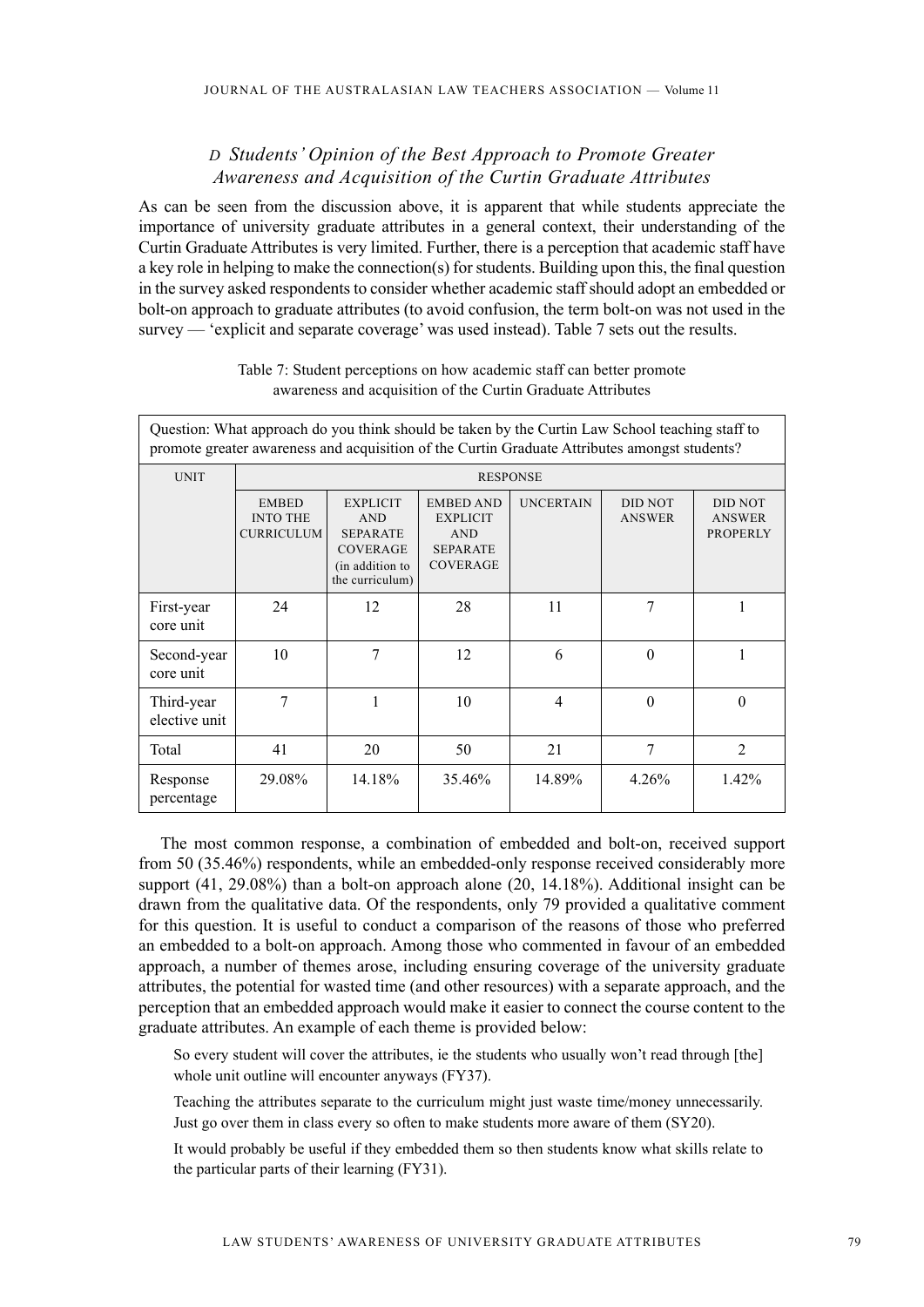### *D Students' Opinion of the Best Approach to Promote Greater Awareness and Acquisition of the Curtin Graduate Attributes*

As can be seen from the discussion above, it is apparent that while students appreciate the importance of university graduate attributes in a general context, their understanding of the Curtin Graduate Attributes is very limited. Further, there is a perception that academic staff have a key role in helping to make the connection(s) for students. Building upon this, the final question in the survey asked respondents to consider whether academic staff should adopt an embedded or bolt-on approach to graduate attributes (to avoid confusion, the term bolt-on was not used in the survey — 'explicit and separate coverage' was used instead). Table 7 sets out the results.

Table 7: Student perceptions on how academic staff can better promote awareness and acquisition of the Curtin Graduate Attributes

| Question: What approach do you think should be taken by the Curtin Law School teaching staff to promote greater awareness and acquisition of the Curtin Graduate Attributes amongst students? | | | | | | |
|---|---|---|---|---|---|---|
| UNIT | RESPONSE | | | | | |
| | EMBED INTO THE CURRICULUM | EXPLICIT AND SEPARATE COVERAGE (in addition to the curriculum) | EMBED AND EXPLICIT AND SEPARATE COVERAGE | UNCERTAIN | DID NOT ANSWER | DID NOT ANSWER PROPERLY |
| First-year core unit | 24 | 12 | 28 | 11 | 7 | 1 |
| Second-year core unit | 10 | 7 | 12 | 6 | 0 | 1 |
| Third-year elective unit | 7 | 1 | 10 | 4 | 0 | 0 |
| Total | 41 | 20 | 50 | 21 | 7 | 2 |
| Response percentage | 29.08% | 14.18% | 35.46% | 14.89% | 4.26% | 1.42% |

The most common response, a combination of embedded and bolt-on, received support from 50 (35.46%) respondents, while an embedded-only response received considerably more support (41, 29.08%) than a bolt-on approach alone (20, 14.18%). Additional insight can be drawn from the qualitative data. Of the respondents, only 79 provided a qualitative comment for this question. It is useful to conduct a comparison of the reasons of those who preferred an embedded to a bolt-on approach. Among those who commented in favour of an embedded approach, a number of themes arose, including ensuring coverage of the university graduate attributes, the potential for wasted time (and other resources) with a separate approach, and the perception that an embedded approach would make it easier to connect the course content to the graduate attributes. An example of each theme is provided below:

> So every student will cover the attributes, ie the students who usually won't read through [the] whole unit outline will encounter anyways (FY37).

> Teaching the attributes separate to the curriculum might just waste time/money unnecessarily. Just go over them in class every so often to make students more aware of them (SY20).

> It would probably be useful if they embedded them so then students know what skills relate to the particular parts of their learning (FY31).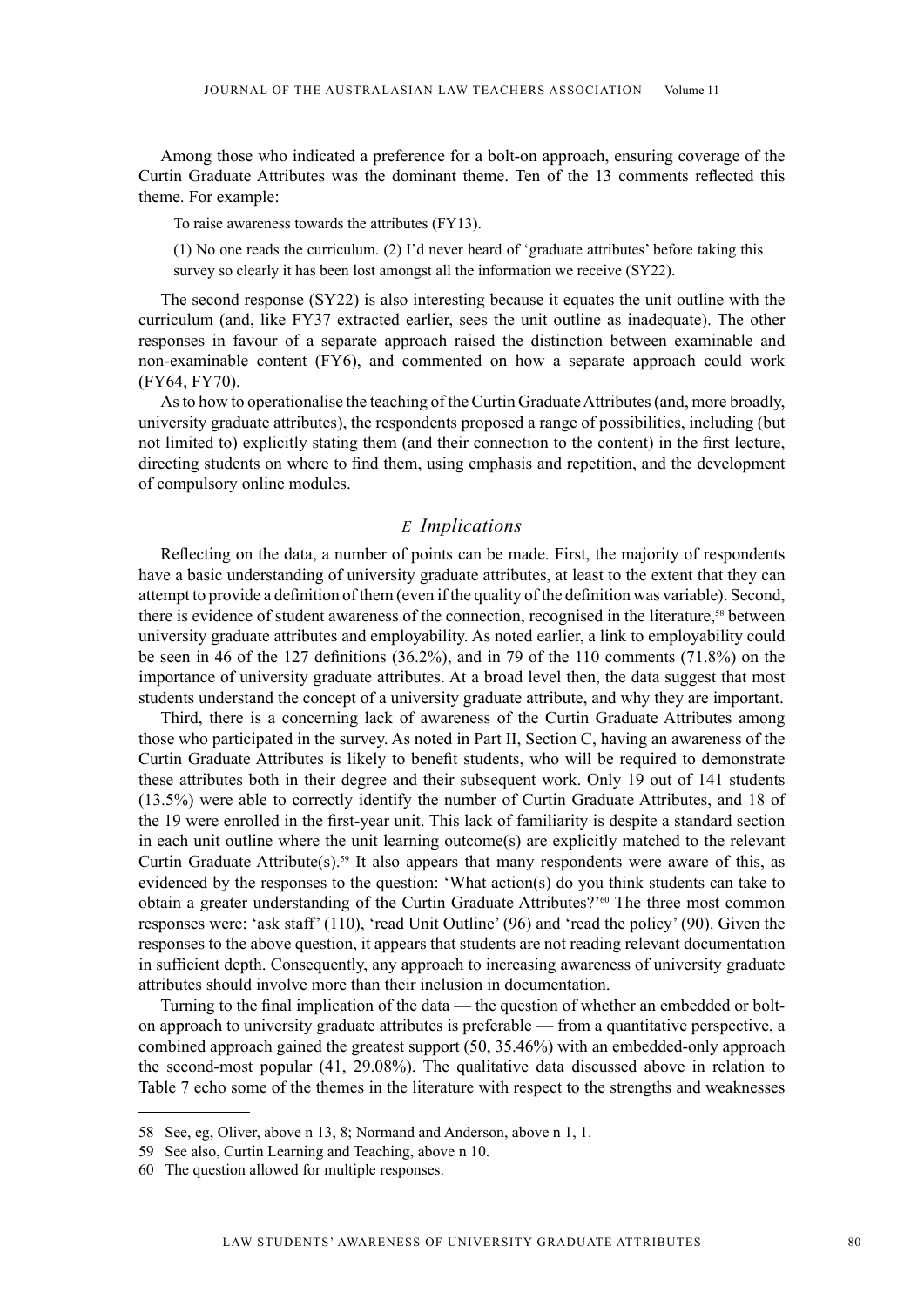Among those who indicated a preference for a bolt-on approach, ensuring coverage of the Curtin Graduate Attributes was the dominant theme. Ten of the 13 comments reflected this theme. For example:

> To raise awareness towards the attributes (FY13).
>
> (1) No one reads the curriculum. (2) I'd never heard of 'graduate attributes' before taking this survey so clearly it has been lost amongst all the information we receive (SY22).

The second response (SY22) is also interesting because it equates the unit outline with the curriculum (and, like FY37 extracted earlier, sees the unit outline as inadequate). The other responses in favour of a separate approach raised the distinction between examinable and non-examinable content (FY6), and commented on how a separate approach could work (FY64, FY70).

As to how to operationalise the teaching of the Curtin Graduate Attributes (and, more broadly, university graduate attributes), the respondents proposed a range of possibilities, including (but not limited to) explicitly stating them (and their connection to the content) in the first lecture, directing students on where to find them, using emphasis and repetition, and the development of compulsory online modules.

### *E Implications*

Reflecting on the data, a number of points can be made. First, the majority of respondents have a basic understanding of university graduate attributes, at least to the extent that they can attempt to provide a definition of them (even if the quality of the definition was variable). Second, there is evidence of student awareness of the connection, recognised in the literature,[58] between university graduate attributes and employability. As noted earlier, a link to employability could be seen in 46 of the 127 definitions (36.2%), and in 79 of the 110 comments (71.8%) on the importance of university graduate attributes. At a broad level then, the data suggest that most students understand the concept of a university graduate attribute, and why they are important.

Third, there is a concerning lack of awareness of the Curtin Graduate Attributes among those who participated in the survey. As noted in Part II, Section C, having an awareness of the Curtin Graduate Attributes is likely to benefit students, who will be required to demonstrate these attributes both in their degree and their subsequent work. Only 19 out of 141 students (13.5%) were able to correctly identify the number of Curtin Graduate Attributes, and 18 of the 19 were enrolled in the first-year unit. This lack of familiarity is despite a standard section in each unit outline where the unit learning outcome(s) are explicitly matched to the relevant Curtin Graduate Attribute(s).[59] It also appears that many respondents were aware of this, as evidenced by the responses to the question: 'What action(s) do you think students can take to obtain a greater understanding of the Curtin Graduate Attributes?'[60] The three most common responses were: 'ask staff' (110), 'read Unit Outline' (96) and 'read the policy' (90). Given the responses to the above question, it appears that students are not reading relevant documentation in sufficient depth. Consequently, any approach to increasing awareness of university graduate attributes should involve more than their inclusion in documentation.

Turning to the final implication of the data — the question of whether an embedded or bolt-on approach to university graduate attributes is preferable — from a quantitative perspective, a combined approach gained the greatest support (50, 35.46%) with an embedded-only approach the second-most popular (41, 29.08%). The qualitative data discussed above in relation to Table 7 echo some of the themes in the literature with respect to the strengths and weaknesses

---

58 See, eg, Oliver, above n 13, 8; Normand and Anderson, above n 1, 1.

59 See also, Curtin Learning and Teaching, above n 10.

60 The question allowed for multiple responses.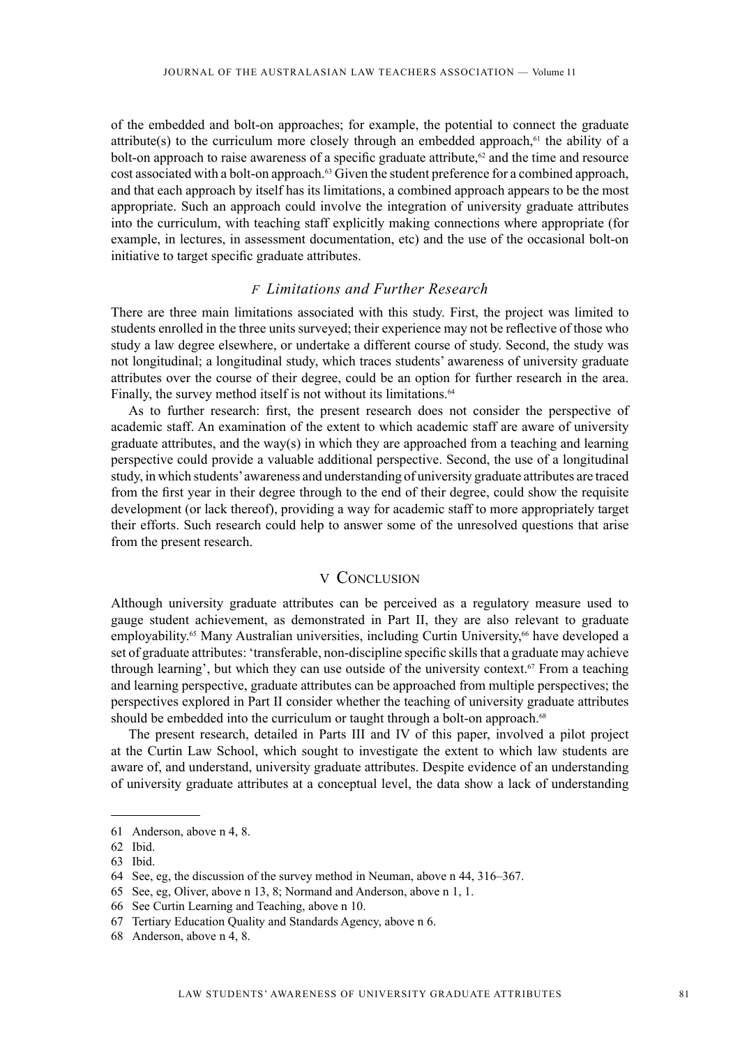of the embedded and bolt-on approaches; for example, the potential to connect the graduate attribute(s) to the curriculum more closely through an embedded approach,[61] the ability of a bolt-on approach to raise awareness of a specific graduate attribute,[62] and the time and resource cost associated with a bolt-on approach.[63] Given the student preference for a combined approach, and that each approach by itself has its limitations, a combined approach appears to be the most appropriate. Such an approach could involve the integration of university graduate attributes into the curriculum, with teaching staff explicitly making connections where appropriate (for example, in lectures, in assessment documentation, etc) and the use of the occasional bolt-on initiative to target specific graduate attributes.

### *F Limitations and Further Research*

There are three main limitations associated with this study. First, the project was limited to students enrolled in the three units surveyed; their experience may not be reflective of those who study a law degree elsewhere, or undertake a different course of study. Second, the study was not longitudinal; a longitudinal study, which traces students' awareness of university graduate attributes over the course of their degree, could be an option for further research in the area. Finally, the survey method itself is not without its limitations.[64]

As to further research: first, the present research does not consider the perspective of academic staff. An examination of the extent to which academic staff are aware of university graduate attributes, and the way(s) in which they are approached from a teaching and learning perspective could provide a valuable additional perspective. Second, the use of a longitudinal study, in which students' awareness and understanding of university graduate attributes are traced from the first year in their degree through to the end of their degree, could show the requisite development (or lack thereof), providing a way for academic staff to more appropriately target their efforts. Such research could help to answer some of the unresolved questions that arise from the present research.

## V Conclusion

Although university graduate attributes can be perceived as a regulatory measure used to gauge student achievement, as demonstrated in Part II, they are also relevant to graduate employability.[65] Many Australian universities, including Curtin University,[66] have developed a set of graduate attributes: 'transferable, non-discipline specific skills that a graduate may achieve through learning', but which they can use outside of the university context.[67] From a teaching and learning perspective, graduate attributes can be approached from multiple perspectives; the perspectives explored in Part II consider whether the teaching of university graduate attributes should be embedded into the curriculum or taught through a bolt-on approach.[68]

The present research, detailed in Parts III and IV of this paper, involved a pilot project at the Curtin Law School, which sought to investigate the extent to which law students are aware of, and understand, university graduate attributes. Despite evidence of an understanding of university graduate attributes at a conceptual level, the data show a lack of understanding

---

61 Anderson, above n 4, 8.

62 Ibid.

63 Ibid.

64 See, eg, the discussion of the survey method in Neuman, above n 44, 316–367.

65 See, eg, Oliver, above n 13, 8; Normand and Anderson, above n 1, 1.

66 See Curtin Learning and Teaching, above n 10.

67 Tertiary Education Quality and Standards Agency, above n 6.

68 Anderson, above n 4, 8.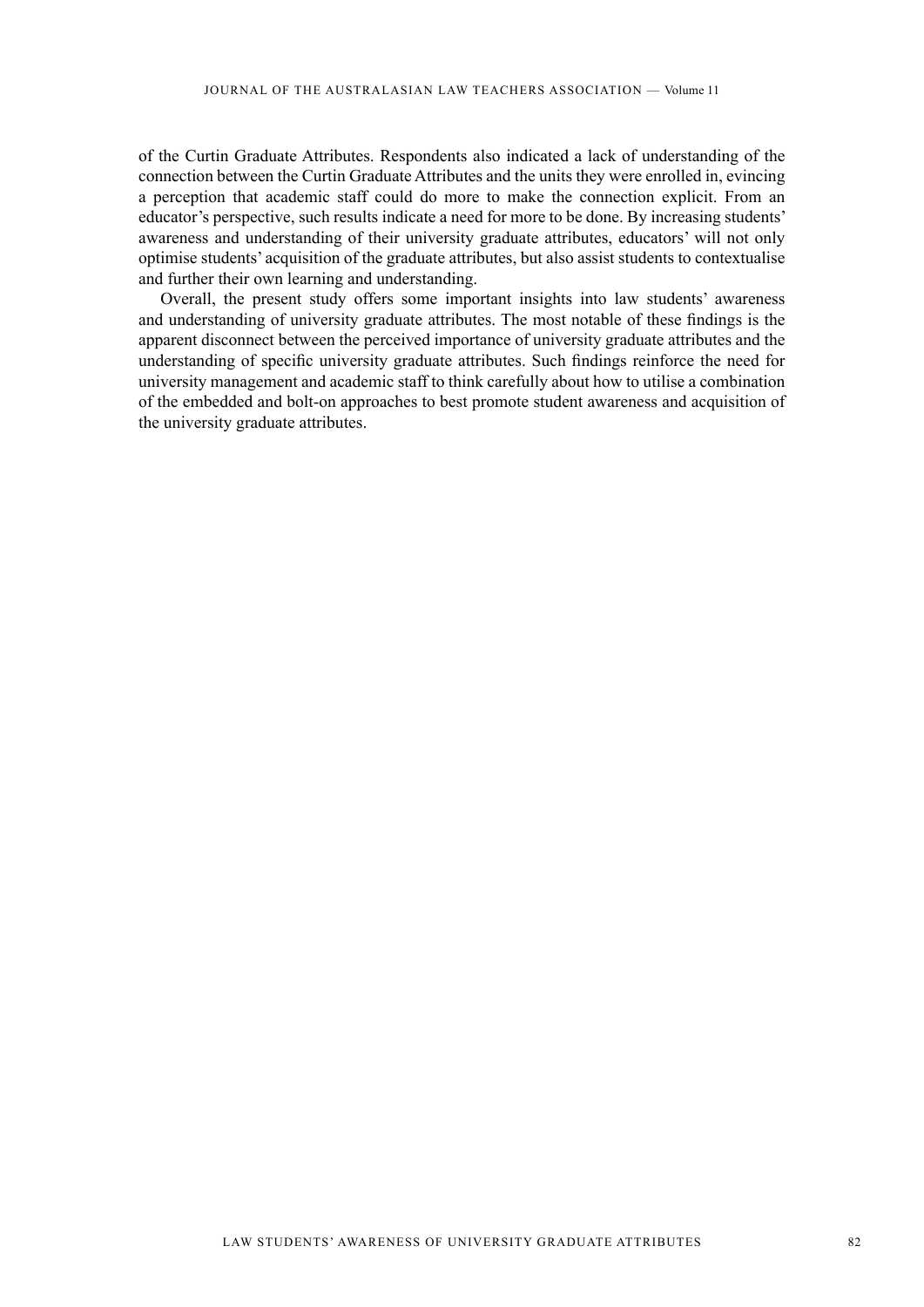of the Curtin Graduate Attributes. Respondents also indicated a lack of understanding of the connection between the Curtin Graduate Attributes and the units they were enrolled in, evincing a perception that academic staff could do more to make the connection explicit. From an educator's perspective, such results indicate a need for more to be done. By increasing students' awareness and understanding of their university graduate attributes, educators' will not only optimise students' acquisition of the graduate attributes, but also assist students to contextualise and further their own learning and understanding.

Overall, the present study offers some important insights into law students' awareness and understanding of university graduate attributes. The most notable of these findings is the apparent disconnect between the perceived importance of university graduate attributes and the understanding of specific university graduate attributes. Such findings reinforce the need for university management and academic staff to think carefully about how to utilise a combination of the embedded and bolt-on approaches to best promote student awareness and acquisition of the university graduate attributes.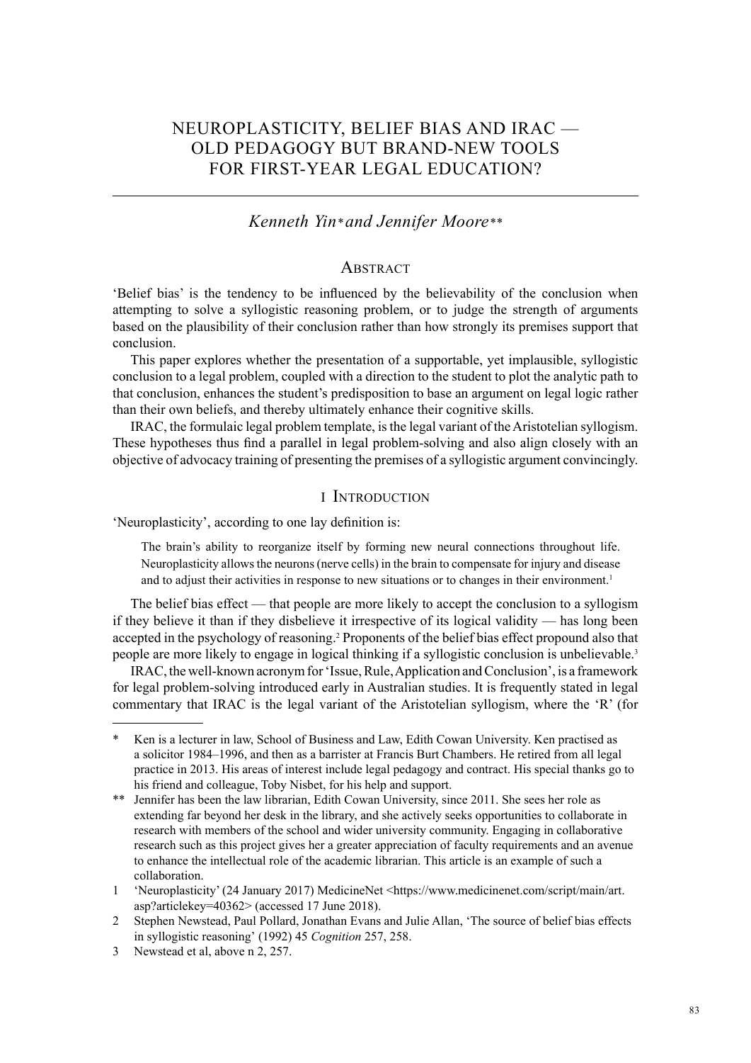# NEUROPLASTICITY, BELIEF BIAS AND IRAC — OLD PEDAGOGY BUT BRAND-NEW TOOLS FOR FIRST-YEAR LEGAL EDUCATION?

*Kenneth Yin\* and Jennifer Moore\*\**

## Abstract

'Belief bias' is the tendency to be influenced by the believability of the conclusion when attempting to solve a syllogistic reasoning problem, or to judge the strength of arguments based on the plausibility of their conclusion rather than how strongly its premises support that conclusion.

This paper explores whether the presentation of a supportable, yet implausible, syllogistic conclusion to a legal problem, coupled with a direction to the student to plot the analytic path to that conclusion, enhances the student's predisposition to base an argument on legal logic rather than their own beliefs, and thereby ultimately enhance their cognitive skills.

IRAC, the formulaic legal problem template, is the legal variant of the Aristotelian syllogism. These hypotheses thus find a parallel in legal problem-solving and also align closely with an objective of advocacy training of presenting the premises of a syllogistic argument convincingly.

## I Introduction

'Neuroplasticity', according to one lay definition is:

> The brain's ability to reorganize itself by forming new neural connections throughout life. Neuroplasticity allows the neurons (nerve cells) in the brain to compensate for injury and disease and to adjust their activities in response to new situations or to changes in their environment.[1]

The belief bias effect — that people are more likely to accept the conclusion to a syllogism if they believe it than if they disbelieve it irrespective of its logical validity — has long been accepted in the psychology of reasoning.[2] Proponents of the belief bias effect propound also that people are more likely to engage in logical thinking if a syllogistic conclusion is unbelievable.[3]

IRAC, the well-known acronym for 'Issue, Rule, Application and Conclusion', is a framework for legal problem-solving introduced early in Australian studies. It is frequently stated in legal commentary that IRAC is the legal variant of the Aristotelian syllogism, where the 'R' (for

---

\* Ken is a lecturer in law, School of Business and Law, Edith Cowan University. Ken practised as a solicitor 1984–1996, and then as a barrister at Francis Burt Chambers. He retired from all legal practice in 2013. His areas of interest include legal pedagogy and contract. His special thanks go to his friend and colleague, Toby Nisbet, for his help and support.

\*\* Jennifer has been the law librarian, Edith Cowan University, since 2011. She sees her role as extending far beyond her desk in the library, and she actively seeks opportunities to collaborate in research with members of the school and wider university community. Engaging in collaborative research such as this project gives her a greater appreciation of faculty requirements and an avenue to enhance the intellectual role of the academic librarian. This article is an example of such a collaboration.

1 'Neuroplasticity' (24 January 2017) MedicineNet <https://www.medicinenet.com/script/main/art.asp?articlekey=40362> (accessed 17 June 2018).

2 Stephen Newstead, Paul Pollard, Jonathan Evans and Julie Allan, 'The source of belief bias effects in syllogistic reasoning' (1992) 45 *Cognition* 257, 258.

3 Newstead et al, above n 2, 257.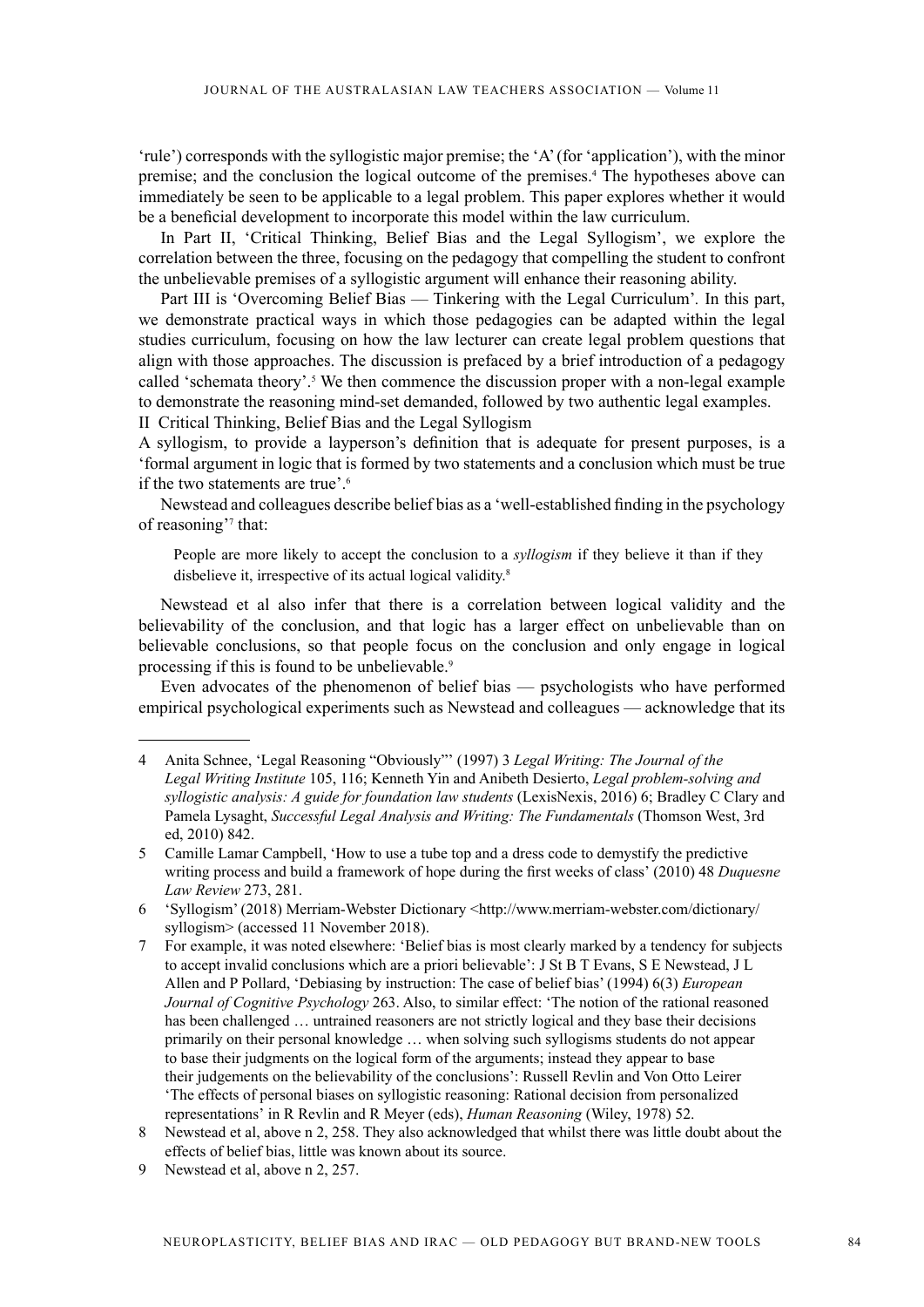'rule') corresponds with the syllogistic major premise; the 'A' (for 'application'), with the minor premise; and the conclusion the logical outcome of the premises.[4] The hypotheses above can immediately be seen to be applicable to a legal problem. This paper explores whether it would be a beneficial development to incorporate this model within the law curriculum.

In Part II, 'Critical Thinking, Belief Bias and the Legal Syllogism', we explore the correlation between the three, focusing on the pedagogy that compelling the student to confront the unbelievable premises of a syllogistic argument will enhance their reasoning ability.

Part III is 'Overcoming Belief Bias — Tinkering with the Legal Curriculum'. In this part, we demonstrate practical ways in which those pedagogies can be adapted within the legal studies curriculum, focusing on how the law lecturer can create legal problem questions that align with those approaches. The discussion is prefaced by a brief introduction of a pedagogy called 'schemata theory'.[5] We then commence the discussion proper with a non-legal example to demonstrate the reasoning mind-set demanded, followed by two authentic legal examples.

## II Critical Thinking, Belief Bias and the Legal Syllogism

A syllogism, to provide a layperson's definition that is adequate for present purposes, is a 'formal argument in logic that is formed by two statements and a conclusion which must be true if the two statements are true'.[6]

Newstead and colleagues describe belief bias as a 'well-established finding in the psychology of reasoning'[7] that:

> People are more likely to accept the conclusion to a *syllogism* if they believe it than if they disbelieve it, irrespective of its actual logical validity.[8]

Newstead et al also infer that there is a correlation between logical validity and the believability of the conclusion, and that logic has a larger effect on unbelievable than on believable conclusions, so that people focus on the conclusion and only engage in logical processing if this is found to be unbelievable.[9]

Even advocates of the phenomenon of belief bias — psychologists who have performed empirical psychological experiments such as Newstead and colleagues — acknowledge that its

---

4 Anita Schnee, 'Legal Reasoning "Obviously"' (1997) 3 *Legal Writing: The Journal of the Legal Writing Institute* 105, 116; Kenneth Yin and Anibeth Desierto, *Legal problem-solving and syllogistic analysis: A guide for foundation law students* (LexisNexis, 2016) 6; Bradley C Clary and Pamela Lysaght, *Successful Legal Analysis and Writing: The Fundamentals* (Thomson West, 3rd ed, 2010) 842.

5 Camille Lamar Campbell, 'How to use a tube top and a dress code to demystify the predictive writing process and build a framework of hope during the first weeks of class' (2010) 48 *Duquesne Law Review* 273, 281.

6 'Syllogism' (2018) Merriam-Webster Dictionary <http://www.merriam-webster.com/dictionary/syllogism> (accessed 11 November 2018).

7 For example, it was noted elsewhere: 'Belief bias is most clearly marked by a tendency for subjects to accept invalid conclusions which are a priori believable': J St B T Evans, S E Newstead, J L Allen and P Pollard, 'Debiasing by instruction: The case of belief bias' (1994) 6(3) *European Journal of Cognitive Psychology* 263. Also, to similar effect: 'The notion of the rational reasoned has been challenged … untrained reasoners are not strictly logical and they base their decisions primarily on their personal knowledge … when solving such syllogisms students do not appear to base their judgments on the logical form of the arguments; instead they appear to base their judgements on the believability of the conclusions': Russell Revlin and Von Otto Leirer 'The effects of personal biases on syllogistic reasoning: Rational decision from personalized representations' in R Revlin and R Meyer (eds), *Human Reasoning* (Wiley, 1978) 52.

8 Newstead et al, above n 2, 258. They also acknowledged that whilst there was little doubt about the effects of belief bias, little was known about its source.

9 Newstead et al, above n 2, 257.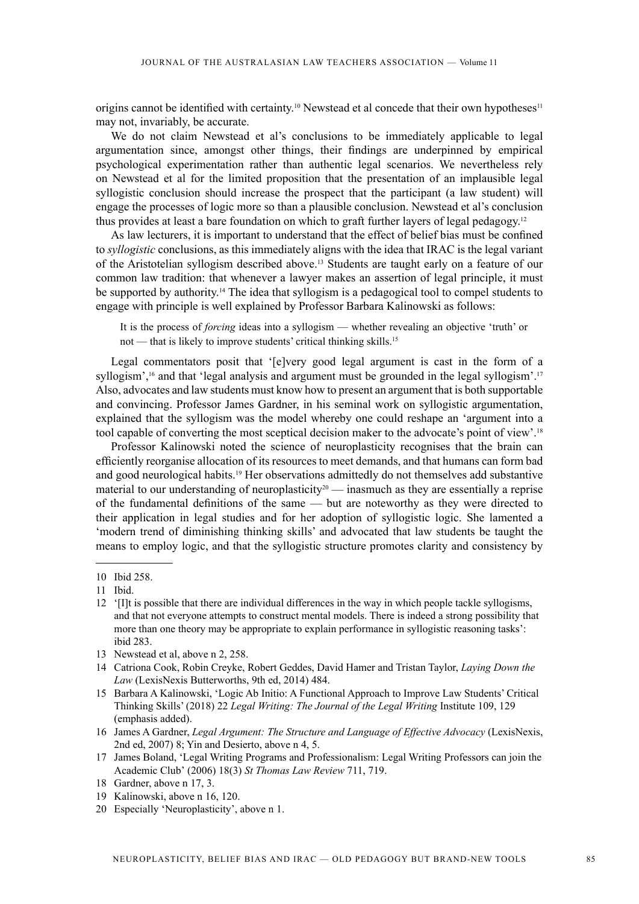origins cannot be identified with certainty.[10] Newstead et al concede that their own hypotheses[11] may not, invariably, be accurate.

We do not claim Newstead et al's conclusions to be immediately applicable to legal argumentation since, amongst other things, their findings are underpinned by empirical psychological experimentation rather than authentic legal scenarios. We nevertheless rely on Newstead et al for the limited proposition that the presentation of an implausible legal syllogistic conclusion should increase the prospect that the participant (a law student) will engage the processes of logic more so than a plausible conclusion. Newstead et al's conclusion thus provides at least a bare foundation on which to graft further layers of legal pedagogy.[12]

As law lecturers, it is important to understand that the effect of belief bias must be confined to *syllogistic* conclusions, as this immediately aligns with the idea that IRAC is the legal variant of the Aristotelian syllogism described above.[13] Students are taught early on a feature of our common law tradition: that whenever a lawyer makes an assertion of legal principle, it must be supported by authority.[14] The idea that syllogism is a pedagogical tool to compel students to engage with principle is well explained by Professor Barbara Kalinowski as follows:

> It is the process of *forcing* ideas into a syllogism — whether revealing an objective 'truth' or not — that is likely to improve students' critical thinking skills.[15]

Legal commentators posit that '[e]very good legal argument is cast in the form of a syllogism',[16] and that 'legal analysis and argument must be grounded in the legal syllogism'.[17] Also, advocates and law students must know how to present an argument that is both supportable and convincing. Professor James Gardner, in his seminal work on syllogistic argumentation, explained that the syllogism was the model whereby one could reshape an 'argument into a tool capable of converting the most sceptical decision maker to the advocate's point of view'.[18]

Professor Kalinowski noted the science of neuroplasticity recognises that the brain can efficiently reorganise allocation of its resources to meet demands, and that humans can form bad and good neurological habits.[19] Her observations admittedly do not themselves add substantive material to our understanding of neuroplasticity[20] — inasmuch as they are essentially a reprise of the fundamental definitions of the same — but are noteworthy as they were directed to their application in legal studies and for her adoption of syllogistic logic. She lamented a 'modern trend of diminishing thinking skills' and advocated that law students be taught the means to employ logic, and that the syllogistic structure promotes clarity and consistency by

---

10 Ibid 258.

11 Ibid.

12 '[I]t is possible that there are individual differences in the way in which people tackle syllogisms, and that not everyone attempts to construct mental models. There is indeed a strong possibility that more than one theory may be appropriate to explain performance in syllogistic reasoning tasks': ibid 283.

13 Newstead et al, above n 2, 258.

14 Catriona Cook, Robin Creyke, Robert Geddes, David Hamer and Tristan Taylor, *Laying Down the Law* (LexisNexis Butterworths, 9th ed, 2014) 484.

15 Barbara A Kalinowski, 'Logic Ab Initio: A Functional Approach to Improve Law Students' Critical Thinking Skills' (2018) 22 *Legal Writing: The Journal of the Legal Writing* Institute 109, 129 (emphasis added).

16 James A Gardner, *Legal Argument: The Structure and Language of Effective Advocacy* (LexisNexis, 2nd ed, 2007) 8; Yin and Desierto, above n 4, 5.

17 James Boland, 'Legal Writing Programs and Professionalism: Legal Writing Professors can join the Academic Club' (2006) 18(3) *St Thomas Law Review* 711, 719.

18 Gardner, above n 17, 3.

19 Kalinowski, above n 16, 120.

20 Especially 'Neuroplasticity', above n 1.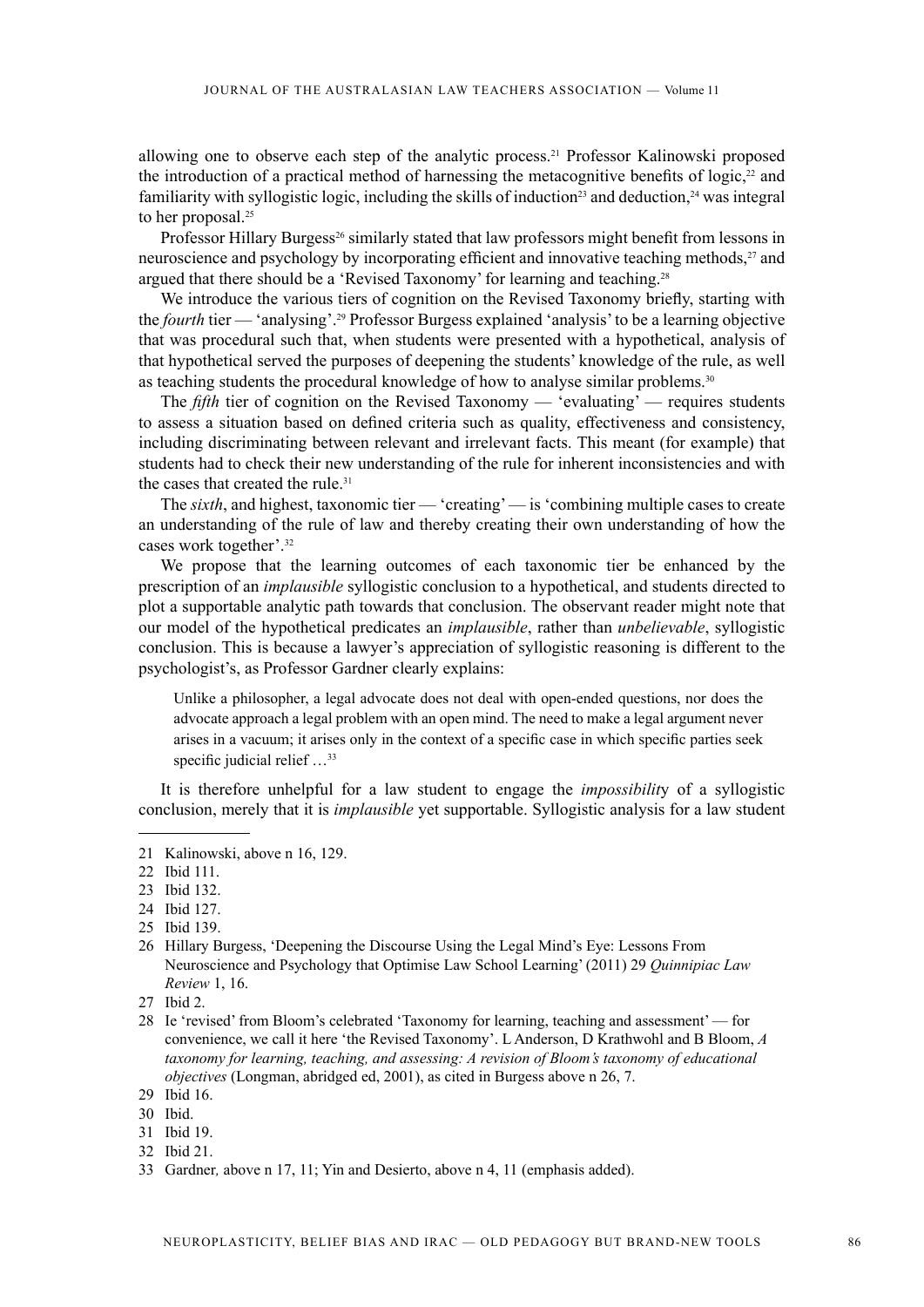allowing one to observe each step of the analytic process.[21] Professor Kalinowski proposed the introduction of a practical method of harnessing the metacognitive benefits of logic,[22] and familiarity with syllogistic logic, including the skills of induction[23] and deduction,[24] was integral to her proposal.[25]

Professor Hillary Burgess[26] similarly stated that law professors might benefit from lessons in neuroscience and psychology by incorporating efficient and innovative teaching methods,[27] and argued that there should be a 'Revised Taxonomy' for learning and teaching.[28]

We introduce the various tiers of cognition on the Revised Taxonomy briefly, starting with the *fourth* tier — 'analysing'.[29] Professor Burgess explained 'analysis' to be a learning objective that was procedural such that, when students were presented with a hypothetical, analysis of that hypothetical served the purposes of deepening the students' knowledge of the rule, as well as teaching students the procedural knowledge of how to analyse similar problems.[30]

The *fifth* tier of cognition on the Revised Taxonomy — 'evaluating' — requires students to assess a situation based on defined criteria such as quality, effectiveness and consistency, including discriminating between relevant and irrelevant facts. This meant (for example) that students had to check their new understanding of the rule for inherent inconsistencies and with the cases that created the rule.[31]

The *sixth*, and highest, taxonomic tier — 'creating' — is 'combining multiple cases to create an understanding of the rule of law and thereby creating their own understanding of how the cases work together'.[32]

We propose that the learning outcomes of each taxonomic tier be enhanced by the prescription of an *implausible* syllogistic conclusion to a hypothetical, and students directed to plot a supportable analytic path towards that conclusion. The observant reader might note that our model of the hypothetical predicates an *implausible*, rather than *unbelievable*, syllogistic conclusion. This is because a lawyer's appreciation of syllogistic reasoning is different to the psychologist's, as Professor Gardner clearly explains:

> Unlike a philosopher, a legal advocate does not deal with open-ended questions, nor does the advocate approach a legal problem with an open mind. The need to make a legal argument never arises in a vacuum; it arises only in the context of a specific case in which specific parties seek specific judicial relief …[33]

It is therefore unhelpful for a law student to engage the *impossibilit*y of a syllogistic conclusion, merely that it is *implausible* yet supportable. Syllogistic analysis for a law student

---

21 Kalinowski, above n 16, 129.

22 Ibid 111.

23 Ibid 132.

24 Ibid 127.

25 Ibid 139.

26 Hillary Burgess, 'Deepening the Discourse Using the Legal Mind's Eye: Lessons From Neuroscience and Psychology that Optimise Law School Learning' (2011) 29 *Quinnipiac Law Review* 1, 16.

27 Ibid 2.

28 Ie 'revised' from Bloom's celebrated 'Taxonomy for learning, teaching and assessment' — for convenience, we call it here 'the Revised Taxonomy'. L Anderson, D Krathwohl and B Bloom, *A taxonomy for learning, teaching, and assessing: A revision of Bloom's taxonomy of educational objectives* (Longman, abridged ed, 2001), as cited in Burgess above n 26, 7.

29 Ibid 16.

30 Ibid.

31 Ibid 19.

32 Ibid 21.

33 Gardner*,* above n 17, 11; Yin and Desierto, above n 4, 11 (emphasis added).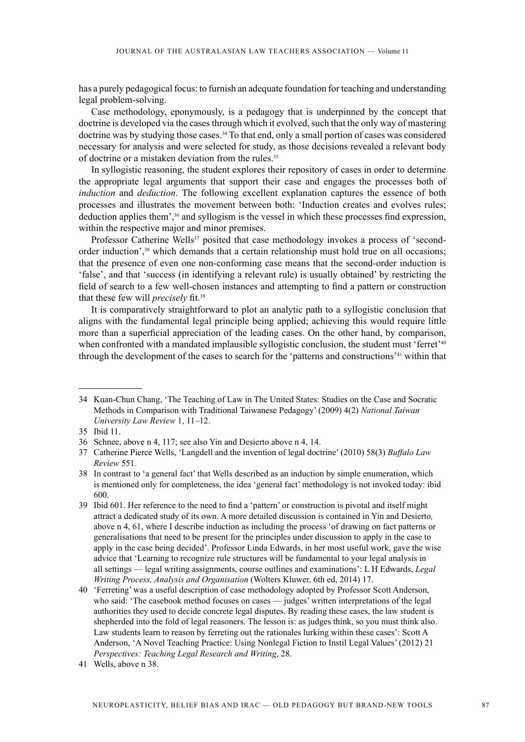has a purely pedagogical focus: to furnish an adequate foundation for teaching and understanding legal problem-solving.

Case methodology, eponymously, is a pedagogy that is underpinned by the concept that doctrine is developed via the cases through which it evolved, such that the only way of mastering doctrine was by studying those cases.[34] To that end, only a small portion of cases was considered necessary for analysis and were selected for study, as those decisions revealed a relevant body of doctrine or a mistaken deviation from the rules.[35]

In syllogistic reasoning, the student explores their repository of cases in order to determine the appropriate legal arguments that support their case and engages the processes both of *induction* and *deduction*. The following excellent explanation captures the essence of both processes and illustrates the movement between both: 'Induction creates and evolves rules; deduction applies them',[36] and syllogism is the vessel in which these processes find expression, within the respective major and minor premises.

Professor Catherine Wells[37] posited that case methodology invokes a process of 'second-order induction',[38] which demands that a certain relationship must hold true on all occasions; that the presence of even one non-conforming case means that the second-order induction is 'false', and that 'success (in identifying a relevant rule) is usually obtained' by restricting the field of search to a few well-chosen instances and attempting to find a pattern or construction that these few will *precisely* fit.[39]

It is comparatively straightforward to plot an analytic path to a syllogistic conclusion that aligns with the fundamental legal principle being applied; achieving this would require little more than a superficial appreciation of the leading cases. On the other hand, by comparison, when confronted with a mandated implausible syllogistic conclusion, the student must 'ferret'[40] through the development of the cases to search for the 'patterns and constructions'[41] within that

---

34 Kuan-Chun Chang, 'The Teaching of Law in The United States: Studies on the Case and Socratic Methods in Comparison with Traditional Taiwanese Pedagogy' (2009) 4(2) *National Taiwan University Law Review* 1, 11–12.

35 Ibid 11.

36 Schnee, above n 4, 117; see also Yin and Desierto above n 4, 14.

37 Catherine Pierce Wells, 'Langdell and the invention of legal doctrine' (2010) 58(3) *Buffalo Law Review* 551.

38 In contrast to 'a general fact' that Wells described as an induction by simple enumeration, which is mentioned only for completeness, the idea 'general fact' methodology is not invoked today: ibid 600.

39 Ibid 601. Her reference to the need to find a 'pattern' or construction is pivotal and itself might attract a dedicated study of its own. A more detailed discussion is contained in Yin and Desierto, above n 4, 61, where I describe induction as including the process 'of drawing on fact patterns or generalisations that need to be present for the principles under discussion to apply in the case to apply in the case being decided'. Professor Linda Edwards, in her most useful work, gave the wise advice that 'Learning to recognize rule structures will be fundamental to your legal analysis in all settings — legal writing assignments, course outlines and examinations': L H Edwards, *Legal Writing Process, Analysis and Organisation* (Wolters Kluwer, 6th ed, 2014) 17.

40 'Ferreting' was a useful description of case methodology adopted by Professor Scott Anderson, who said: 'The casebook method focuses on cases — judges' written interpretations of the legal authorities they used to decide concrete legal disputes. By reading these cases, the law student is shepherded into the fold of legal reasoners. The lesson is: as judges think, so you must think also. Law students learn to reason by ferreting out the rationales lurking within these cases': Scott A Anderson, 'A Novel Teaching Practice: Using Nonlegal Fiction to Instil Legal Values' (2012) 21 *Perspectives: Teaching Legal Research and Writing*, 28.

41 Wells, above n 38.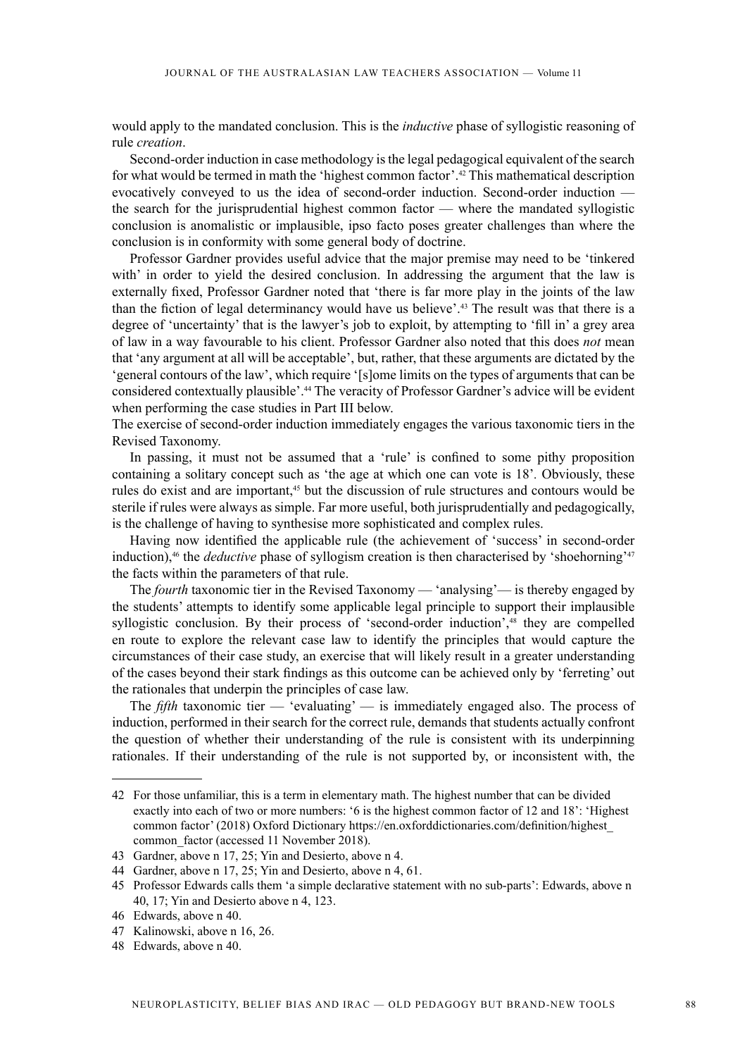would apply to the mandated conclusion. This is the *inductive* phase of syllogistic reasoning of rule *creation*.

Second-order induction in case methodology is the legal pedagogical equivalent of the search for what would be termed in math the 'highest common factor'.[42] This mathematical description evocatively conveyed to us the idea of second-order induction. Second-order induction — the search for the jurisprudential highest common factor — where the mandated syllogistic conclusion is anomalistic or implausible, ipso facto poses greater challenges than where the conclusion is in conformity with some general body of doctrine.

Professor Gardner provides useful advice that the major premise may need to be 'tinkered with' in order to yield the desired conclusion. In addressing the argument that the law is externally fixed, Professor Gardner noted that 'there is far more play in the joints of the law than the fiction of legal determinancy would have us believe'.[43] The result was that there is a degree of 'uncertainty' that is the lawyer's job to exploit, by attempting to 'fill in' a grey area of law in a way favourable to his client. Professor Gardner also noted that this does *not* mean that 'any argument at all will be acceptable', but, rather, that these arguments are dictated by the 'general contours of the law', which require '[s]ome limits on the types of arguments that can be considered contextually plausible'.[44] The veracity of Professor Gardner's advice will be evident when performing the case studies in Part III below.

The exercise of second-order induction immediately engages the various taxonomic tiers in the Revised Taxonomy.

In passing, it must not be assumed that a 'rule' is confined to some pithy proposition containing a solitary concept such as 'the age at which one can vote is 18'. Obviously, these rules do exist and are important,[45] but the discussion of rule structures and contours would be sterile if rules were always as simple. Far more useful, both jurisprudentially and pedagogically, is the challenge of having to synthesise more sophisticated and complex rules.

Having now identified the applicable rule (the achievement of 'success' in second-order induction),[46] the *deductive* phase of syllogism creation is then characterised by 'shoehorning'[47] the facts within the parameters of that rule.

The *fourth* taxonomic tier in the Revised Taxonomy — 'analysing'— is thereby engaged by the students' attempts to identify some applicable legal principle to support their implausible syllogistic conclusion. By their process of 'second-order induction',[48] they are compelled en route to explore the relevant case law to identify the principles that would capture the circumstances of their case study, an exercise that will likely result in a greater understanding of the cases beyond their stark findings as this outcome can be achieved only by 'ferreting' out the rationales that underpin the principles of case law.

The *fifth* taxonomic tier — 'evaluating' — is immediately engaged also. The process of induction, performed in their search for the correct rule, demands that students actually confront the question of whether their understanding of the rule is consistent with its underpinning rationales. If their understanding of the rule is not supported by, or inconsistent with, the

---

42 For those unfamiliar, this is a term in elementary math. The highest number that can be divided exactly into each of two or more numbers: '6 is the highest common factor of 12 and 18': 'Highest common factor' (2018) Oxford Dictionary https://en.oxforddictionaries.com/definition/highest_common_factor (accessed 11 November 2018).

43 Gardner, above n 17, 25; Yin and Desierto, above n 4.

44 Gardner, above n 17, 25; Yin and Desierto, above n 4, 61.

45 Professor Edwards calls them 'a simple declarative statement with no sub-parts': Edwards, above n 40, 17; Yin and Desierto above n 4, 123.

46 Edwards, above n 40.

47 Kalinowski, above n 16, 26.

48 Edwards, above n 40.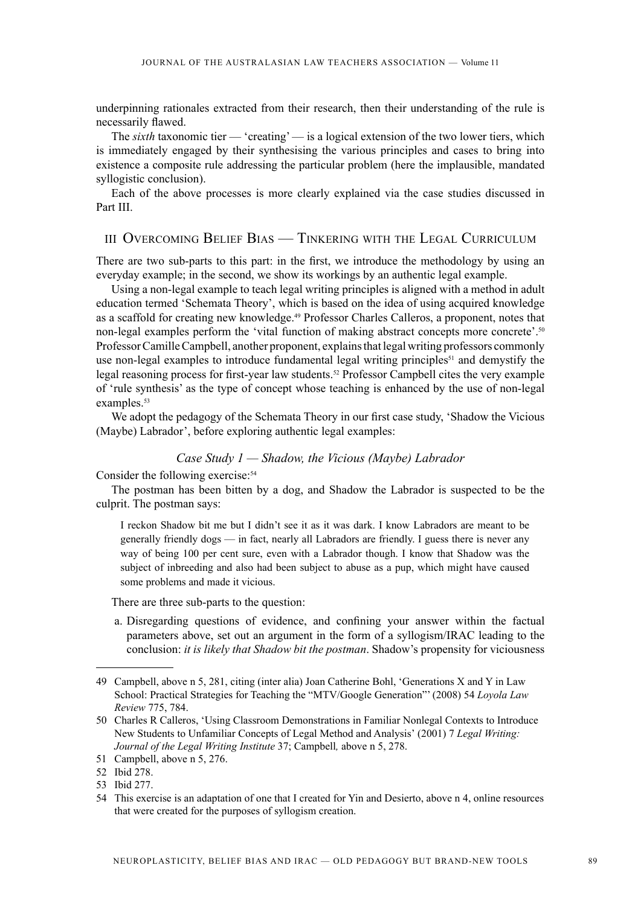underpinning rationales extracted from their research, then their understanding of the rule is necessarily flawed.

The *sixth* taxonomic tier — 'creating' — is a logical extension of the two lower tiers, which is immediately engaged by their synthesising the various principles and cases to bring into existence a composite rule addressing the particular problem (here the implausible, mandated syllogistic conclusion).

Each of the above processes is more clearly explained via the case studies discussed in Part III.

## III Overcoming Belief Bias — Tinkering with the Legal Curriculum

There are two sub-parts to this part: in the first, we introduce the methodology by using an everyday example; in the second, we show its workings by an authentic legal example.

Using a non-legal example to teach legal writing principles is aligned with a method in adult education termed 'Schemata Theory', which is based on the idea of using acquired knowledge as a scaffold for creating new knowledge.[49] Professor Charles Calleros, a proponent, notes that non-legal examples perform the 'vital function of making abstract concepts more concrete'.[50] Professor Camille Campbell, another proponent, explains that legal writing professors commonly use non-legal examples to introduce fundamental legal writing principles[51] and demystify the legal reasoning process for first-year law students.[52] Professor Campbell cites the very example of 'rule synthesis' as the type of concept whose teaching is enhanced by the use of non-legal examples.[53]

We adopt the pedagogy of the Schemata Theory in our first case study, 'Shadow the Vicious (Maybe) Labrador', before exploring authentic legal examples:

### *Case Study 1 — Shadow, the Vicious (Maybe) Labrador*

Consider the following exercise:[54]

The postman has been bitten by a dog, and Shadow the Labrador is suspected to be the culprit. The postman says:

> I reckon Shadow bit me but I didn't see it as it was dark. I know Labradors are meant to be generally friendly dogs — in fact, nearly all Labradors are friendly. I guess there is never any way of being 100 per cent sure, even with a Labrador though. I know that Shadow was the subject of inbreeding and also had been subject to abuse as a pup, which might have caused some problems and made it vicious.

There are three sub-parts to the question:

a. Disregarding questions of evidence, and confining your answer within the factual parameters above, set out an argument in the form of a syllogism/IRAC leading to the conclusion: *it is likely that Shadow bit the postman*. Shadow's propensity for viciousness

---

49 Campbell, above n 5, 281, citing (inter alia) Joan Catherine Bohl, 'Generations X and Y in Law School: Practical Strategies for Teaching the "MTV/Google Generation"' (2008) 54 *Loyola Law Review* 775, 784.

50 Charles R Calleros, 'Using Classroom Demonstrations in Familiar Nonlegal Contexts to Introduce New Students to Unfamiliar Concepts of Legal Method and Analysis' (2001) 7 *Legal Writing: Journal of the Legal Writing Institute* 37; Campbell, above n 5, 278.

51 Campbell, above n 5, 276.

52 Ibid 278.

53 Ibid 277.

54 This exercise is an adaptation of one that I created for Yin and Desierto, above n 4, online resources that were created for the purposes of syllogism creation.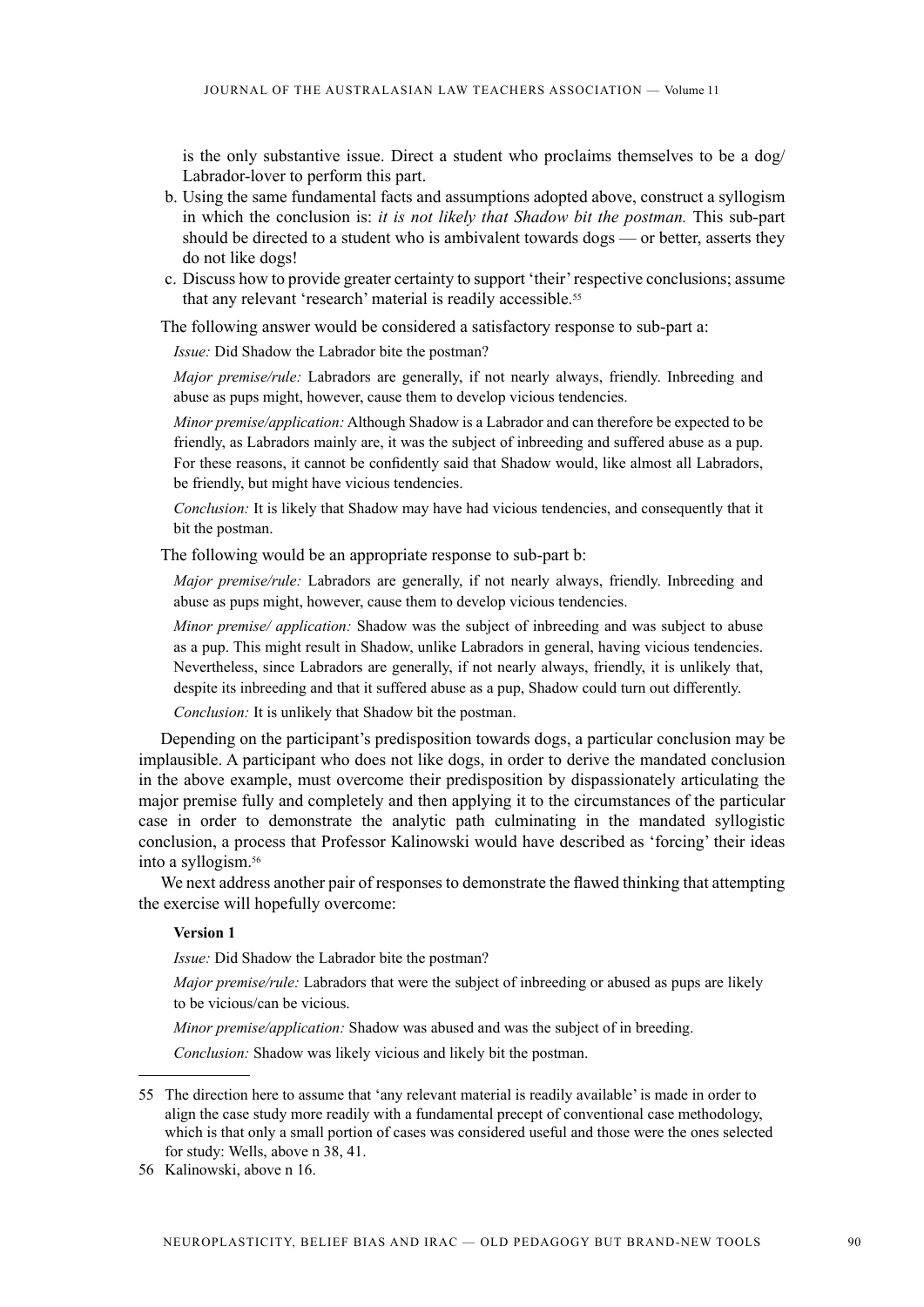is the only substantive issue. Direct a student who proclaims themselves to be a dog/ Labrador-lover to perform this part.

b. Using the same fundamental facts and assumptions adopted above, construct a syllogism in which the conclusion is: *it is not likely that Shadow bit the postman.* This sub-part should be directed to a student who is ambivalent towards dogs — or better, asserts they do not like dogs!

c. Discuss how to provide greater certainty to support 'their' respective conclusions; assume that any relevant 'research' material is readily accessible.[55]

The following answer would be considered a satisfactory response to sub-part a:

> *Issue:* Did Shadow the Labrador bite the postman?
>
> *Major premise/rule:* Labradors are generally, if not nearly always, friendly. Inbreeding and abuse as pups might, however, cause them to develop vicious tendencies.
>
> *Minor premise/application:* Although Shadow is a Labrador and can therefore be expected to be friendly, as Labradors mainly are, it was the subject of inbreeding and suffered abuse as a pup. For these reasons, it cannot be confidently said that Shadow would, like almost all Labradors, be friendly, but might have vicious tendencies.
>
> *Conclusion:* It is likely that Shadow may have had vicious tendencies, and consequently that it bit the postman.

The following would be an appropriate response to sub-part b:

> *Major premise/rule:* Labradors are generally, if not nearly always, friendly. Inbreeding and abuse as pups might, however, cause them to develop vicious tendencies.
>
> *Minor premise/ application:* Shadow was the subject of inbreeding and was subject to abuse as a pup. This might result in Shadow, unlike Labradors in general, having vicious tendencies. Nevertheless, since Labradors are generally, if not nearly always, friendly, it is unlikely that, despite its inbreeding and that it suffered abuse as a pup, Shadow could turn out differently.
>
> *Conclusion:* It is unlikely that Shadow bit the postman.

Depending on the participant's predisposition towards dogs, a particular conclusion may be implausible. A participant who does not like dogs, in order to derive the mandated conclusion in the above example, must overcome their predisposition by dispassionately articulating the major premise fully and completely and then applying it to the circumstances of the particular case in order to demonstrate the analytic path culminating in the mandated syllogistic conclusion, a process that Professor Kalinowski would have described as 'forcing' their ideas into a syllogism.[56]

We next address another pair of responses to demonstrate the flawed thinking that attempting the exercise will hopefully overcome:

> **Version 1**
>
> *Issue:* Did Shadow the Labrador bite the postman?
>
> *Major premise/rule:* Labradors that were the subject of inbreeding or abused as pups are likely to be vicious/can be vicious.
>
> *Minor premise/application:* Shadow was abused and was the subject of in breeding.
>
> *Conclusion:* Shadow was likely vicious and likely bit the postman.

---

55 The direction here to assume that 'any relevant material is readily available' is made in order to align the case study more readily with a fundamental precept of conventional case methodology, which is that only a small portion of cases was considered useful and those were the ones selected for study: Wells, above n 38, 41.

56 Kalinowski, above n 16.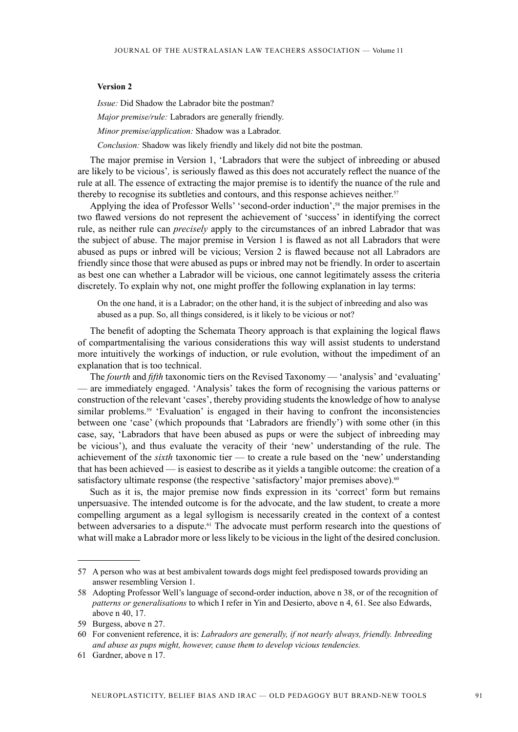**Version 2**

*Issue:* Did Shadow the Labrador bite the postman?

*Major premise/rule:* Labradors are generally friendly.

*Minor premise/application:* Shadow was a Labrador.

*Conclusion:* Shadow was likely friendly and likely did not bite the postman.

The major premise in Version 1, 'Labradors that were the subject of inbreeding or abused are likely to be vicious', is seriously flawed as this does not accurately reflect the nuance of the rule at all. The essence of extracting the major premise is to identify the nuance of the rule and thereby to recognise its subtleties and contours, and this response achieves neither.[57]

Applying the idea of Professor Wells' 'second-order induction',[58] the major premises in the two flawed versions do not represent the achievement of 'success' in identifying the correct rule, as neither rule can *precisely* apply to the circumstances of an inbred Labrador that was the subject of abuse. The major premise in Version 1 is flawed as not all Labradors that were abused as pups or inbred will be vicious; Version 2 is flawed because not all Labradors are friendly since those that were abused as pups or inbred may not be friendly. In order to ascertain as best one can whether a Labrador will be vicious, one cannot legitimately assess the criteria discretely. To explain why not, one might proffer the following explanation in lay terms:

> On the one hand, it is a Labrador; on the other hand, it is the subject of inbreeding and also was abused as a pup. So, all things considered, is it likely to be vicious or not?

The benefit of adopting the Schemata Theory approach is that explaining the logical flaws of compartmentalising the various considerations this way will assist students to understand more intuitively the workings of induction, or rule evolution, without the impediment of an explanation that is too technical.

The *fourth* and *fifth* taxonomic tiers on the Revised Taxonomy — 'analysis' and 'evaluating' — are immediately engaged. 'Analysis' takes the form of recognising the various patterns or construction of the relevant 'cases', thereby providing students the knowledge of how to analyse similar problems.[59] 'Evaluation' is engaged in their having to confront the inconsistencies between one 'case' (which propounds that 'Labradors are friendly') with some other (in this case, say, 'Labradors that have been abused as pups or were the subject of inbreeding may be vicious'), and thus evaluate the veracity of their 'new' understanding of the rule. The achievement of the *sixth* taxonomic tier — to create a rule based on the 'new' understanding that has been achieved — is easiest to describe as it yields a tangible outcome: the creation of a satisfactory ultimate response (the respective 'satisfactory' major premises above).[60]

Such as it is, the major premise now finds expression in its 'correct' form but remains unpersuasive. The intended outcome is for the advocate, and the law student, to create a more compelling argument as a legal syllogism is necessarily created in the context of a contest between adversaries to a dispute.[61] The advocate must perform research into the questions of what will make a Labrador more or less likely to be vicious in the light of the desired conclusion.

---

57 A person who was at best ambivalent towards dogs might feel predisposed towards providing an answer resembling Version 1.

58 Adopting Professor Well's language of second-order induction, above n 38, or of the recognition of *patterns or generalisations* to which I refer in Yin and Desierto, above n 4, 61. See also Edwards, above n 40, 17.

59 Burgess, above n 27.

60 For convenient reference, it is: *Labradors are generally, if not nearly always, friendly. Inbreeding and abuse as pups might, however, cause them to develop vicious tendencies.*

61 Gardner, above n 17.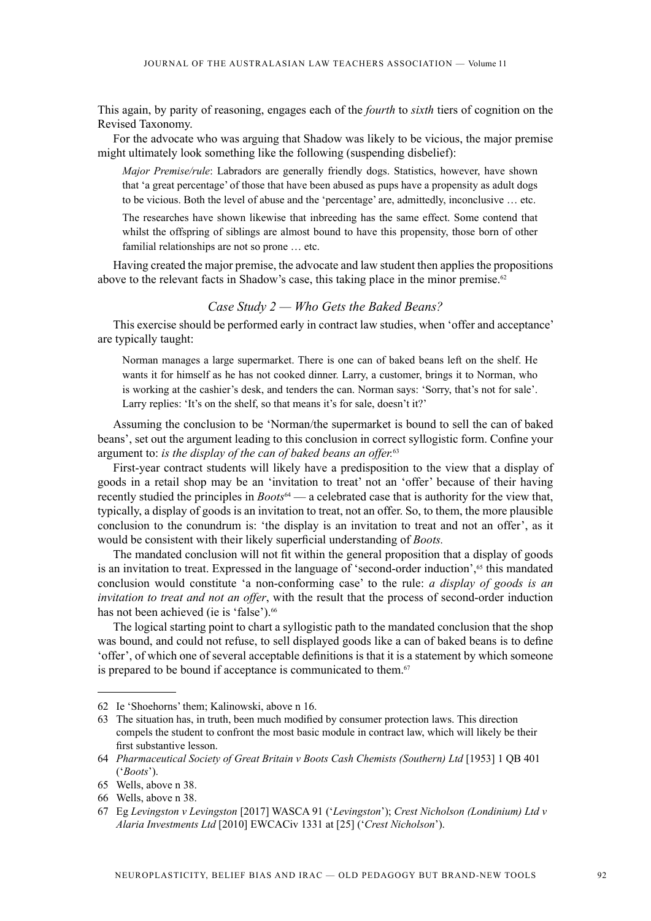This again, by parity of reasoning, engages each of the *fourth* to *sixth* tiers of cognition on the Revised Taxonomy.

For the advocate who was arguing that Shadow was likely to be vicious, the major premise might ultimately look something like the following (suspending disbelief):

> *Major Premise/rule*: Labradors are generally friendly dogs. Statistics, however, have shown that 'a great percentage' of those that have been abused as pups have a propensity as adult dogs to be vicious. Both the level of abuse and the 'percentage' are, admittedly, inconclusive … etc.
>
> The researches have shown likewise that inbreeding has the same effect. Some contend that whilst the offspring of siblings are almost bound to have this propensity, those born of other familial relationships are not so prone … etc.

Having created the major premise, the advocate and law student then applies the propositions above to the relevant facts in Shadow's case, this taking place in the minor premise.[62]

### *Case Study 2 — Who Gets the Baked Beans?*

This exercise should be performed early in contract law studies, when 'offer and acceptance' are typically taught:

> Norman manages a large supermarket. There is one can of baked beans left on the shelf. He wants it for himself as he has not cooked dinner. Larry, a customer, brings it to Norman, who is working at the cashier's desk, and tenders the can. Norman says: 'Sorry, that's not for sale'. Larry replies: 'It's on the shelf, so that means it's for sale, doesn't it?'

Assuming the conclusion to be 'Norman/the supermarket is bound to sell the can of baked beans', set out the argument leading to this conclusion in correct syllogistic form. Confine your argument to: *is the display of the can of baked beans an offer.*[63]

First-year contract students will likely have a predisposition to the view that a display of goods in a retail shop may be an 'invitation to treat' not an 'offer' because of their having recently studied the principles in *Boots*[64] — a celebrated case that is authority for the view that, typically, a display of goods is an invitation to treat, not an offer. So, to them, the more plausible conclusion to the conundrum is: 'the display is an invitation to treat and not an offer', as it would be consistent with their likely superficial understanding of *Boots.*

The mandated conclusion will not fit within the general proposition that a display of goods is an invitation to treat. Expressed in the language of 'second-order induction',[65] this mandated conclusion would constitute 'a non-conforming case' to the rule: *a display of goods is an invitation to treat and not an offer*, with the result that the process of second-order induction has not been achieved (ie is 'false').[66]

The logical starting point to chart a syllogistic path to the mandated conclusion that the shop was bound, and could not refuse, to sell displayed goods like a can of baked beans is to define 'offer', of which one of several acceptable definitions is that it is a statement by which someone is prepared to be bound if acceptance is communicated to them.[67]

---

62 Ie 'Shoehorns' them; Kalinowski, above n 16.

63 The situation has, in truth, been much modified by consumer protection laws. This direction compels the student to confront the most basic module in contract law, which will likely be their first substantive lesson.

64 *Pharmaceutical Society of Great Britain v Boots Cash Chemists (Southern) Ltd* [1953] 1 QB 401 ('*Boots*').

65 Wells, above n 38.

66 Wells, above n 38.

67 Eg *Levingston v Levingston* [2017] WASCA 91 ('*Levingston*'); *Crest Nicholson (Londinium) Ltd v Alaria Investments Ltd* [2010] EWCACiv 1331 at [25] ('*Crest Nicholson*').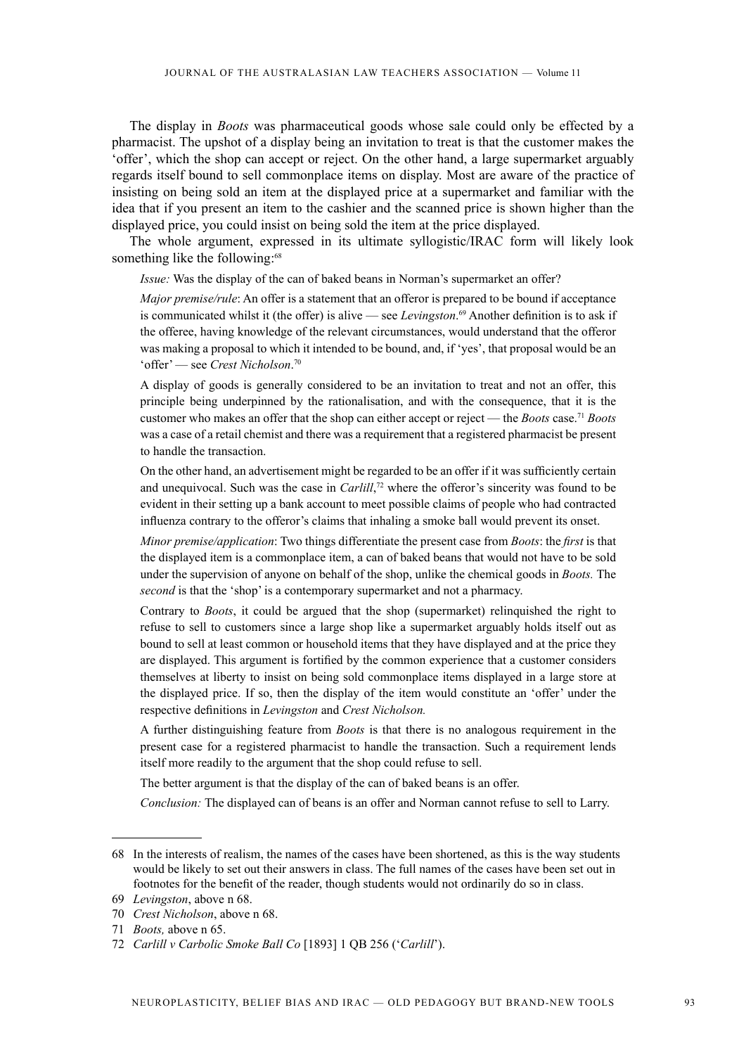The display in *Boots* was pharmaceutical goods whose sale could only be effected by a pharmacist. The upshot of a display being an invitation to treat is that the customer makes the 'offer', which the shop can accept or reject. On the other hand, a large supermarket arguably regards itself bound to sell commonplace items on display. Most are aware of the practice of insisting on being sold an item at the displayed price at a supermarket and familiar with the idea that if you present an item to the cashier and the scanned price is shown higher than the displayed price, you could insist on being sold the item at the price displayed.

The whole argument, expressed in its ultimate syllogistic/IRAC form will likely look something like the following:[68]

> *Issue:* Was the display of the can of baked beans in Norman's supermarket an offer?
>
> *Major premise/rule*: An offer is a statement that an offeror is prepared to be bound if acceptance is communicated whilst it (the offer) is alive — see *Levingston*.[69] Another definition is to ask if the offeree, having knowledge of the relevant circumstances, would understand that the offeror was making a proposal to which it intended to be bound, and, if 'yes', that proposal would be an 'offer' — see *Crest Nicholson*.[70]
>
> A display of goods is generally considered to be an invitation to treat and not an offer, this principle being underpinned by the rationalisation, and with the consequence, that it is the customer who makes an offer that the shop can either accept or reject — the *Boots* case.[71] *Boots* was a case of a retail chemist and there was a requirement that a registered pharmacist be present to handle the transaction.
>
> On the other hand, an advertisement might be regarded to be an offer if it was sufficiently certain and unequivocal. Such was the case in *Carlill*,[72] where the offeror's sincerity was found to be evident in their setting up a bank account to meet possible claims of people who had contracted influenza contrary to the offeror's claims that inhaling a smoke ball would prevent its onset.
>
> *Minor premise/application*: Two things differentiate the present case from *Boots*: the *first* is that the displayed item is a commonplace item, a can of baked beans that would not have to be sold under the supervision of anyone on behalf of the shop, unlike the chemical goods in *Boots.* The *second* is that the 'shop' is a contemporary supermarket and not a pharmacy.
>
> Contrary to *Boots*, it could be argued that the shop (supermarket) relinquished the right to refuse to sell to customers since a large shop like a supermarket arguably holds itself out as bound to sell at least common or household items that they have displayed and at the price they are displayed. This argument is fortified by the common experience that a customer considers themselves at liberty to insist on being sold commonplace items displayed in a large store at the displayed price. If so, then the display of the item would constitute an 'offer' under the respective definitions in *Levingston* and *Crest Nicholson.*
>
> A further distinguishing feature from *Boots* is that there is no analogous requirement in the present case for a registered pharmacist to handle the transaction. Such a requirement lends itself more readily to the argument that the shop could refuse to sell.
>
> The better argument is that the display of the can of baked beans is an offer.
>
> *Conclusion:* The displayed can of beans is an offer and Norman cannot refuse to sell to Larry.

---

68 In the interests of realism, the names of the cases have been shortened, as this is the way students would be likely to set out their answers in class. The full names of the cases have been set out in footnotes for the benefit of the reader, though students would not ordinarily do so in class.

69 *Levingston*, above n 68.

70 *Crest Nicholson*, above n 68.

71 *Boots,* above n 65.

72 *Carlill v Carbolic Smoke Ball Co* [1893] 1 QB 256 ('*Carlill*').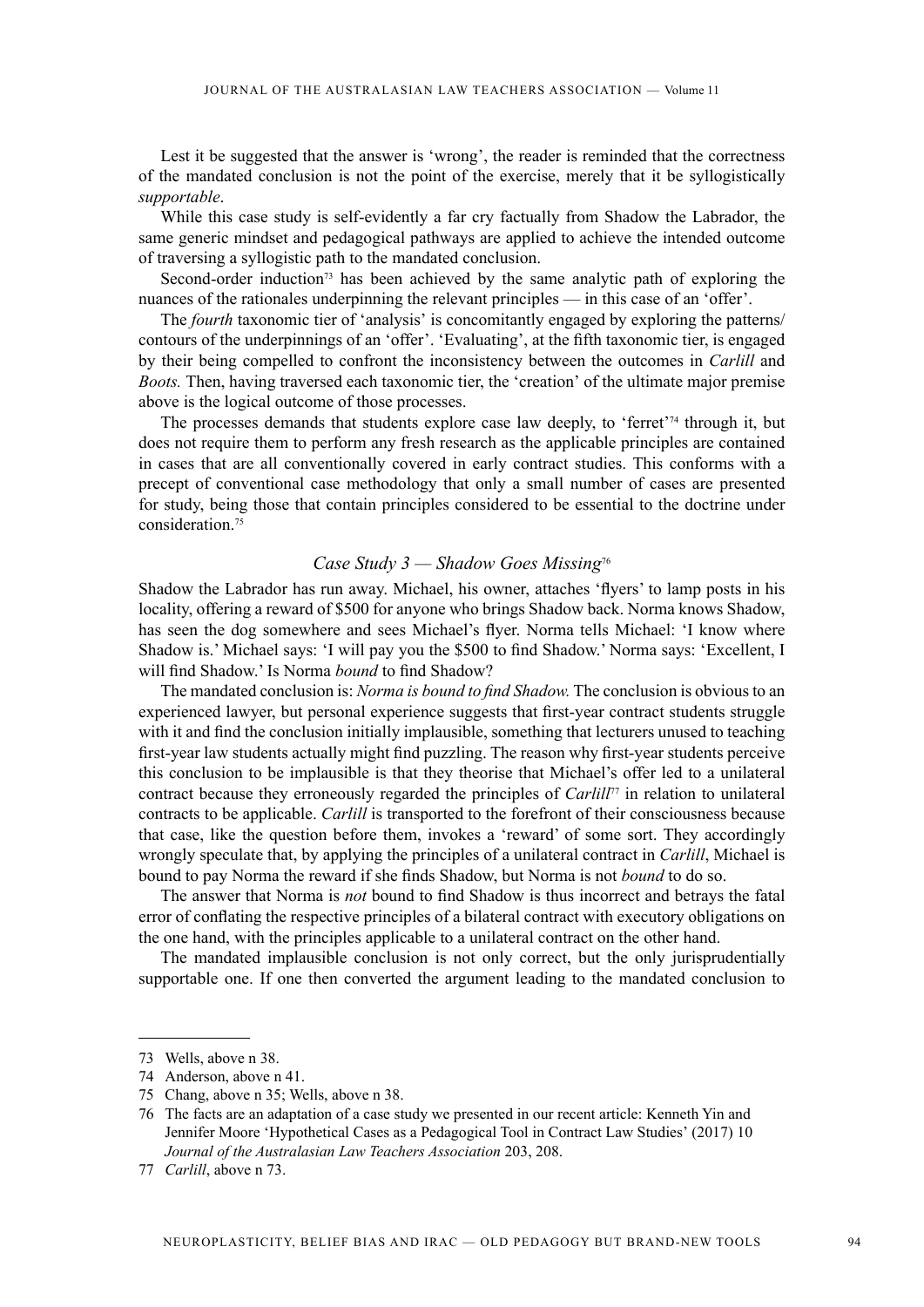Lest it be suggested that the answer is 'wrong', the reader is reminded that the correctness of the mandated conclusion is not the point of the exercise, merely that it be syllogistically *supportable*.

While this case study is self-evidently a far cry factually from Shadow the Labrador, the same generic mindset and pedagogical pathways are applied to achieve the intended outcome of traversing a syllogistic path to the mandated conclusion.

Second-order induction[73] has been achieved by the same analytic path of exploring the nuances of the rationales underpinning the relevant principles — in this case of an 'offer'.

The *fourth* taxonomic tier of 'analysis' is concomitantly engaged by exploring the patterns/contours of the underpinnings of an 'offer'. 'Evaluating', at the fifth taxonomic tier, is engaged by their being compelled to confront the inconsistency between the outcomes in *Carlill* and *Boots.* Then, having traversed each taxonomic tier, the 'creation' of the ultimate major premise above is the logical outcome of those processes.

The processes demands that students explore case law deeply, to 'ferret'[74] through it, but does not require them to perform any fresh research as the applicable principles are contained in cases that are all conventionally covered in early contract studies. This conforms with a precept of conventional case methodology that only a small number of cases are presented for study, being those that contain principles considered to be essential to the doctrine under consideration.[75]

### *Case Study 3 — Shadow Goes Missing*[76]

Shadow the Labrador has run away. Michael, his owner, attaches 'flyers' to lamp posts in his locality, offering a reward of $500 for anyone who brings Shadow back. Norma knows Shadow, has seen the dog somewhere and sees Michael's flyer. Norma tells Michael: 'I know where Shadow is.' Michael says: 'I will pay you the $500 to find Shadow.' Norma says: 'Excellent, I will find Shadow.' Is Norma *bound* to find Shadow?

The mandated conclusion is: *Norma is bound to find Shadow.* The conclusion is obvious to an experienced lawyer, but personal experience suggests that first-year contract students struggle with it and find the conclusion initially implausible, something that lecturers unused to teaching first-year law students actually might find puzzling. The reason why first-year students perceive this conclusion to be implausible is that they theorise that Michael's offer led to a unilateral contract because they erroneously regarded the principles of *Carlill*[77] in relation to unilateral contracts to be applicable. *Carlill* is transported to the forefront of their consciousness because that case, like the question before them, invokes a 'reward' of some sort. They accordingly wrongly speculate that, by applying the principles of a unilateral contract in *Carlill*, Michael is bound to pay Norma the reward if she finds Shadow, but Norma is not *bound* to do so.

The answer that Norma is *not* bound to find Shadow is thus incorrect and betrays the fatal error of conflating the respective principles of a bilateral contract with executory obligations on the one hand, with the principles applicable to a unilateral contract on the other hand.

The mandated implausible conclusion is not only correct, but the only jurisprudentially supportable one. If one then converted the argument leading to the mandated conclusion to

---

73 Wells, above n 38.

74 Anderson, above n 41.

75 Chang, above n 35; Wells, above n 38.

76 The facts are an adaptation of a case study we presented in our recent article: Kenneth Yin and Jennifer Moore 'Hypothetical Cases as a Pedagogical Tool in Contract Law Studies' (2017) 10 *Journal of the Australasian Law Teachers Association* 203, 208.

77 *Carlill*, above n 73.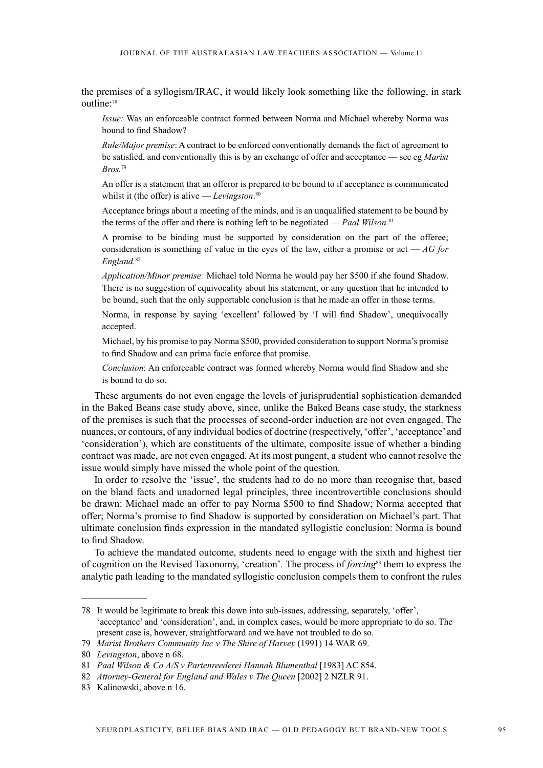the premises of a syllogism/IRAC, it would likely look something like the following, in stark outline:[78]

> *Issue:* Was an enforceable contract formed between Norma and Michael whereby Norma was bound to find Shadow?
>
> *Rule/Major premise*: A contract to be enforced conventionally demands the fact of agreement to be satisfied, and conventionally this is by an exchange of offer and acceptance — see eg *Marist Bros.*[79]
>
> An offer is a statement that an offeror is prepared to be bound to if acceptance is communicated whilst it (the offer) is alive — *Levingston*.[80]
>
> Acceptance brings about a meeting of the minds, and is an unqualified statement to be bound by the terms of the offer and there is nothing left to be negotiated — *Paal Wilson.*[81]
>
> A promise to be binding must be supported by consideration on the part of the offeree; consideration is something of value in the eyes of the law, either a promise or act — *AG for England.*[82]
>
> *Application/Minor premise:* Michael told Norma he would pay her $500 if she found Shadow. There is no suggestion of equivocality about his statement, or any question that he intended to be bound, such that the only supportable conclusion is that he made an offer in those terms.
>
> Norma, in response by saying 'excellent' followed by 'I will find Shadow', unequivocally accepted.
>
> Michael, by his promise to pay Norma $500, provided consideration to support Norma's promise to find Shadow and can prima facie enforce that promise.
>
> *Conclusion*: An enforceable contract was formed whereby Norma would find Shadow and she is bound to do so.

These arguments do not even engage the levels of jurisprudential sophistication demanded in the Baked Beans case study above, since, unlike the Baked Beans case study, the starkness of the premises is such that the processes of second-order induction are not even engaged. The nuances, or contours, of any individual bodies of doctrine (respectively, 'offer', 'acceptance' and 'consideration'), which are constituents of the ultimate, composite issue of whether a binding contract was made, are not even engaged. At its most pungent, a student who cannot resolve the issue would simply have missed the whole point of the question.

In order to resolve the 'issue', the students had to do no more than recognise that, based on the bland facts and unadorned legal principles, three incontrovertible conclusions should be drawn: Michael made an offer to pay Norma $500 to find Shadow; Norma accepted that offer; Norma's promise to find Shadow is supported by consideration on Michael's part. That ultimate conclusion finds expression in the mandated syllogistic conclusion: Norma is bound to find Shadow.

To achieve the mandated outcome, students need to engage with the sixth and highest tier of cognition on the Revised Taxonomy, 'creation'. The process of *forcing*[83] them to express the analytic path leading to the mandated syllogistic conclusion compels them to confront the rules

---

78 It would be legitimate to break this down into sub-issues, addressing, separately, 'offer', 'acceptance' and 'consideration', and, in complex cases, would be more appropriate to do so. The present case is, however, straightforward and we have not troubled to do so.

79 *Marist Brothers Community Inc v The Shire of Harvey* (1991) 14 WAR 69.

80 *Levingston*, above n 68.

81 *Paal Wilson & Co A/S v Partenreederei Hannah Blumenthal* [1983] AC 854.

82 *Attorney-General for England and Wales v The Queen* [2002] 2 NZLR 91.

83 Kalinowski, above n 16.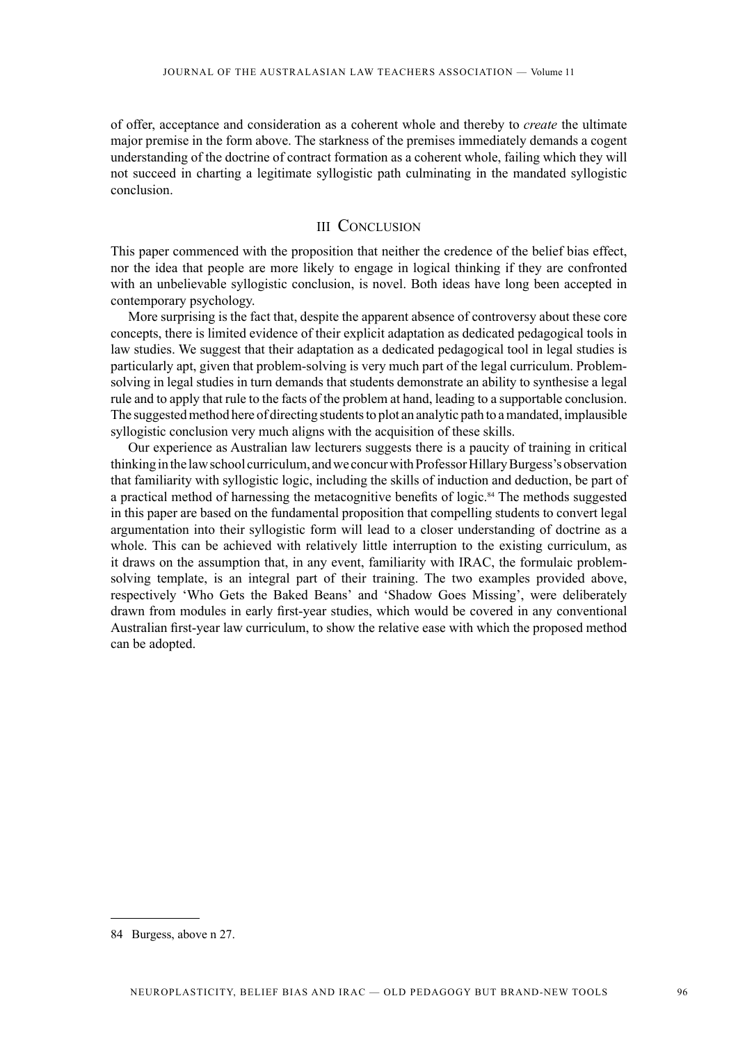of offer, acceptance and consideration as a coherent whole and thereby to *create* the ultimate major premise in the form above. The starkness of the premises immediately demands a cogent understanding of the doctrine of contract formation as a coherent whole, failing which they will not succeed in charting a legitimate syllogistic path culminating in the mandated syllogistic conclusion.

## III Conclusion

This paper commenced with the proposition that neither the credence of the belief bias effect, nor the idea that people are more likely to engage in logical thinking if they are confronted with an unbelievable syllogistic conclusion, is novel. Both ideas have long been accepted in contemporary psychology.

More surprising is the fact that, despite the apparent absence of controversy about these core concepts, there is limited evidence of their explicit adaptation as dedicated pedagogical tools in law studies. We suggest that their adaptation as a dedicated pedagogical tool in legal studies is particularly apt, given that problem-solving is very much part of the legal curriculum. Problem-solving in legal studies in turn demands that students demonstrate an ability to synthesise a legal rule and to apply that rule to the facts of the problem at hand, leading to a supportable conclusion. The suggested method here of directing students to plot an analytic path to a mandated, implausible syllogistic conclusion very much aligns with the acquisition of these skills.

Our experience as Australian law lecturers suggests there is a paucity of training in critical thinking in the law school curriculum, and we concur with Professor Hillary Burgess's observation that familiarity with syllogistic logic, including the skills of induction and deduction, be part of a practical method of harnessing the metacognitive benefits of logic.[84] The methods suggested in this paper are based on the fundamental proposition that compelling students to convert legal argumentation into their syllogistic form will lead to a closer understanding of doctrine as a whole. This can be achieved with relatively little interruption to the existing curriculum, as it draws on the assumption that, in any event, familiarity with IRAC, the formulaic problem-solving template, is an integral part of their training. The two examples provided above, respectively 'Who Gets the Baked Beans' and 'Shadow Goes Missing', were deliberately drawn from modules in early first-year studies, which would be covered in any conventional Australian first-year law curriculum, to show the relative ease with which the proposed method can be adopted.

---

84 Burgess, above n 27.